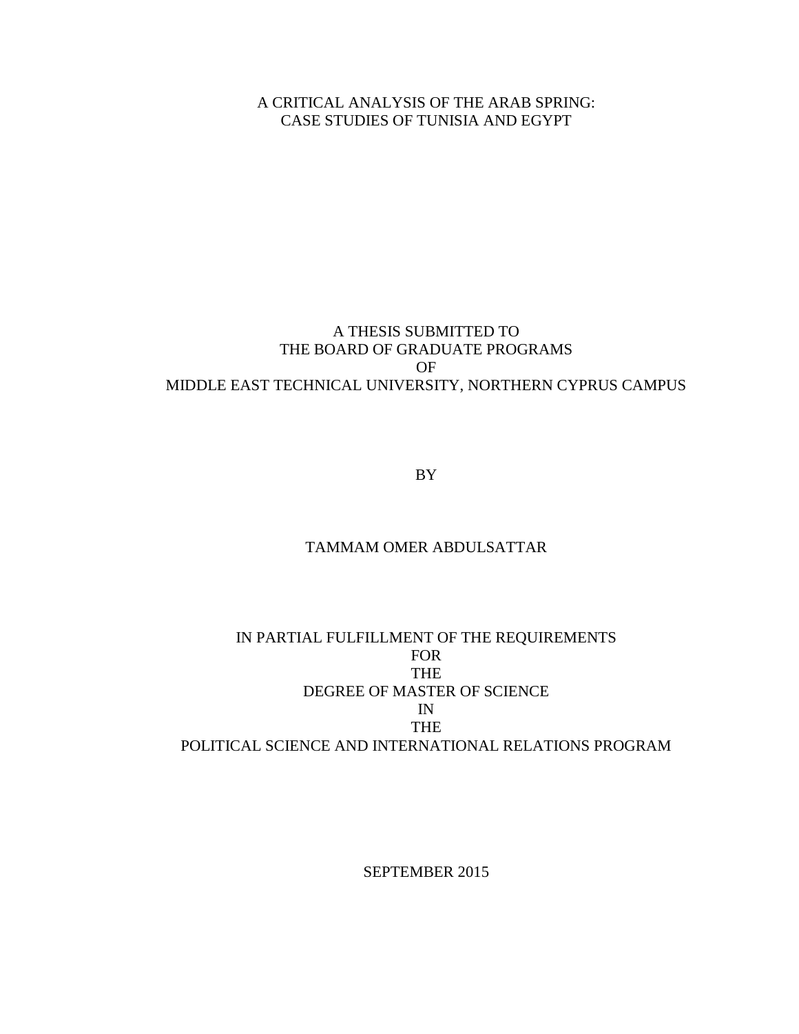# A CRITICAL ANALYSIS OF THE ARAB SPRING: CASE STUDIES OF TUNISIA AND EGYPT

A THESIS SUBMITTED TO
THE BOARD OF GRADUATE PROGRAMS
OF
MIDDLE EAST TECHNICAL UNIVERSITY, NORTHERN CYPRUS CAMPUS

BY

TAMMAM OMER ABDULSATTAR

IN PARTIAL FULFILLMENT OF THE REQUIREMENTS
FOR
THE
DEGREE OF MASTER OF SCIENCE
IN
THE
POLITICAL SCIENCE AND INTERNATIONAL RELATIONS PROGRAM

SEPTEMBER 2015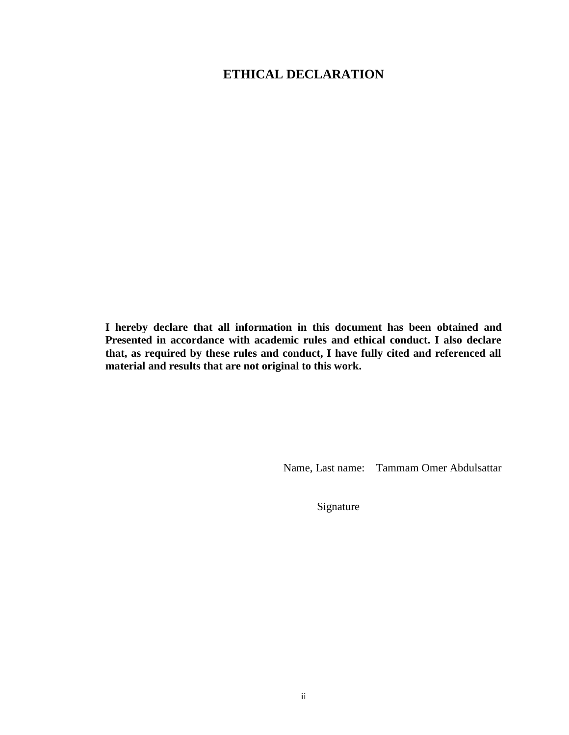# ETHICAL DECLARATION

**I hereby declare that all information in this document has been obtained and Presented in accordance with academic rules and ethical conduct. I also declare that, as required by these rules and conduct, I have fully cited and referenced all material and results that are not original to this work.**

Name, Last name: Tammam Omer Abdulsattar

Signature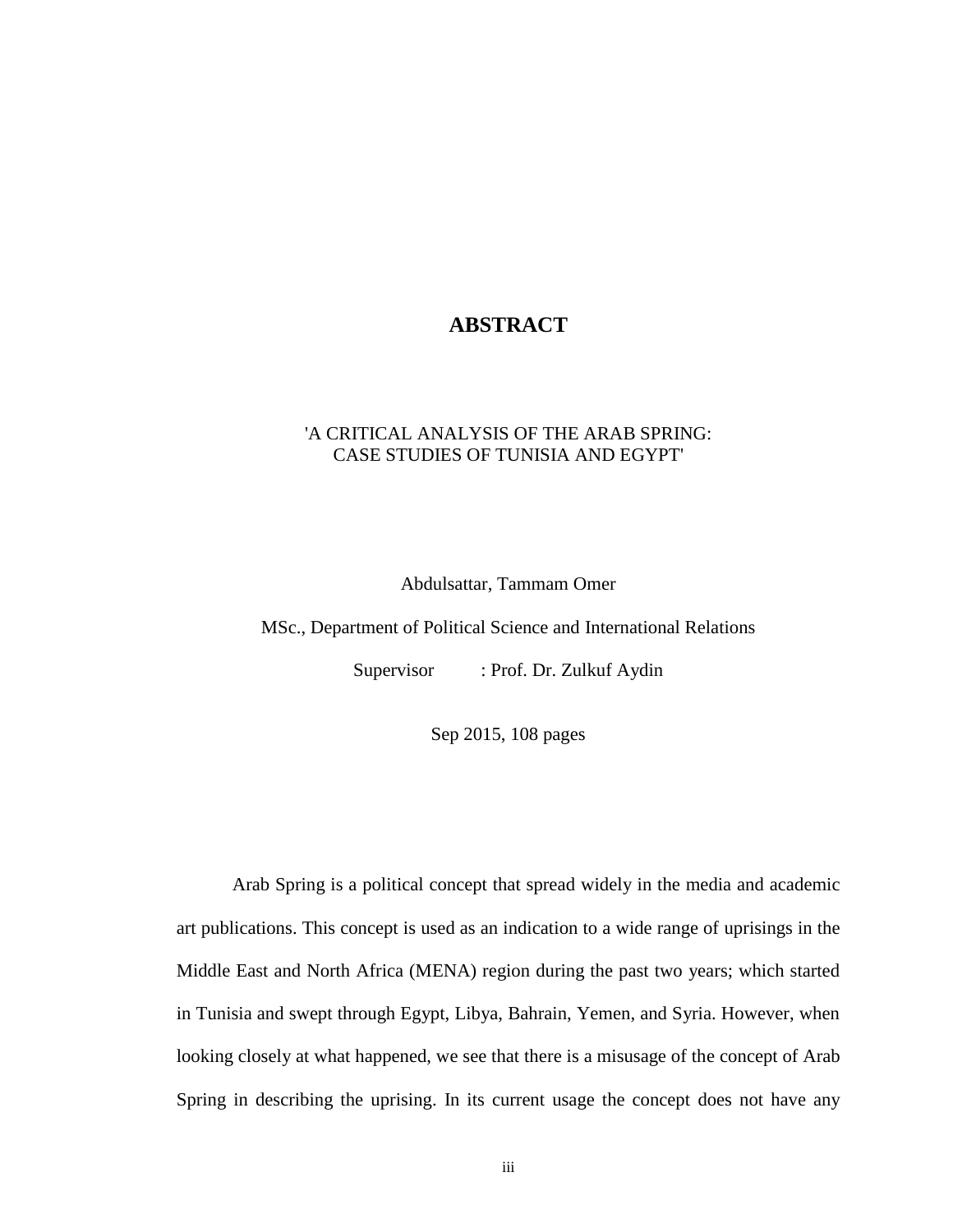# ABSTRACT

'A CRITICAL ANALYSIS OF THE ARAB SPRING:
CASE STUDIES OF TUNISIA AND EGYPT'

Abdulsattar, Tammam Omer

MSc., Department of Political Science and International Relations

Supervisor : Prof. Dr. Zulkuf Aydin

Sep 2015, 108 pages

Arab Spring is a political concept that spread widely in the media and academic art publications. This concept is used as an indication to a wide range of uprisings in the Middle East and North Africa (MENA) region during the past two years; which started in Tunisia and swept through Egypt, Libya, Bahrain, Yemen, and Syria. However, when looking closely at what happened, we see that there is a misusage of the concept of Arab Spring in describing the uprising. In its current usage the concept does not have any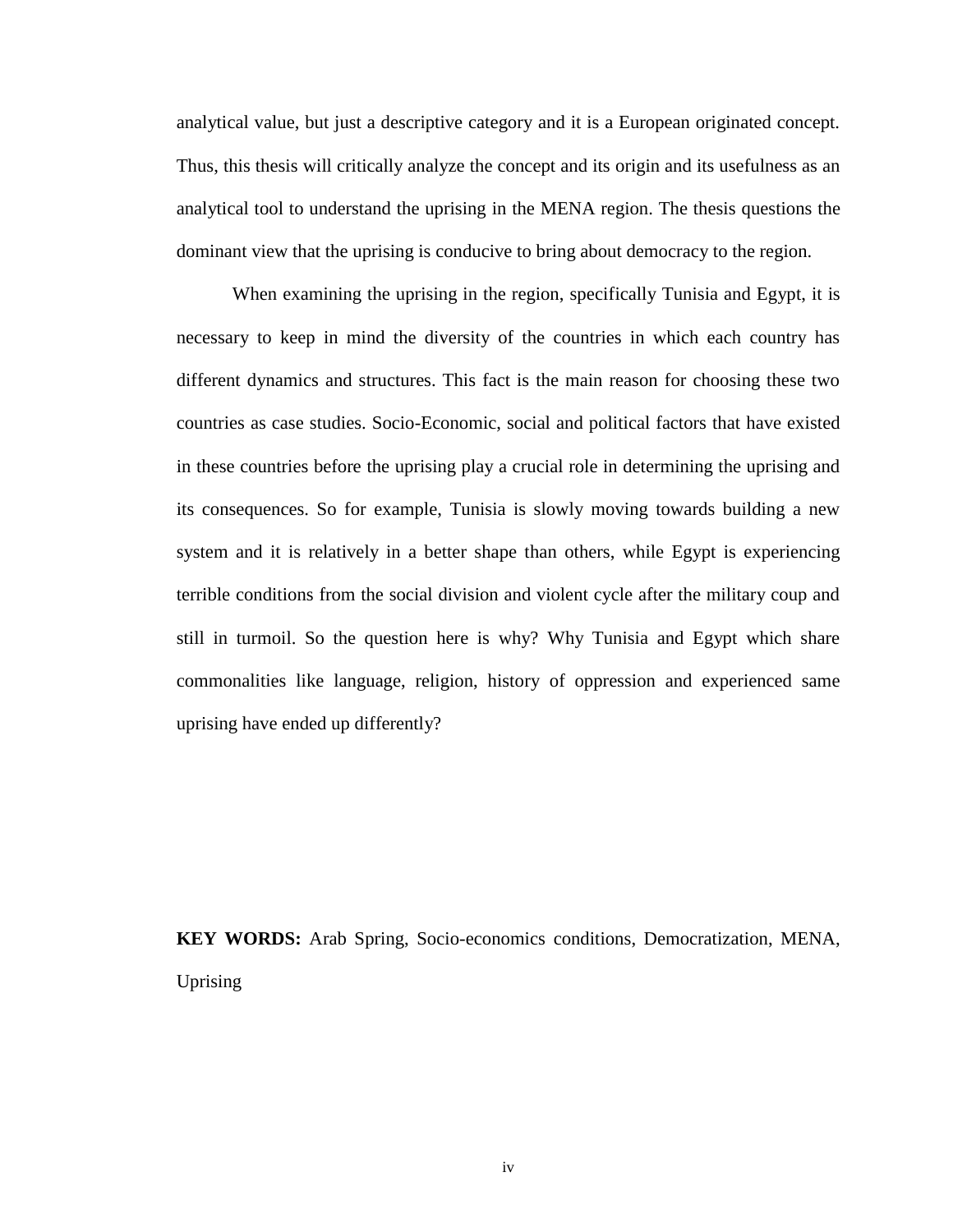analytical value, but just a descriptive category and it is a European originated concept. Thus, this thesis will critically analyze the concept and its origin and its usefulness as an analytical tool to understand the uprising in the MENA region. The thesis questions the dominant view that the uprising is conducive to bring about democracy to the region.

When examining the uprising in the region, specifically Tunisia and Egypt, it is necessary to keep in mind the diversity of the countries in which each country has different dynamics and structures. This fact is the main reason for choosing these two countries as case studies. Socio-Economic, social and political factors that have existed in these countries before the uprising play a crucial role in determining the uprising and its consequences. So for example, Tunisia is slowly moving towards building a new system and it is relatively in a better shape than others, while Egypt is experiencing terrible conditions from the social division and violent cycle after the military coup and still in turmoil. So the question here is why? Why Tunisia and Egypt which share commonalities like language, religion, history of oppression and experienced same uprising have ended up differently?

**KEY WORDS:** Arab Spring, Socio-economics conditions, Democratization, MENA, Uprising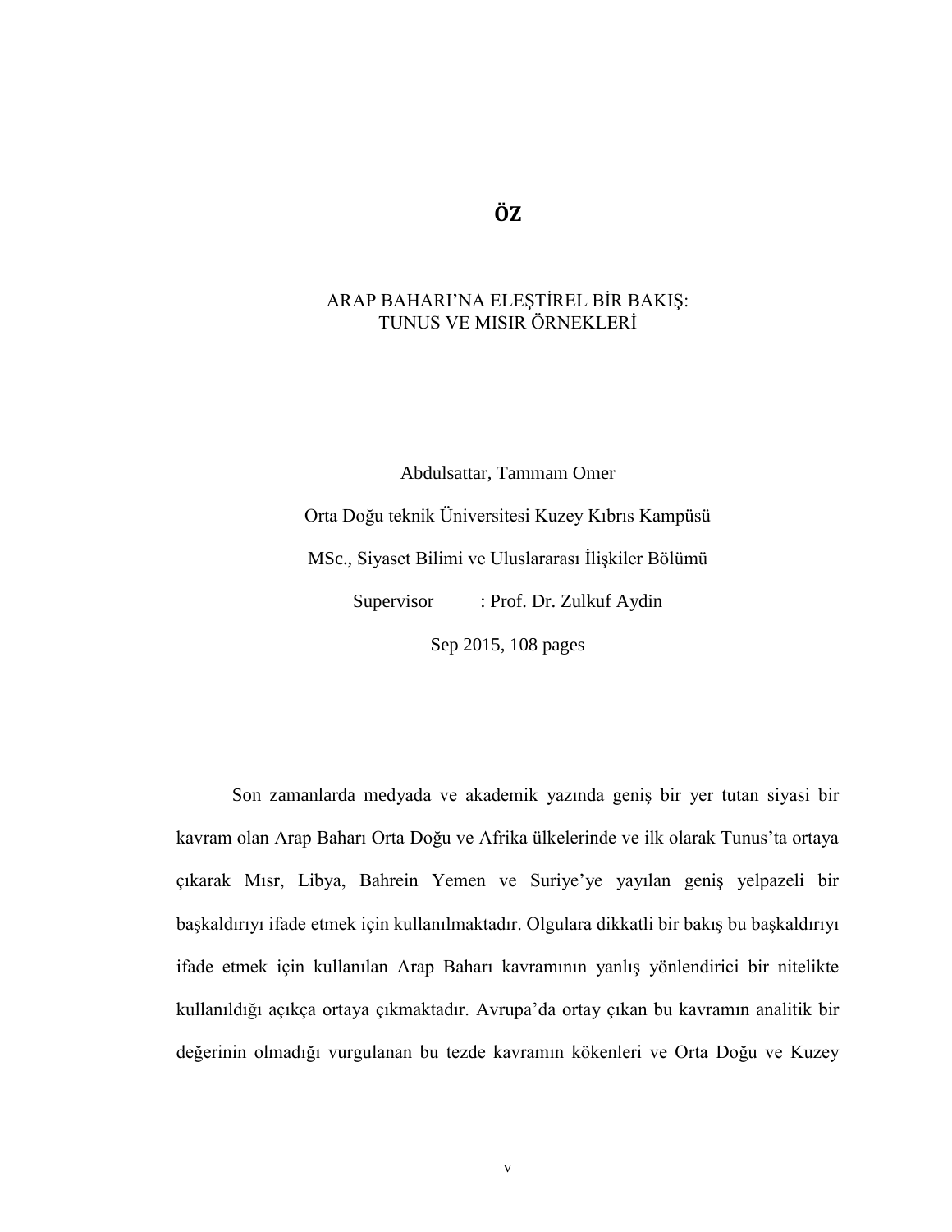# ÖZ

ARAP BAHARI'NA ELEŞTİREL BİR BAKIŞ:
TUNUS VE MISIR ÖRNEKLERİ

Abdulsattar, Tammam Omer

Orta Doğu teknik Üniversitesi Kuzey Kıbrıs Kampüsü

MSc., Siyaset Bilimi ve Uluslararası İlişkiler Bölümü

Supervisor : Prof. Dr. Zulkuf Aydin

Sep 2015, 108 pages

Son zamanlarda medyada ve akademik yazında geniş bir yer tutan siyasi bir kavram olan Arap Baharı Orta Doğu ve Afrika ülkelerinde ve ilk olarak Tunus'ta ortaya çıkarak Mısır, Libya, Bahrein Yemen ve Suriye'ye yayılan geniş yelpazeli bir başkaldırıyı ifade etmek için kullanılmaktadır. Olgulara dikkatli bir bakış bu başkaldırıyı ifade etmek için kullanılan Arap Baharı kavramının yanlış yönlendirici bir nitelikte kullanıldığı açıkça ortaya çıkmaktadır. Avrupa'da ortay çıkan bu kavramın analitik bir değerinin olmadığı vurgulanan bu tezde kavramın kökenleri ve Orta Doğu ve Kuzey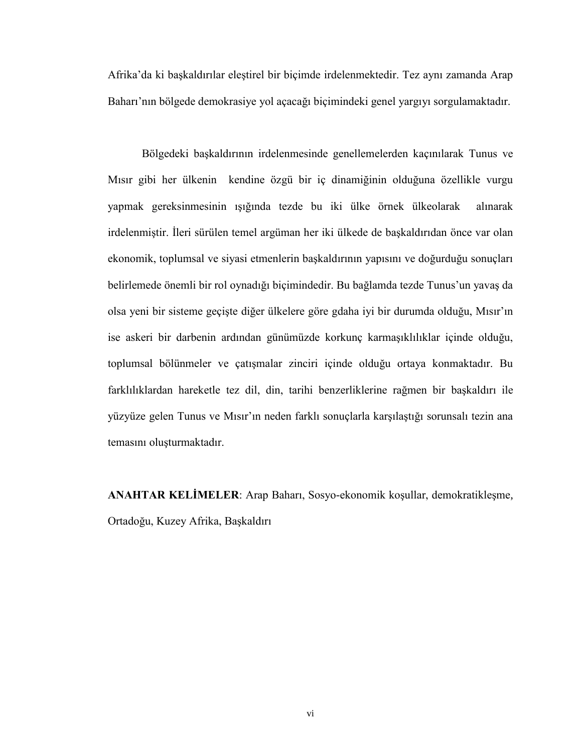Afrika'da ki başkaldırılar eleştirel bir biçimde irdelenmektedir. Tez aynı zamanda Arap Baharı'nın bölgede demokrasiye yol açacağı biçimindeki genel yargıyı sorgulamaktadır.

Bölgedeki başkaldırının irdelenmesinde genellemelerden kaçınılarak Tunus ve Mısır gibi her ülkenin kendine özgü bir iç dinamiğinin olduğuna özellikle vurgu yapmak gereksinmesinin ışığında tezde bu iki ülke örnek ülkeolarak alınarak irdelenmiştir. İleri sürülen temel argüman her iki ülkede de başkaldırıdan önce var olan ekonomik, toplumsal ve siyasi etmenlerin başkaldırının yapısını ve doğurduğu sonuçları belirlemede önemli bir rol oynadığı biçimindedir. Bu bağlamda tezde Tunus'un yavaş da olsa yeni bir sisteme geçişte diğer ülkelere göre gdaha iyi bir durumda olduğu, Mısır'ın ise askeri bir darbenin ardından günümüzde korkunç karmaşıklılıklar içinde olduğu, toplumsal bölünmeler ve çatışmalar zinciri içinde olduğu ortaya konmaktadır. Bu farklılıklardan hareketle tez dil, din, tarihi benzerliklerine rağmen bir başkaldırı ile yüzyüze gelen Tunus ve Mısır'ın neden farklı sonuçlarla karşılaştığı sorunsalı tezin ana temasını oluşturmaktadır.

**ANAHTAR KELİMELER**: Arap Baharı, Sosyo-ekonomik koşullar, demokratikleşme, Ortadoğu, Kuzey Afrika, Başkaldırı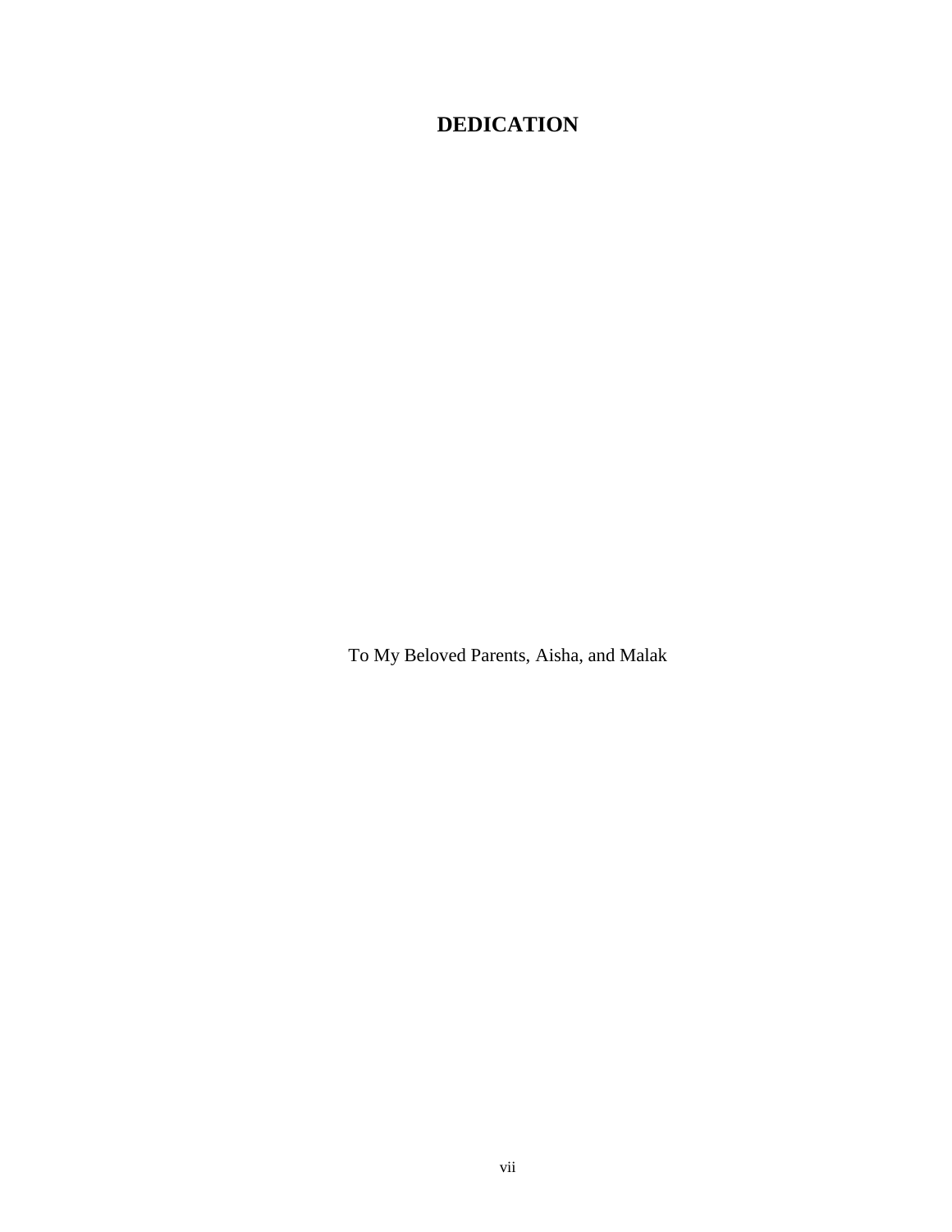# DEDICATION

To My Beloved Parents, Aisha, and Malak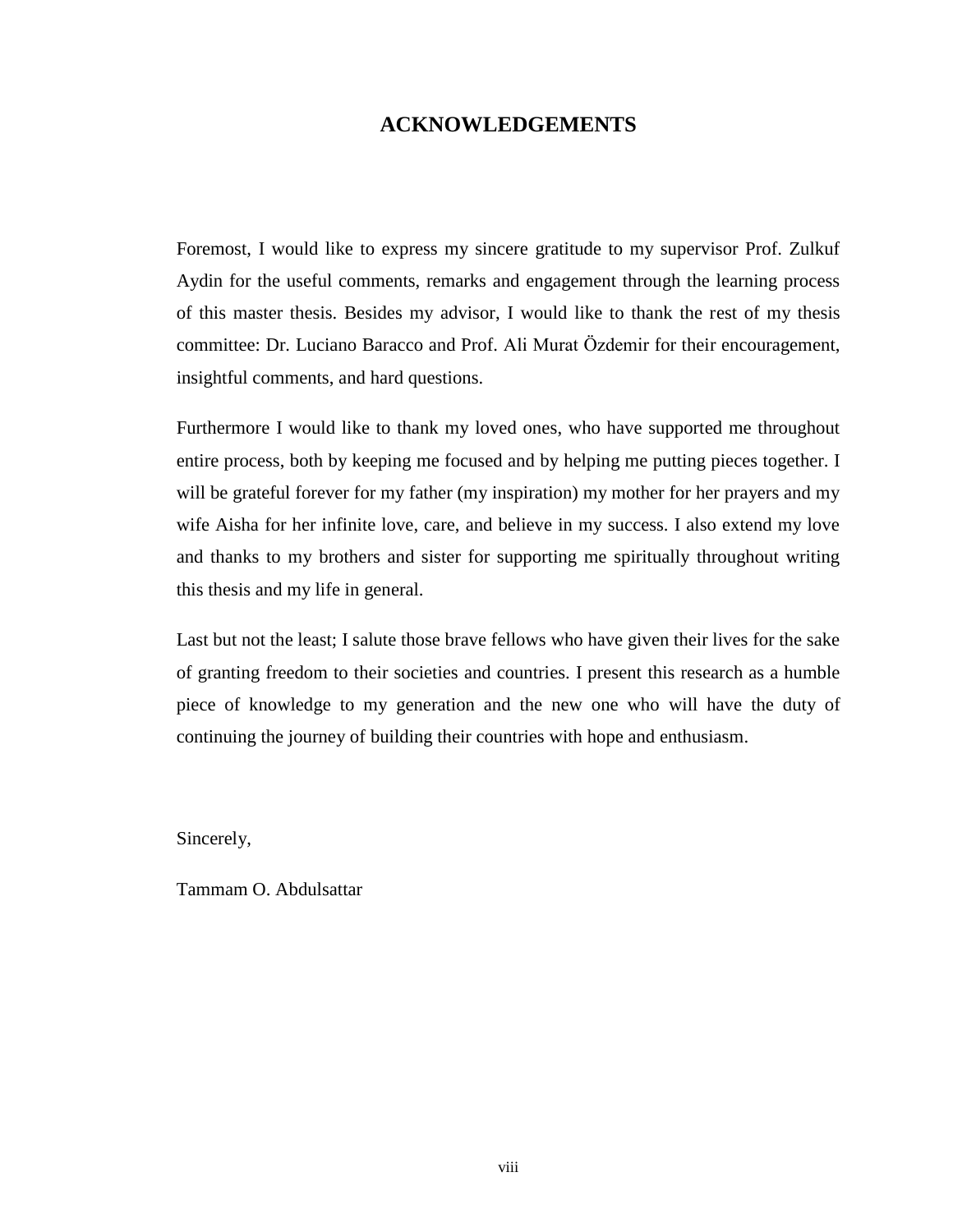# ACKNOWLEDGEMENTS

Foremost, I would like to express my sincere gratitude to my supervisor Prof. Zulkuf Aydin for the useful comments, remarks and engagement through the learning process of this master thesis. Besides my advisor, I would like to thank the rest of my thesis committee: Dr. Luciano Baracco and Prof. Ali Murat Özdemir for their encouragement, insightful comments, and hard questions.

Furthermore I would like to thank my loved ones, who have supported me throughout entire process, both by keeping me focused and by helping me putting pieces together. I will be grateful forever for my father (my inspiration) my mother for her prayers and my wife Aisha for her infinite love, care, and believe in my success. I also extend my love and thanks to my brothers and sister for supporting me spiritually throughout writing this thesis and my life in general.

Last but not the least; I salute those brave fellows who have given their lives for the sake of granting freedom to their societies and countries. I present this research as a humble piece of knowledge to my generation and the new one who will have the duty of continuing the journey of building their countries with hope and enthusiasm.

Sincerely,

Tammam O. Abdulsattar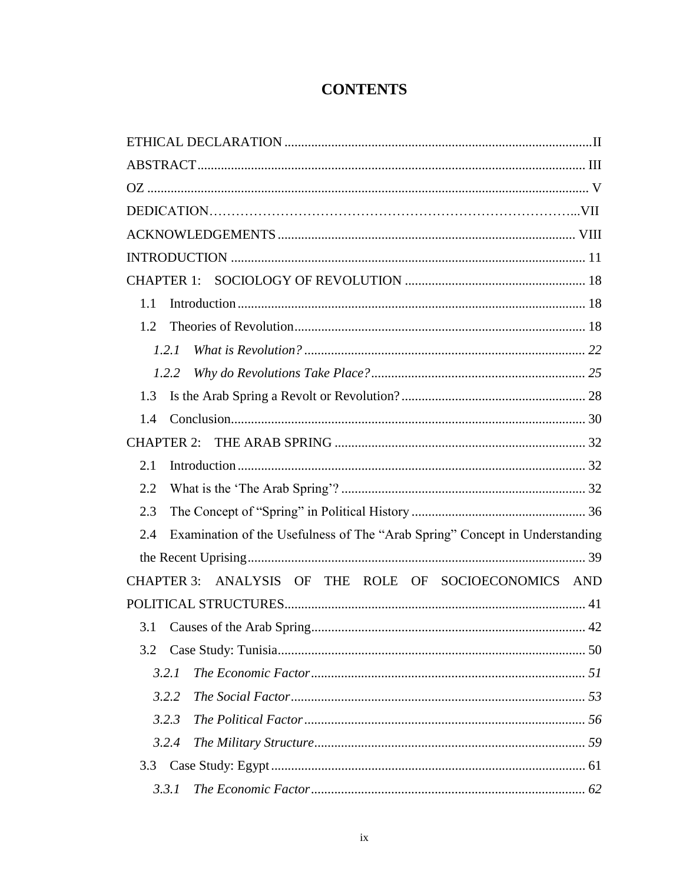# CONTENTS

ETHICAL DECLARATION .......................................................................................... II

ABSTRACT .................................................................................................................. III

OZ .................................................................................................................................. V

DEDICATION……………………………………………………………………...VII

ACKNOWLEDGEMENTS ......................................................................................... VIII

INTRODUCTION ......................................................................................................... 11

CHAPTER 1: SOCIOLOGY OF REVOLUTION ...................................................... 18

1.1 Introduction ....................................................................................................... 18

1.2 Theories of Revolution ...................................................................................... 18

*1.2.1 What is Revolution? .................................................................................... 22*

*1.2.2 Why do Revolutions Take Place? ................................................................ 25*

1.3 Is the Arab Spring a Revolt or Revolution? ....................................................... 28

1.4 Conclusion ......................................................................................................... 30

CHAPTER 2: THE ARAB SPRING ........................................................................... 32

2.1 Introduction ....................................................................................................... 32

2.2 What is the 'The Arab Spring'? ......................................................................... 32

2.3 The Concept of "Spring" in Political History .................................................... 36

2.4 Examination of the Usefulness of The "Arab Spring" Concept in Understanding the Recent Uprising ..................................................................................................... 39

CHAPTER 3: ANALYSIS OF THE ROLE OF SOCIOECONOMICS AND POLITICAL STRUCTURES ......................................................................................... 41

3.1 Causes of the Arab Spring .................................................................................. 42

3.2 Case Study: Tunisia ........................................................................................... 50

*3.2.1 The Economic Factor .................................................................................. 51*

*3.2.2 The Social Factor ........................................................................................ 53*

*3.2.3 The Political Factor .................................................................................... 56*

*3.2.4 The Military Structure ................................................................................. 59*

3.3 Case Study: Egypt ............................................................................................. 61

*3.3.1 The Economic Factor .................................................................................. 62*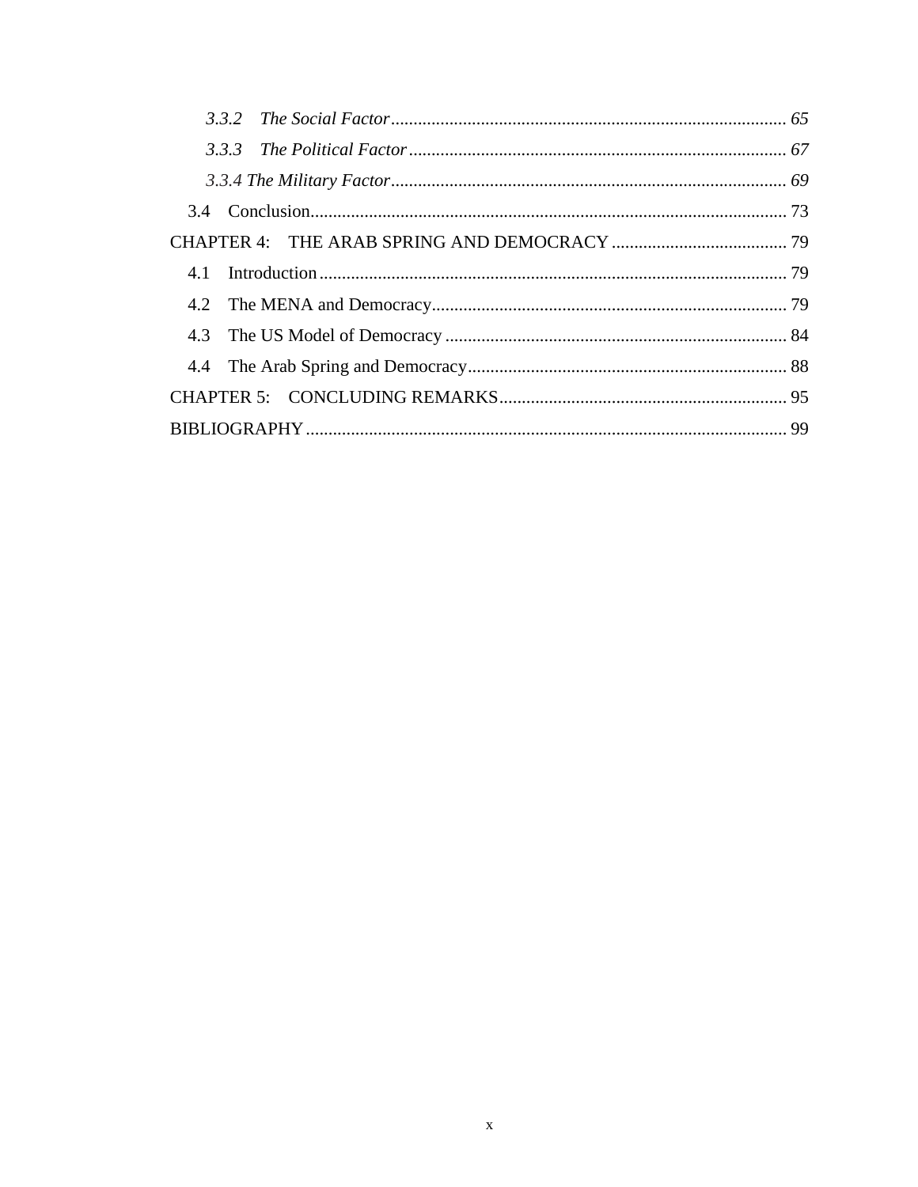*3.3.2 The Social Factor* ........................................................................................ *65*

*3.3.3 The Political Factor* .................................................................................... *67*

*3.3.4 The Military Factor* ........................................................................................ *69*

3.4 Conclusion .......................................................................................................... 73

CHAPTER 4: THE ARAB SPRING AND DEMOCRACY ....................................... 79

4.1 Introduction ........................................................................................................ 79

4.2 The MENA and Democracy ............................................................................... 79

4.3 The US Model of Democracy ............................................................................ 84

4.4 The Arab Spring and Democracy ....................................................................... 88

CHAPTER 5: CONCLUDING REMARKS ................................................................ 95

BIBLIOGRAPHY ........................................................................................................... 99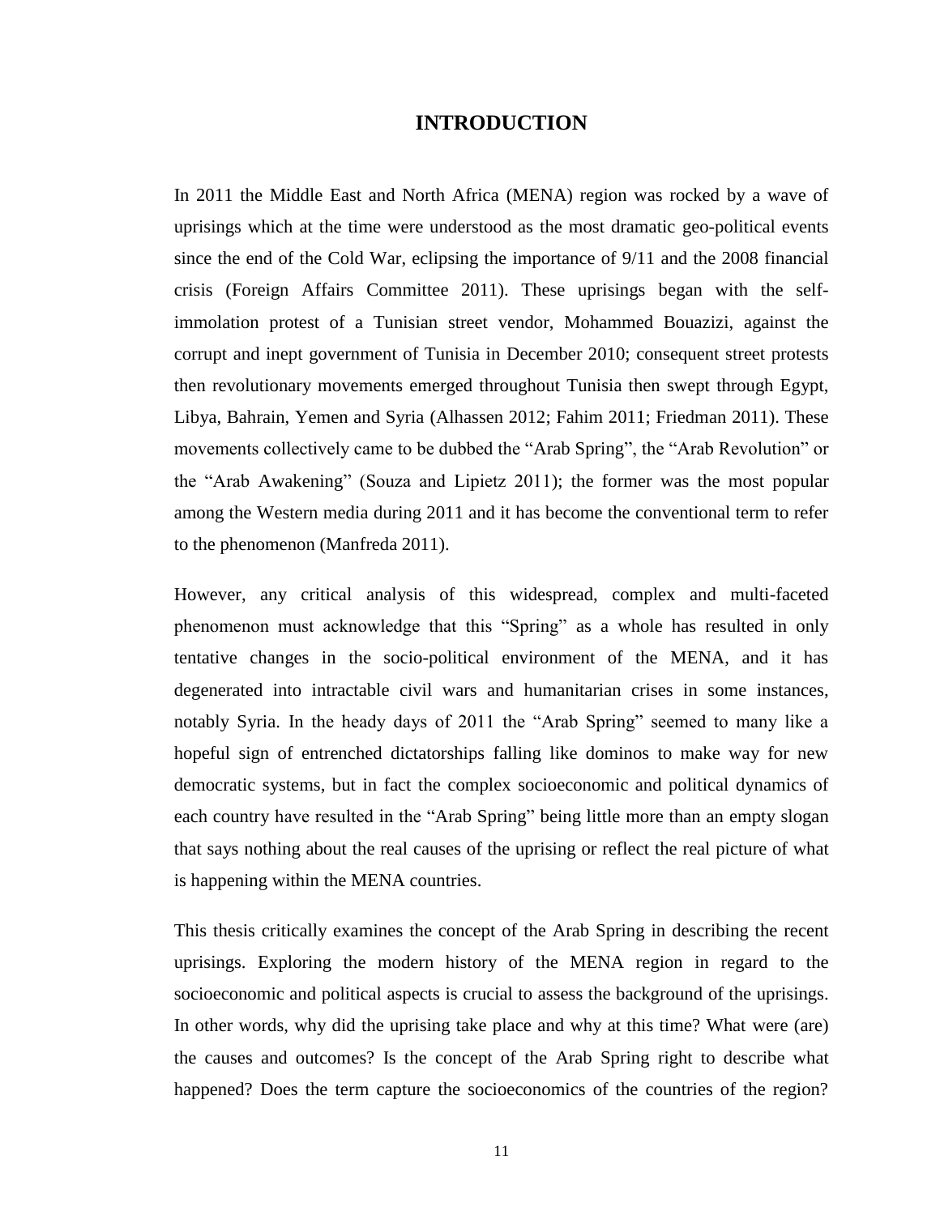# INTRODUCTION

In 2011 the Middle East and North Africa (MENA) region was rocked by a wave of uprisings which at the time were understood as the most dramatic geo-political events since the end of the Cold War, eclipsing the importance of 9/11 and the 2008 financial crisis (Foreign Affairs Committee 2011). These uprisings began with the self-immolation protest of a Tunisian street vendor, Mohammed Bouazizi, against the corrupt and inept government of Tunisia in December 2010; consequent street protests then revolutionary movements emerged throughout Tunisia then swept through Egypt, Libya, Bahrain, Yemen and Syria (Alhassen 2012; Fahim 2011; Friedman 2011). These movements collectively came to be dubbed the "Arab Spring", the "Arab Revolution" or the "Arab Awakening" (Souza and Lipietz 2011); the former was the most popular among the Western media during 2011 and it has become the conventional term to refer to the phenomenon (Manfreda 2011).

However, any critical analysis of this widespread, complex and multi-faceted phenomenon must acknowledge that this "Spring" as a whole has resulted in only tentative changes in the socio-political environment of the MENA, and it has degenerated into intractable civil wars and humanitarian crises in some instances, notably Syria. In the heady days of 2011 the "Arab Spring" seemed to many like a hopeful sign of entrenched dictatorships falling like dominos to make way for new democratic systems, but in fact the complex socioeconomic and political dynamics of each country have resulted in the "Arab Spring" being little more than an empty slogan that says nothing about the real causes of the uprising or reflect the real picture of what is happening within the MENA countries.

This thesis critically examines the concept of the Arab Spring in describing the recent uprisings. Exploring the modern history of the MENA region in regard to the socioeconomic and political aspects is crucial to assess the background of the uprisings. In other words, why did the uprising take place and why at this time? What were (are) the causes and outcomes? Is the concept of the Arab Spring right to describe what happened? Does the term capture the socioeconomics of the countries of the region?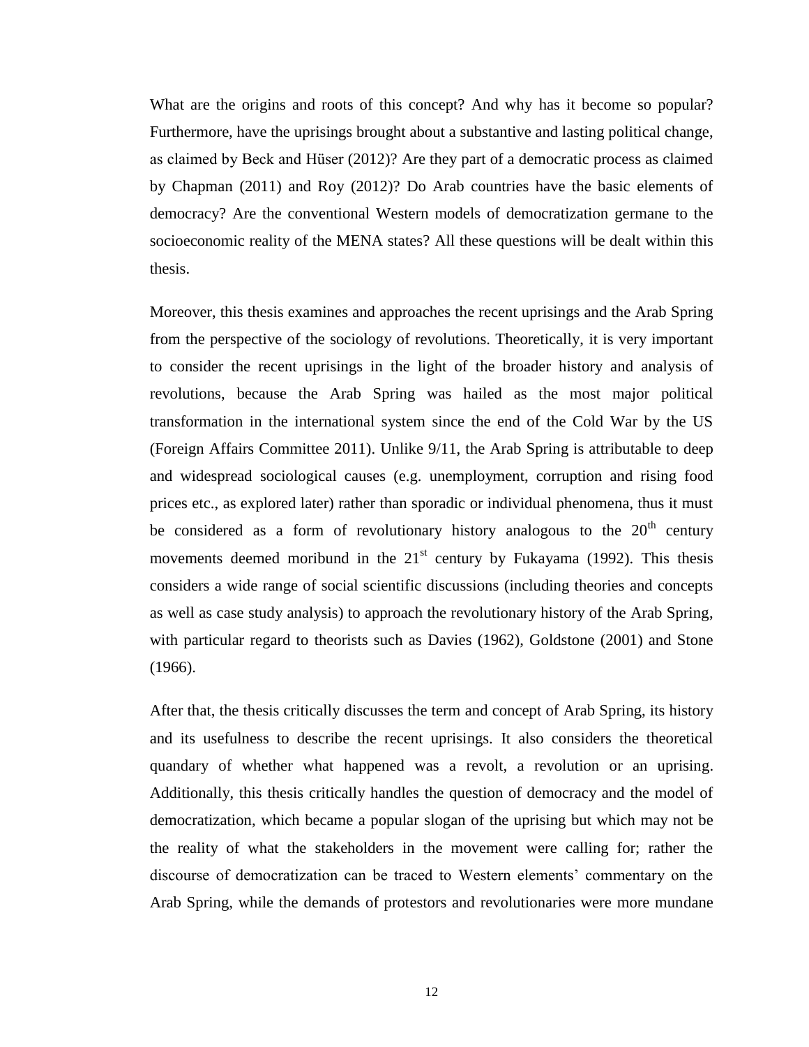What are the origins and roots of this concept? And why has it become so popular? Furthermore, have the uprisings brought about a substantive and lasting political change, as claimed by Beck and Hüser (2012)? Are they part of a democratic process as claimed by Chapman (2011) and Roy (2012)? Do Arab countries have the basic elements of democracy? Are the conventional Western models of democratization germane to the socioeconomic reality of the MENA states? All these questions will be dealt within this thesis.

Moreover, this thesis examines and approaches the recent uprisings and the Arab Spring from the perspective of the sociology of revolutions. Theoretically, it is very important to consider the recent uprisings in the light of the broader history and analysis of revolutions, because the Arab Spring was hailed as the most major political transformation in the international system since the end of the Cold War by the US (Foreign Affairs Committee 2011). Unlike 9/11, the Arab Spring is attributable to deep and widespread sociological causes (e.g. unemployment, corruption and rising food prices etc., as explored later) rather than sporadic or individual phenomena, thus it must be considered as a form of revolutionary history analogous to the 20th century movements deemed moribund in the 21st century by Fukayama (1992). This thesis considers a wide range of social scientific discussions (including theories and concepts as well as case study analysis) to approach the revolutionary history of the Arab Spring, with particular regard to theorists such as Davies (1962), Goldstone (2001) and Stone (1966).

After that, the thesis critically discusses the term and concept of Arab Spring, its history and its usefulness to describe the recent uprisings. It also considers the theoretical quandary of whether what happened was a revolt, a revolution or an uprising. Additionally, this thesis critically handles the question of democracy and the model of democratization, which became a popular slogan of the uprising but which may not be the reality of what the stakeholders in the movement were calling for; rather the discourse of democratization can be traced to Western elements' commentary on the Arab Spring, while the demands of protestors and revolutionaries were more mundane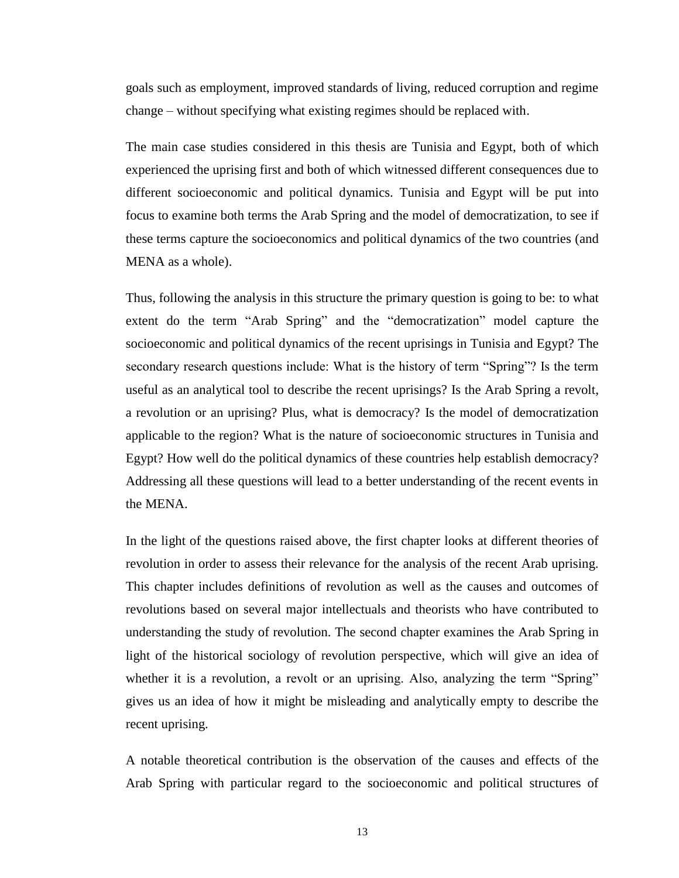goals such as employment, improved standards of living, reduced corruption and regime change – without specifying what existing regimes should be replaced with.

The main case studies considered in this thesis are Tunisia and Egypt, both of which experienced the uprising first and both of which witnessed different consequences due to different socioeconomic and political dynamics. Tunisia and Egypt will be put into focus to examine both terms the Arab Spring and the model of democratization, to see if these terms capture the socioeconomics and political dynamics of the two countries (and MENA as a whole).

Thus, following the analysis in this structure the primary question is going to be: to what extent do the term "Arab Spring" and the "democratization" model capture the socioeconomic and political dynamics of the recent uprisings in Tunisia and Egypt? The secondary research questions include: What is the history of term "Spring"? Is the term useful as an analytical tool to describe the recent uprisings? Is the Arab Spring a revolt, a revolution or an uprising? Plus, what is democracy? Is the model of democratization applicable to the region? What is the nature of socioeconomic structures in Tunisia and Egypt? How well do the political dynamics of these countries help establish democracy? Addressing all these questions will lead to a better understanding of the recent events in the MENA.

In the light of the questions raised above, the first chapter looks at different theories of revolution in order to assess their relevance for the analysis of the recent Arab uprising. This chapter includes definitions of revolution as well as the causes and outcomes of revolutions based on several major intellectuals and theorists who have contributed to understanding the study of revolution. The second chapter examines the Arab Spring in light of the historical sociology of revolution perspective, which will give an idea of whether it is a revolution, a revolt or an uprising. Also, analyzing the term "Spring" gives us an idea of how it might be misleading and analytically empty to describe the recent uprising.

A notable theoretical contribution is the observation of the causes and effects of the Arab Spring with particular regard to the socioeconomic and political structures of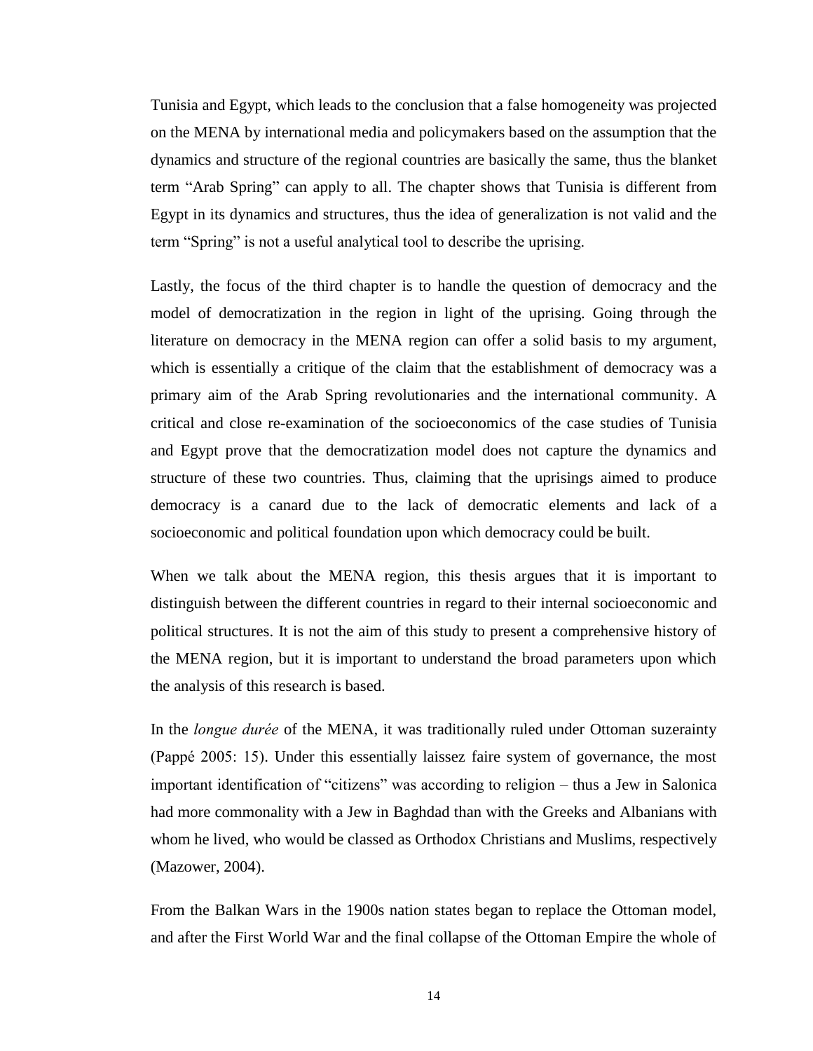Tunisia and Egypt, which leads to the conclusion that a false homogeneity was projected on the MENA by international media and policymakers based on the assumption that the dynamics and structure of the regional countries are basically the same, thus the blanket term "Arab Spring" can apply to all. The chapter shows that Tunisia is different from Egypt in its dynamics and structures, thus the idea of generalization is not valid and the term "Spring" is not a useful analytical tool to describe the uprising.

Lastly, the focus of the third chapter is to handle the question of democracy and the model of democratization in the region in light of the uprising. Going through the literature on democracy in the MENA region can offer a solid basis to my argument, which is essentially a critique of the claim that the establishment of democracy was a primary aim of the Arab Spring revolutionaries and the international community. A critical and close re-examination of the socioeconomics of the case studies of Tunisia and Egypt prove that the democratization model does not capture the dynamics and structure of these two countries. Thus, claiming that the uprisings aimed to produce democracy is a canard due to the lack of democratic elements and lack of a socioeconomic and political foundation upon which democracy could be built.

When we talk about the MENA region, this thesis argues that it is important to distinguish between the different countries in regard to their internal socioeconomic and political structures. It is not the aim of this study to present a comprehensive history of the MENA region, but it is important to understand the broad parameters upon which the analysis of this research is based.

In the *longue durée* of the MENA, it was traditionally ruled under Ottoman suzerainty (Pappé 2005: 15). Under this essentially laissez faire system of governance, the most important identification of "citizens" was according to religion – thus a Jew in Salonica had more commonality with a Jew in Baghdad than with the Greeks and Albanians with whom he lived, who would be classed as Orthodox Christians and Muslims, respectively (Mazower, 2004).

From the Balkan Wars in the 1900s nation states began to replace the Ottoman model, and after the First World War and the final collapse of the Ottoman Empire the whole of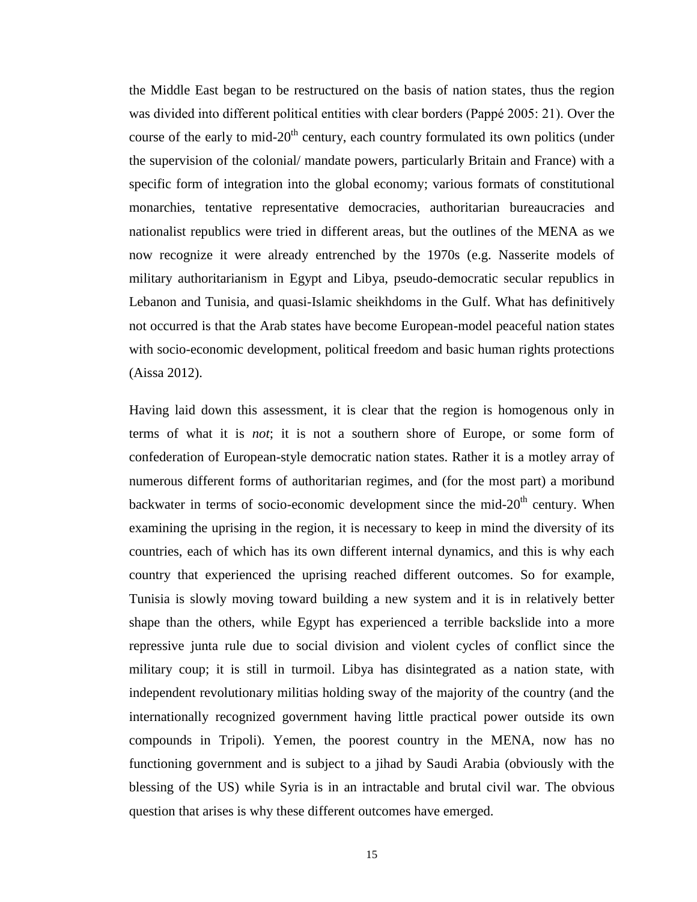the Middle East began to be restructured on the basis of nation states, thus the region was divided into different political entities with clear borders (Pappé 2005: 21). Over the course of the early to mid-20th century, each country formulated its own politics (under the supervision of the colonial/ mandate powers, particularly Britain and France) with a specific form of integration into the global economy; various formats of constitutional monarchies, tentative representative democracies, authoritarian bureaucracies and nationalist republics were tried in different areas, but the outlines of the MENA as we now recognize it were already entrenched by the 1970s (e.g. Nasserite models of military authoritarianism in Egypt and Libya, pseudo-democratic secular republics in Lebanon and Tunisia, and quasi-Islamic sheikhdoms in the Gulf. What has definitively not occurred is that the Arab states have become European-model peaceful nation states with socio-economic development, political freedom and basic human rights protections (Aissa 2012).

Having laid down this assessment, it is clear that the region is homogenous only in terms of what it is *not*; it is not a southern shore of Europe, or some form of confederation of European-style democratic nation states. Rather it is a motley array of numerous different forms of authoritarian regimes, and (for the most part) a moribund backwater in terms of socio-economic development since the mid-20th century. When examining the uprising in the region, it is necessary to keep in mind the diversity of its countries, each of which has its own different internal dynamics, and this is why each country that experienced the uprising reached different outcomes. So for example, Tunisia is slowly moving toward building a new system and it is in relatively better shape than the others, while Egypt has experienced a terrible backslide into a more repressive junta rule due to social division and violent cycles of conflict since the military coup; it is still in turmoil. Libya has disintegrated as a nation state, with independent revolutionary militias holding sway of the majority of the country (and the internationally recognized government having little practical power outside its own compounds in Tripoli). Yemen, the poorest country in the MENA, now has no functioning government and is subject to a jihad by Saudi Arabia (obviously with the blessing of the US) while Syria is in an intractable and brutal civil war. The obvious question that arises is why these different outcomes have emerged.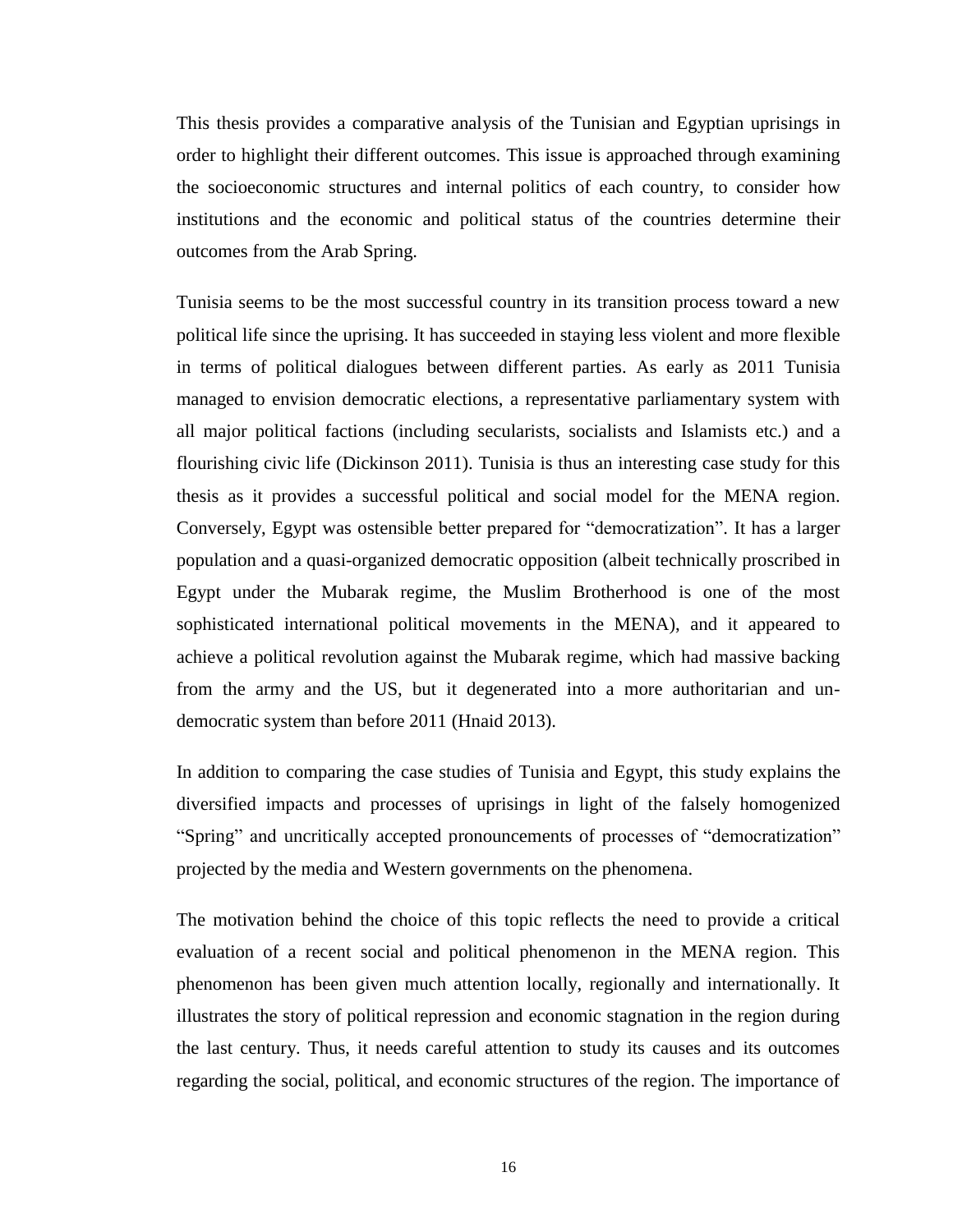This thesis provides a comparative analysis of the Tunisian and Egyptian uprisings in order to highlight their different outcomes. This issue is approached through examining the socioeconomic structures and internal politics of each country, to consider how institutions and the economic and political status of the countries determine their outcomes from the Arab Spring.

Tunisia seems to be the most successful country in its transition process toward a new political life since the uprising. It has succeeded in staying less violent and more flexible in terms of political dialogues between different parties. As early as 2011 Tunisia managed to envision democratic elections, a representative parliamentary system with all major political factions (including secularists, socialists and Islamists etc.) and a flourishing civic life (Dickinson 2011). Tunisia is thus an interesting case study for this thesis as it provides a successful political and social model for the MENA region. Conversely, Egypt was ostensible better prepared for "democratization". It has a larger population and a quasi-organized democratic opposition (albeit technically proscribed in Egypt under the Mubarak regime, the Muslim Brotherhood is one of the most sophisticated international political movements in the MENA), and it appeared to achieve a political revolution against the Mubarak regime, which had massive backing from the army and the US, but it degenerated into a more authoritarian and un-democratic system than before 2011 (Hnaid 2013).

In addition to comparing the case studies of Tunisia and Egypt, this study explains the diversified impacts and processes of uprisings in light of the falsely homogenized "Spring" and uncritically accepted pronouncements of processes of "democratization" projected by the media and Western governments on the phenomena.

The motivation behind the choice of this topic reflects the need to provide a critical evaluation of a recent social and political phenomenon in the MENA region. This phenomenon has been given much attention locally, regionally and internationally. It illustrates the story of political repression and economic stagnation in the region during the last century. Thus, it needs careful attention to study its causes and its outcomes regarding the social, political, and economic structures of the region. The importance of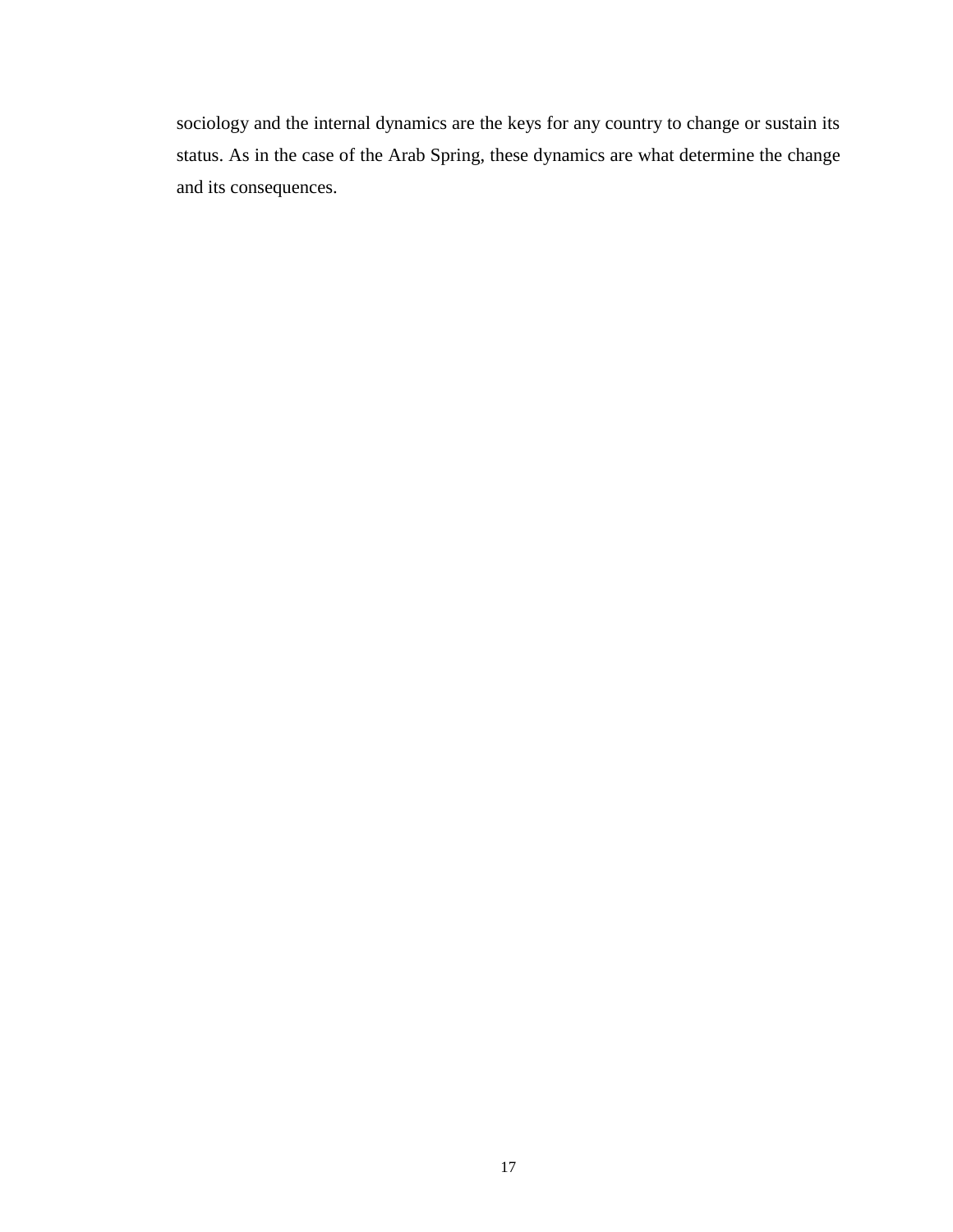sociology and the internal dynamics are the keys for any country to change or sustain its status. As in the case of the Arab Spring, these dynamics are what determine the change and its consequences.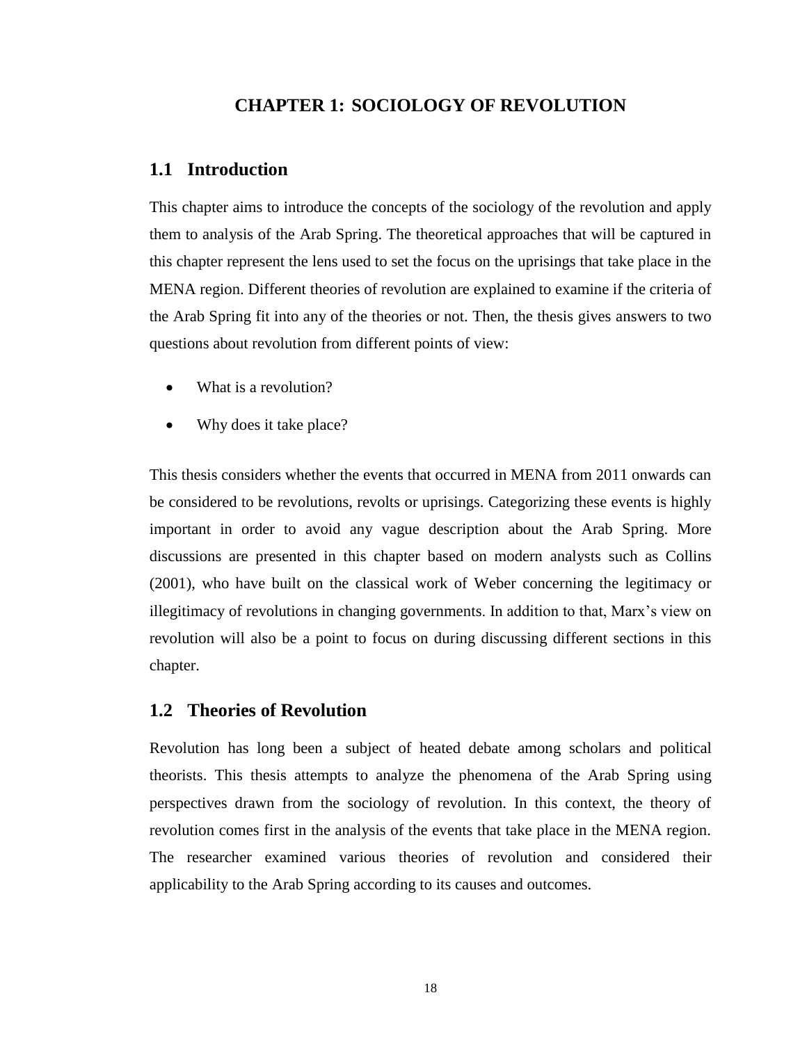# CHAPTER 1: SOCIOLOGY OF REVOLUTION

## 1.1 Introduction

This chapter aims to introduce the concepts of the sociology of the revolution and apply them to analysis of the Arab Spring. The theoretical approaches that will be captured in this chapter represent the lens used to set the focus on the uprisings that take place in the MENA region. Different theories of revolution are explained to examine if the criteria of the Arab Spring fit into any of the theories or not. Then, the thesis gives answers to two questions about revolution from different points of view:

- What is a revolution?
- Why does it take place?

This thesis considers whether the events that occurred in MENA from 2011 onwards can be considered to be revolutions, revolts or uprisings. Categorizing these events is highly important in order to avoid any vague description about the Arab Spring. More discussions are presented in this chapter based on modern analysts such as Collins (2001), who have built on the classical work of Weber concerning the legitimacy or illegitimacy of revolutions in changing governments. In addition to that, Marx's view on revolution will also be a point to focus on during discussing different sections in this chapter.

## 1.2 Theories of Revolution

Revolution has long been a subject of heated debate among scholars and political theorists. This thesis attempts to analyze the phenomena of the Arab Spring using perspectives drawn from the sociology of revolution. In this context, the theory of revolution comes first in the analysis of the events that take place in the MENA region. The researcher examined various theories of revolution and considered their applicability to the Arab Spring according to its causes and outcomes.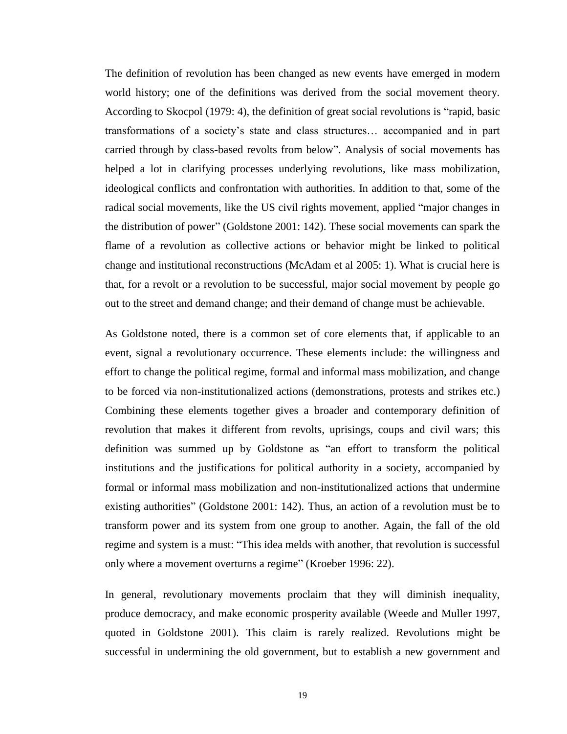The definition of revolution has been changed as new events have emerged in modern world history; one of the definitions was derived from the social movement theory. According to Skocpol (1979: 4), the definition of great social revolutions is "rapid, basic transformations of a society's state and class structures… accompanied and in part carried through by class-based revolts from below". Analysis of social movements has helped a lot in clarifying processes underlying revolutions, like mass mobilization, ideological conflicts and confrontation with authorities. In addition to that, some of the radical social movements, like the US civil rights movement, applied "major changes in the distribution of power" (Goldstone 2001: 142). These social movements can spark the flame of a revolution as collective actions or behavior might be linked to political change and institutional reconstructions (McAdam et al 2005: 1). What is crucial here is that, for a revolt or a revolution to be successful, major social movement by people go out to the street and demand change; and their demand of change must be achievable.

As Goldstone noted, there is a common set of core elements that, if applicable to an event, signal a revolutionary occurrence. These elements include: the willingness and effort to change the political regime, formal and informal mass mobilization, and change to be forced via non-institutionalized actions (demonstrations, protests and strikes etc.) Combining these elements together gives a broader and contemporary definition of revolution that makes it different from revolts, uprisings, coups and civil wars; this definition was summed up by Goldstone as "an effort to transform the political institutions and the justifications for political authority in a society, accompanied by formal or informal mass mobilization and non-institutionalized actions that undermine existing authorities" (Goldstone 2001: 142). Thus, an action of a revolution must be to transform power and its system from one group to another. Again, the fall of the old regime and system is a must: "This idea melds with another, that revolution is successful only where a movement overturns a regime" (Kroeber 1996: 22).

In general, revolutionary movements proclaim that they will diminish inequality, produce democracy, and make economic prosperity available (Weede and Muller 1997, quoted in Goldstone 2001). This claim is rarely realized. Revolutions might be successful in undermining the old government, but to establish a new government and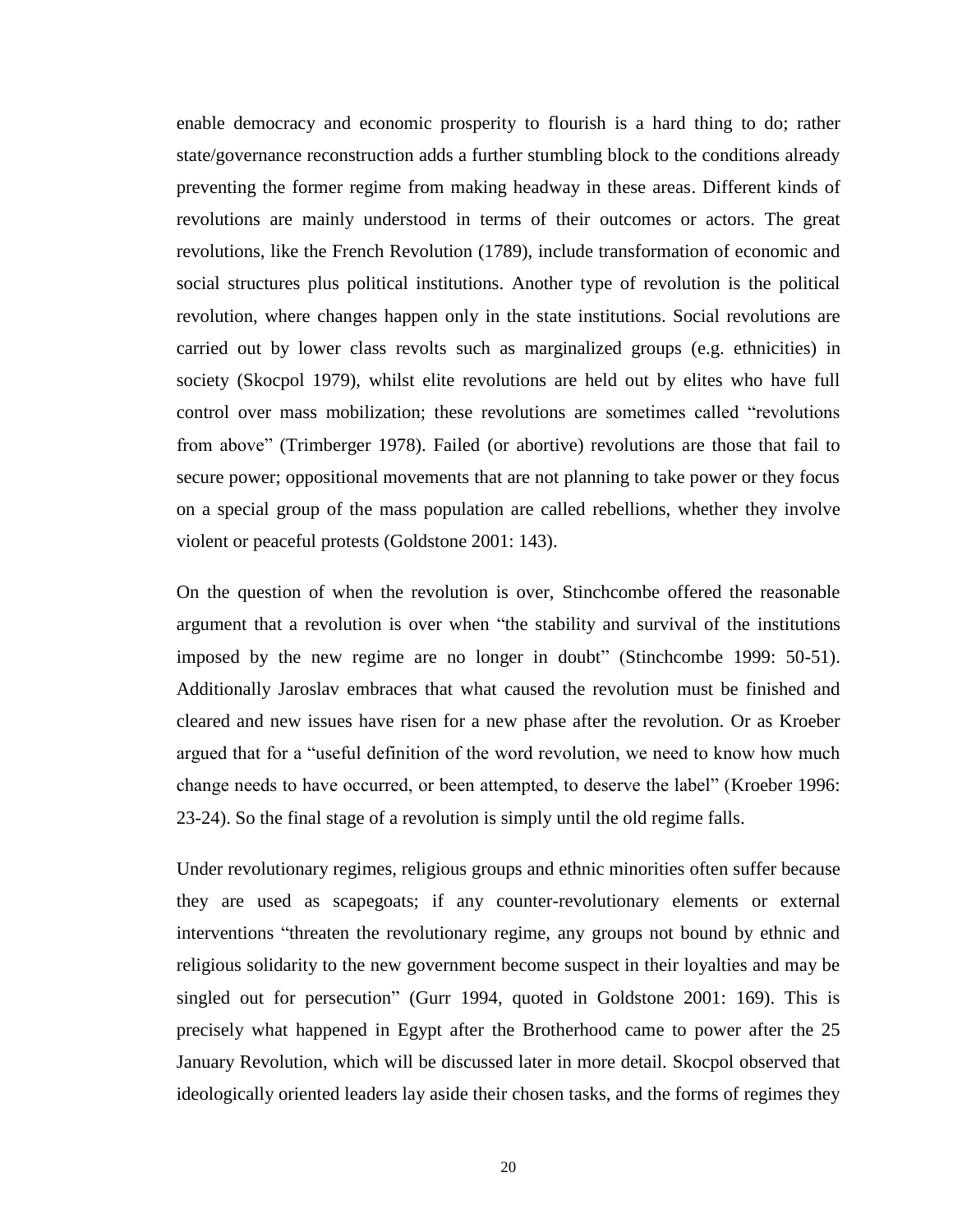enable democracy and economic prosperity to flourish is a hard thing to do; rather state/governance reconstruction adds a further stumbling block to the conditions already preventing the former regime from making headway in these areas. Different kinds of revolutions are mainly understood in terms of their outcomes or actors. The great revolutions, like the French Revolution (1789), include transformation of economic and social structures plus political institutions. Another type of revolution is the political revolution, where changes happen only in the state institutions. Social revolutions are carried out by lower class revolts such as marginalized groups (e.g. ethnicities) in society (Skocpol 1979), whilst elite revolutions are held out by elites who have full control over mass mobilization; these revolutions are sometimes called "revolutions from above" (Trimberger 1978). Failed (or abortive) revolutions are those that fail to secure power; oppositional movements that are not planning to take power or they focus on a special group of the mass population are called rebellions, whether they involve violent or peaceful protests (Goldstone 2001: 143).

On the question of when the revolution is over, Stinchcombe offered the reasonable argument that a revolution is over when "the stability and survival of the institutions imposed by the new regime are no longer in doubt" (Stinchcombe 1999: 50-51). Additionally Jaroslav embraces that what caused the revolution must be finished and cleared and new issues have risen for a new phase after the revolution. Or as Kroeber argued that for a "useful definition of the word revolution, we need to know how much change needs to have occurred, or been attempted, to deserve the label" (Kroeber 1996: 23-24). So the final stage of a revolution is simply until the old regime falls.

Under revolutionary regimes, religious groups and ethnic minorities often suffer because they are used as scapegoats; if any counter-revolutionary elements or external interventions "threaten the revolutionary regime, any groups not bound by ethnic and religious solidarity to the new government become suspect in their loyalties and may be singled out for persecution" (Gurr 1994, quoted in Goldstone 2001: 169). This is precisely what happened in Egypt after the Brotherhood came to power after the 25 January Revolution, which will be discussed later in more detail. Skocpol observed that ideologically oriented leaders lay aside their chosen tasks, and the forms of regimes they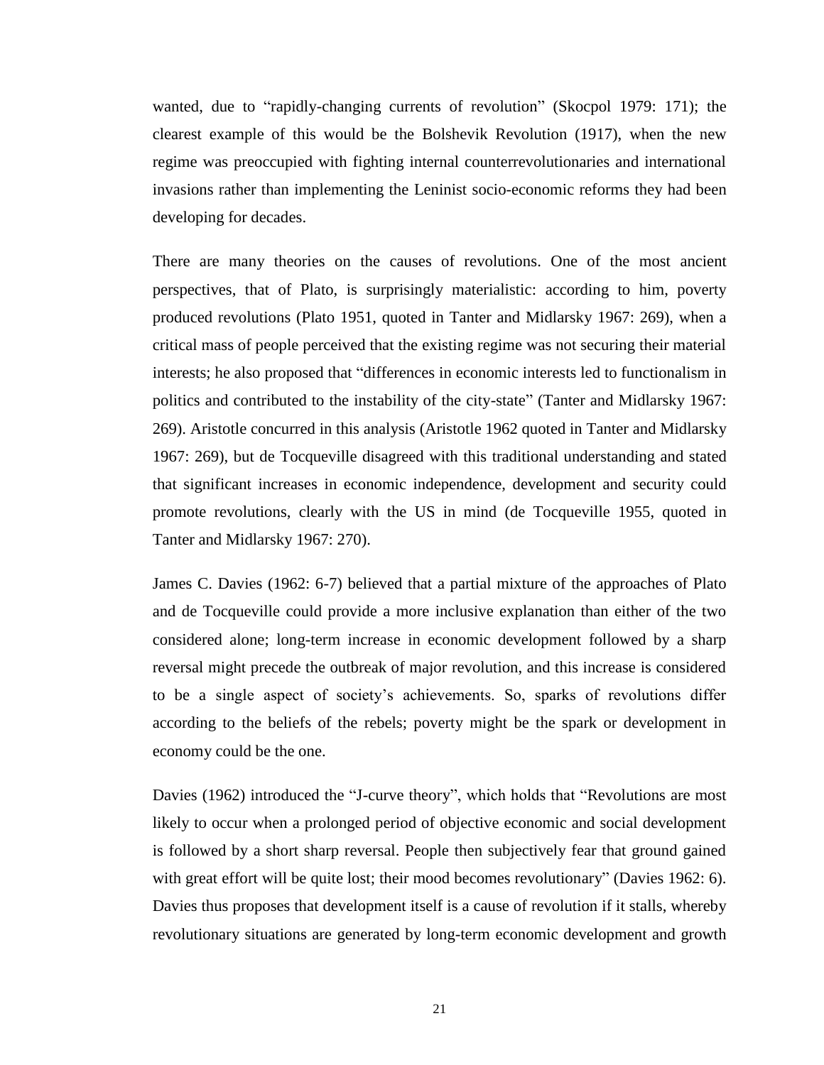wanted, due to "rapidly-changing currents of revolution" (Skocpol 1979: 171); the clearest example of this would be the Bolshevik Revolution (1917), when the new regime was preoccupied with fighting internal counterrevolutionaries and international invasions rather than implementing the Leninist socio-economic reforms they had been developing for decades.

There are many theories on the causes of revolutions. One of the most ancient perspectives, that of Plato, is surprisingly materialistic: according to him, poverty produced revolutions (Plato 1951, quoted in Tanter and Midlarsky 1967: 269), when a critical mass of people perceived that the existing regime was not securing their material interests; he also proposed that "differences in economic interests led to functionalism in politics and contributed to the instability of the city-state" (Tanter and Midlarsky 1967: 269). Aristotle concurred in this analysis (Aristotle 1962 quoted in Tanter and Midlarsky 1967: 269), but de Tocqueville disagreed with this traditional understanding and stated that significant increases in economic independence, development and security could promote revolutions, clearly with the US in mind (de Tocqueville 1955, quoted in Tanter and Midlarsky 1967: 270).

James C. Davies (1962: 6-7) believed that a partial mixture of the approaches of Plato and de Tocqueville could provide a more inclusive explanation than either of the two considered alone; long-term increase in economic development followed by a sharp reversal might precede the outbreak of major revolution, and this increase is considered to be a single aspect of society's achievements. So, sparks of revolutions differ according to the beliefs of the rebels; poverty might be the spark or development in economy could be the one.

Davies (1962) introduced the "J-curve theory", which holds that "Revolutions are most likely to occur when a prolonged period of objective economic and social development is followed by a short sharp reversal. People then subjectively fear that ground gained with great effort will be quite lost; their mood becomes revolutionary" (Davies 1962: 6). Davies thus proposes that development itself is a cause of revolution if it stalls, whereby revolutionary situations are generated by long-term economic development and growth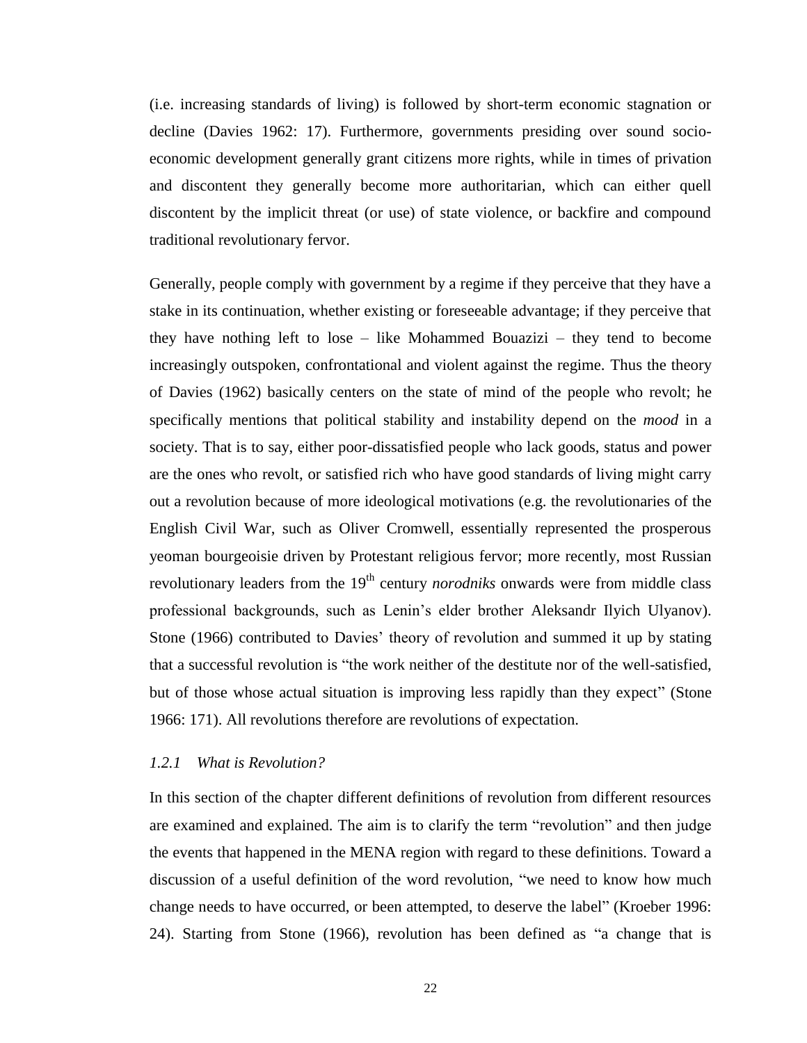(i.e. increasing standards of living) is followed by short-term economic stagnation or decline (Davies 1962: 17). Furthermore, governments presiding over sound socio-economic development generally grant citizens more rights, while in times of privation and discontent they generally become more authoritarian, which can either quell discontent by the implicit threat (or use) of state violence, or backfire and compound traditional revolutionary fervor.

Generally, people comply with government by a regime if they perceive that they have a stake in its continuation, whether existing or foreseeable advantage; if they perceive that they have nothing left to lose – like Mohammed Bouazizi – they tend to become increasingly outspoken, confrontational and violent against the regime. Thus the theory of Davies (1962) basically centers on the state of mind of the people who revolt; he specifically mentions that political stability and instability depend on the *mood* in a society. That is to say, either poor-dissatisfied people who lack goods, status and power are the ones who revolt, or satisfied rich who have good standards of living might carry out a revolution because of more ideological motivations (e.g. the revolutionaries of the English Civil War, such as Oliver Cromwell, essentially represented the prosperous yeoman bourgeoisie driven by Protestant religious fervor; more recently, most Russian revolutionary leaders from the 19th century *norodniks* onwards were from middle class professional backgrounds, such as Lenin's elder brother Aleksandr Ilyich Ulyanov). Stone (1966) contributed to Davies' theory of revolution and summed it up by stating that a successful revolution is "the work neither of the destitute nor of the well-satisfied, but of those whose actual situation is improving less rapidly than they expect" (Stone 1966: 171). All revolutions therefore are revolutions of expectation.

### *1.2.1 What is Revolution?*

In this section of the chapter different definitions of revolution from different resources are examined and explained. The aim is to clarify the term "revolution" and then judge the events that happened in the MENA region with regard to these definitions. Toward a discussion of a useful definition of the word revolution, "we need to know how much change needs to have occurred, or been attempted, to deserve the label" (Kroeber 1996: 24). Starting from Stone (1966), revolution has been defined as "a change that is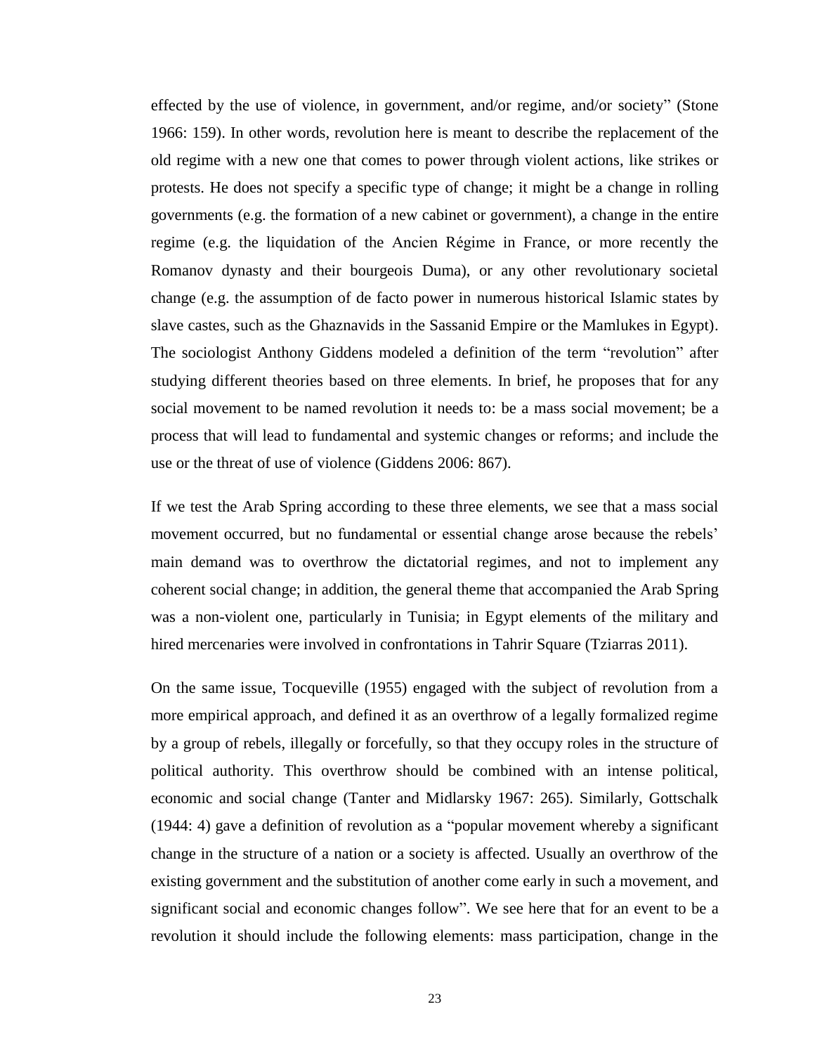effected by the use of violence, in government, and/or regime, and/or society" (Stone 1966: 159). In other words, revolution here is meant to describe the replacement of the old regime with a new one that comes to power through violent actions, like strikes or protests. He does not specify a specific type of change; it might be a change in rolling governments (e.g. the formation of a new cabinet or government), a change in the entire regime (e.g. the liquidation of the Ancien Régime in France, or more recently the Romanov dynasty and their bourgeois Duma), or any other revolutionary societal change (e.g. the assumption of de facto power in numerous historical Islamic states by slave castes, such as the Ghaznavids in the Sassanid Empire or the Mamlukes in Egypt). The sociologist Anthony Giddens modeled a definition of the term "revolution" after studying different theories based on three elements. In brief, he proposes that for any social movement to be named revolution it needs to: be a mass social movement; be a process that will lead to fundamental and systemic changes or reforms; and include the use or the threat of use of violence (Giddens 2006: 867).

If we test the Arab Spring according to these three elements, we see that a mass social movement occurred, but no fundamental or essential change arose because the rebels' main demand was to overthrow the dictatorial regimes, and not to implement any coherent social change; in addition, the general theme that accompanied the Arab Spring was a non-violent one, particularly in Tunisia; in Egypt elements of the military and hired mercenaries were involved in confrontations in Tahrir Square (Tziarras 2011).

On the same issue, Tocqueville (1955) engaged with the subject of revolution from a more empirical approach, and defined it as an overthrow of a legally formalized regime by a group of rebels, illegally or forcefully, so that they occupy roles in the structure of political authority. This overthrow should be combined with an intense political, economic and social change (Tanter and Midlarsky 1967: 265). Similarly, Gottschalk (1944: 4) gave a definition of revolution as a "popular movement whereby a significant change in the structure of a nation or a society is affected. Usually an overthrow of the existing government and the substitution of another come early in such a movement, and significant social and economic changes follow". We see here that for an event to be a revolution it should include the following elements: mass participation, change in the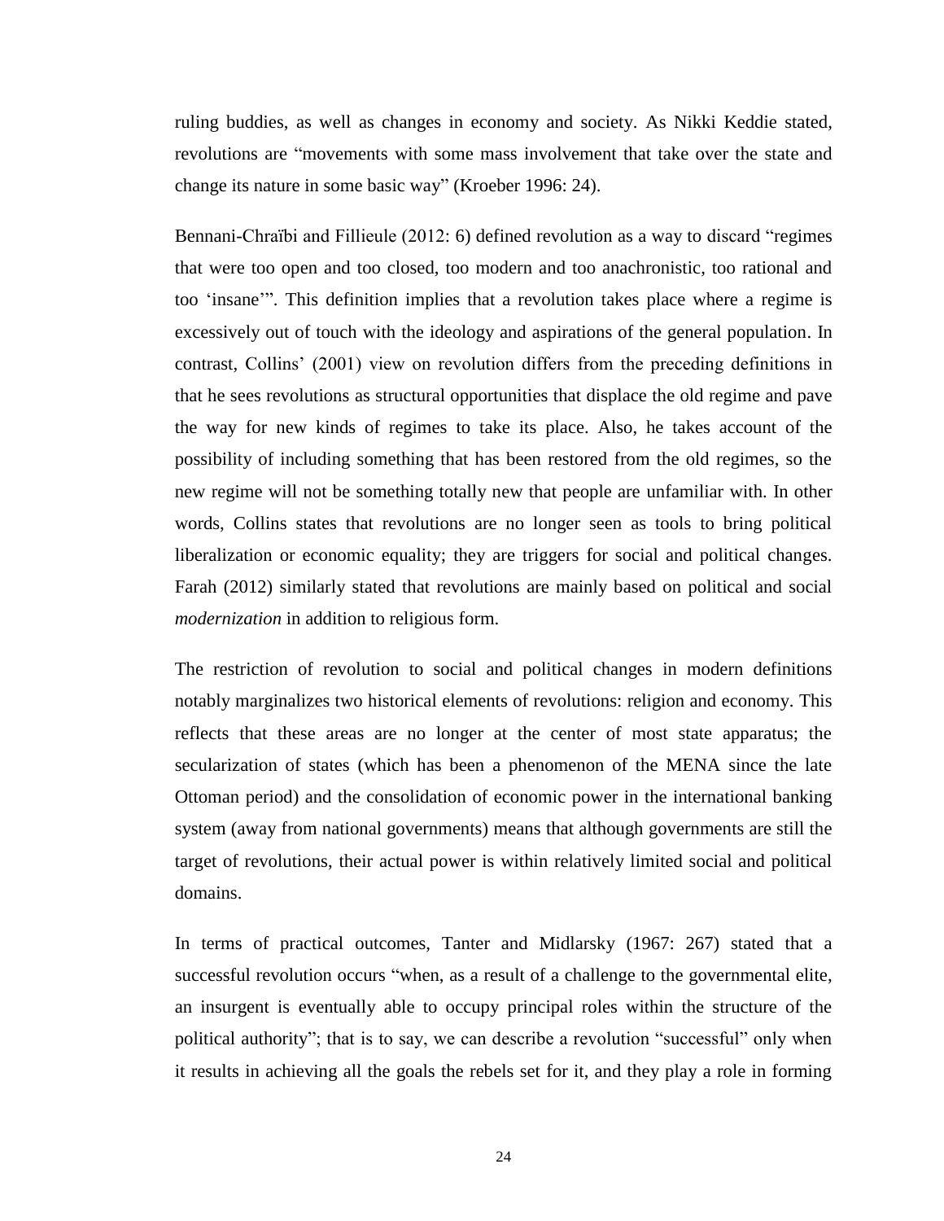ruling buddies, as well as changes in economy and society. As Nikki Keddie stated, revolutions are "movements with some mass involvement that take over the state and change its nature in some basic way" (Kroeber 1996: 24).

Bennani-Chraïbi and Fillieule (2012: 6) defined revolution as a way to discard "regimes that were too open and too closed, too modern and too anachronistic, too rational and too 'insane'". This definition implies that a revolution takes place where a regime is excessively out of touch with the ideology and aspirations of the general population. In contrast, Collins' (2001) view on revolution differs from the preceding definitions in that he sees revolutions as structural opportunities that displace the old regime and pave the way for new kinds of regimes to take its place. Also, he takes account of the possibility of including something that has been restored from the old regimes, so the new regime will not be something totally new that people are unfamiliar with. In other words, Collins states that revolutions are no longer seen as tools to bring political liberalization or economic equality; they are triggers for social and political changes. Farah (2012) similarly stated that revolutions are mainly based on political and social *modernization* in addition to religious form.

The restriction of revolution to social and political changes in modern definitions notably marginalizes two historical elements of revolutions: religion and economy. This reflects that these areas are no longer at the center of most state apparatus; the secularization of states (which has been a phenomenon of the MENA since the late Ottoman period) and the consolidation of economic power in the international banking system (away from national governments) means that although governments are still the target of revolutions, their actual power is within relatively limited social and political domains.

In terms of practical outcomes, Tanter and Midlarsky (1967: 267) stated that a successful revolution occurs "when, as a result of a challenge to the governmental elite, an insurgent is eventually able to occupy principal roles within the structure of the political authority"; that is to say, we can describe a revolution "successful" only when it results in achieving all the goals the rebels set for it, and they play a role in forming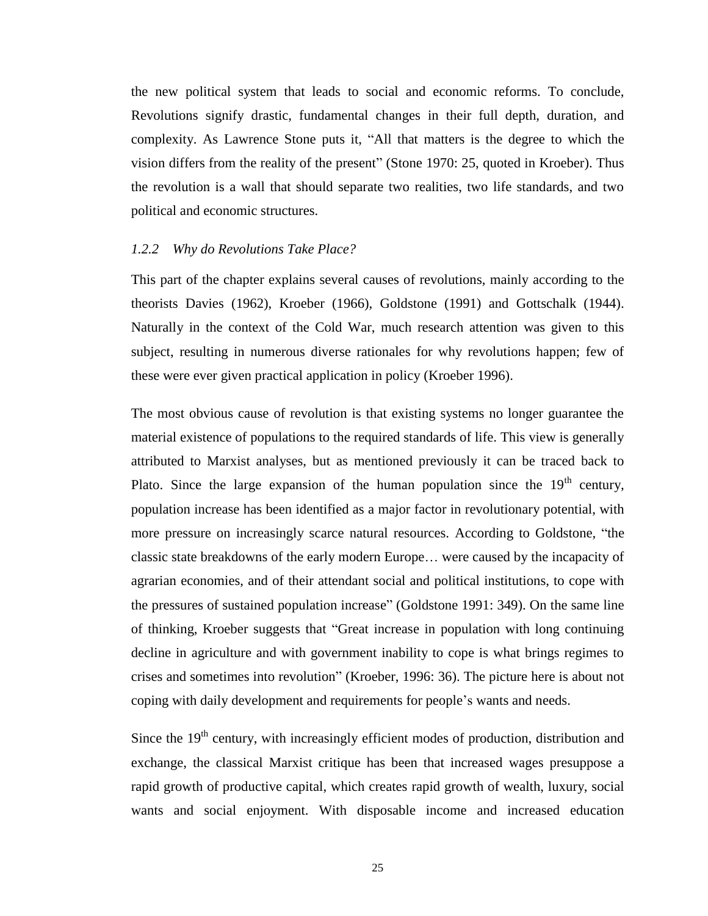the new political system that leads to social and economic reforms. To conclude, Revolutions signify drastic, fundamental changes in their full depth, duration, and complexity. As Lawrence Stone puts it, "All that matters is the degree to which the vision differs from the reality of the present" (Stone 1970: 25, quoted in Kroeber). Thus the revolution is a wall that should separate two realities, two life standards, and two political and economic structures.

### *1.2.2 Why do Revolutions Take Place?*

This part of the chapter explains several causes of revolutions, mainly according to the theorists Davies (1962), Kroeber (1966), Goldstone (1991) and Gottschalk (1944). Naturally in the context of the Cold War, much research attention was given to this subject, resulting in numerous diverse rationales for why revolutions happen; few of these were ever given practical application in policy (Kroeber 1996).

The most obvious cause of revolution is that existing systems no longer guarantee the material existence of populations to the required standards of life. This view is generally attributed to Marxist analyses, but as mentioned previously it can be traced back to Plato. Since the large expansion of the human population since the 19th century, population increase has been identified as a major factor in revolutionary potential, with more pressure on increasingly scarce natural resources. According to Goldstone, "the classic state breakdowns of the early modern Europe… were caused by the incapacity of agrarian economies, and of their attendant social and political institutions, to cope with the pressures of sustained population increase" (Goldstone 1991: 349). On the same line of thinking, Kroeber suggests that "Great increase in population with long continuing decline in agriculture and with government inability to cope is what brings regimes to crises and sometimes into revolution" (Kroeber, 1996: 36). The picture here is about not coping with daily development and requirements for people's wants and needs.

Since the 19th century, with increasingly efficient modes of production, distribution and exchange, the classical Marxist critique has been that increased wages presuppose a rapid growth of productive capital, which creates rapid growth of wealth, luxury, social wants and social enjoyment. With disposable income and increased education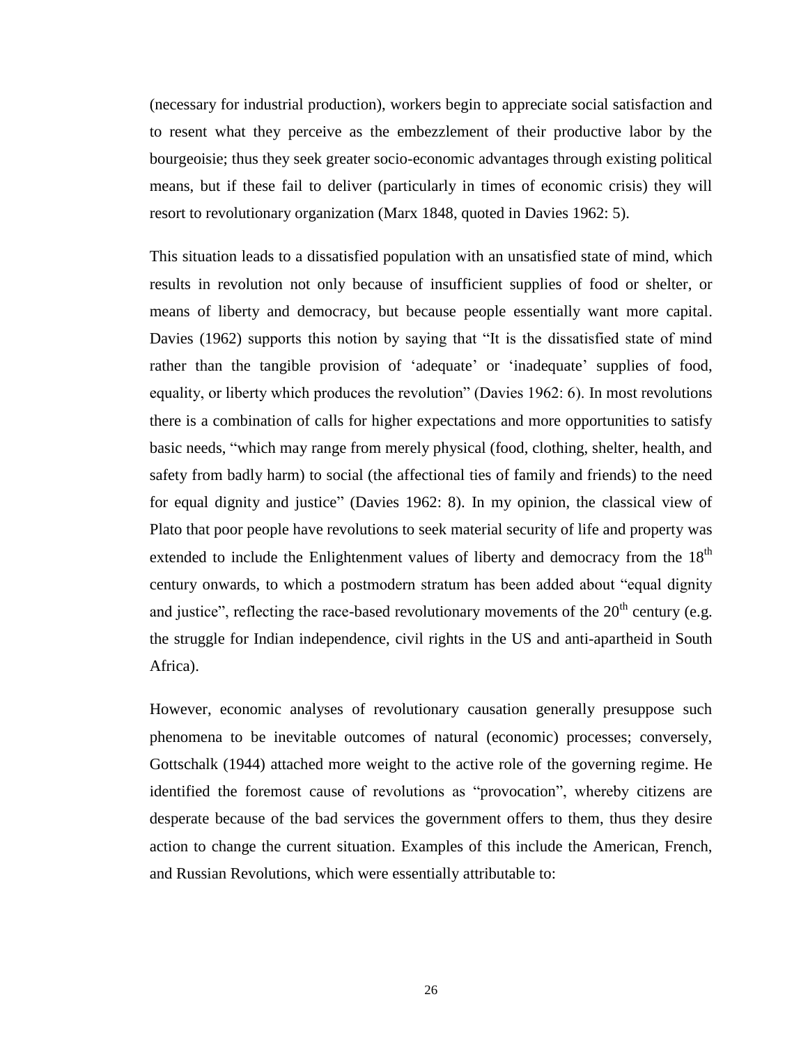(necessary for industrial production), workers begin to appreciate social satisfaction and to resent what they perceive as the embezzlement of their productive labor by the bourgeoisie; thus they seek greater socio-economic advantages through existing political means, but if these fail to deliver (particularly in times of economic crisis) they will resort to revolutionary organization (Marx 1848, quoted in Davies 1962: 5).

This situation leads to a dissatisfied population with an unsatisfied state of mind, which results in revolution not only because of insufficient supplies of food or shelter, or means of liberty and democracy, but because people essentially want more capital. Davies (1962) supports this notion by saying that "It is the dissatisfied state of mind rather than the tangible provision of 'adequate' or 'inadequate' supplies of food, equality, or liberty which produces the revolution" (Davies 1962: 6). In most revolutions there is a combination of calls for higher expectations and more opportunities to satisfy basic needs, "which may range from merely physical (food, clothing, shelter, health, and safety from badly harm) to social (the affectional ties of family and friends) to the need for equal dignity and justice" (Davies 1962: 8). In my opinion, the classical view of Plato that poor people have revolutions to seek material security of life and property was extended to include the Enlightenment values of liberty and democracy from the 18th century onwards, to which a postmodern stratum has been added about "equal dignity and justice", reflecting the race-based revolutionary movements of the 20th century (e.g. the struggle for Indian independence, civil rights in the US and anti-apartheid in South Africa).

However, economic analyses of revolutionary causation generally presuppose such phenomena to be inevitable outcomes of natural (economic) processes; conversely, Gottschalk (1944) attached more weight to the active role of the governing regime. He identified the foremost cause of revolutions as "provocation", whereby citizens are desperate because of the bad services the government offers to them, thus they desire action to change the current situation. Examples of this include the American, French, and Russian Revolutions, which were essentially attributable to: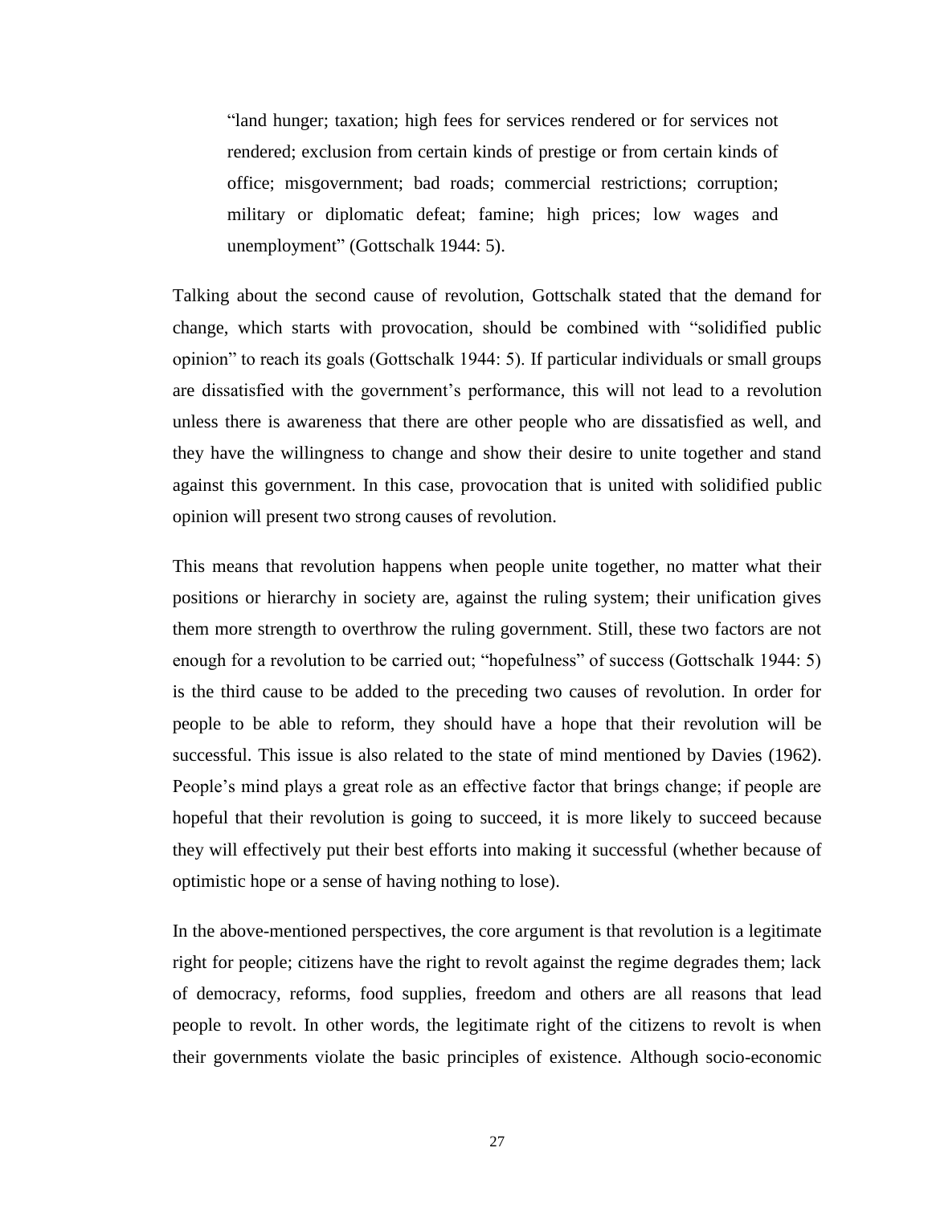> "land hunger; taxation; high fees for services rendered or for services not rendered; exclusion from certain kinds of prestige or from certain kinds of office; misgovernment; bad roads; commercial restrictions; corruption; military or diplomatic defeat; famine; high prices; low wages and unemployment" (Gottschalk 1944: 5).

Talking about the second cause of revolution, Gottschalk stated that the demand for change, which starts with provocation, should be combined with "solidified public opinion" to reach its goals (Gottschalk 1944: 5). If particular individuals or small groups are dissatisfied with the government's performance, this will not lead to a revolution unless there is awareness that there are other people who are dissatisfied as well, and they have the willingness to change and show their desire to unite together and stand against this government. In this case, provocation that is united with solidified public opinion will present two strong causes of revolution.

This means that revolution happens when people unite together, no matter what their positions or hierarchy in society are, against the ruling system; their unification gives them more strength to overthrow the ruling government. Still, these two factors are not enough for a revolution to be carried out; "hopefulness" of success (Gottschalk 1944: 5) is the third cause to be added to the preceding two causes of revolution. In order for people to be able to reform, they should have a hope that their revolution will be successful. This issue is also related to the state of mind mentioned by Davies (1962). People's mind plays a great role as an effective factor that brings change; if people are hopeful that their revolution is going to succeed, it is more likely to succeed because they will effectively put their best efforts into making it successful (whether because of optimistic hope or a sense of having nothing to lose).

In the above-mentioned perspectives, the core argument is that revolution is a legitimate right for people; citizens have the right to revolt against the regime degrades them; lack of democracy, reforms, food supplies, freedom and others are all reasons that lead people to revolt. In other words, the legitimate right of the citizens to revolt is when their governments violate the basic principles of existence. Although socio-economic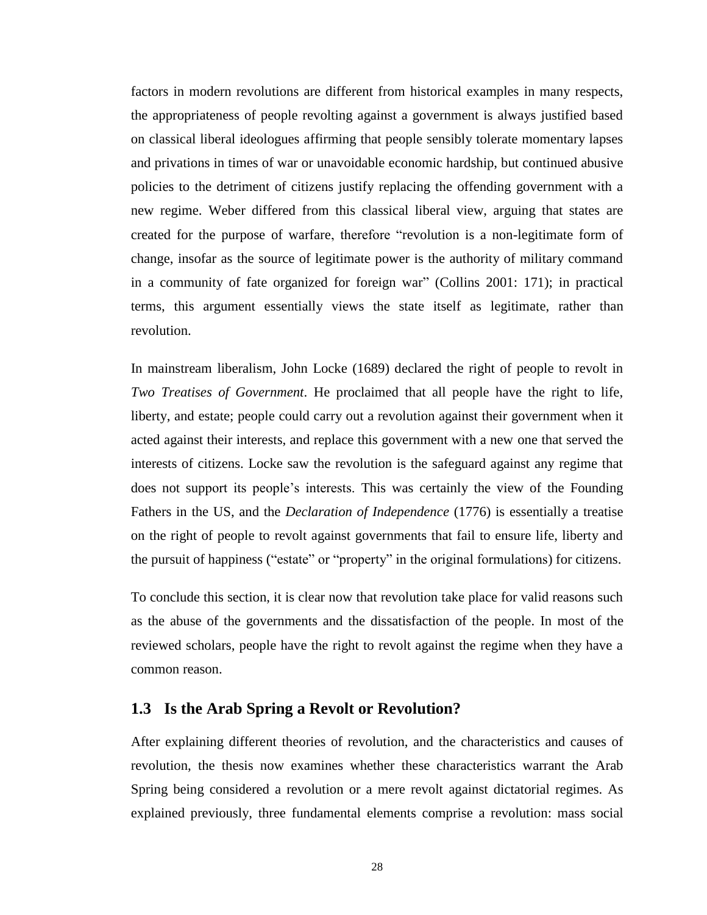factors in modern revolutions are different from historical examples in many respects, the appropriateness of people revolting against a government is always justified based on classical liberal ideologues affirming that people sensibly tolerate momentary lapses and privations in times of war or unavoidable economic hardship, but continued abusive policies to the detriment of citizens justify replacing the offending government with a new regime. Weber differed from this classical liberal view, arguing that states are created for the purpose of warfare, therefore "revolution is a non-legitimate form of change, insofar as the source of legitimate power is the authority of military command in a community of fate organized for foreign war" (Collins 2001: 171); in practical terms, this argument essentially views the state itself as legitimate, rather than revolution.

In mainstream liberalism, John Locke (1689) declared the right of people to revolt in *Two Treatises of Government*. He proclaimed that all people have the right to life, liberty, and estate; people could carry out a revolution against their government when it acted against their interests, and replace this government with a new one that served the interests of citizens. Locke saw the revolution is the safeguard against any regime that does not support its people's interests. This was certainly the view of the Founding Fathers in the US, and the *Declaration of Independence* (1776) is essentially a treatise on the right of people to revolt against governments that fail to ensure life, liberty and the pursuit of happiness ("estate" or "property" in the original formulations) for citizens.

To conclude this section, it is clear now that revolution take place for valid reasons such as the abuse of the governments and the dissatisfaction of the people. In most of the reviewed scholars, people have the right to revolt against the regime when they have a common reason.

## 1.3 Is the Arab Spring a Revolt or Revolution?

After explaining different theories of revolution, and the characteristics and causes of revolution, the thesis now examines whether these characteristics warrant the Arab Spring being considered a revolution or a mere revolt against dictatorial regimes. As explained previously, three fundamental elements comprise a revolution: mass social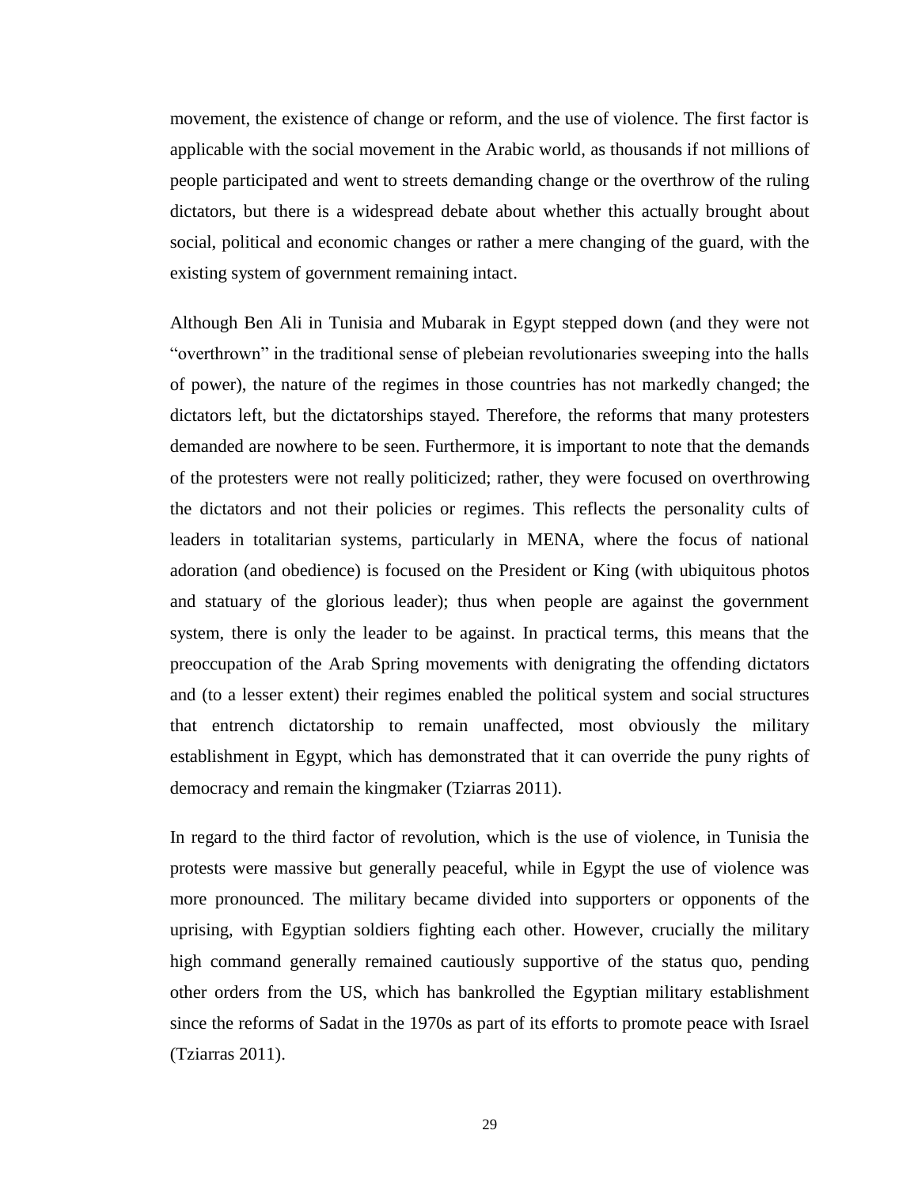movement, the existence of change or reform, and the use of violence. The first factor is applicable with the social movement in the Arabic world, as thousands if not millions of people participated and went to streets demanding change or the overthrow of the ruling dictators, but there is a widespread debate about whether this actually brought about social, political and economic changes or rather a mere changing of the guard, with the existing system of government remaining intact.

Although Ben Ali in Tunisia and Mubarak in Egypt stepped down (and they were not "overthrown" in the traditional sense of plebeian revolutionaries sweeping into the halls of power), the nature of the regimes in those countries has not markedly changed; the dictators left, but the dictatorships stayed. Therefore, the reforms that many protesters demanded are nowhere to be seen. Furthermore, it is important to note that the demands of the protesters were not really politicized; rather, they were focused on overthrowing the dictators and not their policies or regimes. This reflects the personality cults of leaders in totalitarian systems, particularly in MENA, where the focus of national adoration (and obedience) is focused on the President or King (with ubiquitous photos and statuary of the glorious leader); thus when people are against the government system, there is only the leader to be against. In practical terms, this means that the preoccupation of the Arab Spring movements with denigrating the offending dictators and (to a lesser extent) their regimes enabled the political system and social structures that entrench dictatorship to remain unaffected, most obviously the military establishment in Egypt, which has demonstrated that it can override the puny rights of democracy and remain the kingmaker (Tziarras 2011).

In regard to the third factor of revolution, which is the use of violence, in Tunisia the protests were massive but generally peaceful, while in Egypt the use of violence was more pronounced. The military became divided into supporters or opponents of the uprising, with Egyptian soldiers fighting each other. However, crucially the military high command generally remained cautiously supportive of the status quo, pending other orders from the US, which has bankrolled the Egyptian military establishment since the reforms of Sadat in the 1970s as part of its efforts to promote peace with Israel (Tziarras 2011).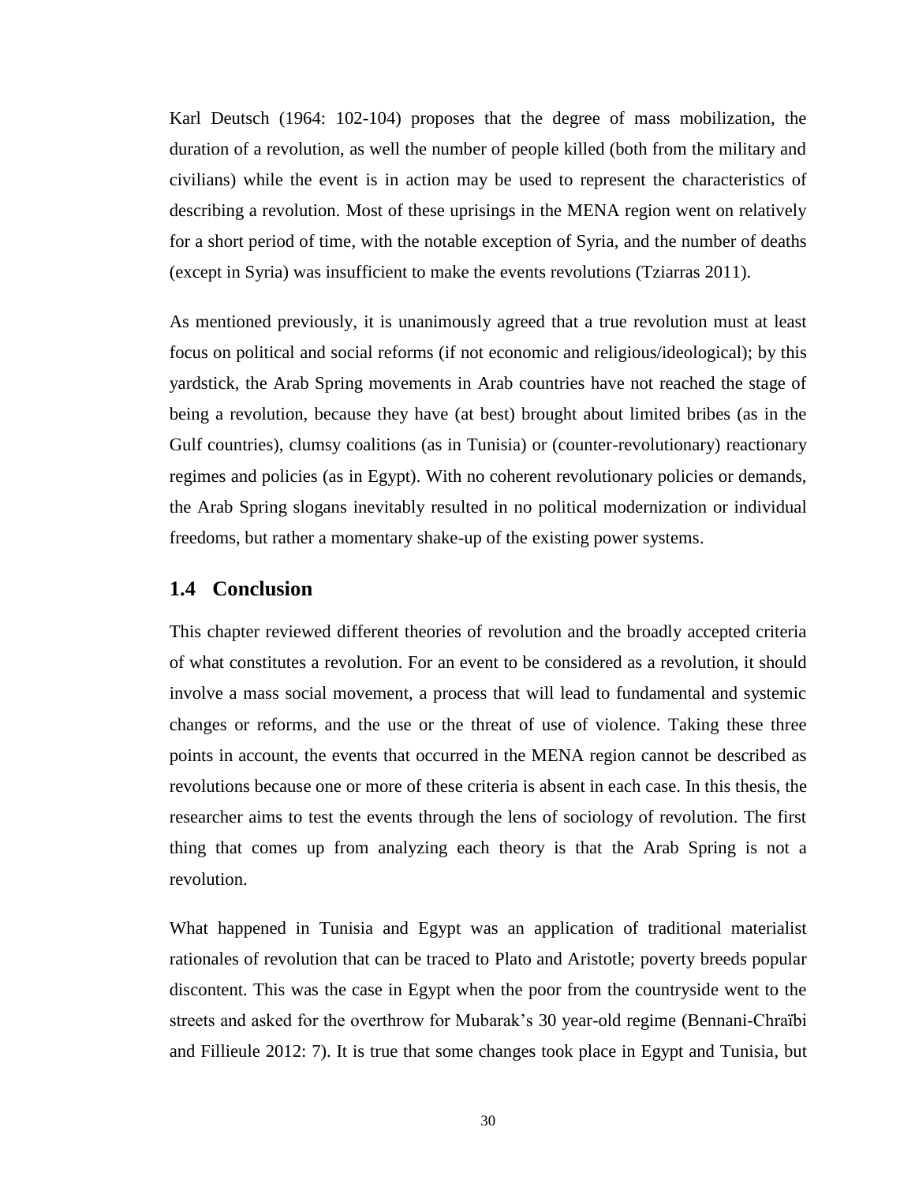Karl Deutsch (1964: 102-104) proposes that the degree of mass mobilization, the duration of a revolution, as well the number of people killed (both from the military and civilians) while the event is in action may be used to represent the characteristics of describing a revolution. Most of these uprisings in the MENA region went on relatively for a short period of time, with the notable exception of Syria, and the number of deaths (except in Syria) was insufficient to make the events revolutions (Tziarras 2011).

As mentioned previously, it is unanimously agreed that a true revolution must at least focus on political and social reforms (if not economic and religious/ideological); by this yardstick, the Arab Spring movements in Arab countries have not reached the stage of being a revolution, because they have (at best) brought about limited bribes (as in the Gulf countries), clumsy coalitions (as in Tunisia) or (counter-revolutionary) reactionary regimes and policies (as in Egypt). With no coherent revolutionary policies or demands, the Arab Spring slogans inevitably resulted in no political modernization or individual freedoms, but rather a momentary shake-up of the existing power systems.

## 1.4 Conclusion

This chapter reviewed different theories of revolution and the broadly accepted criteria of what constitutes a revolution. For an event to be considered as a revolution, it should involve a mass social movement, a process that will lead to fundamental and systemic changes or reforms, and the use or the threat of use of violence. Taking these three points in account, the events that occurred in the MENA region cannot be described as revolutions because one or more of these criteria is absent in each case. In this thesis, the researcher aims to test the events through the lens of sociology of revolution. The first thing that comes up from analyzing each theory is that the Arab Spring is not a revolution.

What happened in Tunisia and Egypt was an application of traditional materialist rationales of revolution that can be traced to Plato and Aristotle; poverty breeds popular discontent. This was the case in Egypt when the poor from the countryside went to the streets and asked for the overthrow for Mubarak's 30 year-old regime (Bennani-Chraïbi and Fillieule 2012: 7). It is true that some changes took place in Egypt and Tunisia, but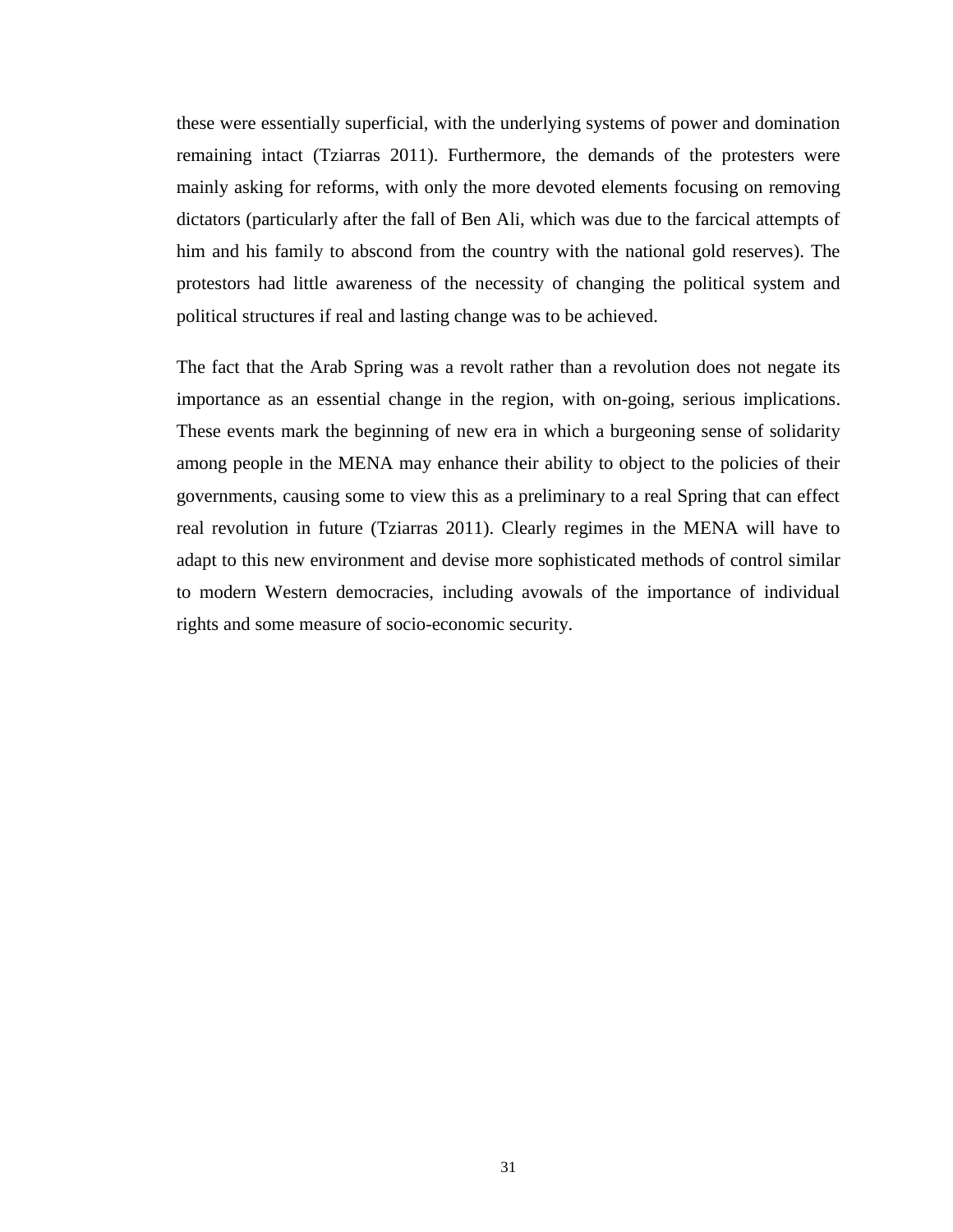these were essentially superficial, with the underlying systems of power and domination remaining intact (Tziarras 2011). Furthermore, the demands of the protesters were mainly asking for reforms, with only the more devoted elements focusing on removing dictators (particularly after the fall of Ben Ali, which was due to the farcical attempts of him and his family to abscond from the country with the national gold reserves). The protestors had little awareness of the necessity of changing the political system and political structures if real and lasting change was to be achieved.

The fact that the Arab Spring was a revolt rather than a revolution does not negate its importance as an essential change in the region, with on-going, serious implications. These events mark the beginning of new era in which a burgeoning sense of solidarity among people in the MENA may enhance their ability to object to the policies of their governments, causing some to view this as a preliminary to a real Spring that can effect real revolution in future (Tziarras 2011). Clearly regimes in the MENA will have to adapt to this new environment and devise more sophisticated methods of control similar to modern Western democracies, including avowals of the importance of individual rights and some measure of socio-economic security.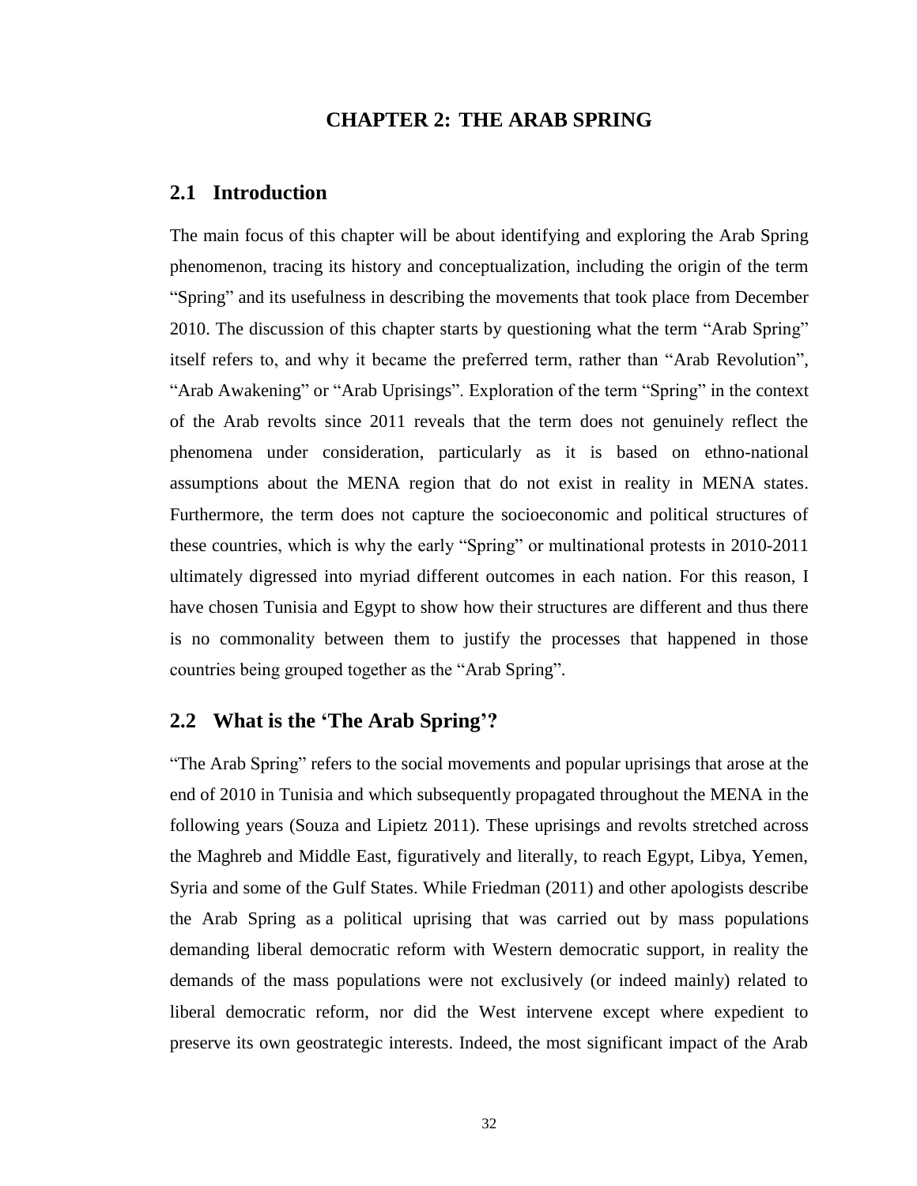# CHAPTER 2: THE ARAB SPRING

## 2.1 Introduction

The main focus of this chapter will be about identifying and exploring the Arab Spring phenomenon, tracing its history and conceptualization, including the origin of the term "Spring" and its usefulness in describing the movements that took place from December 2010. The discussion of this chapter starts by questioning what the term "Arab Spring" itself refers to, and why it became the preferred term, rather than "Arab Revolution", "Arab Awakening" or "Arab Uprisings". Exploration of the term "Spring" in the context of the Arab revolts since 2011 reveals that the term does not genuinely reflect the phenomena under consideration, particularly as it is based on ethno-national assumptions about the MENA region that do not exist in reality in MENA states. Furthermore, the term does not capture the socioeconomic and political structures of these countries, which is why the early "Spring" or multinational protests in 2010-2011 ultimately digressed into myriad different outcomes in each nation. For this reason, I have chosen Tunisia and Egypt to show how their structures are different and thus there is no commonality between them to justify the processes that happened in those countries being grouped together as the "Arab Spring".

## 2.2 What is the 'The Arab Spring'?

"The Arab Spring" refers to the social movements and popular uprisings that arose at the end of 2010 in Tunisia and which subsequently propagated throughout the MENA in the following years (Souza and Lipietz 2011). These uprisings and revolts stretched across the Maghreb and Middle East, figuratively and literally, to reach Egypt, Libya, Yemen, Syria and some of the Gulf States. While Friedman (2011) and other apologists describe the Arab Spring as a political uprising that was carried out by mass populations demanding liberal democratic reform with Western democratic support, in reality the demands of the mass populations were not exclusively (or indeed mainly) related to liberal democratic reform, nor did the West intervene except where expedient to preserve its own geostrategic interests. Indeed, the most significant impact of the Arab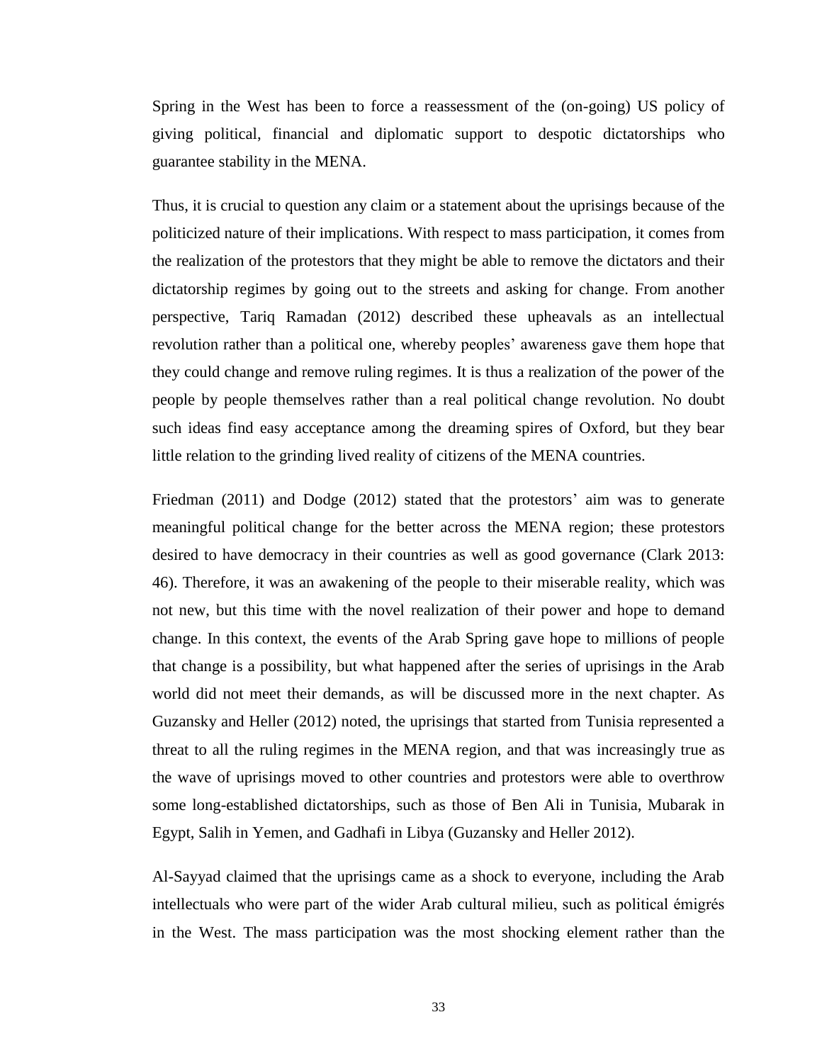Spring in the West has been to force a reassessment of the (on-going) US policy of giving political, financial and diplomatic support to despotic dictatorships who guarantee stability in the MENA.

Thus, it is crucial to question any claim or a statement about the uprisings because of the politicized nature of their implications. With respect to mass participation, it comes from the realization of the protestors that they might be able to remove the dictators and their dictatorship regimes by going out to the streets and asking for change. From another perspective, Tariq Ramadan (2012) described these upheavals as an intellectual revolution rather than a political one, whereby peoples' awareness gave them hope that they could change and remove ruling regimes. It is thus a realization of the power of the people by people themselves rather than a real political change revolution. No doubt such ideas find easy acceptance among the dreaming spires of Oxford, but they bear little relation to the grinding lived reality of citizens of the MENA countries.

Friedman (2011) and Dodge (2012) stated that the protestors' aim was to generate meaningful political change for the better across the MENA region; these protestors desired to have democracy in their countries as well as good governance (Clark 2013: 46). Therefore, it was an awakening of the people to their miserable reality, which was not new, but this time with the novel realization of their power and hope to demand change. In this context, the events of the Arab Spring gave hope to millions of people that change is a possibility, but what happened after the series of uprisings in the Arab world did not meet their demands, as will be discussed more in the next chapter. As Guzansky and Heller (2012) noted, the uprisings that started from Tunisia represented a threat to all the ruling regimes in the MENA region, and that was increasingly true as the wave of uprisings moved to other countries and protestors were able to overthrow some long-established dictatorships, such as those of Ben Ali in Tunisia, Mubarak in Egypt, Salih in Yemen, and Gadhafi in Libya (Guzansky and Heller 2012).

Al-Sayyad claimed that the uprisings came as a shock to everyone, including the Arab intellectuals who were part of the wider Arab cultural milieu, such as political émigrés in the West. The mass participation was the most shocking element rather than the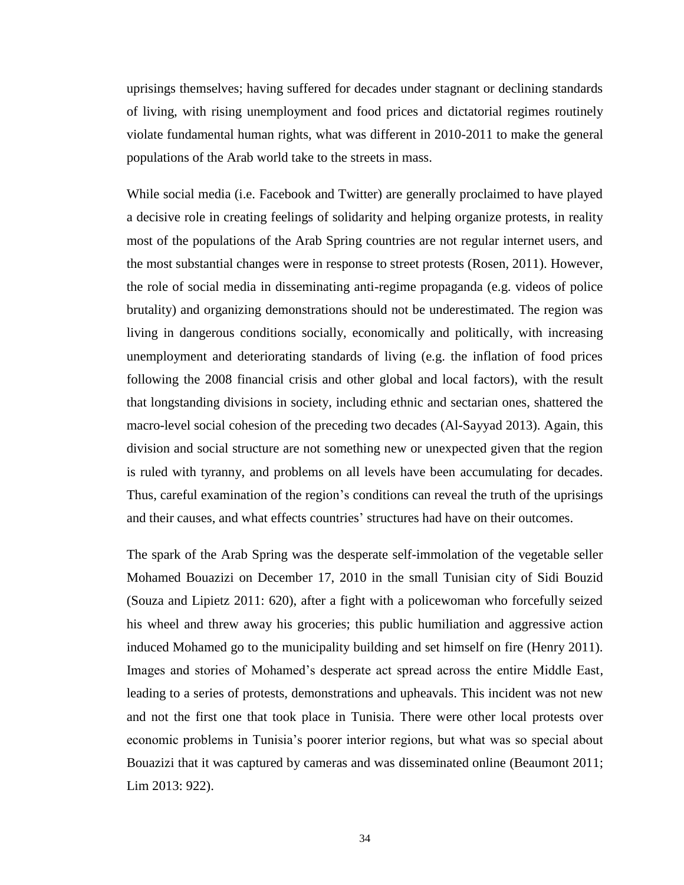uprisings themselves; having suffered for decades under stagnant or declining standards of living, with rising unemployment and food prices and dictatorial regimes routinely violate fundamental human rights, what was different in 2010-2011 to make the general populations of the Arab world take to the streets in mass.

While social media (i.e. Facebook and Twitter) are generally proclaimed to have played a decisive role in creating feelings of solidarity and helping organize protests, in reality most of the populations of the Arab Spring countries are not regular internet users, and the most substantial changes were in response to street protests (Rosen, 2011). However, the role of social media in disseminating anti-regime propaganda (e.g. videos of police brutality) and organizing demonstrations should not be underestimated. The region was living in dangerous conditions socially, economically and politically, with increasing unemployment and deteriorating standards of living (e.g. the inflation of food prices following the 2008 financial crisis and other global and local factors), with the result that longstanding divisions in society, including ethnic and sectarian ones, shattered the macro-level social cohesion of the preceding two decades (Al-Sayyad 2013). Again, this division and social structure are not something new or unexpected given that the region is ruled with tyranny, and problems on all levels have been accumulating for decades. Thus, careful examination of the region's conditions can reveal the truth of the uprisings and their causes, and what effects countries' structures had have on their outcomes.

The spark of the Arab Spring was the desperate self-immolation of the vegetable seller Mohamed Bouazizi on December 17, 2010 in the small Tunisian city of Sidi Bouzid (Souza and Lipietz 2011: 620), after a fight with a policewoman who forcefully seized his wheel and threw away his groceries; this public humiliation and aggressive action induced Mohamed go to the municipality building and set himself on fire (Henry 2011). Images and stories of Mohamed's desperate act spread across the entire Middle East, leading to a series of protests, demonstrations and upheavals. This incident was not new and not the first one that took place in Tunisia. There were other local protests over economic problems in Tunisia's poorer interior regions, but what was so special about Bouazizi that it was captured by cameras and was disseminated online (Beaumont 2011; Lim 2013: 922).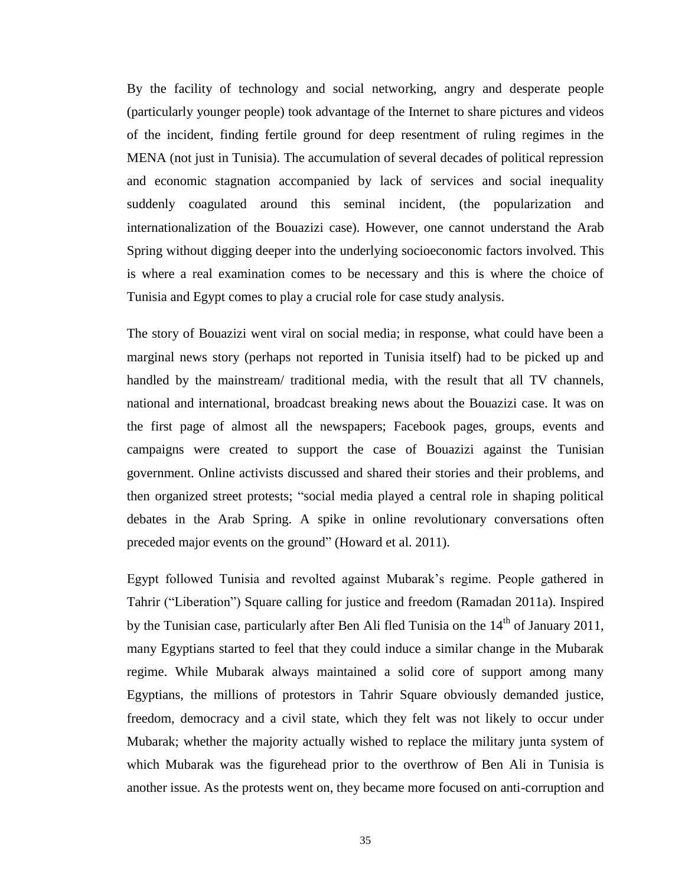By the facility of technology and social networking, angry and desperate people (particularly younger people) took advantage of the Internet to share pictures and videos of the incident, finding fertile ground for deep resentment of ruling regimes in the MENA (not just in Tunisia). The accumulation of several decades of political repression and economic stagnation accompanied by lack of services and social inequality suddenly coagulated around this seminal incident, (the popularization and internationalization of the Bouazizi case). However, one cannot understand the Arab Spring without digging deeper into the underlying socioeconomic factors involved. This is where a real examination comes to be necessary and this is where the choice of Tunisia and Egypt comes to play a crucial role for case study analysis.

The story of Bouazizi went viral on social media; in response, what could have been a marginal news story (perhaps not reported in Tunisia itself) had to be picked up and handled by the mainstream/ traditional media, with the result that all TV channels, national and international, broadcast breaking news about the Bouazizi case. It was on the first page of almost all the newspapers; Facebook pages, groups, events and campaigns were created to support the case of Bouazizi against the Tunisian government. Online activists discussed and shared their stories and their problems, and then organized street protests; "social media played a central role in shaping political debates in the Arab Spring. A spike in online revolutionary conversations often preceded major events on the ground" (Howard et al. 2011).

Egypt followed Tunisia and revolted against Mubarak's regime. People gathered in Tahrir ("Liberation") Square calling for justice and freedom (Ramadan 2011a). Inspired by the Tunisian case, particularly after Ben Ali fled Tunisia on the 14th of January 2011, many Egyptians started to feel that they could induce a similar change in the Mubarak regime. While Mubarak always maintained a solid core of support among many Egyptians, the millions of protestors in Tahrir Square obviously demanded justice, freedom, democracy and a civil state, which they felt was not likely to occur under Mubarak; whether the majority actually wished to replace the military junta system of which Mubarak was the figurehead prior to the overthrow of Ben Ali in Tunisia is another issue. As the protests went on, they became more focused on anti-corruption and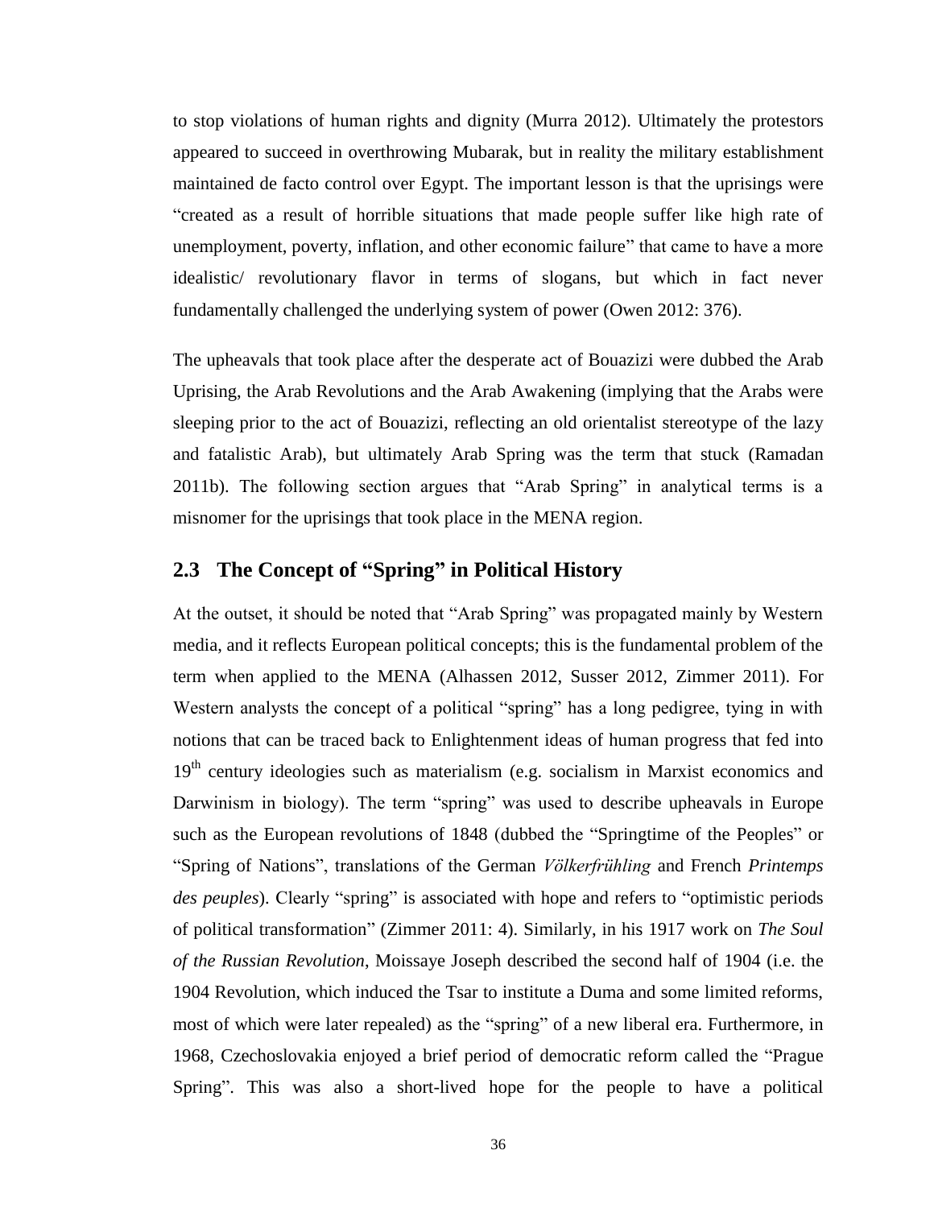to stop violations of human rights and dignity (Murra 2012). Ultimately the protestors appeared to succeed in overthrowing Mubarak, but in reality the military establishment maintained de facto control over Egypt. The important lesson is that the uprisings were "created as a result of horrible situations that made people suffer like high rate of unemployment, poverty, inflation, and other economic failure" that came to have a more idealistic/ revolutionary flavor in terms of slogans, but which in fact never fundamentally challenged the underlying system of power (Owen 2012: 376).

The upheavals that took place after the desperate act of Bouazizi were dubbed the Arab Uprising, the Arab Revolutions and the Arab Awakening (implying that the Arabs were sleeping prior to the act of Bouazizi, reflecting an old orientalist stereotype of the lazy and fatalistic Arab), but ultimately Arab Spring was the term that stuck (Ramadan 2011b). The following section argues that "Arab Spring" in analytical terms is a misnomer for the uprisings that took place in the MENA region.

## 2.3 The Concept of "Spring" in Political History

At the outset, it should be noted that "Arab Spring" was propagated mainly by Western media, and it reflects European political concepts; this is the fundamental problem of the term when applied to the MENA (Alhassen 2012, Susser 2012, Zimmer 2011). For Western analysts the concept of a political "spring" has a long pedigree, tying in with notions that can be traced back to Enlightenment ideas of human progress that fed into 19th century ideologies such as materialism (e.g. socialism in Marxist economics and Darwinism in biology). The term "spring" was used to describe upheavals in Europe such as the European revolutions of 1848 (dubbed the "Springtime of the Peoples" or "Spring of Nations", translations of the German *Völkerfrühling* and French *Printemps des peuples*). Clearly "spring" is associated with hope and refers to "optimistic periods of political transformation" (Zimmer 2011: 4). Similarly, in his 1917 work on *The Soul of the Russian Revolution*, Moissaye Joseph described the second half of 1904 (i.e. the 1904 Revolution, which induced the Tsar to institute a Duma and some limited reforms, most of which were later repealed) as the "spring" of a new liberal era. Furthermore, in 1968, Czechoslovakia enjoyed a brief period of democratic reform called the "Prague Spring". This was also a short-lived hope for the people to have a political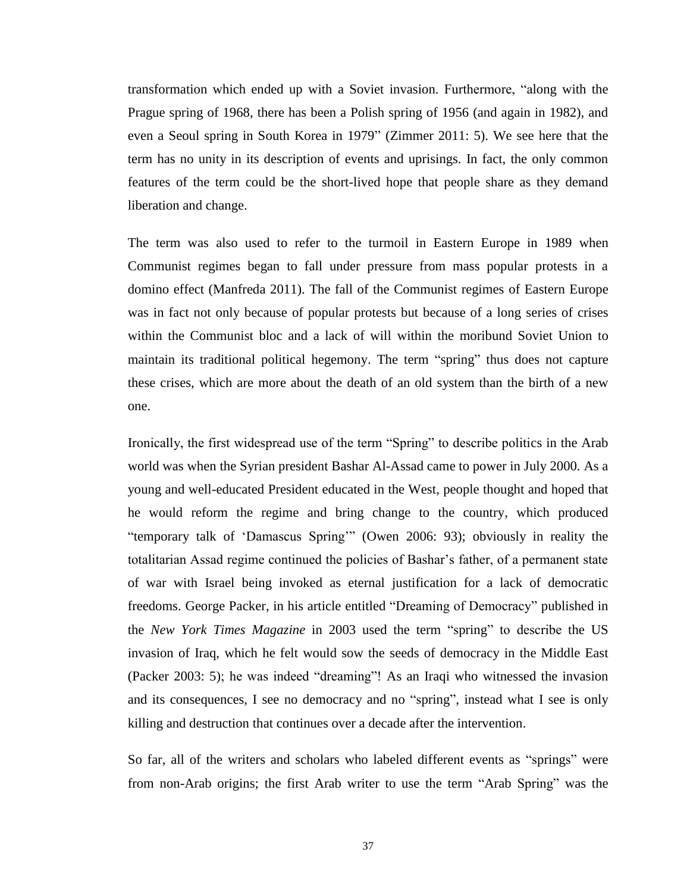transformation which ended up with a Soviet invasion. Furthermore, "along with the Prague spring of 1968, there has been a Polish spring of 1956 (and again in 1982), and even a Seoul spring in South Korea in 1979" (Zimmer 2011: 5). We see here that the term has no unity in its description of events and uprisings. In fact, the only common features of the term could be the short-lived hope that people share as they demand liberation and change.

The term was also used to refer to the turmoil in Eastern Europe in 1989 when Communist regimes began to fall under pressure from mass popular protests in a domino effect (Manfreda 2011). The fall of the Communist regimes of Eastern Europe was in fact not only because of popular protests but because of a long series of crises within the Communist bloc and a lack of will within the moribund Soviet Union to maintain its traditional political hegemony. The term "spring" thus does not capture these crises, which are more about the death of an old system than the birth of a new one.

Ironically, the first widespread use of the term "Spring" to describe politics in the Arab world was when the Syrian president Bashar Al-Assad came to power in July 2000. As a young and well-educated President educated in the West, people thought and hoped that he would reform the regime and bring change to the country, which produced "temporary talk of 'Damascus Spring'" (Owen 2006: 93); obviously in reality the totalitarian Assad regime continued the policies of Bashar's father, of a permanent state of war with Israel being invoked as eternal justification for a lack of democratic freedoms. George Packer, in his article entitled "Dreaming of Democracy" published in the *New York Times Magazine* in 2003 used the term "spring" to describe the US invasion of Iraq, which he felt would sow the seeds of democracy in the Middle East (Packer 2003: 5); he was indeed "dreaming"! As an Iraqi who witnessed the invasion and its consequences, I see no democracy and no "spring", instead what I see is only killing and destruction that continues over a decade after the intervention.

So far, all of the writers and scholars who labeled different events as "springs" were from non-Arab origins; the first Arab writer to use the term "Arab Spring" was the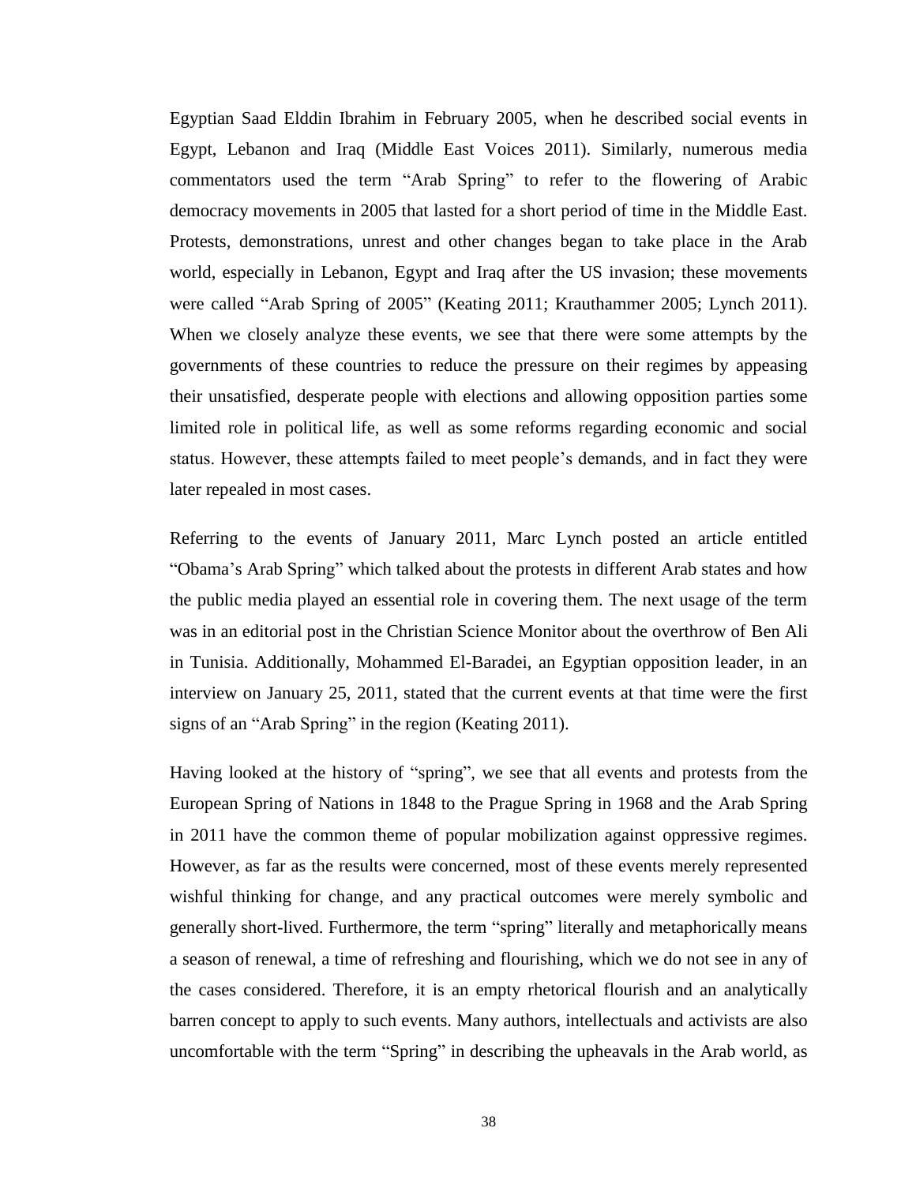Egyptian Saad Elddin Ibrahim in February 2005, when he described social events in Egypt, Lebanon and Iraq (Middle East Voices 2011). Similarly, numerous media commentators used the term "Arab Spring" to refer to the flowering of Arabic democracy movements in 2005 that lasted for a short period of time in the Middle East. Protests, demonstrations, unrest and other changes began to take place in the Arab world, especially in Lebanon, Egypt and Iraq after the US invasion; these movements were called "Arab Spring of 2005" (Keating 2011; Krauthammer 2005; Lynch 2011). When we closely analyze these events, we see that there were some attempts by the governments of these countries to reduce the pressure on their regimes by appeasing their unsatisfied, desperate people with elections and allowing opposition parties some limited role in political life, as well as some reforms regarding economic and social status. However, these attempts failed to meet people's demands, and in fact they were later repealed in most cases.

Referring to the events of January 2011, Marc Lynch posted an article entitled "Obama's Arab Spring" which talked about the protests in different Arab states and how the public media played an essential role in covering them. The next usage of the term was in an editorial post in the Christian Science Monitor about the overthrow of Ben Ali in Tunisia. Additionally, Mohammed El-Baradei, an Egyptian opposition leader, in an interview on January 25, 2011, stated that the current events at that time were the first signs of an "Arab Spring" in the region (Keating 2011).

Having looked at the history of "spring", we see that all events and protests from the European Spring of Nations in 1848 to the Prague Spring in 1968 and the Arab Spring in 2011 have the common theme of popular mobilization against oppressive regimes. However, as far as the results were concerned, most of these events merely represented wishful thinking for change, and any practical outcomes were merely symbolic and generally short-lived. Furthermore, the term "spring" literally and metaphorically means a season of renewal, a time of refreshing and flourishing, which we do not see in any of the cases considered. Therefore, it is an empty rhetorical flourish and an analytically barren concept to apply to such events. Many authors, intellectuals and activists are also uncomfortable with the term "Spring" in describing the upheavals in the Arab world, as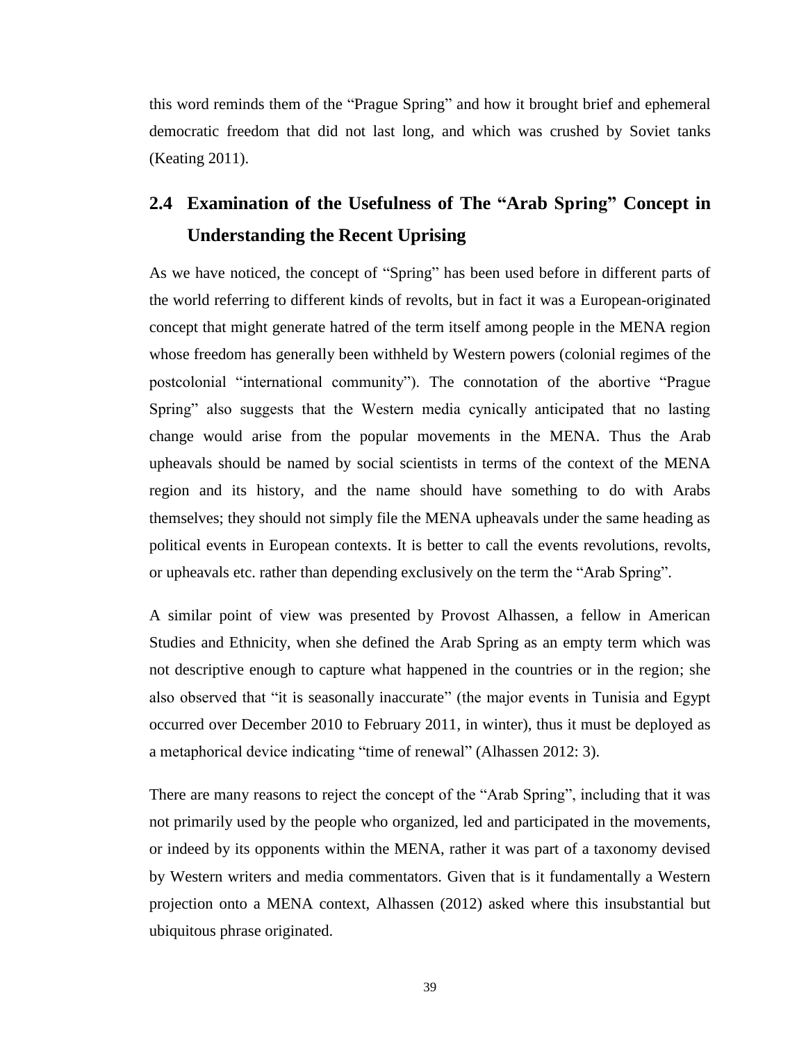this word reminds them of the "Prague Spring" and how it brought brief and ephemeral democratic freedom that did not last long, and which was crushed by Soviet tanks (Keating 2011).

## 2.4 Examination of the Usefulness of The "Arab Spring" Concept in Understanding the Recent Uprising

As we have noticed, the concept of "Spring" has been used before in different parts of the world referring to different kinds of revolts, but in fact it was a European-originated concept that might generate hatred of the term itself among people in the MENA region whose freedom has generally been withheld by Western powers (colonial regimes of the postcolonial "international community"). The connotation of the abortive "Prague Spring" also suggests that the Western media cynically anticipated that no lasting change would arise from the popular movements in the MENA. Thus the Arab upheavals should be named by social scientists in terms of the context of the MENA region and its history, and the name should have something to do with Arabs themselves; they should not simply file the MENA upheavals under the same heading as political events in European contexts. It is better to call the events revolutions, revolts, or upheavals etc. rather than depending exclusively on the term the "Arab Spring".

A similar point of view was presented by Provost Alhassen, a fellow in American Studies and Ethnicity, when she defined the Arab Spring as an empty term which was not descriptive enough to capture what happened in the countries or in the region; she also observed that "it is seasonally inaccurate" (the major events in Tunisia and Egypt occurred over December 2010 to February 2011, in winter), thus it must be deployed as a metaphorical device indicating "time of renewal" (Alhassen 2012: 3).

There are many reasons to reject the concept of the "Arab Spring", including that it was not primarily used by the people who organized, led and participated in the movements, or indeed by its opponents within the MENA, rather it was part of a taxonomy devised by Western writers and media commentators. Given that is it fundamentally a Western projection onto a MENA context, Alhassen (2012) asked where this insubstantial but ubiquitous phrase originated.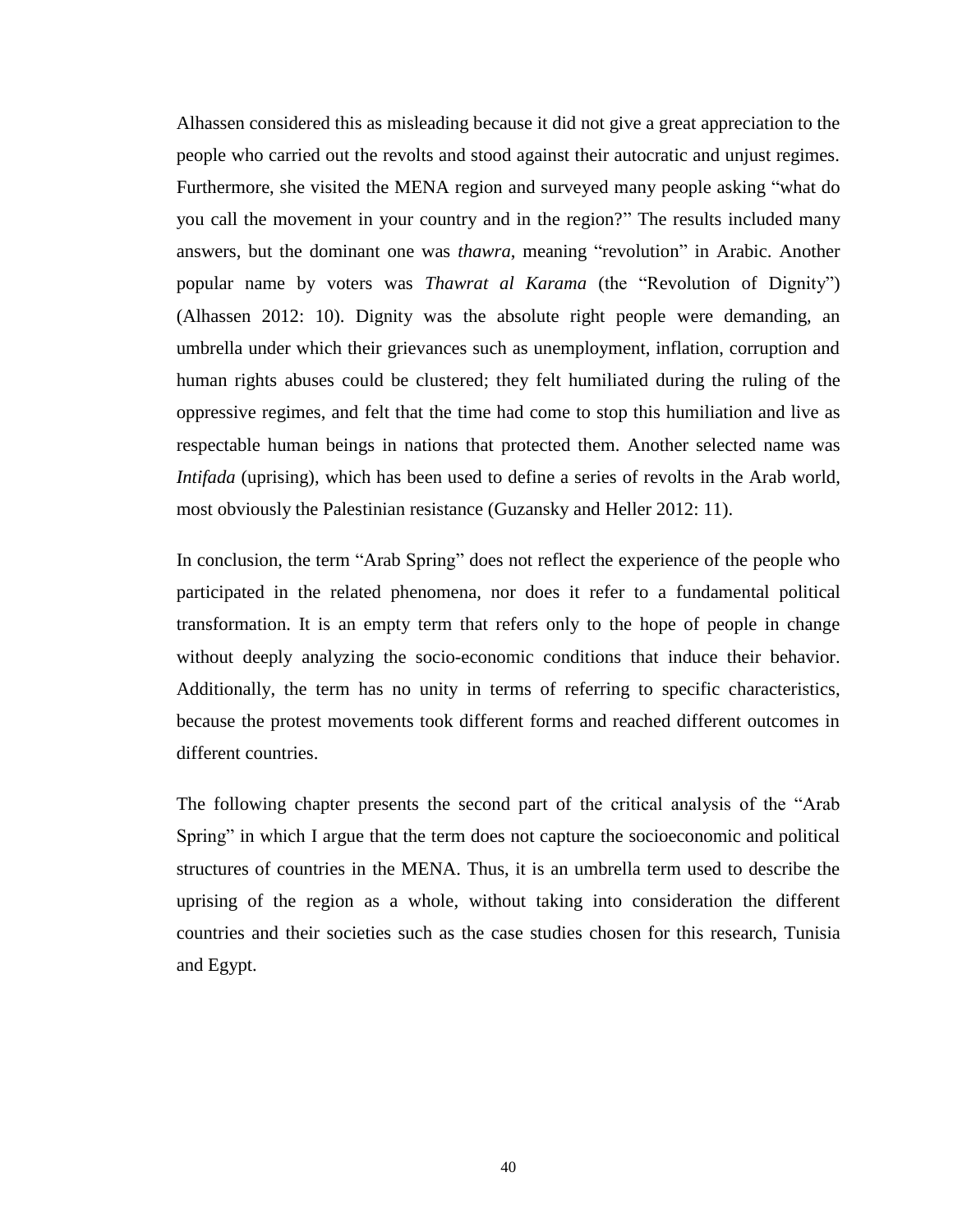Alhassen considered this as misleading because it did not give a great appreciation to the people who carried out the revolts and stood against their autocratic and unjust regimes. Furthermore, she visited the MENA region and surveyed many people asking "what do you call the movement in your country and in the region?" The results included many answers, but the dominant one was *thawra*, meaning "revolution" in Arabic. Another popular name by voters was *Thawrat al Karama* (the "Revolution of Dignity") (Alhassen 2012: 10). Dignity was the absolute right people were demanding, an umbrella under which their grievances such as unemployment, inflation, corruption and human rights abuses could be clustered; they felt humiliated during the ruling of the oppressive regimes, and felt that the time had come to stop this humiliation and live as respectable human beings in nations that protected them. Another selected name was *Intifada* (uprising), which has been used to define a series of revolts in the Arab world, most obviously the Palestinian resistance (Guzansky and Heller 2012: 11).

In conclusion, the term "Arab Spring" does not reflect the experience of the people who participated in the related phenomena, nor does it refer to a fundamental political transformation. It is an empty term that refers only to the hope of people in change without deeply analyzing the socio-economic conditions that induce their behavior. Additionally, the term has no unity in terms of referring to specific characteristics, because the protest movements took different forms and reached different outcomes in different countries.

The following chapter presents the second part of the critical analysis of the "Arab Spring" in which I argue that the term does not capture the socioeconomic and political structures of countries in the MENA. Thus, it is an umbrella term used to describe the uprising of the region as a whole, without taking into consideration the different countries and their societies such as the case studies chosen for this research, Tunisia and Egypt.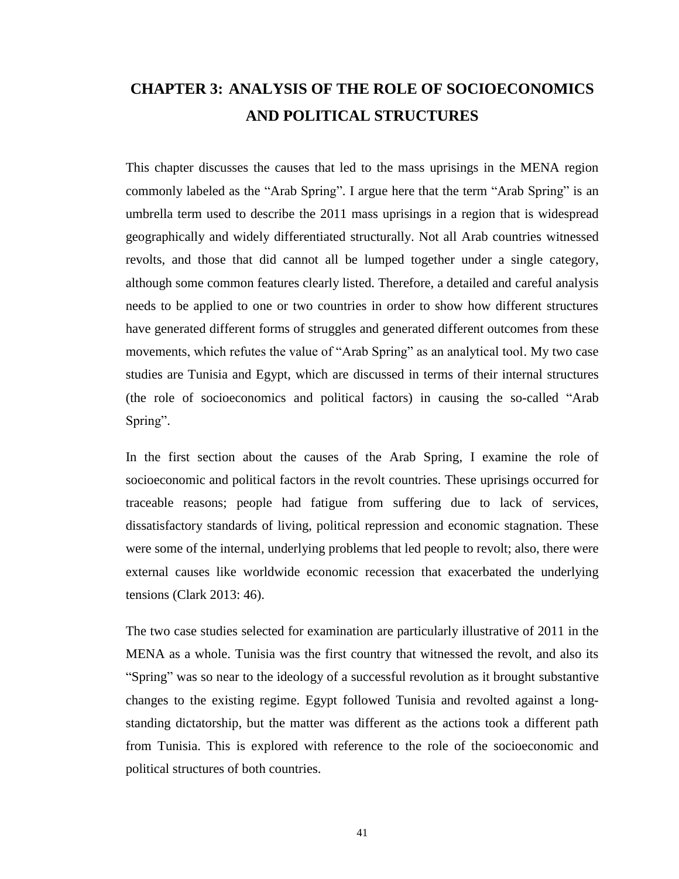# CHAPTER 3: ANALYSIS OF THE ROLE OF SOCIOECONOMICS AND POLITICAL STRUCTURES

This chapter discusses the causes that led to the mass uprisings in the MENA region commonly labeled as the "Arab Spring". I argue here that the term "Arab Spring" is an umbrella term used to describe the 2011 mass uprisings in a region that is widespread geographically and widely differentiated structurally. Not all Arab countries witnessed revolts, and those that did cannot all be lumped together under a single category, although some common features clearly listed. Therefore, a detailed and careful analysis needs to be applied to one or two countries in order to show how different structures have generated different forms of struggles and generated different outcomes from these movements, which refutes the value of "Arab Spring" as an analytical tool. My two case studies are Tunisia and Egypt, which are discussed in terms of their internal structures (the role of socioeconomics and political factors) in causing the so-called "Arab Spring".

In the first section about the causes of the Arab Spring, I examine the role of socioeconomic and political factors in the revolt countries. These uprisings occurred for traceable reasons; people had fatigue from suffering due to lack of services, dissatisfactory standards of living, political repression and economic stagnation. These were some of the internal, underlying problems that led people to revolt; also, there were external causes like worldwide economic recession that exacerbated the underlying tensions (Clark 2013: 46).

The two case studies selected for examination are particularly illustrative of 2011 in the MENA as a whole. Tunisia was the first country that witnessed the revolt, and also its "Spring" was so near to the ideology of a successful revolution as it brought substantive changes to the existing regime. Egypt followed Tunisia and revolted against a long-standing dictatorship, but the matter was different as the actions took a different path from Tunisia. This is explored with reference to the role of the socioeconomic and political structures of both countries.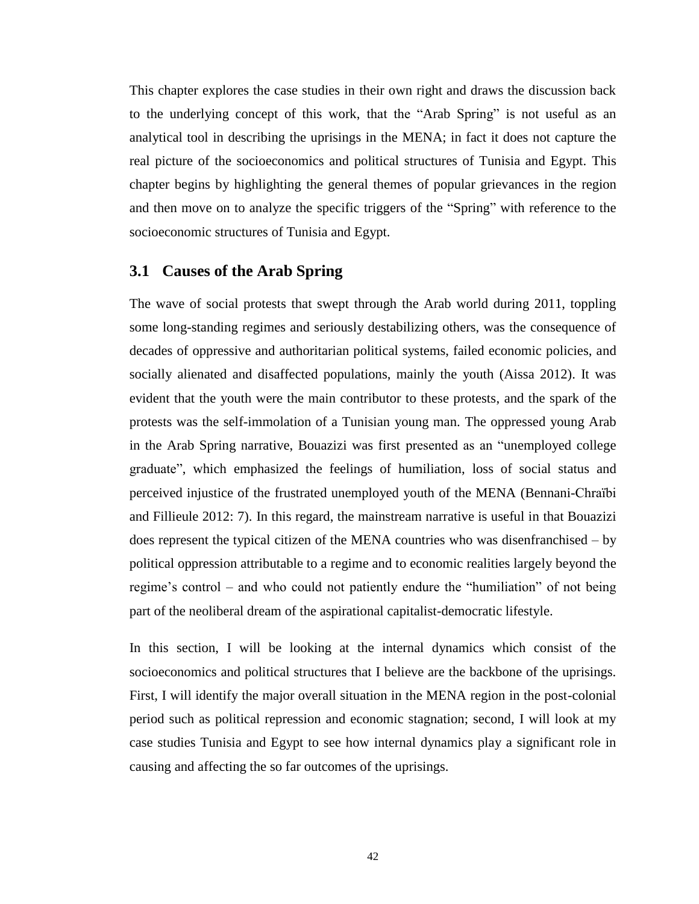This chapter explores the case studies in their own right and draws the discussion back to the underlying concept of this work, that the "Arab Spring" is not useful as an analytical tool in describing the uprisings in the MENA; in fact it does not capture the real picture of the socioeconomics and political structures of Tunisia and Egypt. This chapter begins by highlighting the general themes of popular grievances in the region and then move on to analyze the specific triggers of the "Spring" with reference to the socioeconomic structures of Tunisia and Egypt.

## 3.1 Causes of the Arab Spring

The wave of social protests that swept through the Arab world during 2011, toppling some long-standing regimes and seriously destabilizing others, was the consequence of decades of oppressive and authoritarian political systems, failed economic policies, and socially alienated and disaffected populations, mainly the youth (Aissa 2012). It was evident that the youth were the main contributor to these protests, and the spark of the protests was the self-immolation of a Tunisian young man. The oppressed young Arab in the Arab Spring narrative, Bouazizi was first presented as an "unemployed college graduate", which emphasized the feelings of humiliation, loss of social status and perceived injustice of the frustrated unemployed youth of the MENA (Bennani-Chraïbi and Fillieule 2012: 7). In this regard, the mainstream narrative is useful in that Bouazizi does represent the typical citizen of the MENA countries who was disenfranchised – by political oppression attributable to a regime and to economic realities largely beyond the regime's control – and who could not patiently endure the "humiliation" of not being part of the neoliberal dream of the aspirational capitalist-democratic lifestyle.

In this section, I will be looking at the internal dynamics which consist of the socioeconomics and political structures that I believe are the backbone of the uprisings. First, I will identify the major overall situation in the MENA region in the post-colonial period such as political repression and economic stagnation; second, I will look at my case studies Tunisia and Egypt to see how internal dynamics play a significant role in causing and affecting the so far outcomes of the uprisings.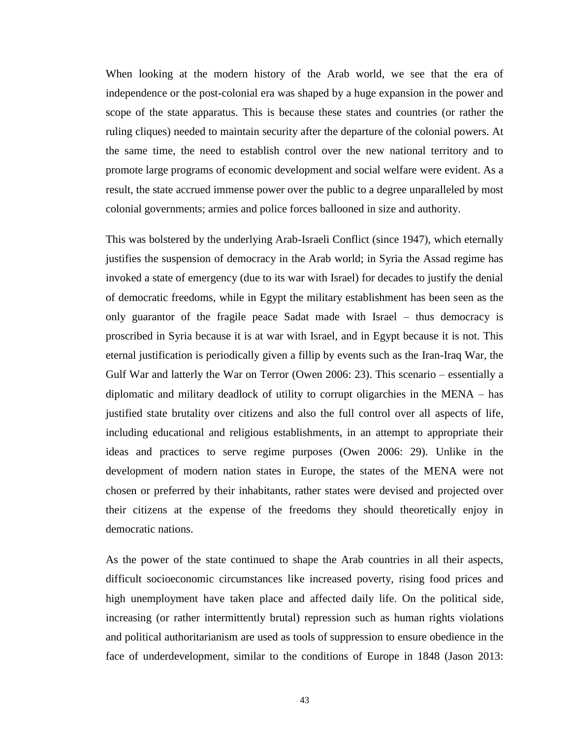When looking at the modern history of the Arab world, we see that the era of independence or the post-colonial era was shaped by a huge expansion in the power and scope of the state apparatus. This is because these states and countries (or rather the ruling cliques) needed to maintain security after the departure of the colonial powers. At the same time, the need to establish control over the new national territory and to promote large programs of economic development and social welfare were evident. As a result, the state accrued immense power over the public to a degree unparalleled by most colonial governments; armies and police forces ballooned in size and authority.

This was bolstered by the underlying Arab-Israeli Conflict (since 1947), which eternally justifies the suspension of democracy in the Arab world; in Syria the Assad regime has invoked a state of emergency (due to its war with Israel) for decades to justify the denial of democratic freedoms, while in Egypt the military establishment has been seen as the only guarantor of the fragile peace Sadat made with Israel – thus democracy is proscribed in Syria because it is at war with Israel, and in Egypt because it is not. This eternal justification is periodically given a fillip by events such as the Iran-Iraq War, the Gulf War and latterly the War on Terror (Owen 2006: 23). This scenario – essentially a diplomatic and military deadlock of utility to corrupt oligarchies in the MENA – has justified state brutality over citizens and also the full control over all aspects of life, including educational and religious establishments, in an attempt to appropriate their ideas and practices to serve regime purposes (Owen 2006: 29). Unlike in the development of modern nation states in Europe, the states of the MENA were not chosen or preferred by their inhabitants, rather states were devised and projected over their citizens at the expense of the freedoms they should theoretically enjoy in democratic nations.

As the power of the state continued to shape the Arab countries in all their aspects, difficult socioeconomic circumstances like increased poverty, rising food prices and high unemployment have taken place and affected daily life. On the political side, increasing (or rather intermittently brutal) repression such as human rights violations and political authoritarianism are used as tools of suppression to ensure obedience in the face of underdevelopment, similar to the conditions of Europe in 1848 (Jason 2013: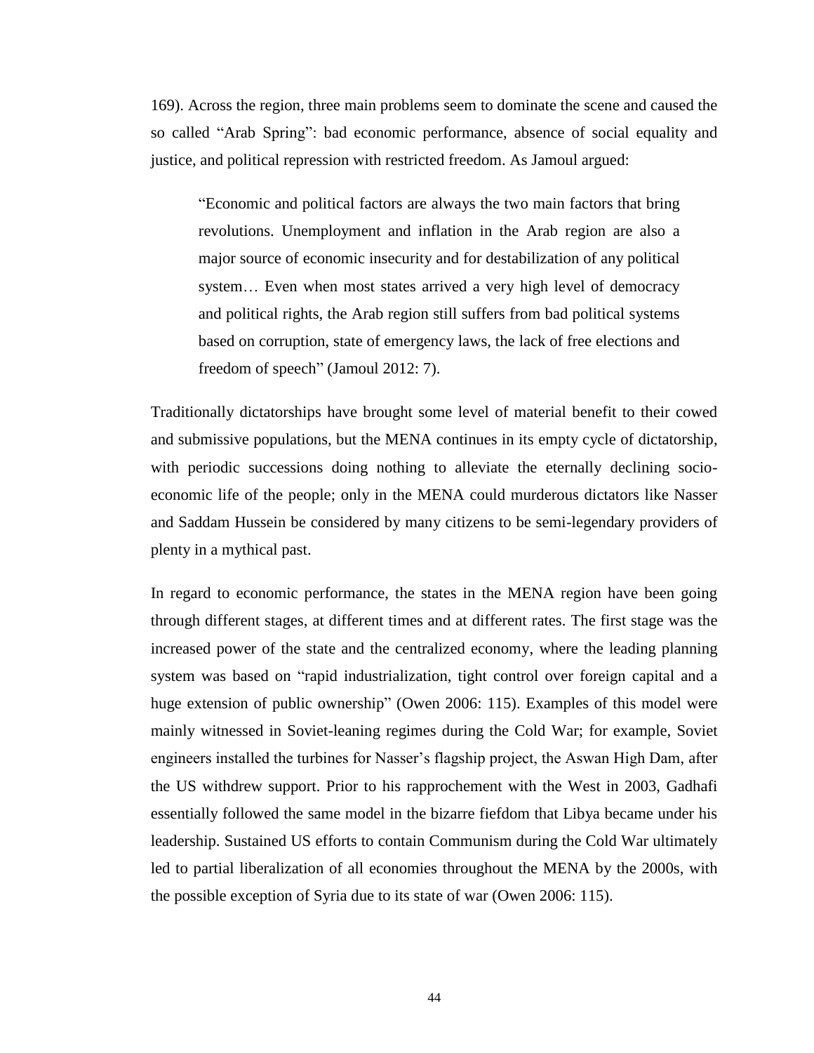169). Across the region, three main problems seem to dominate the scene and caused the so called "Arab Spring": bad economic performance, absence of social equality and justice, and political repression with restricted freedom. As Jamoul argued:

> "Economic and political factors are always the two main factors that bring revolutions. Unemployment and inflation in the Arab region are also a major source of economic insecurity and for destabilization of any political system… Even when most states arrived a very high level of democracy and political rights, the Arab region still suffers from bad political systems based on corruption, state of emergency laws, the lack of free elections and freedom of speech" (Jamoul 2012: 7).

Traditionally dictatorships have brought some level of material benefit to their cowed and submissive populations, but the MENA continues in its empty cycle of dictatorship, with periodic successions doing nothing to alleviate the eternally declining socio-economic life of the people; only in the MENA could murderous dictators like Nasser and Saddam Hussein be considered by many citizens to be semi-legendary providers of plenty in a mythical past.

In regard to economic performance, the states in the MENA region have been going through different stages, at different times and at different rates. The first stage was the increased power of the state and the centralized economy, where the leading planning system was based on "rapid industrialization, tight control over foreign capital and a huge extension of public ownership" (Owen 2006: 115). Examples of this model were mainly witnessed in Soviet-leaning regimes during the Cold War; for example, Soviet engineers installed the turbines for Nasser's flagship project, the Aswan High Dam, after the US withdrew support. Prior to his rapprochement with the West in 2003, Gadhafi essentially followed the same model in the bizarre fiefdom that Libya became under his leadership. Sustained US efforts to contain Communism during the Cold War ultimately led to partial liberalization of all economies throughout the MENA by the 2000s, with the possible exception of Syria due to its state of war (Owen 2006: 115).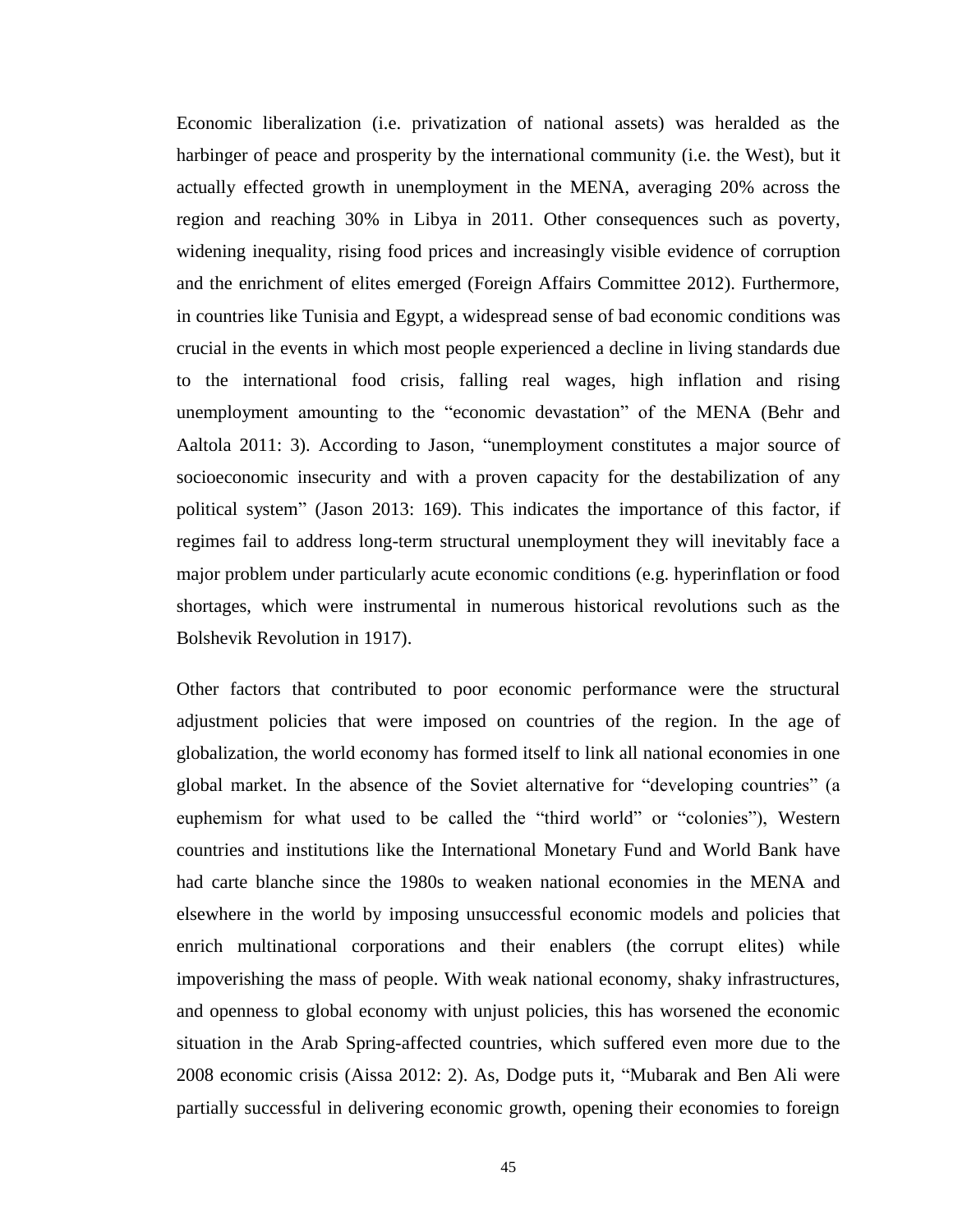Economic liberalization (i.e. privatization of national assets) was heralded as the harbinger of peace and prosperity by the international community (i.e. the West), but it actually effected growth in unemployment in the MENA, averaging 20% across the region and reaching 30% in Libya in 2011. Other consequences such as poverty, widening inequality, rising food prices and increasingly visible evidence of corruption and the enrichment of elites emerged (Foreign Affairs Committee 2012). Furthermore, in countries like Tunisia and Egypt, a widespread sense of bad economic conditions was crucial in the events in which most people experienced a decline in living standards due to the international food crisis, falling real wages, high inflation and rising unemployment amounting to the "economic devastation" of the MENA (Behr and Aaltola 2011: 3). According to Jason, "unemployment constitutes a major source of socioeconomic insecurity and with a proven capacity for the destabilization of any political system" (Jason 2013: 169). This indicates the importance of this factor, if regimes fail to address long-term structural unemployment they will inevitably face a major problem under particularly acute economic conditions (e.g. hyperinflation or food shortages, which were instrumental in numerous historical revolutions such as the Bolshevik Revolution in 1917).

Other factors that contributed to poor economic performance were the structural adjustment policies that were imposed on countries of the region. In the age of globalization, the world economy has formed itself to link all national economies in one global market. In the absence of the Soviet alternative for "developing countries" (a euphemism for what used to be called the "third world" or "colonies"), Western countries and institutions like the International Monetary Fund and World Bank have had carte blanche since the 1980s to weaken national economies in the MENA and elsewhere in the world by imposing unsuccessful economic models and policies that enrich multinational corporations and their enablers (the corrupt elites) while impoverishing the mass of people. With weak national economy, shaky infrastructures, and openness to global economy with unjust policies, this has worsened the economic situation in the Arab Spring-affected countries, which suffered even more due to the 2008 economic crisis (Aissa 2012: 2). As, Dodge puts it, "Mubarak and Ben Ali were partially successful in delivering economic growth, opening their economies to foreign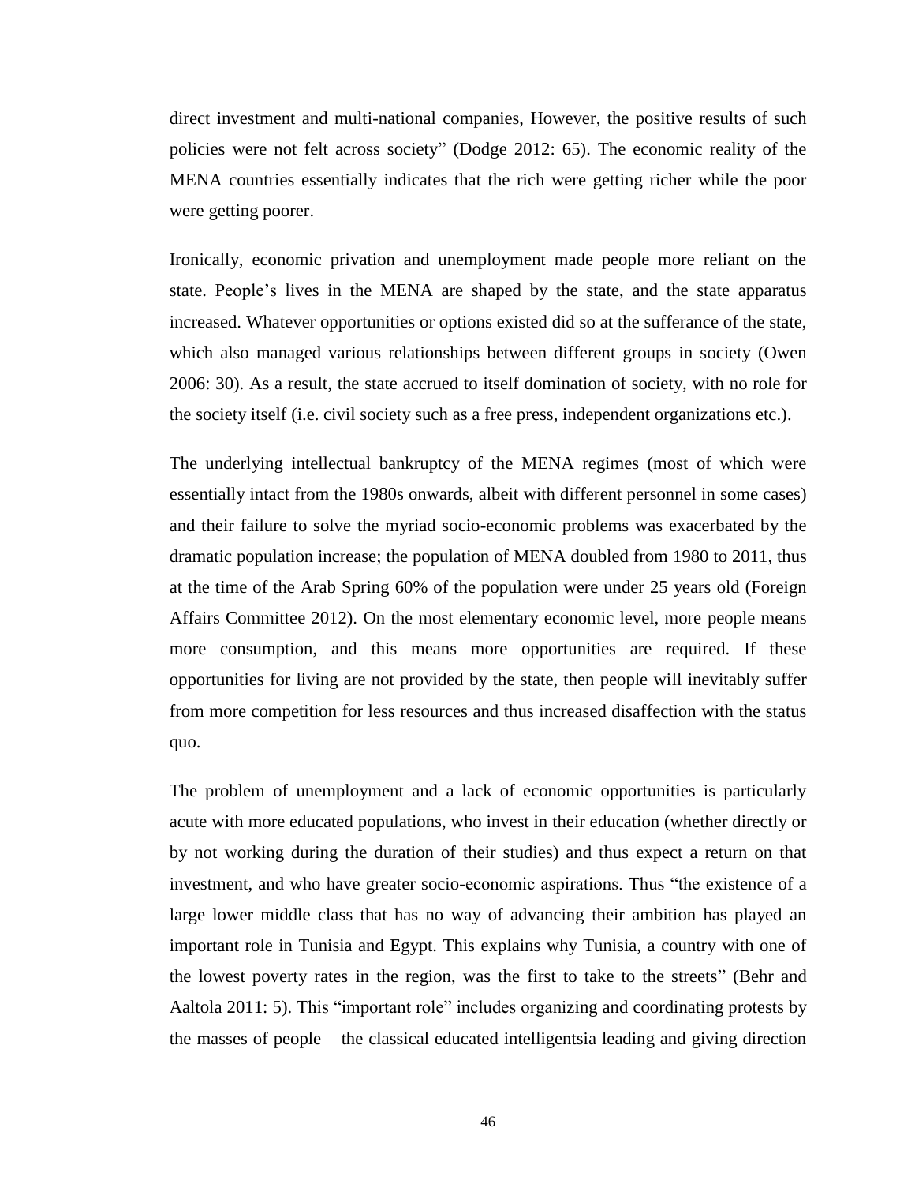direct investment and multi-national companies, However, the positive results of such policies were not felt across society" (Dodge 2012: 65). The economic reality of the MENA countries essentially indicates that the rich were getting richer while the poor were getting poorer.

Ironically, economic privation and unemployment made people more reliant on the state. People's lives in the MENA are shaped by the state, and the state apparatus increased. Whatever opportunities or options existed did so at the sufferance of the state, which also managed various relationships between different groups in society (Owen 2006: 30). As a result, the state accrued to itself domination of society, with no role for the society itself (i.e. civil society such as a free press, independent organizations etc.).

The underlying intellectual bankruptcy of the MENA regimes (most of which were essentially intact from the 1980s onwards, albeit with different personnel in some cases) and their failure to solve the myriad socio-economic problems was exacerbated by the dramatic population increase; the population of MENA doubled from 1980 to 2011, thus at the time of the Arab Spring 60% of the population were under 25 years old (Foreign Affairs Committee 2012). On the most elementary economic level, more people means more consumption, and this means more opportunities are required. If these opportunities for living are not provided by the state, then people will inevitably suffer from more competition for less resources and thus increased disaffection with the status quo.

The problem of unemployment and a lack of economic opportunities is particularly acute with more educated populations, who invest in their education (whether directly or by not working during the duration of their studies) and thus expect a return on that investment, and who have greater socio-economic aspirations. Thus "the existence of a large lower middle class that has no way of advancing their ambition has played an important role in Tunisia and Egypt. This explains why Tunisia, a country with one of the lowest poverty rates in the region, was the first to take to the streets" (Behr and Aaltola 2011: 5). This "important role" includes organizing and coordinating protests by the masses of people – the classical educated intelligentsia leading and giving direction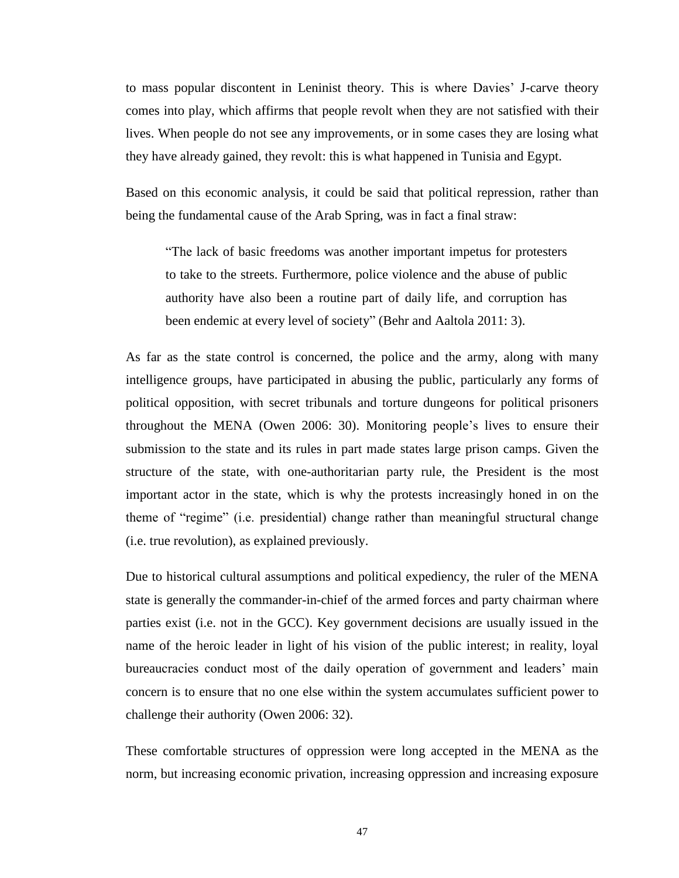to mass popular discontent in Leninist theory. This is where Davies' J-carve theory comes into play, which affirms that people revolt when they are not satisfied with their lives. When people do not see any improvements, or in some cases they are losing what they have already gained, they revolt: this is what happened in Tunisia and Egypt.

Based on this economic analysis, it could be said that political repression, rather than being the fundamental cause of the Arab Spring, was in fact a final straw:

> "The lack of basic freedoms was another important impetus for protesters to take to the streets. Furthermore, police violence and the abuse of public authority have also been a routine part of daily life, and corruption has been endemic at every level of society" (Behr and Aaltola 2011: 3).

As far as the state control is concerned, the police and the army, along with many intelligence groups, have participated in abusing the public, particularly any forms of political opposition, with secret tribunals and torture dungeons for political prisoners throughout the MENA (Owen 2006: 30). Monitoring people's lives to ensure their submission to the state and its rules in part made states large prison camps. Given the structure of the state, with one-authoritarian party rule, the President is the most important actor in the state, which is why the protests increasingly honed in on the theme of "regime" (i.e. presidential) change rather than meaningful structural change (i.e. true revolution), as explained previously.

Due to historical cultural assumptions and political expediency, the ruler of the MENA state is generally the commander-in-chief of the armed forces and party chairman where parties exist (i.e. not in the GCC). Key government decisions are usually issued in the name of the heroic leader in light of his vision of the public interest; in reality, loyal bureaucracies conduct most of the daily operation of government and leaders' main concern is to ensure that no one else within the system accumulates sufficient power to challenge their authority (Owen 2006: 32).

These comfortable structures of oppression were long accepted in the MENA as the norm, but increasing economic privation, increasing oppression and increasing exposure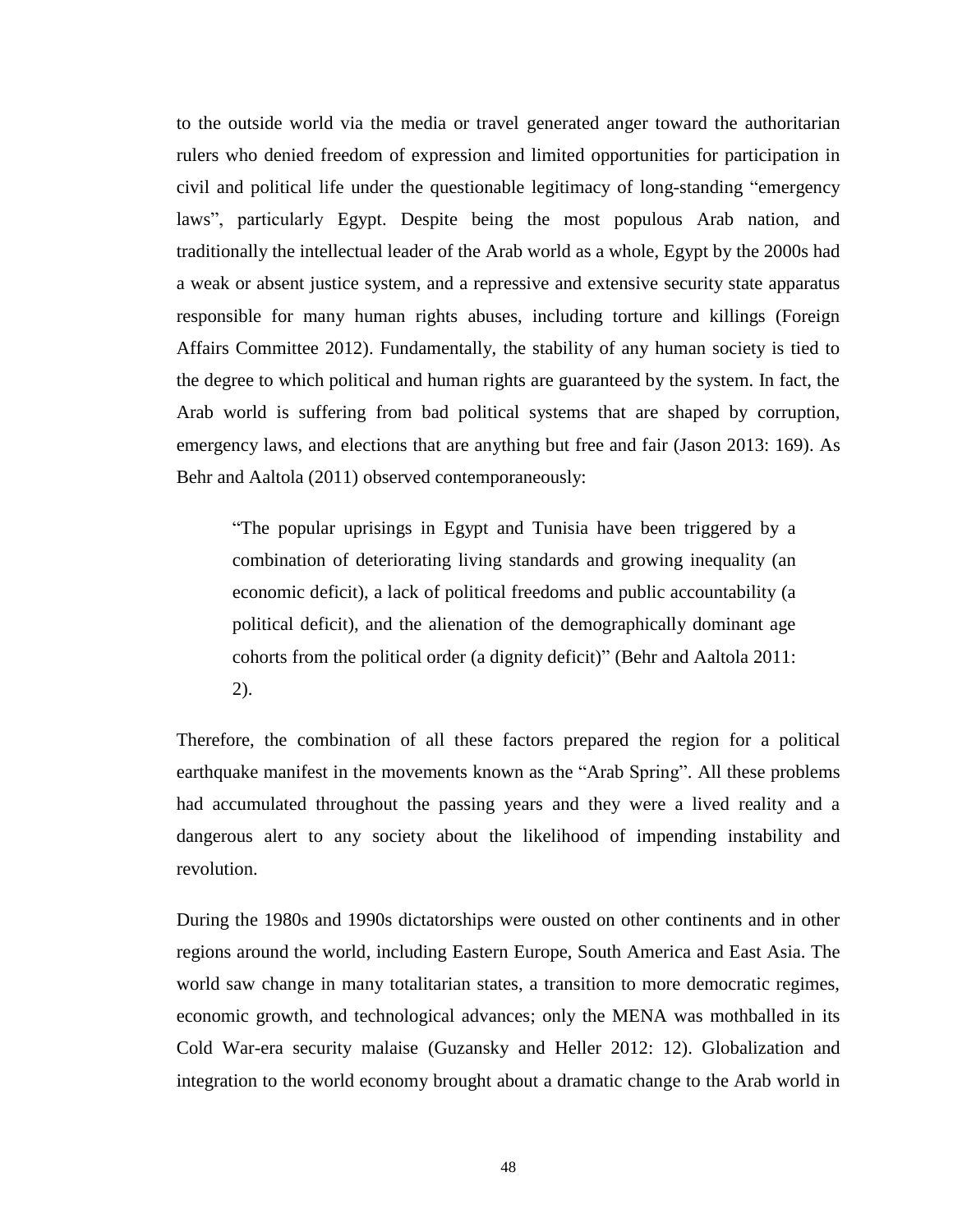to the outside world via the media or travel generated anger toward the authoritarian rulers who denied freedom of expression and limited opportunities for participation in civil and political life under the questionable legitimacy of long-standing "emergency laws", particularly Egypt. Despite being the most populous Arab nation, and traditionally the intellectual leader of the Arab world as a whole, Egypt by the 2000s had a weak or absent justice system, and a repressive and extensive security state apparatus responsible for many human rights abuses, including torture and killings (Foreign Affairs Committee 2012). Fundamentally, the stability of any human society is tied to the degree to which political and human rights are guaranteed by the system. In fact, the Arab world is suffering from bad political systems that are shaped by corruption, emergency laws, and elections that are anything but free and fair (Jason 2013: 169). As Behr and Aaltola (2011) observed contemporaneously:

> "The popular uprisings in Egypt and Tunisia have been triggered by a combination of deteriorating living standards and growing inequality (an economic deficit), a lack of political freedoms and public accountability (a political deficit), and the alienation of the demographically dominant age cohorts from the political order (a dignity deficit)" (Behr and Aaltola 2011: 2).

Therefore, the combination of all these factors prepared the region for a political earthquake manifest in the movements known as the "Arab Spring". All these problems had accumulated throughout the passing years and they were a lived reality and a dangerous alert to any society about the likelihood of impending instability and revolution.

During the 1980s and 1990s dictatorships were ousted on other continents and in other regions around the world, including Eastern Europe, South America and East Asia. The world saw change in many totalitarian states, a transition to more democratic regimes, economic growth, and technological advances; only the MENA was mothballed in its Cold War-era security malaise (Guzansky and Heller 2012: 12). Globalization and integration to the world economy brought about a dramatic change to the Arab world in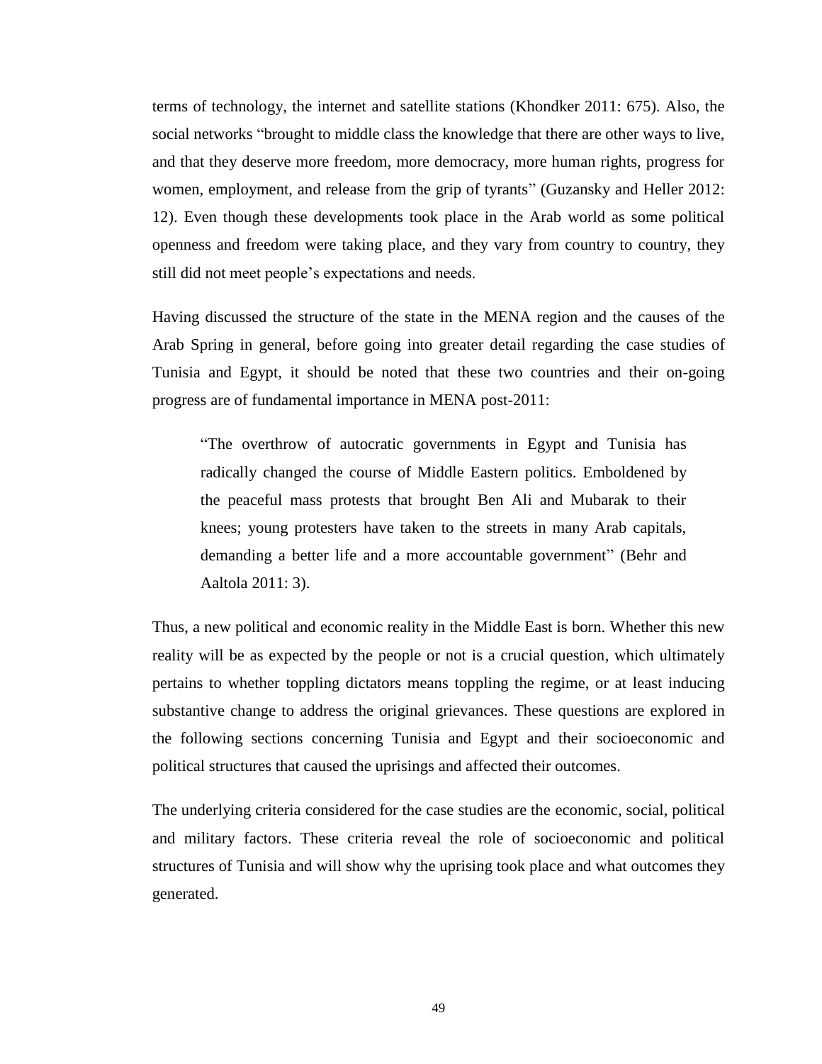terms of technology, the internet and satellite stations (Khondker 2011: 675). Also, the social networks "brought to middle class the knowledge that there are other ways to live, and that they deserve more freedom, more democracy, more human rights, progress for women, employment, and release from the grip of tyrants" (Guzansky and Heller 2012: 12). Even though these developments took place in the Arab world as some political openness and freedom were taking place, and they vary from country to country, they still did not meet people's expectations and needs.

Having discussed the structure of the state in the MENA region and the causes of the Arab Spring in general, before going into greater detail regarding the case studies of Tunisia and Egypt, it should be noted that these two countries and their on-going progress are of fundamental importance in MENA post-2011:

> "The overthrow of autocratic governments in Egypt and Tunisia has radically changed the course of Middle Eastern politics. Emboldened by the peaceful mass protests that brought Ben Ali and Mubarak to their knees; young protesters have taken to the streets in many Arab capitals, demanding a better life and a more accountable government" (Behr and Aaltola 2011: 3).

Thus, a new political and economic reality in the Middle East is born. Whether this new reality will be as expected by the people or not is a crucial question, which ultimately pertains to whether toppling dictators means toppling the regime, or at least inducing substantive change to address the original grievances. These questions are explored in the following sections concerning Tunisia and Egypt and their socioeconomic and political structures that caused the uprisings and affected their outcomes.

The underlying criteria considered for the case studies are the economic, social, political and military factors. These criteria reveal the role of socioeconomic and political structures of Tunisia and will show why the uprising took place and what outcomes they generated.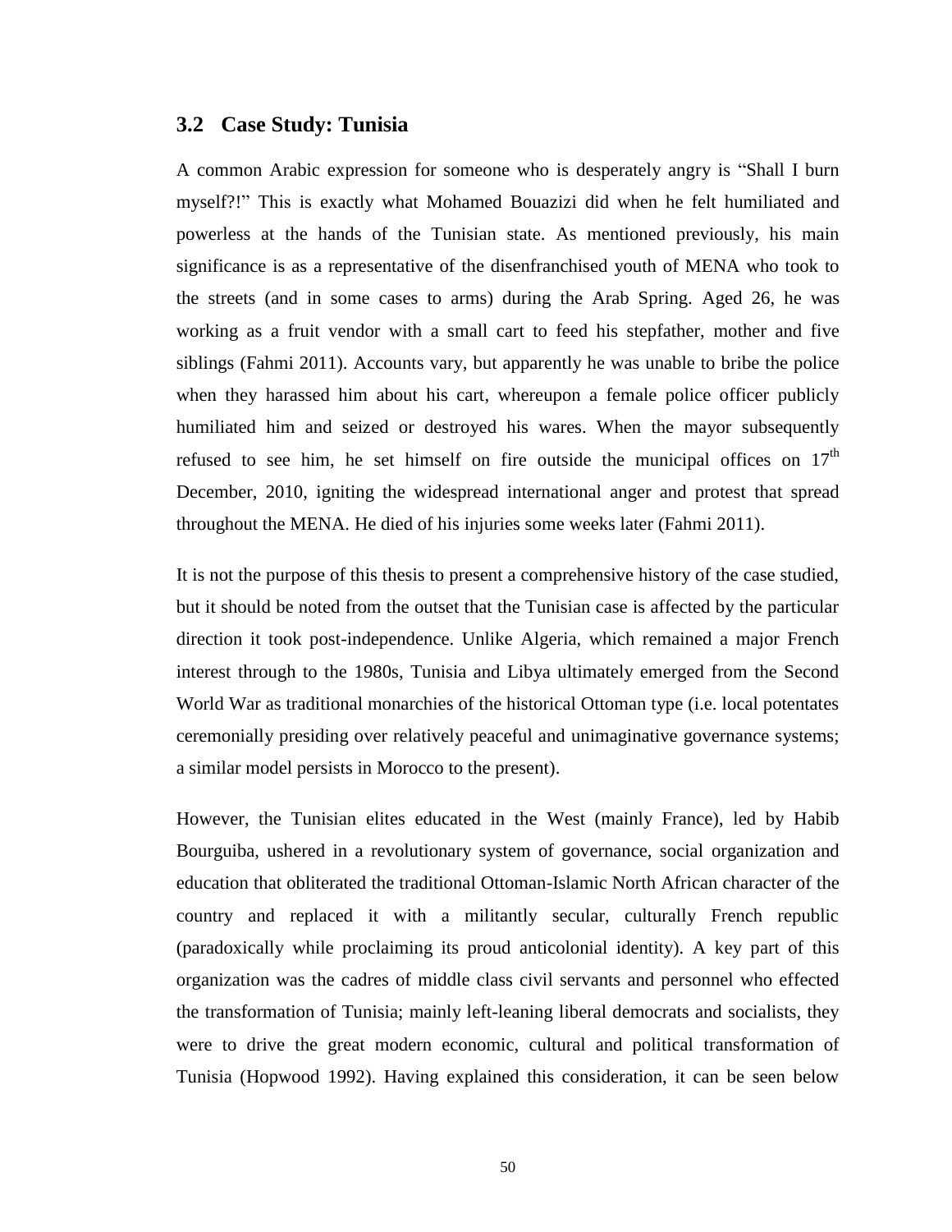## 3.2 Case Study: Tunisia

A common Arabic expression for someone who is desperately angry is “Shall I burn myself?!” This is exactly what Mohamed Bouazizi did when he felt humiliated and powerless at the hands of the Tunisian state. As mentioned previously, his main significance is as a representative of the disenfranchised youth of MENA who took to the streets (and in some cases to arms) during the Arab Spring. Aged 26, he was working as a fruit vendor with a small cart to feed his stepfather, mother and five siblings (Fahmi 2011). Accounts vary, but apparently he was unable to bribe the police when they harassed him about his cart, whereupon a female police officer publicly humiliated him and seized or destroyed his wares. When the mayor subsequently refused to see him, he set himself on fire outside the municipal offices on 17th December, 2010, igniting the widespread international anger and protest that spread throughout the MENA. He died of his injuries some weeks later (Fahmi 2011).

It is not the purpose of this thesis to present a comprehensive history of the case studied, but it should be noted from the outset that the Tunisian case is affected by the particular direction it took post-independence. Unlike Algeria, which remained a major French interest through to the 1980s, Tunisia and Libya ultimately emerged from the Second World War as traditional monarchies of the historical Ottoman type (i.e. local potentates ceremonially presiding over relatively peaceful and unimaginative governance systems; a similar model persists in Morocco to the present).

However, the Tunisian elites educated in the West (mainly France), led by Habib Bourguiba, ushered in a revolutionary system of governance, social organization and education that obliterated the traditional Ottoman-Islamic North African character of the country and replaced it with a militantly secular, culturally French republic (paradoxically while proclaiming its proud anticolonial identity). A key part of this organization was the cadres of middle class civil servants and personnel who effected the transformation of Tunisia; mainly left-leaning liberal democrats and socialists, they were to drive the great modern economic, cultural and political transformation of Tunisia (Hopwood 1992). Having explained this consideration, it can be seen below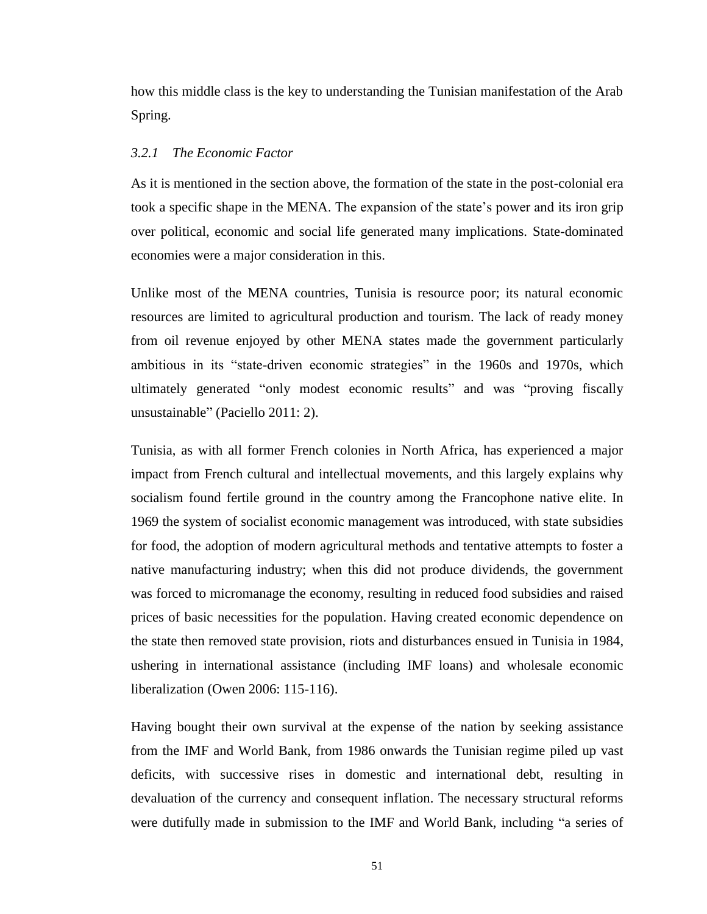how this middle class is the key to understanding the Tunisian manifestation of the Arab Spring.

### *3.2.1 The Economic Factor*

As it is mentioned in the section above, the formation of the state in the post-colonial era took a specific shape in the MENA. The expansion of the state's power and its iron grip over political, economic and social life generated many implications. State-dominated economies were a major consideration in this.

Unlike most of the MENA countries, Tunisia is resource poor; its natural economic resources are limited to agricultural production and tourism. The lack of ready money from oil revenue enjoyed by other MENA states made the government particularly ambitious in its "state-driven economic strategies" in the 1960s and 1970s, which ultimately generated "only modest economic results" and was "proving fiscally unsustainable" (Paciello 2011: 2).

Tunisia, as with all former French colonies in North Africa, has experienced a major impact from French cultural and intellectual movements, and this largely explains why socialism found fertile ground in the country among the Francophone native elite. In 1969 the system of socialist economic management was introduced, with state subsidies for food, the adoption of modern agricultural methods and tentative attempts to foster a native manufacturing industry; when this did not produce dividends, the government was forced to micromanage the economy, resulting in reduced food subsidies and raised prices of basic necessities for the population. Having created economic dependence on the state then removed state provision, riots and disturbances ensued in Tunisia in 1984, ushering in international assistance (including IMF loans) and wholesale economic liberalization (Owen 2006: 115-116).

Having bought their own survival at the expense of the nation by seeking assistance from the IMF and World Bank, from 1986 onwards the Tunisian regime piled up vast deficits, with successive rises in domestic and international debt, resulting in devaluation of the currency and consequent inflation. The necessary structural reforms were dutifully made in submission to the IMF and World Bank, including "a series of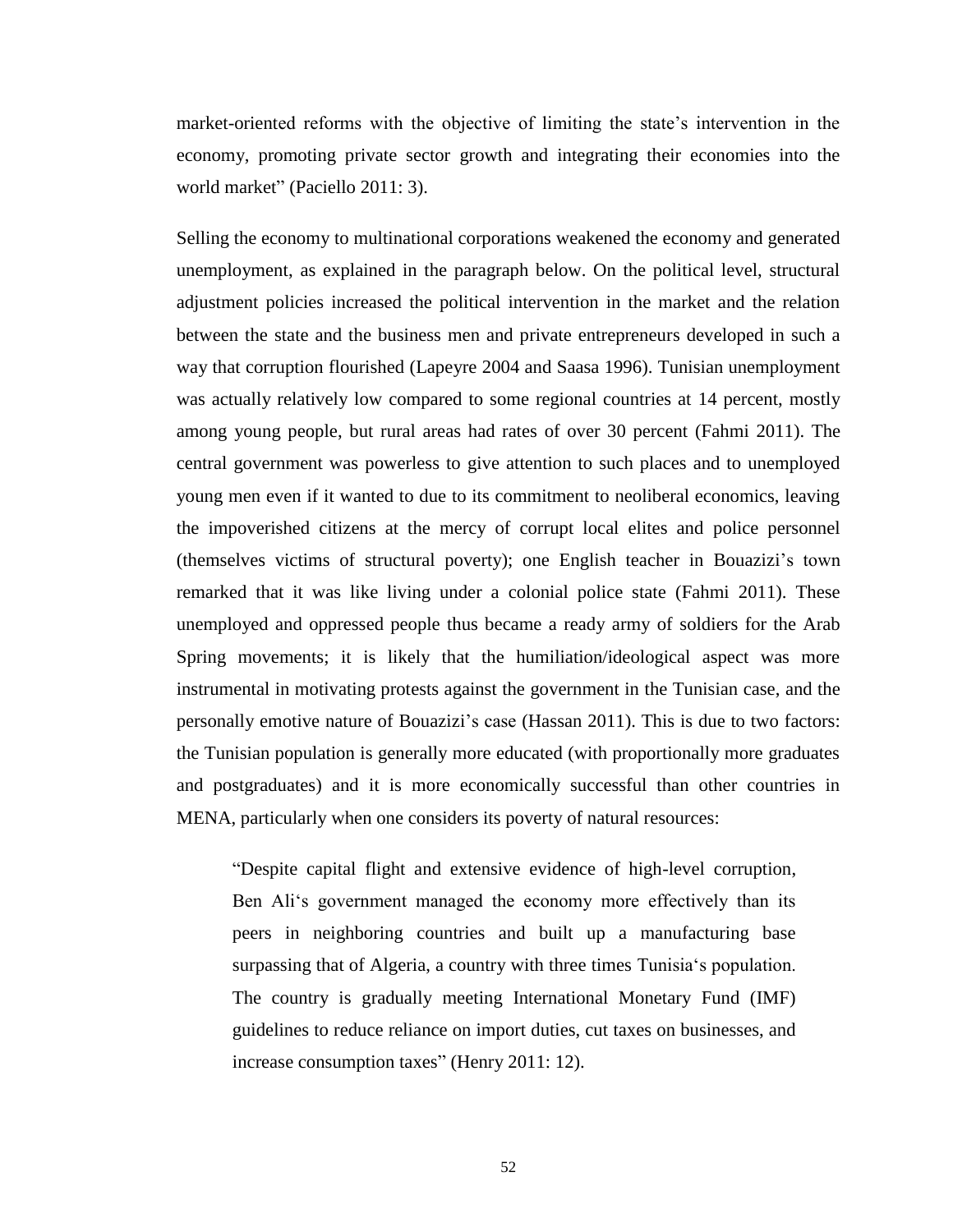market-oriented reforms with the objective of limiting the state's intervention in the economy, promoting private sector growth and integrating their economies into the world market" (Paciello 2011: 3).

Selling the economy to multinational corporations weakened the economy and generated unemployment, as explained in the paragraph below. On the political level, structural adjustment policies increased the political intervention in the market and the relation between the state and the business men and private entrepreneurs developed in such a way that corruption flourished (Lapeyre 2004 and Saasa 1996). Tunisian unemployment was actually relatively low compared to some regional countries at 14 percent, mostly among young people, but rural areas had rates of over 30 percent (Fahmi 2011). The central government was powerless to give attention to such places and to unemployed young men even if it wanted to due to its commitment to neoliberal economics, leaving the impoverished citizens at the mercy of corrupt local elites and police personnel (themselves victims of structural poverty); one English teacher in Bouazizi's town remarked that it was like living under a colonial police state (Fahmi 2011). These unemployed and oppressed people thus became a ready army of soldiers for the Arab Spring movements; it is likely that the humiliation/ideological aspect was more instrumental in motivating protests against the government in the Tunisian case, and the personally emotive nature of Bouazizi's case (Hassan 2011). This is due to two factors: the Tunisian population is generally more educated (with proportionally more graduates and postgraduates) and it is more economically successful than other countries in MENA, particularly when one considers its poverty of natural resources:

> "Despite capital flight and extensive evidence of high-level corruption, Ben Ali's government managed the economy more effectively than its peers in neighboring countries and built up a manufacturing base surpassing that of Algeria, a country with three times Tunisia's population. The country is gradually meeting International Monetary Fund (IMF) guidelines to reduce reliance on import duties, cut taxes on businesses, and increase consumption taxes" (Henry 2011: 12).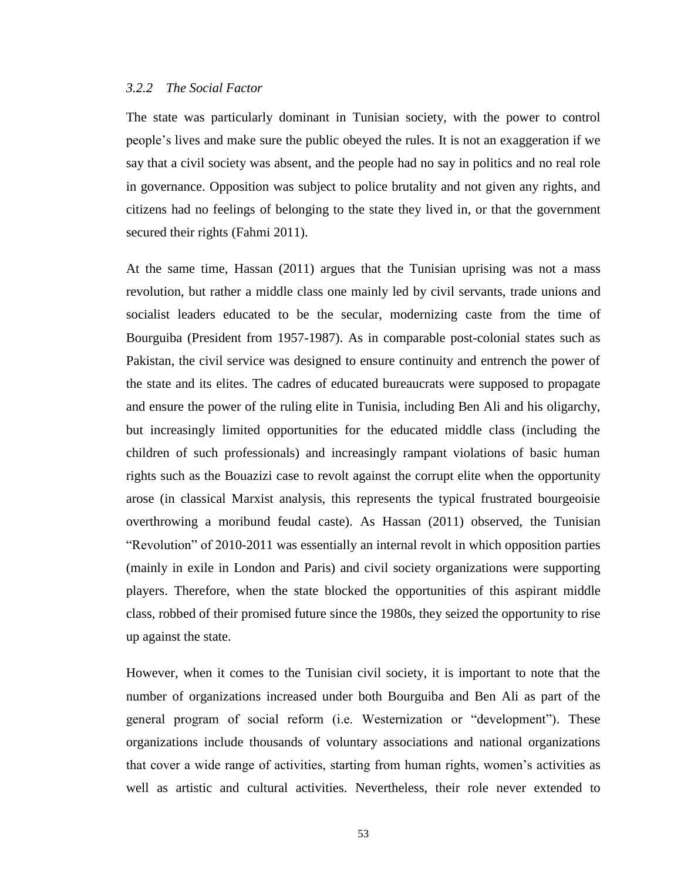### *3.2.2 The Social Factor*

The state was particularly dominant in Tunisian society, with the power to control people's lives and make sure the public obeyed the rules. It is not an exaggeration if we say that a civil society was absent, and the people had no say in politics and no real role in governance. Opposition was subject to police brutality and not given any rights, and citizens had no feelings of belonging to the state they lived in, or that the government secured their rights (Fahmi 2011).

At the same time, Hassan (2011) argues that the Tunisian uprising was not a mass revolution, but rather a middle class one mainly led by civil servants, trade unions and socialist leaders educated to be the secular, modernizing caste from the time of Bourguiba (President from 1957-1987). As in comparable post-colonial states such as Pakistan, the civil service was designed to ensure continuity and entrench the power of the state and its elites. The cadres of educated bureaucrats were supposed to propagate and ensure the power of the ruling elite in Tunisia, including Ben Ali and his oligarchy, but increasingly limited opportunities for the educated middle class (including the children of such professionals) and increasingly rampant violations of basic human rights such as the Bouazizi case to revolt against the corrupt elite when the opportunity arose (in classical Marxist analysis, this represents the typical frustrated bourgeoisie overthrowing a moribund feudal caste). As Hassan (2011) observed, the Tunisian "Revolution" of 2010-2011 was essentially an internal revolt in which opposition parties (mainly in exile in London and Paris) and civil society organizations were supporting players. Therefore, when the state blocked the opportunities of this aspirant middle class, robbed of their promised future since the 1980s, they seized the opportunity to rise up against the state.

However, when it comes to the Tunisian civil society, it is important to note that the number of organizations increased under both Bourguiba and Ben Ali as part of the general program of social reform (i.e. Westernization or "development"). These organizations include thousands of voluntary associations and national organizations that cover a wide range of activities, starting from human rights, women's activities as well as artistic and cultural activities. Nevertheless, their role never extended to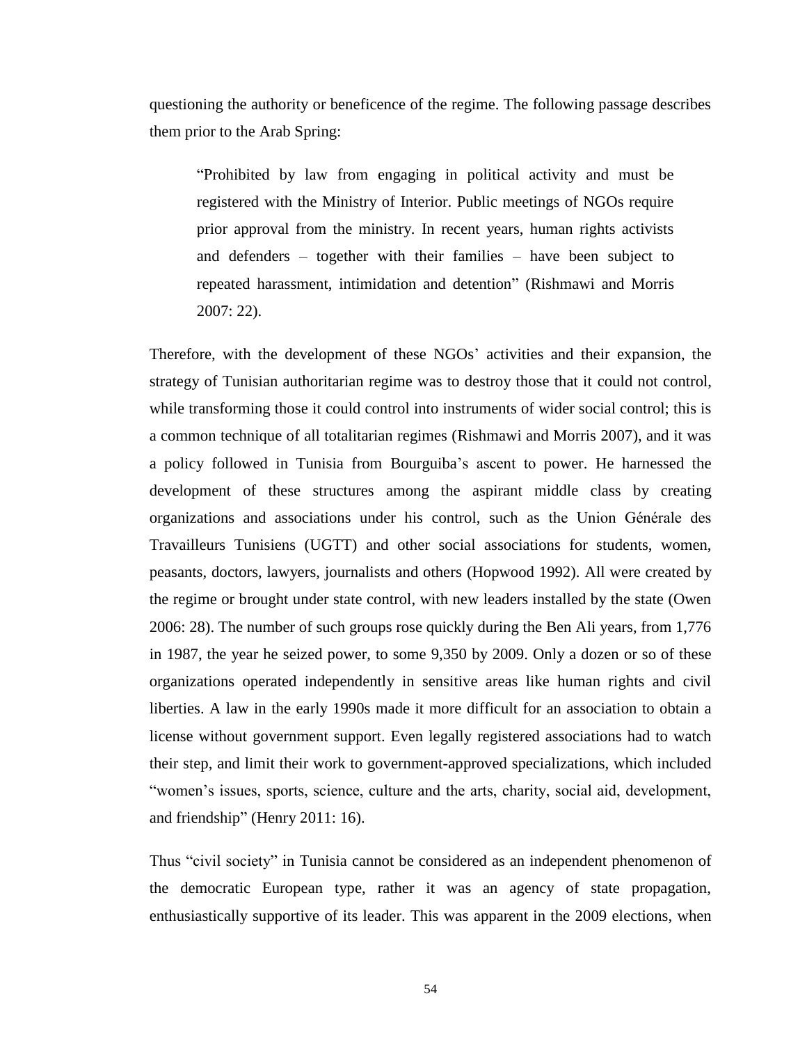questioning the authority or beneficence of the regime. The following passage describes them prior to the Arab Spring:

> "Prohibited by law from engaging in political activity and must be registered with the Ministry of Interior. Public meetings of NGOs require prior approval from the ministry. In recent years, human rights activists and defenders – together with their families – have been subject to repeated harassment, intimidation and detention" (Rishmawi and Morris 2007: 22).

Therefore, with the development of these NGOs' activities and their expansion, the strategy of Tunisian authoritarian regime was to destroy those that it could not control, while transforming those it could control into instruments of wider social control; this is a common technique of all totalitarian regimes (Rishmawi and Morris 2007), and it was a policy followed in Tunisia from Bourguiba's ascent to power. He harnessed the development of these structures among the aspirant middle class by creating organizations and associations under his control, such as the Union Générale des Travailleurs Tunisiens (UGTT) and other social associations for students, women, peasants, doctors, lawyers, journalists and others (Hopwood 1992). All were created by the regime or brought under state control, with new leaders installed by the state (Owen 2006: 28). The number of such groups rose quickly during the Ben Ali years, from 1,776 in 1987, the year he seized power, to some 9,350 by 2009. Only a dozen or so of these organizations operated independently in sensitive areas like human rights and civil liberties. A law in the early 1990s made it more difficult for an association to obtain a license without government support. Even legally registered associations had to watch their step, and limit their work to government-approved specializations, which included "women's issues, sports, science, culture and the arts, charity, social aid, development, and friendship" (Henry 2011: 16).

Thus "civil society" in Tunisia cannot be considered as an independent phenomenon of the democratic European type, rather it was an agency of state propagation, enthusiastically supportive of its leader. This was apparent in the 2009 elections, when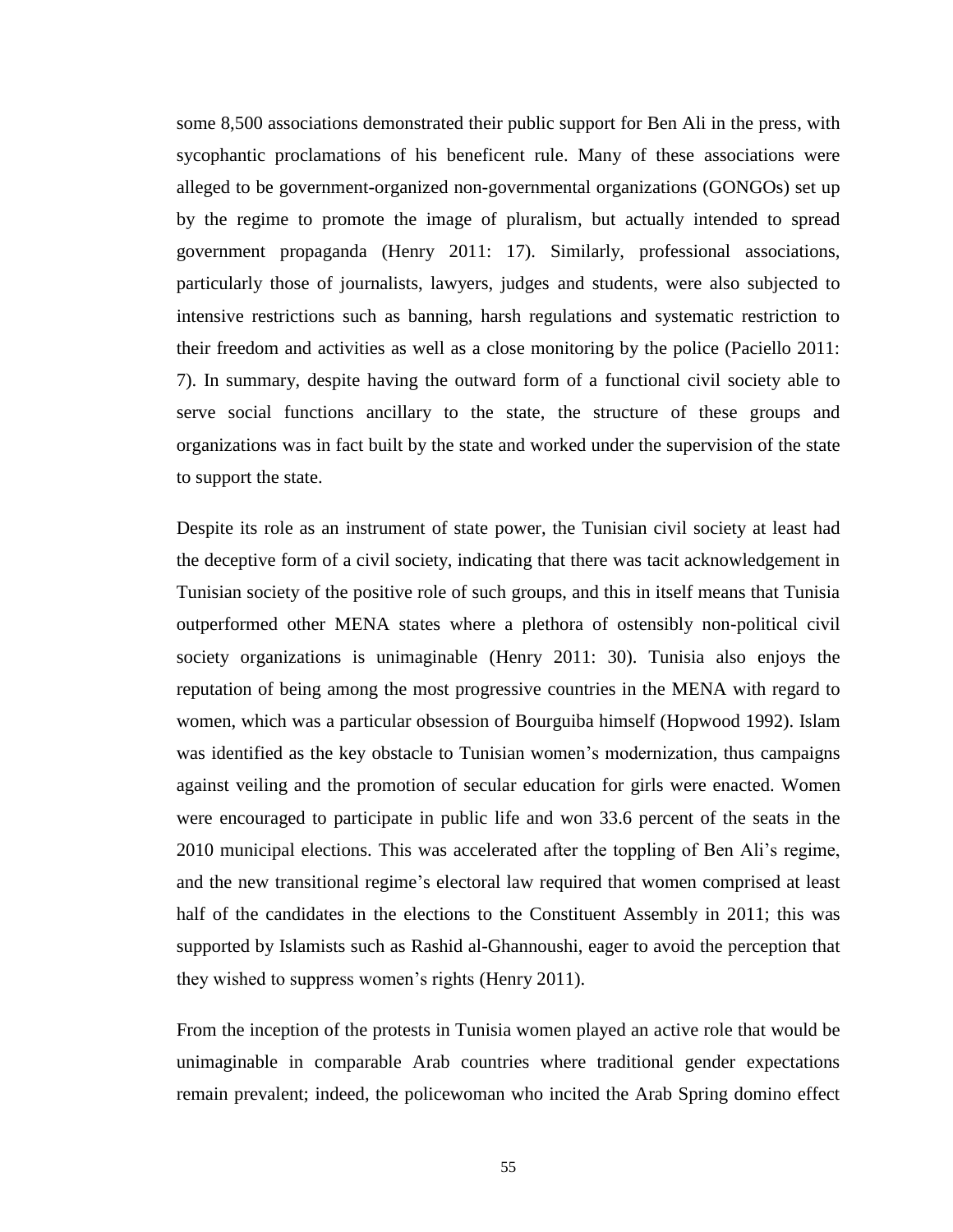some 8,500 associations demonstrated their public support for Ben Ali in the press, with sycophantic proclamations of his beneficent rule. Many of these associations were alleged to be government-organized non-governmental organizations (GONGOs) set up by the regime to promote the image of pluralism, but actually intended to spread government propaganda (Henry 2011: 17). Similarly, professional associations, particularly those of journalists, lawyers, judges and students, were also subjected to intensive restrictions such as banning, harsh regulations and systematic restriction to their freedom and activities as well as a close monitoring by the police (Paciello 2011: 7). In summary, despite having the outward form of a functional civil society able to serve social functions ancillary to the state, the structure of these groups and organizations was in fact built by the state and worked under the supervision of the state to support the state.

Despite its role as an instrument of state power, the Tunisian civil society at least had the deceptive form of a civil society, indicating that there was tacit acknowledgement in Tunisian society of the positive role of such groups, and this in itself means that Tunisia outperformed other MENA states where a plethora of ostensibly non-political civil society organizations is unimaginable (Henry 2011: 30). Tunisia also enjoys the reputation of being among the most progressive countries in the MENA with regard to women, which was a particular obsession of Bourguiba himself (Hopwood 1992). Islam was identified as the key obstacle to Tunisian women's modernization, thus campaigns against veiling and the promotion of secular education for girls were enacted. Women were encouraged to participate in public life and won 33.6 percent of the seats in the 2010 municipal elections. This was accelerated after the toppling of Ben Ali's regime, and the new transitional regime's electoral law required that women comprised at least half of the candidates in the elections to the Constituent Assembly in 2011; this was supported by Islamists such as Rashid al-Ghannoushi, eager to avoid the perception that they wished to suppress women's rights (Henry 2011).

From the inception of the protests in Tunisia women played an active role that would be unimaginable in comparable Arab countries where traditional gender expectations remain prevalent; indeed, the policewoman who incited the Arab Spring domino effect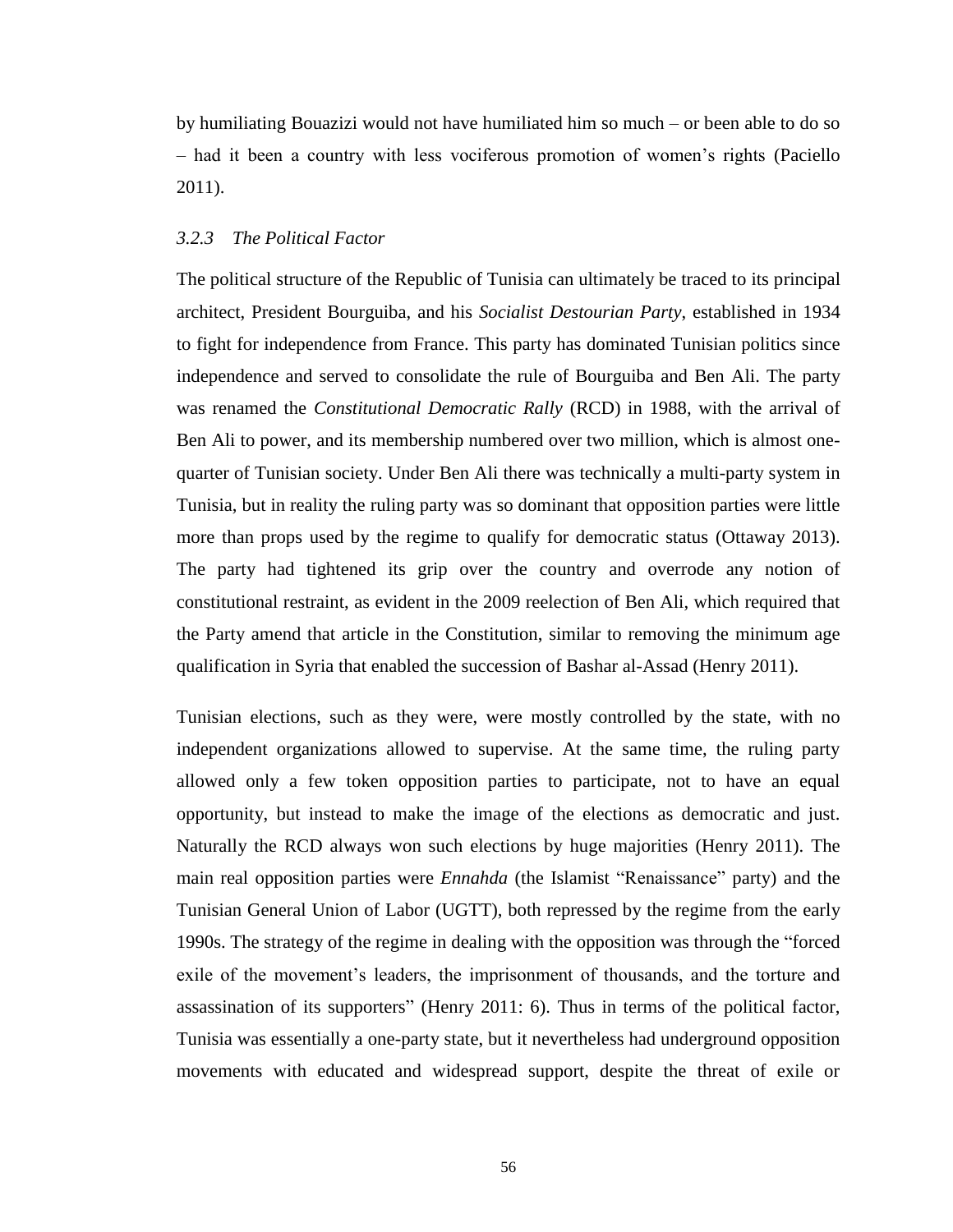by humiliating Bouazizi would not have humiliated him so much – or been able to do so – had it been a country with less vociferous promotion of women's rights (Paciello 2011).

### *3.2.3 The Political Factor*

The political structure of the Republic of Tunisia can ultimately be traced to its principal architect, President Bourguiba, and his *Socialist Destourian Party*, established in 1934 to fight for independence from France. This party has dominated Tunisian politics since independence and served to consolidate the rule of Bourguiba and Ben Ali. The party was renamed the *Constitutional Democratic Rally* (RCD) in 1988, with the arrival of Ben Ali to power, and its membership numbered over two million, which is almost one-quarter of Tunisian society. Under Ben Ali there was technically a multi-party system in Tunisia, but in reality the ruling party was so dominant that opposition parties were little more than props used by the regime to qualify for democratic status (Ottaway 2013). The party had tightened its grip over the country and overrode any notion of constitutional restraint, as evident in the 2009 reelection of Ben Ali, which required that the Party amend that article in the Constitution, similar to removing the minimum age qualification in Syria that enabled the succession of Bashar al-Assad (Henry 2011).

Tunisian elections, such as they were, were mostly controlled by the state, with no independent organizations allowed to supervise. At the same time, the ruling party allowed only a few token opposition parties to participate, not to have an equal opportunity, but instead to make the image of the elections as democratic and just. Naturally the RCD always won such elections by huge majorities (Henry 2011). The main real opposition parties were *Ennahda* (the Islamist "Renaissance" party) and the Tunisian General Union of Labor (UGTT), both repressed by the regime from the early 1990s. The strategy of the regime in dealing with the opposition was through the "forced exile of the movement's leaders, the imprisonment of thousands, and the torture and assassination of its supporters" (Henry 2011: 6). Thus in terms of the political factor, Tunisia was essentially a one-party state, but it nevertheless had underground opposition movements with educated and widespread support, despite the threat of exile or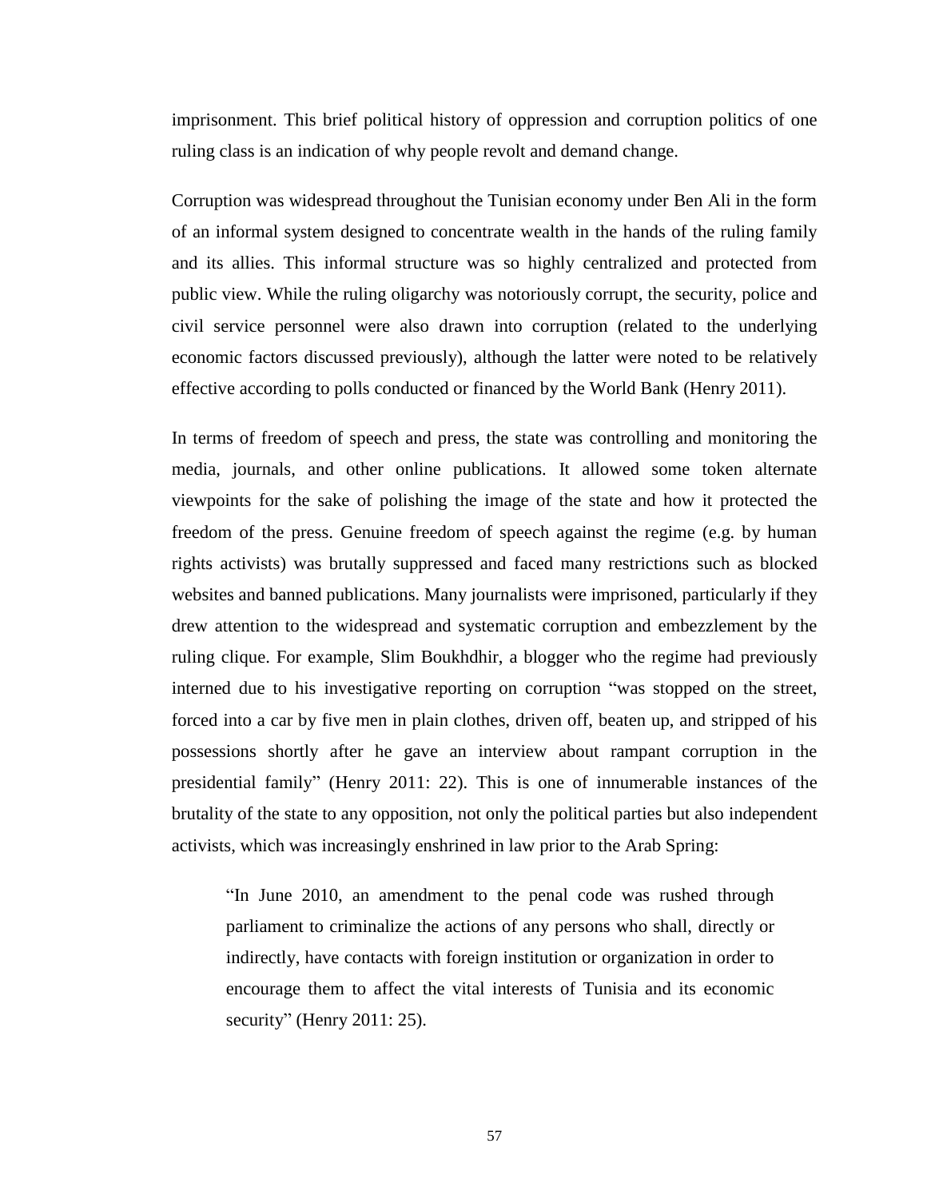imprisonment. This brief political history of oppression and corruption politics of one ruling class is an indication of why people revolt and demand change.

Corruption was widespread throughout the Tunisian economy under Ben Ali in the form of an informal system designed to concentrate wealth in the hands of the ruling family and its allies. This informal structure was so highly centralized and protected from public view. While the ruling oligarchy was notoriously corrupt, the security, police and civil service personnel were also drawn into corruption (related to the underlying economic factors discussed previously), although the latter were noted to be relatively effective according to polls conducted or financed by the World Bank (Henry 2011).

In terms of freedom of speech and press, the state was controlling and monitoring the media, journals, and other online publications. It allowed some token alternate viewpoints for the sake of polishing the image of the state and how it protected the freedom of the press. Genuine freedom of speech against the regime (e.g. by human rights activists) was brutally suppressed and faced many restrictions such as blocked websites and banned publications. Many journalists were imprisoned, particularly if they drew attention to the widespread and systematic corruption and embezzlement by the ruling clique. For example, Slim Boukhdhir, a blogger who the regime had previously interned due to his investigative reporting on corruption "was stopped on the street, forced into a car by five men in plain clothes, driven off, beaten up, and stripped of his possessions shortly after he gave an interview about rampant corruption in the presidential family" (Henry 2011: 22). This is one of innumerable instances of the brutality of the state to any opposition, not only the political parties but also independent activists, which was increasingly enshrined in law prior to the Arab Spring:

> "In June 2010, an amendment to the penal code was rushed through parliament to criminalize the actions of any persons who shall, directly or indirectly, have contacts with foreign institution or organization in order to encourage them to affect the vital interests of Tunisia and its economic security" (Henry 2011: 25).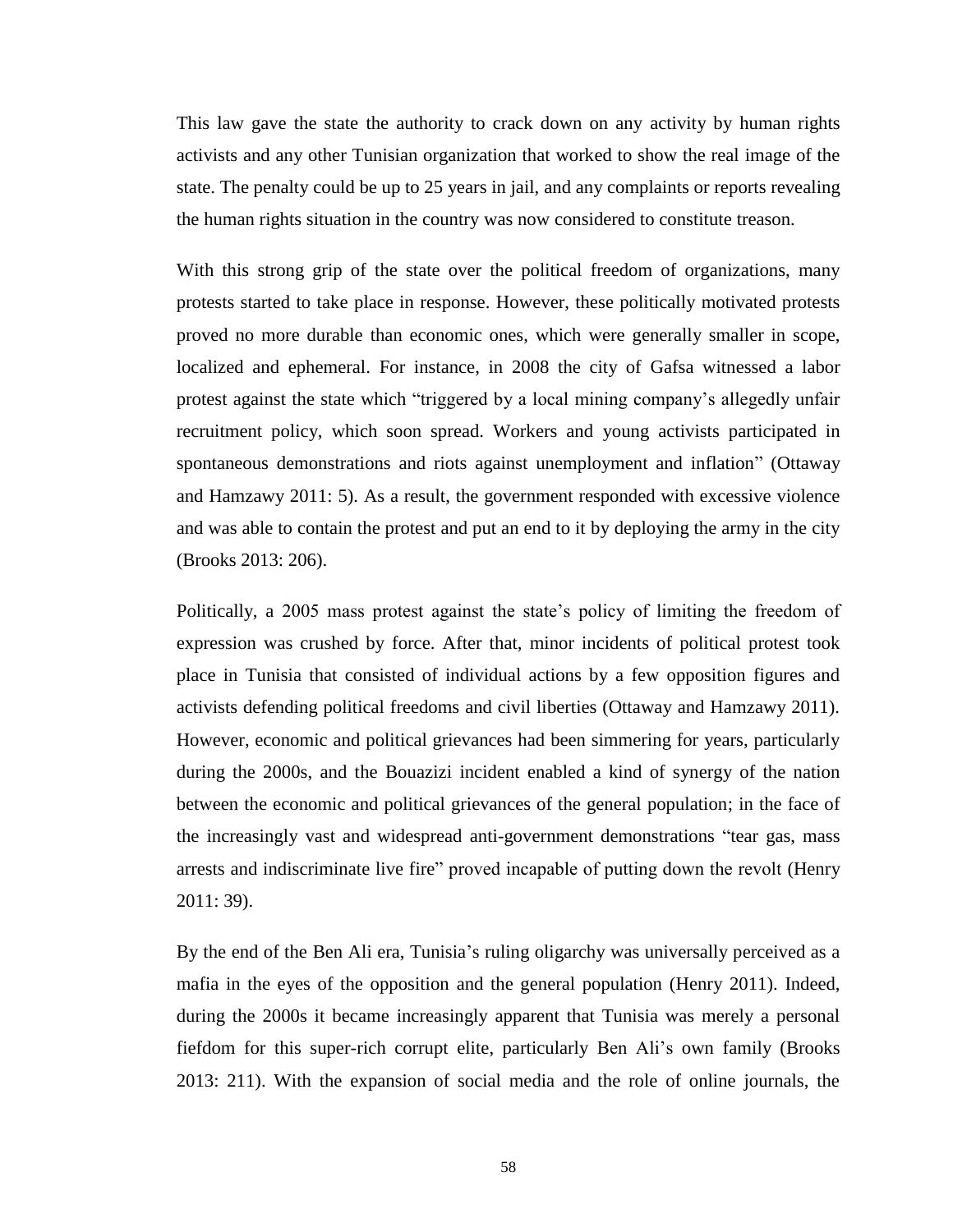This law gave the state the authority to crack down on any activity by human rights activists and any other Tunisian organization that worked to show the real image of the state. The penalty could be up to 25 years in jail, and any complaints or reports revealing the human rights situation in the country was now considered to constitute treason.

With this strong grip of the state over the political freedom of organizations, many protests started to take place in response. However, these politically motivated protests proved no more durable than economic ones, which were generally smaller in scope, localized and ephemeral. For instance, in 2008 the city of Gafsa witnessed a labor protest against the state which "triggered by a local mining company's allegedly unfair recruitment policy, which soon spread. Workers and young activists participated in spontaneous demonstrations and riots against unemployment and inflation" (Ottaway and Hamzawy 2011: 5). As a result, the government responded with excessive violence and was able to contain the protest and put an end to it by deploying the army in the city (Brooks 2013: 206).

Politically, a 2005 mass protest against the state's policy of limiting the freedom of expression was crushed by force. After that, minor incidents of political protest took place in Tunisia that consisted of individual actions by a few opposition figures and activists defending political freedoms and civil liberties (Ottaway and Hamzawy 2011). However, economic and political grievances had been simmering for years, particularly during the 2000s, and the Bouazizi incident enabled a kind of synergy of the nation between the economic and political grievances of the general population; in the face of the increasingly vast and widespread anti-government demonstrations "tear gas, mass arrests and indiscriminate live fire" proved incapable of putting down the revolt (Henry 2011: 39).

By the end of the Ben Ali era, Tunisia's ruling oligarchy was universally perceived as a mafia in the eyes of the opposition and the general population (Henry 2011). Indeed, during the 2000s it became increasingly apparent that Tunisia was merely a personal fiefdom for this super-rich corrupt elite, particularly Ben Ali's own family (Brooks 2013: 211). With the expansion of social media and the role of online journals, the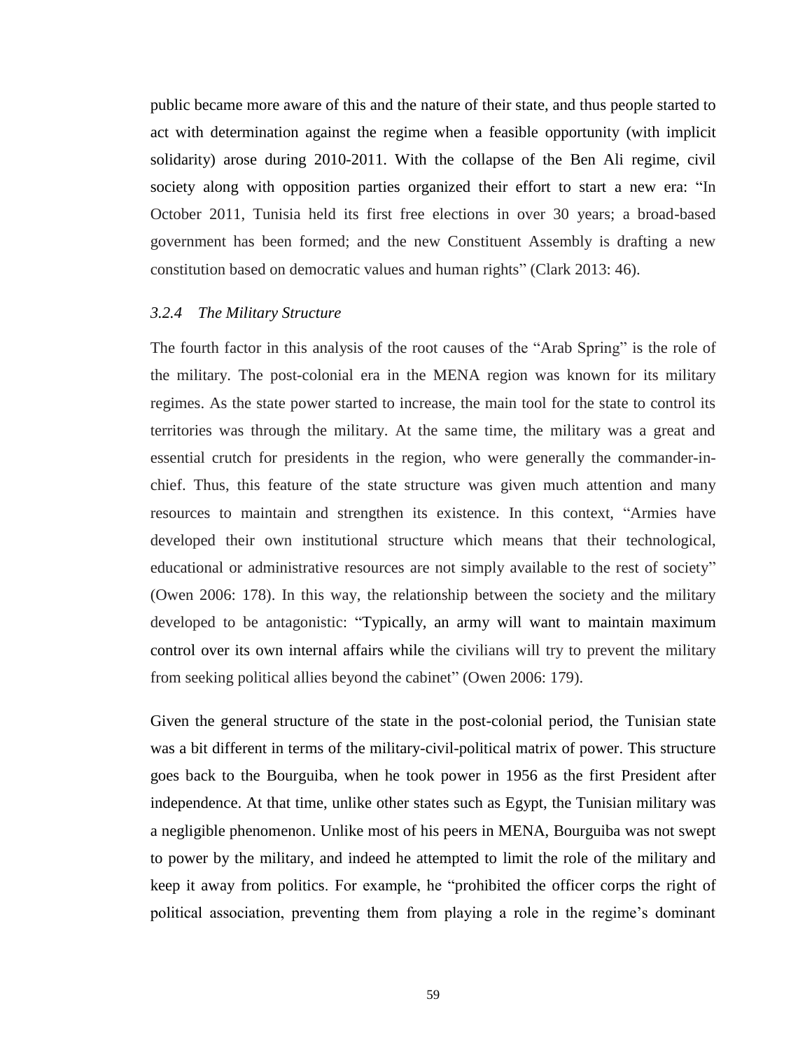public became more aware of this and the nature of their state, and thus people started to act with determination against the regime when a feasible opportunity (with implicit solidarity) arose during 2010-2011. With the collapse of the Ben Ali regime, civil society along with opposition parties organized their effort to start a new era: "In October 2011, Tunisia held its first free elections in over 30 years; a broad-based government has been formed; and the new Constituent Assembly is drafting a new constitution based on democratic values and human rights" (Clark 2013: 46).

### *3.2.4 The Military Structure*

The fourth factor in this analysis of the root causes of the "Arab Spring" is the role of the military. The post-colonial era in the MENA region was known for its military regimes. As the state power started to increase, the main tool for the state to control its territories was through the military. At the same time, the military was a great and essential crutch for presidents in the region, who were generally the commander-in-chief. Thus, this feature of the state structure was given much attention and many resources to maintain and strengthen its existence. In this context, "Armies have developed their own institutional structure which means that their technological, educational or administrative resources are not simply available to the rest of society" (Owen 2006: 178). In this way, the relationship between the society and the military developed to be antagonistic: "Typically, an army will want to maintain maximum control over its own internal affairs while the civilians will try to prevent the military from seeking political allies beyond the cabinet" (Owen 2006: 179).

Given the general structure of the state in the post-colonial period, the Tunisian state was a bit different in terms of the military-civil-political matrix of power. This structure goes back to the Bourguiba, when he took power in 1956 as the first President after independence. At that time, unlike other states such as Egypt, the Tunisian military was a negligible phenomenon. Unlike most of his peers in MENA, Bourguiba was not swept to power by the military, and indeed he attempted to limit the role of the military and keep it away from politics. For example, he "prohibited the officer corps the right of political association, preventing them from playing a role in the regime's dominant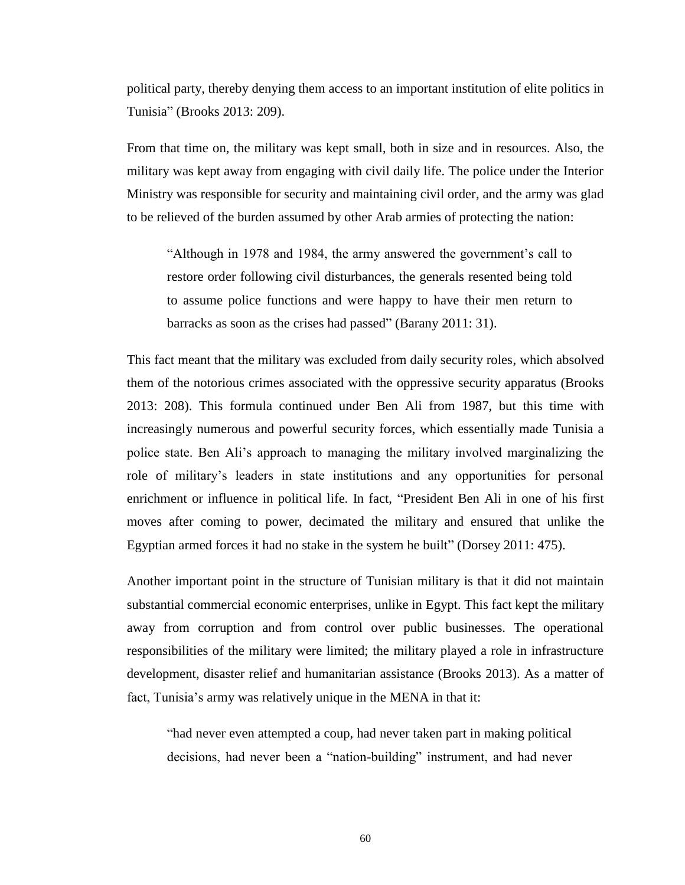political party, thereby denying them access to an important institution of elite politics in Tunisia" (Brooks 2013: 209).

From that time on, the military was kept small, both in size and in resources. Also, the military was kept away from engaging with civil daily life. The police under the Interior Ministry was responsible for security and maintaining civil order, and the army was glad to be relieved of the burden assumed by other Arab armies of protecting the nation:

> "Although in 1978 and 1984, the army answered the government's call to restore order following civil disturbances, the generals resented being told to assume police functions and were happy to have their men return to barracks as soon as the crises had passed" (Barany 2011: 31).

This fact meant that the military was excluded from daily security roles, which absolved them of the notorious crimes associated with the oppressive security apparatus (Brooks 2013: 208). This formula continued under Ben Ali from 1987, but this time with increasingly numerous and powerful security forces, which essentially made Tunisia a police state. Ben Ali's approach to managing the military involved marginalizing the role of military's leaders in state institutions and any opportunities for personal enrichment or influence in political life. In fact, "President Ben Ali in one of his first moves after coming to power, decimated the military and ensured that unlike the Egyptian armed forces it had no stake in the system he built" (Dorsey 2011: 475).

Another important point in the structure of Tunisian military is that it did not maintain substantial commercial economic enterprises, unlike in Egypt. This fact kept the military away from corruption and from control over public businesses. The operational responsibilities of the military were limited; the military played a role in infrastructure development, disaster relief and humanitarian assistance (Brooks 2013). As a matter of fact, Tunisia's army was relatively unique in the MENA in that it:

> "had never even attempted a coup, had never taken part in making political decisions, had never been a "nation-building" instrument, and had never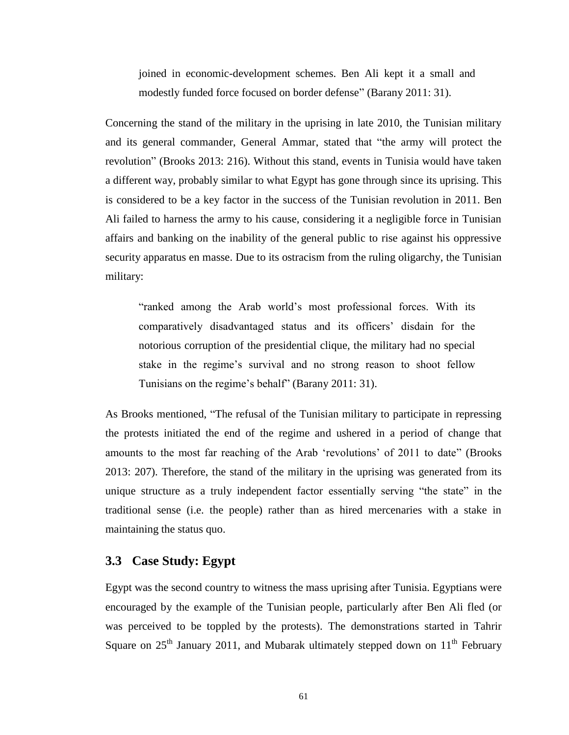> joined in economic-development schemes. Ben Ali kept it a small and modestly funded force focused on border defense" (Barany 2011: 31).

Concerning the stand of the military in the uprising in late 2010, the Tunisian military and its general commander, General Ammar, stated that "the army will protect the revolution" (Brooks 2013: 216). Without this stand, events in Tunisia would have taken a different way, probably similar to what Egypt has gone through since its uprising. This is considered to be a key factor in the success of the Tunisian revolution in 2011. Ben Ali failed to harness the army to his cause, considering it a negligible force in Tunisian affairs and banking on the inability of the general public to rise against his oppressive security apparatus en masse. Due to its ostracism from the ruling oligarchy, the Tunisian military:

> "ranked among the Arab world's most professional forces. With its comparatively disadvantaged status and its officers' disdain for the notorious corruption of the presidential clique, the military had no special stake in the regime's survival and no strong reason to shoot fellow Tunisians on the regime's behalf" (Barany 2011: 31).

As Brooks mentioned, "The refusal of the Tunisian military to participate in repressing the protests initiated the end of the regime and ushered in a period of change that amounts to the most far reaching of the Arab 'revolutions' of 2011 to date" (Brooks 2013: 207). Therefore, the stand of the military in the uprising was generated from its unique structure as a truly independent factor essentially serving "the state" in the traditional sense (i.e. the people) rather than as hired mercenaries with a stake in maintaining the status quo.

## 3.3 Case Study: Egypt

Egypt was the second country to witness the mass uprising after Tunisia. Egyptians were encouraged by the example of the Tunisian people, particularly after Ben Ali fled (or was perceived to be toppled by the protests). The demonstrations started in Tahrir Square on 25th January 2011, and Mubarak ultimately stepped down on 11th February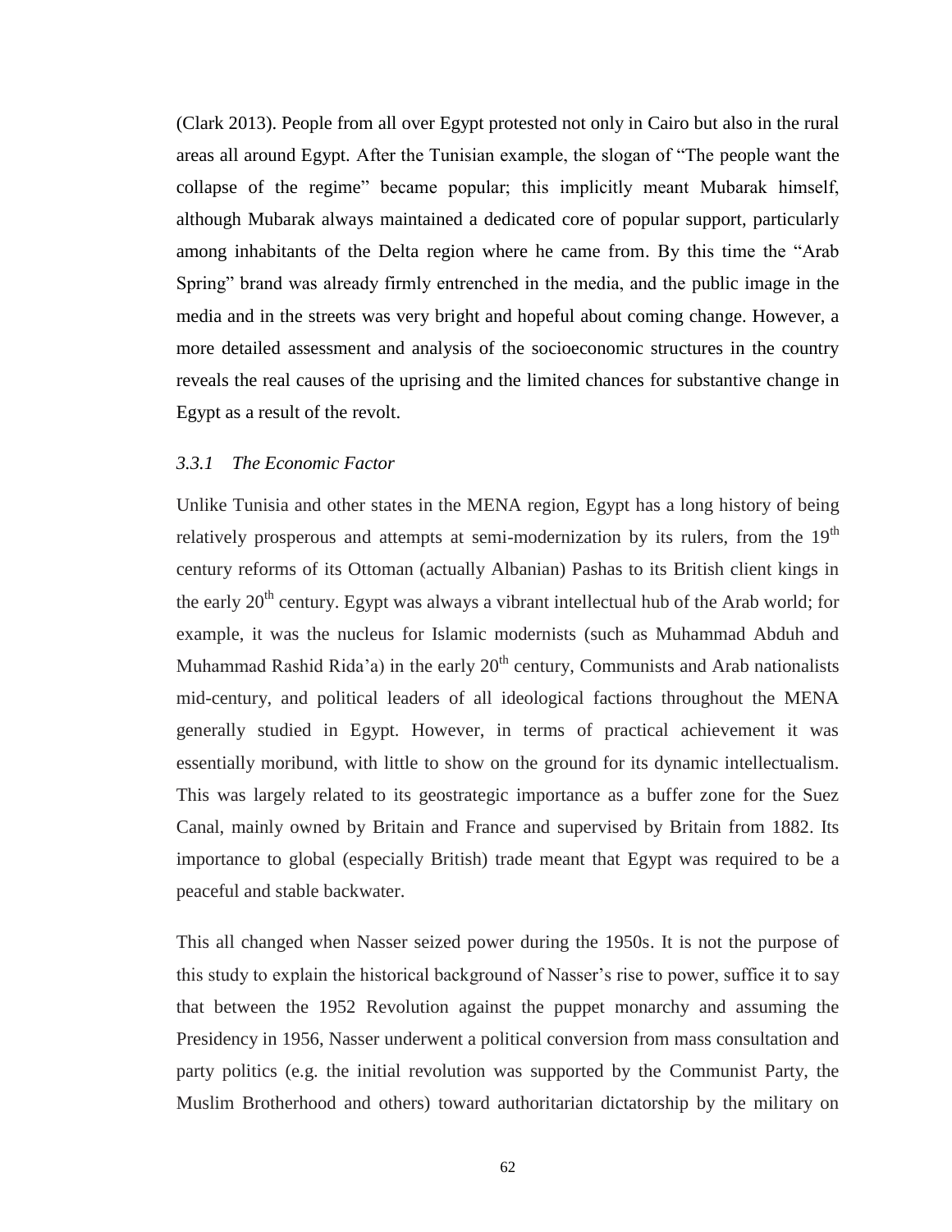(Clark 2013). People from all over Egypt protested not only in Cairo but also in the rural areas all around Egypt. After the Tunisian example, the slogan of "The people want the collapse of the regime" became popular; this implicitly meant Mubarak himself, although Mubarak always maintained a dedicated core of popular support, particularly among inhabitants of the Delta region where he came from. By this time the "Arab Spring" brand was already firmly entrenched in the media, and the public image in the media and in the streets was very bright and hopeful about coming change. However, a more detailed assessment and analysis of the socioeconomic structures in the country reveals the real causes of the uprising and the limited chances for substantive change in Egypt as a result of the revolt.

### *3.3.1 The Economic Factor*

Unlike Tunisia and other states in the MENA region, Egypt has a long history of being relatively prosperous and attempts at semi-modernization by its rulers, from the 19th century reforms of its Ottoman (actually Albanian) Pashas to its British client kings in the early 20th century. Egypt was always a vibrant intellectual hub of the Arab world; for example, it was the nucleus for Islamic modernists (such as Muhammad Abduh and Muhammad Rashid Rida'a) in the early 20th century, Communists and Arab nationalists mid-century, and political leaders of all ideological factions throughout the MENA generally studied in Egypt. However, in terms of practical achievement it was essentially moribund, with little to show on the ground for its dynamic intellectualism. This was largely related to its geostrategic importance as a buffer zone for the Suez Canal, mainly owned by Britain and France and supervised by Britain from 1882. Its importance to global (especially British) trade meant that Egypt was required to be a peaceful and stable backwater.

This all changed when Nasser seized power during the 1950s. It is not the purpose of this study to explain the historical background of Nasser's rise to power, suffice it to say that between the 1952 Revolution against the puppet monarchy and assuming the Presidency in 1956, Nasser underwent a political conversion from mass consultation and party politics (e.g. the initial revolution was supported by the Communist Party, the Muslim Brotherhood and others) toward authoritarian dictatorship by the military on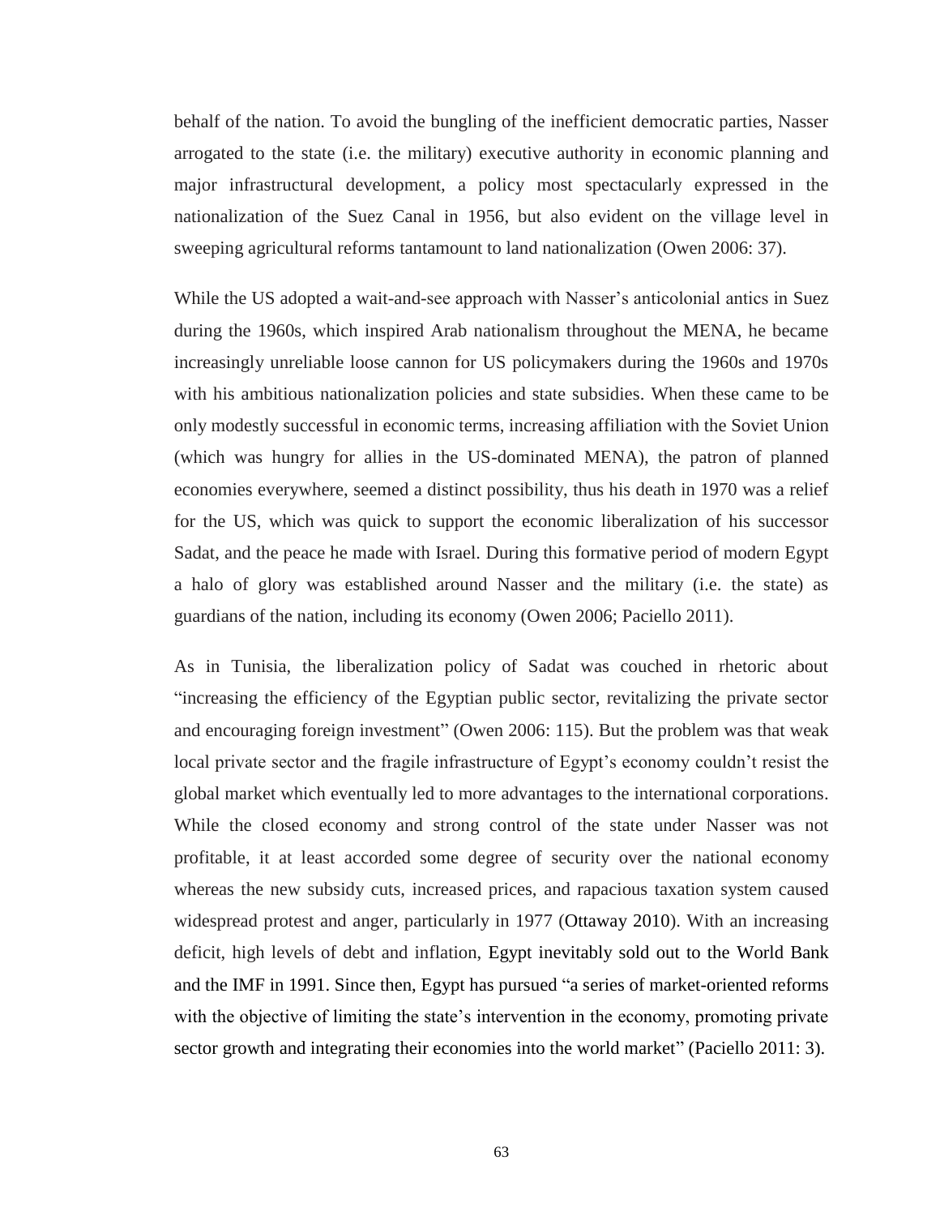behalf of the nation. To avoid the bungling of the inefficient democratic parties, Nasser arrogated to the state (i.e. the military) executive authority in economic planning and major infrastructural development, a policy most spectacularly expressed in the nationalization of the Suez Canal in 1956, but also evident on the village level in sweeping agricultural reforms tantamount to land nationalization (Owen 2006: 37).

While the US adopted a wait-and-see approach with Nasser's anticolonial antics in Suez during the 1960s, which inspired Arab nationalism throughout the MENA, he became increasingly unreliable loose cannon for US policymakers during the 1960s and 1970s with his ambitious nationalization policies and state subsidies. When these came to be only modestly successful in economic terms, increasing affiliation with the Soviet Union (which was hungry for allies in the US-dominated MENA), the patron of planned economies everywhere, seemed a distinct possibility, thus his death in 1970 was a relief for the US, which was quick to support the economic liberalization of his successor Sadat, and the peace he made with Israel. During this formative period of modern Egypt a halo of glory was established around Nasser and the military (i.e. the state) as guardians of the nation, including its economy (Owen 2006; Paciello 2011).

As in Tunisia, the liberalization policy of Sadat was couched in rhetoric about "increasing the efficiency of the Egyptian public sector, revitalizing the private sector and encouraging foreign investment" (Owen 2006: 115). But the problem was that weak local private sector and the fragile infrastructure of Egypt's economy couldn't resist the global market which eventually led to more advantages to the international corporations. While the closed economy and strong control of the state under Nasser was not profitable, it at least accorded some degree of security over the national economy whereas the new subsidy cuts, increased prices, and rapacious taxation system caused widespread protest and anger, particularly in 1977 (Ottaway 2010). With an increasing deficit, high levels of debt and inflation, Egypt inevitably sold out to the World Bank and the IMF in 1991. Since then, Egypt has pursued "a series of market-oriented reforms with the objective of limiting the state's intervention in the economy, promoting private sector growth and integrating their economies into the world market" (Paciello 2011: 3).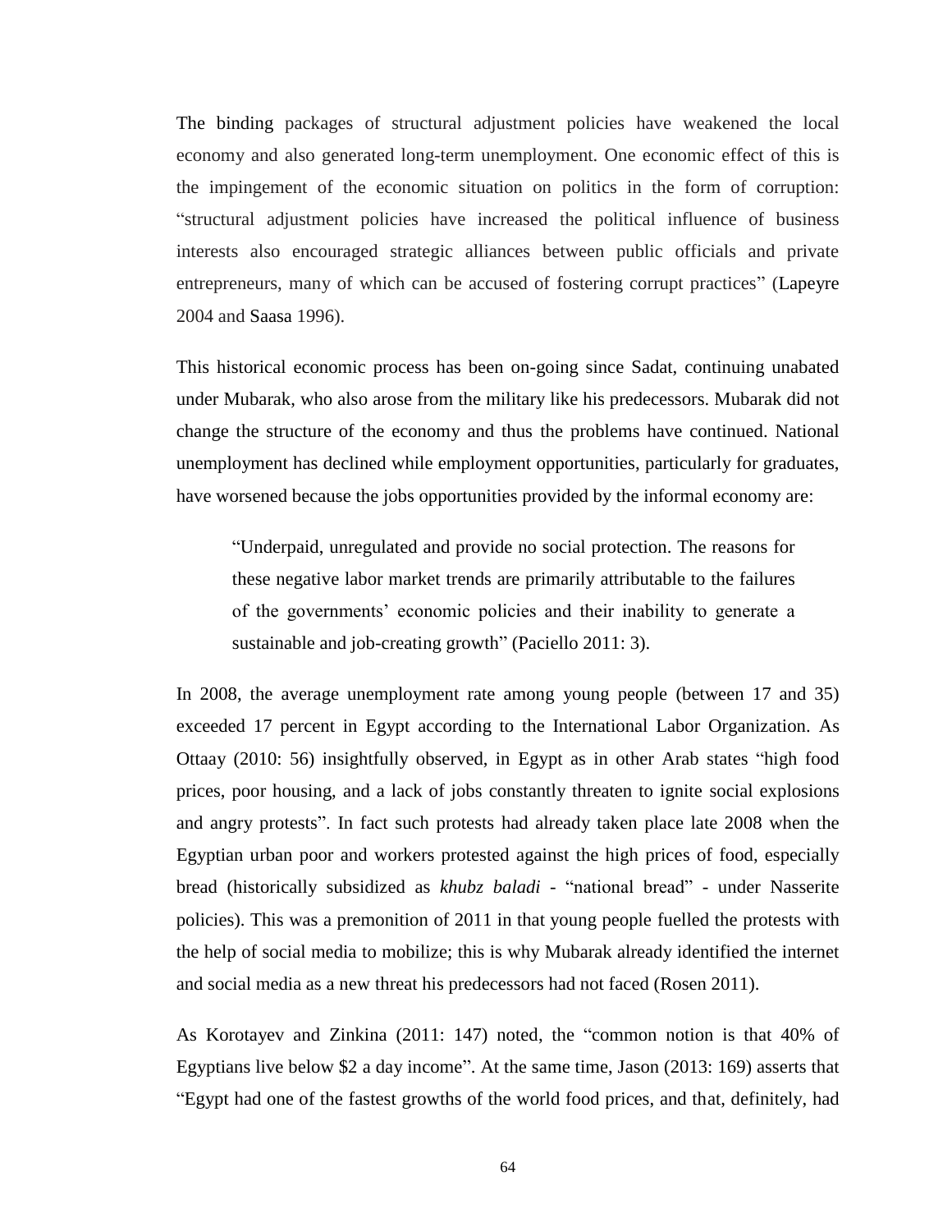The binding packages of structural adjustment policies have weakened the local economy and also generated long-term unemployment. One economic effect of this is the impingement of the economic situation on politics in the form of corruption: "structural adjustment policies have increased the political influence of business interests also encouraged strategic alliances between public officials and private entrepreneurs, many of which can be accused of fostering corrupt practices" (Lapeyre 2004 and Saasa 1996).

This historical economic process has been on-going since Sadat, continuing unabated under Mubarak, who also arose from the military like his predecessors. Mubarak did not change the structure of the economy and thus the problems have continued. National unemployment has declined while employment opportunities, particularly for graduates, have worsened because the jobs opportunities provided by the informal economy are:

> "Underpaid, unregulated and provide no social protection. The reasons for these negative labor market trends are primarily attributable to the failures of the governments' economic policies and their inability to generate a sustainable and job-creating growth" (Paciello 2011: 3).

In 2008, the average unemployment rate among young people (between 17 and 35) exceeded 17 percent in Egypt according to the International Labor Organization. As Ottaay (2010: 56) insightfully observed, in Egypt as in other Arab states "high food prices, poor housing, and a lack of jobs constantly threaten to ignite social explosions and angry protests". In fact such protests had already taken place late 2008 when the Egyptian urban poor and workers protested against the high prices of food, especially bread (historically subsidized as *khubz baladi* - "national bread" - under Nasserite policies). This was a premonition of 2011 in that young people fuelled the protests with the help of social media to mobilize; this is why Mubarak already identified the internet and social media as a new threat his predecessors had not faced (Rosen 2011).

As Korotayev and Zinkina (2011: 147) noted, the "common notion is that 40% of Egyptians live below $2 a day income". At the same time, Jason (2013: 169) asserts that "Egypt had one of the fastest growths of the world food prices, and that, definitely, had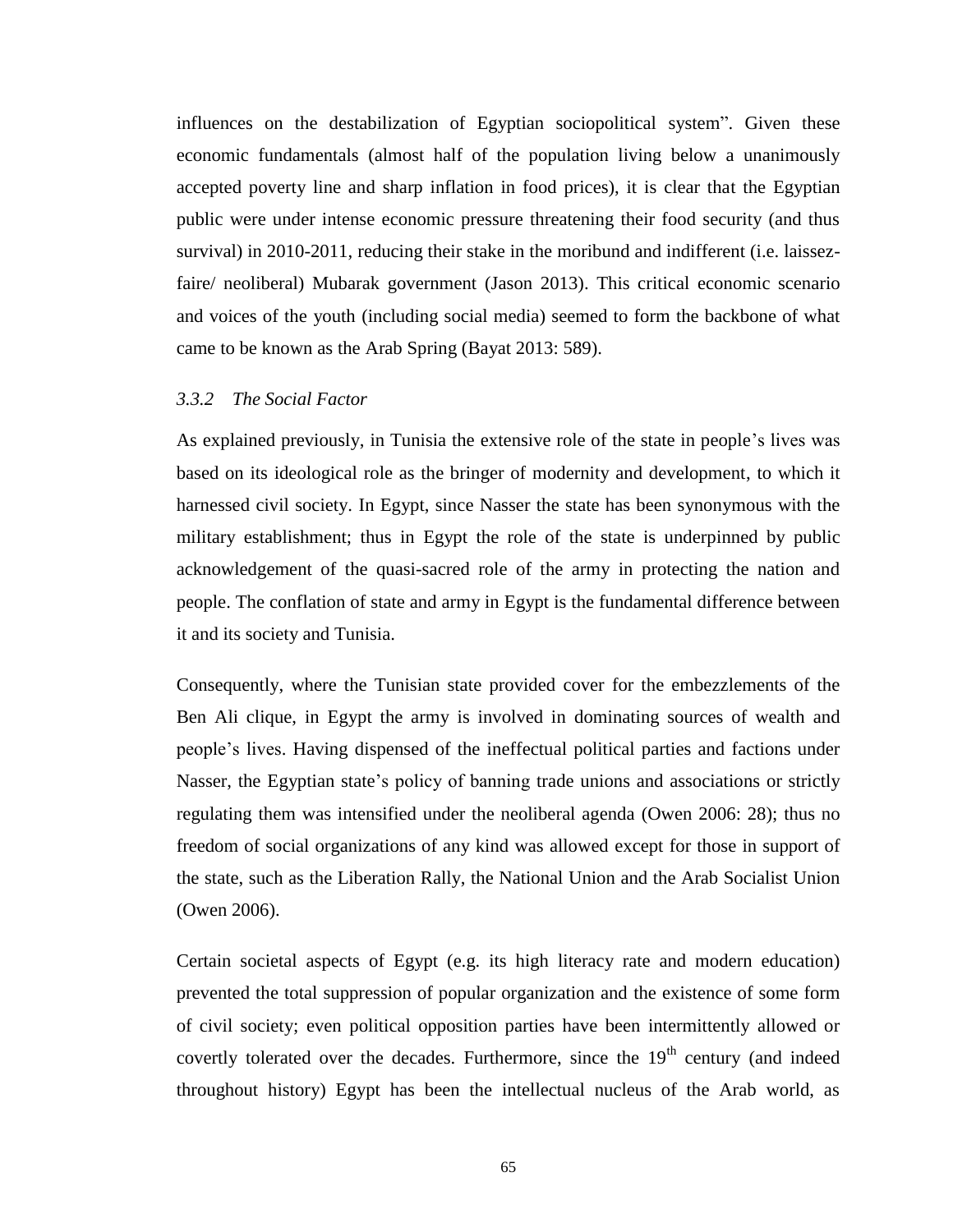influences on the destabilization of Egyptian sociopolitical system". Given these economic fundamentals (almost half of the population living below a unanimously accepted poverty line and sharp inflation in food prices), it is clear that the Egyptian public were under intense economic pressure threatening their food security (and thus survival) in 2010-2011, reducing their stake in the moribund and indifferent (i.e. laissez-faire/ neoliberal) Mubarak government (Jason 2013). This critical economic scenario and voices of the youth (including social media) seemed to form the backbone of what came to be known as the Arab Spring (Bayat 2013: 589).

### *3.3.2 The Social Factor*

As explained previously, in Tunisia the extensive role of the state in people's lives was based on its ideological role as the bringer of modernity and development, to which it harnessed civil society. In Egypt, since Nasser the state has been synonymous with the military establishment; thus in Egypt the role of the state is underpinned by public acknowledgement of the quasi-sacred role of the army in protecting the nation and people. The conflation of state and army in Egypt is the fundamental difference between it and its society and Tunisia.

Consequently, where the Tunisian state provided cover for the embezzlements of the Ben Ali clique, in Egypt the army is involved in dominating sources of wealth and people's lives. Having dispensed of the ineffectual political parties and factions under Nasser, the Egyptian state's policy of banning trade unions and associations or strictly regulating them was intensified under the neoliberal agenda (Owen 2006: 28); thus no freedom of social organizations of any kind was allowed except for those in support of the state, such as the Liberation Rally, the National Union and the Arab Socialist Union (Owen 2006).

Certain societal aspects of Egypt (e.g. its high literacy rate and modern education) prevented the total suppression of popular organization and the existence of some form of civil society; even political opposition parties have been intermittently allowed or covertly tolerated over the decades. Furthermore, since the 19th century (and indeed throughout history) Egypt has been the intellectual nucleus of the Arab world, as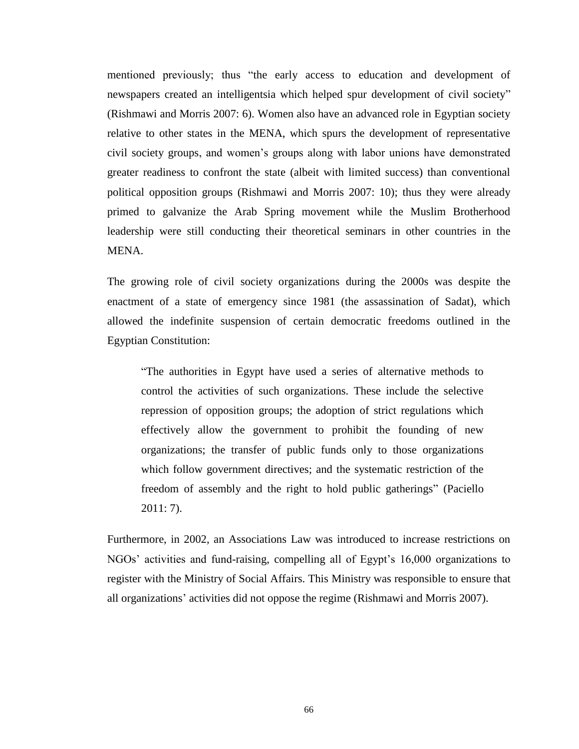mentioned previously; thus "the early access to education and development of newspapers created an intelligentsia which helped spur development of civil society" (Rishmawi and Morris 2007: 6). Women also have an advanced role in Egyptian society relative to other states in the MENA, which spurs the development of representative civil society groups, and women's groups along with labor unions have demonstrated greater readiness to confront the state (albeit with limited success) than conventional political opposition groups (Rishmawi and Morris 2007: 10); thus they were already primed to galvanize the Arab Spring movement while the Muslim Brotherhood leadership were still conducting their theoretical seminars in other countries in the MENA.

The growing role of civil society organizations during the 2000s was despite the enactment of a state of emergency since 1981 (the assassination of Sadat), which allowed the indefinite suspension of certain democratic freedoms outlined in the Egyptian Constitution:

> "The authorities in Egypt have used a series of alternative methods to control the activities of such organizations. These include the selective repression of opposition groups; the adoption of strict regulations which effectively allow the government to prohibit the founding of new organizations; the transfer of public funds only to those organizations which follow government directives; and the systematic restriction of the freedom of assembly and the right to hold public gatherings" (Paciello 2011: 7).

Furthermore, in 2002, an Associations Law was introduced to increase restrictions on NGOs' activities and fund-raising, compelling all of Egypt's 16,000 organizations to register with the Ministry of Social Affairs. This Ministry was responsible to ensure that all organizations' activities did not oppose the regime (Rishmawi and Morris 2007).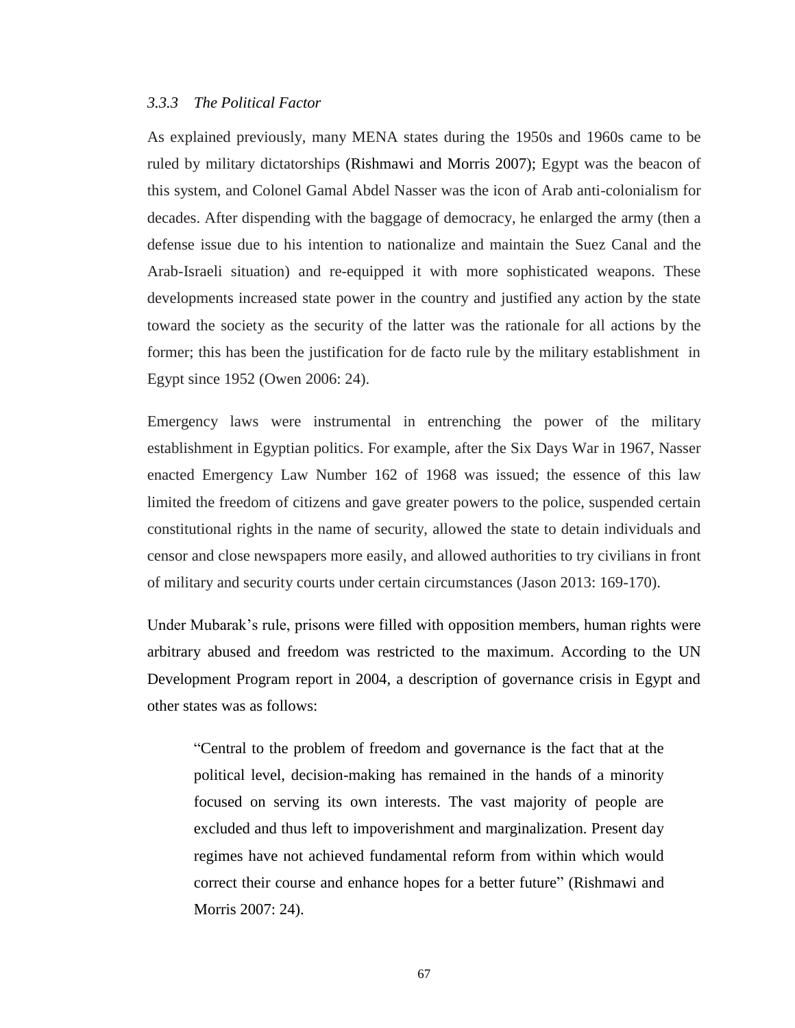### *3.3.3 The Political Factor*

As explained previously, many MENA states during the 1950s and 1960s came to be ruled by military dictatorships (Rishmawi and Morris 2007); Egypt was the beacon of this system, and Colonel Gamal Abdel Nasser was the icon of Arab anti-colonialism for decades. After dispending with the baggage of democracy, he enlarged the army (then a defense issue due to his intention to nationalize and maintain the Suez Canal and the Arab-Israeli situation) and re-equipped it with more sophisticated weapons. These developments increased state power in the country and justified any action by the state toward the society as the security of the latter was the rationale for all actions by the former; this has been the justification for de facto rule by the military establishment in Egypt since 1952 (Owen 2006: 24).

Emergency laws were instrumental in entrenching the power of the military establishment in Egyptian politics. For example, after the Six Days War in 1967, Nasser enacted Emergency Law Number 162 of 1968 was issued; the essence of this law limited the freedom of citizens and gave greater powers to the police, suspended certain constitutional rights in the name of security, allowed the state to detain individuals and censor and close newspapers more easily, and allowed authorities to try civilians in front of military and security courts under certain circumstances (Jason 2013: 169-170).

Under Mubarak's rule, prisons were filled with opposition members, human rights were arbitrary abused and freedom was restricted to the maximum. According to the UN Development Program report in 2004, a description of governance crisis in Egypt and other states was as follows:

> "Central to the problem of freedom and governance is the fact that at the political level, decision-making has remained in the hands of a minority focused on serving its own interests. The vast majority of people are excluded and thus left to impoverishment and marginalization. Present day regimes have not achieved fundamental reform from within which would correct their course and enhance hopes for a better future" (Rishmawi and Morris 2007: 24).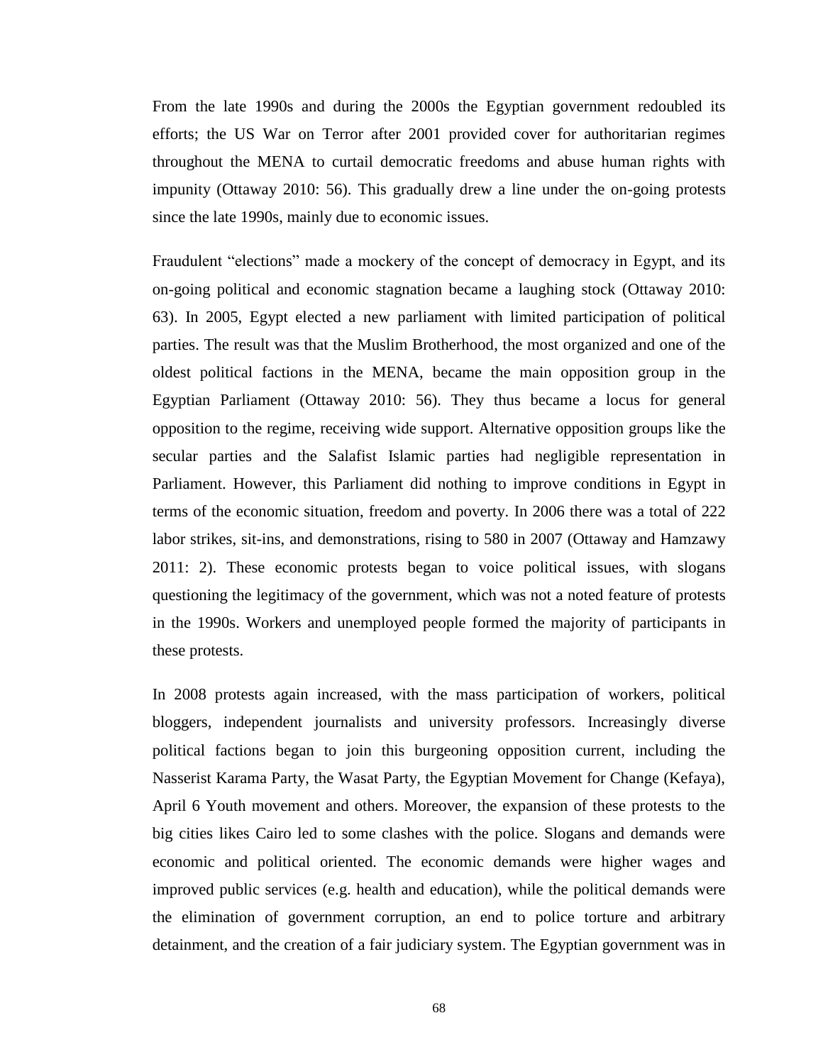From the late 1990s and during the 2000s the Egyptian government redoubled its efforts; the US War on Terror after 2001 provided cover for authoritarian regimes throughout the MENA to curtail democratic freedoms and abuse human rights with impunity (Ottaway 2010: 56). This gradually drew a line under the on-going protests since the late 1990s, mainly due to economic issues.

Fraudulent "elections" made a mockery of the concept of democracy in Egypt, and its on-going political and economic stagnation became a laughing stock (Ottaway 2010: 63). In 2005, Egypt elected a new parliament with limited participation of political parties. The result was that the Muslim Brotherhood, the most organized and one of the oldest political factions in the MENA, became the main opposition group in the Egyptian Parliament (Ottaway 2010: 56). They thus became a locus for general opposition to the regime, receiving wide support. Alternative opposition groups like the secular parties and the Salafist Islamic parties had negligible representation in Parliament. However, this Parliament did nothing to improve conditions in Egypt in terms of the economic situation, freedom and poverty. In 2006 there was a total of 222 labor strikes, sit-ins, and demonstrations, rising to 580 in 2007 (Ottaway and Hamzawy 2011: 2). These economic protests began to voice political issues, with slogans questioning the legitimacy of the government, which was not a noted feature of protests in the 1990s. Workers and unemployed people formed the majority of participants in these protests.

In 2008 protests again increased, with the mass participation of workers, political bloggers, independent journalists and university professors. Increasingly diverse political factions began to join this burgeoning opposition current, including the Nasserist Karama Party, the Wasat Party, the Egyptian Movement for Change (Kefaya), April 6 Youth movement and others. Moreover, the expansion of these protests to the big cities likes Cairo led to some clashes with the police. Slogans and demands were economic and political oriented. The economic demands were higher wages and improved public services (e.g. health and education), while the political demands were the elimination of government corruption, an end to police torture and arbitrary detainment, and the creation of a fair judiciary system. The Egyptian government was in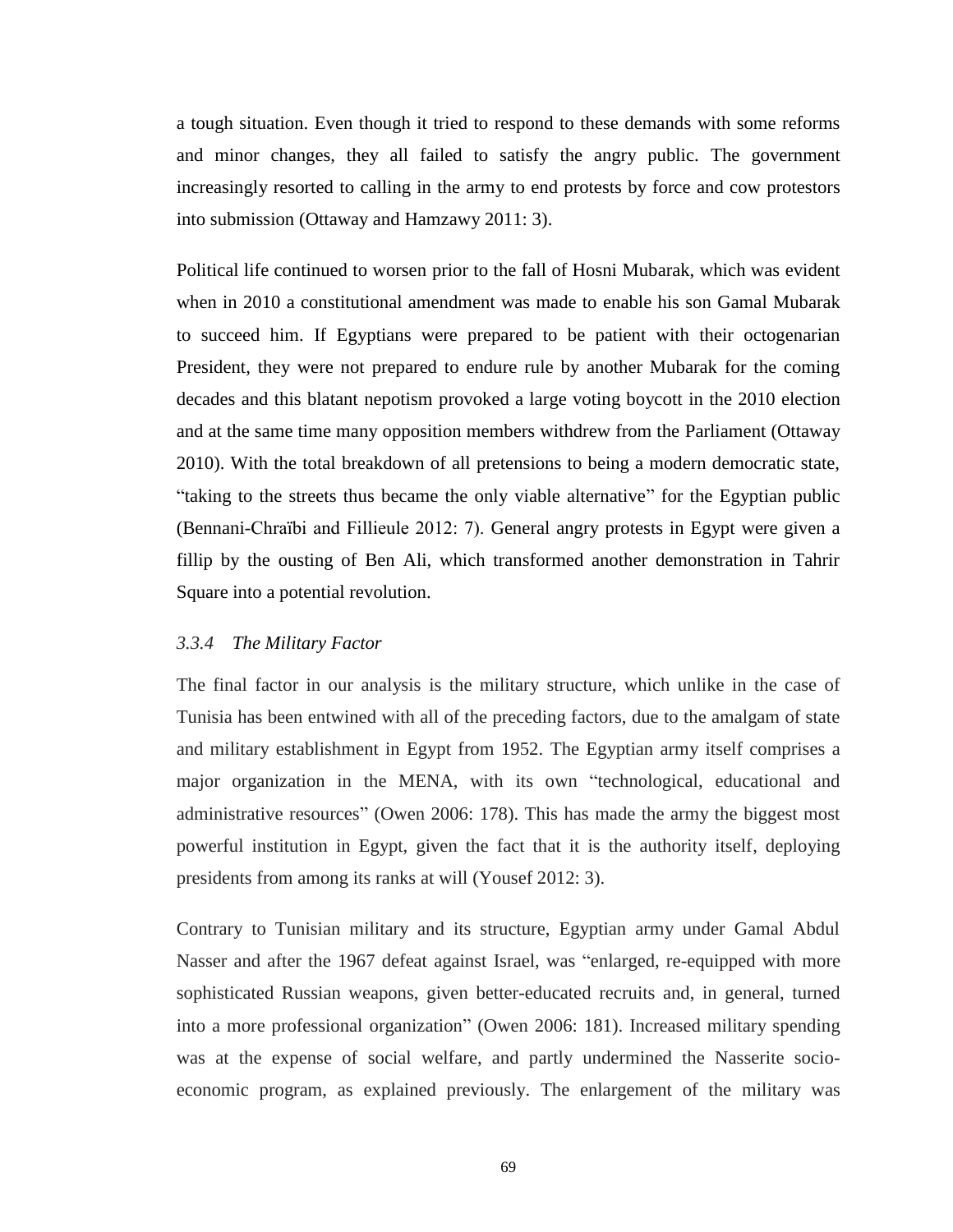a tough situation. Even though it tried to respond to these demands with some reforms and minor changes, they all failed to satisfy the angry public. The government increasingly resorted to calling in the army to end protests by force and cow protestors into submission (Ottaway and Hamzawy 2011: 3).

Political life continued to worsen prior to the fall of Hosni Mubarak, which was evident when in 2010 a constitutional amendment was made to enable his son Gamal Mubarak to succeed him. If Egyptians were prepared to be patient with their octogenarian President, they were not prepared to endure rule by another Mubarak for the coming decades and this blatant nepotism provoked a large voting boycott in the 2010 election and at the same time many opposition members withdrew from the Parliament (Ottaway 2010). With the total breakdown of all pretensions to being a modern democratic state, "taking to the streets thus became the only viable alternative" for the Egyptian public (Bennani-Chraïbi and Fillieule 2012: 7). General angry protests in Egypt were given a fillip by the ousting of Ben Ali, which transformed another demonstration in Tahrir Square into a potential revolution.

### *3.3.4 The Military Factor*

The final factor in our analysis is the military structure, which unlike in the case of Tunisia has been entwined with all of the preceding factors, due to the amalgam of state and military establishment in Egypt from 1952. The Egyptian army itself comprises a major organization in the MENA, with its own "technological, educational and administrative resources" (Owen 2006: 178). This has made the army the biggest most powerful institution in Egypt, given the fact that it is the authority itself, deploying presidents from among its ranks at will (Yousef 2012: 3).

Contrary to Tunisian military and its structure, Egyptian army under Gamal Abdul Nasser and after the 1967 defeat against Israel, was "enlarged, re-equipped with more sophisticated Russian weapons, given better-educated recruits and, in general, turned into a more professional organization" (Owen 2006: 181). Increased military spending was at the expense of social welfare, and partly undermined the Nasserite socio-economic program, as explained previously. The enlargement of the military was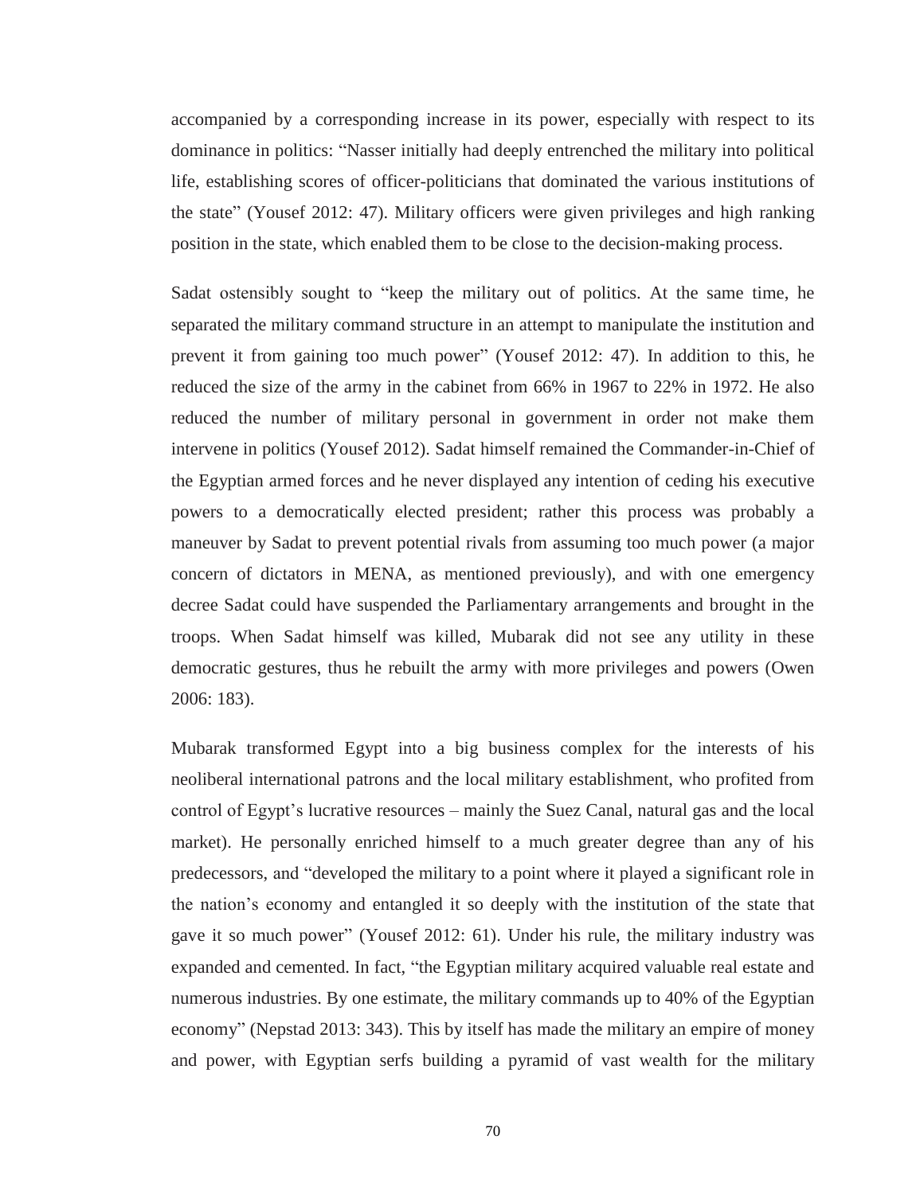accompanied by a corresponding increase in its power, especially with respect to its dominance in politics: "Nasser initially had deeply entrenched the military into political life, establishing scores of officer-politicians that dominated the various institutions of the state" (Yousef 2012: 47). Military officers were given privileges and high ranking position in the state, which enabled them to be close to the decision-making process.

Sadat ostensibly sought to "keep the military out of politics. At the same time, he separated the military command structure in an attempt to manipulate the institution and prevent it from gaining too much power" (Yousef 2012: 47). In addition to this, he reduced the size of the army in the cabinet from 66% in 1967 to 22% in 1972. He also reduced the number of military personal in government in order not make them intervene in politics (Yousef 2012). Sadat himself remained the Commander-in-Chief of the Egyptian armed forces and he never displayed any intention of ceding his executive powers to a democratically elected president; rather this process was probably a maneuver by Sadat to prevent potential rivals from assuming too much power (a major concern of dictators in MENA, as mentioned previously), and with one emergency decree Sadat could have suspended the Parliamentary arrangements and brought in the troops. When Sadat himself was killed, Mubarak did not see any utility in these democratic gestures, thus he rebuilt the army with more privileges and powers (Owen 2006: 183).

Mubarak transformed Egypt into a big business complex for the interests of his neoliberal international patrons and the local military establishment, who profited from control of Egypt's lucrative resources – mainly the Suez Canal, natural gas and the local market). He personally enriched himself to a much greater degree than any of his predecessors, and "developed the military to a point where it played a significant role in the nation's economy and entangled it so deeply with the institution of the state that gave it so much power" (Yousef 2012: 61). Under his rule, the military industry was expanded and cemented. In fact, "the Egyptian military acquired valuable real estate and numerous industries. By one estimate, the military commands up to 40% of the Egyptian economy" (Nepstad 2013: 343). This by itself has made the military an empire of money and power, with Egyptian serfs building a pyramid of vast wealth for the military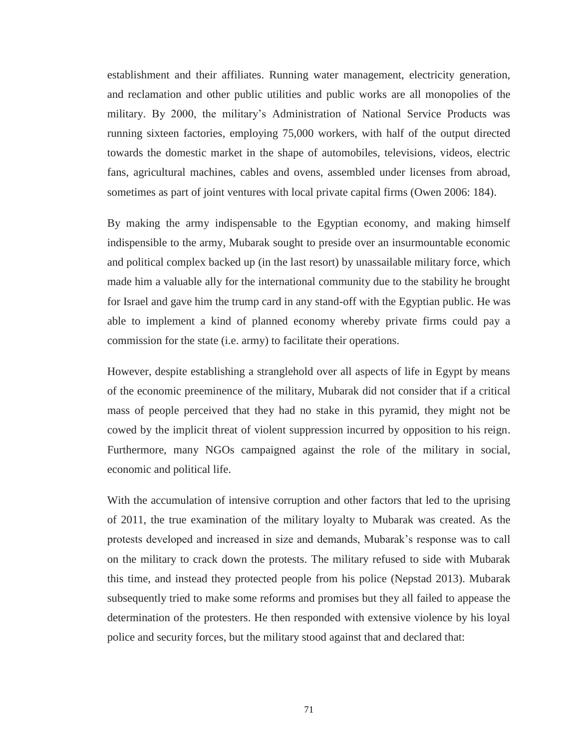establishment and their affiliates. Running water management, electricity generation, and reclamation and other public utilities and public works are all monopolies of the military. By 2000, the military's Administration of National Service Products was running sixteen factories, employing 75,000 workers, with half of the output directed towards the domestic market in the shape of automobiles, televisions, videos, electric fans, agricultural machines, cables and ovens, assembled under licenses from abroad, sometimes as part of joint ventures with local private capital firms (Owen 2006: 184).

By making the army indispensable to the Egyptian economy, and making himself indispensible to the army, Mubarak sought to preside over an insurmountable economic and political complex backed up (in the last resort) by unassailable military force, which made him a valuable ally for the international community due to the stability he brought for Israel and gave him the trump card in any stand-off with the Egyptian public. He was able to implement a kind of planned economy whereby private firms could pay a commission for the state (i.e. army) to facilitate their operations.

However, despite establishing a stranglehold over all aspects of life in Egypt by means of the economic preeminence of the military, Mubarak did not consider that if a critical mass of people perceived that they had no stake in this pyramid, they might not be cowed by the implicit threat of violent suppression incurred by opposition to his reign. Furthermore, many NGOs campaigned against the role of the military in social, economic and political life.

With the accumulation of intensive corruption and other factors that led to the uprising of 2011, the true examination of the military loyalty to Mubarak was created. As the protests developed and increased in size and demands, Mubarak's response was to call on the military to crack down the protests. The military refused to side with Mubarak this time, and instead they protected people from his police (Nepstad 2013). Mubarak subsequently tried to make some reforms and promises but they all failed to appease the determination of the protesters. He then responded with extensive violence by his loyal police and security forces, but the military stood against that and declared that: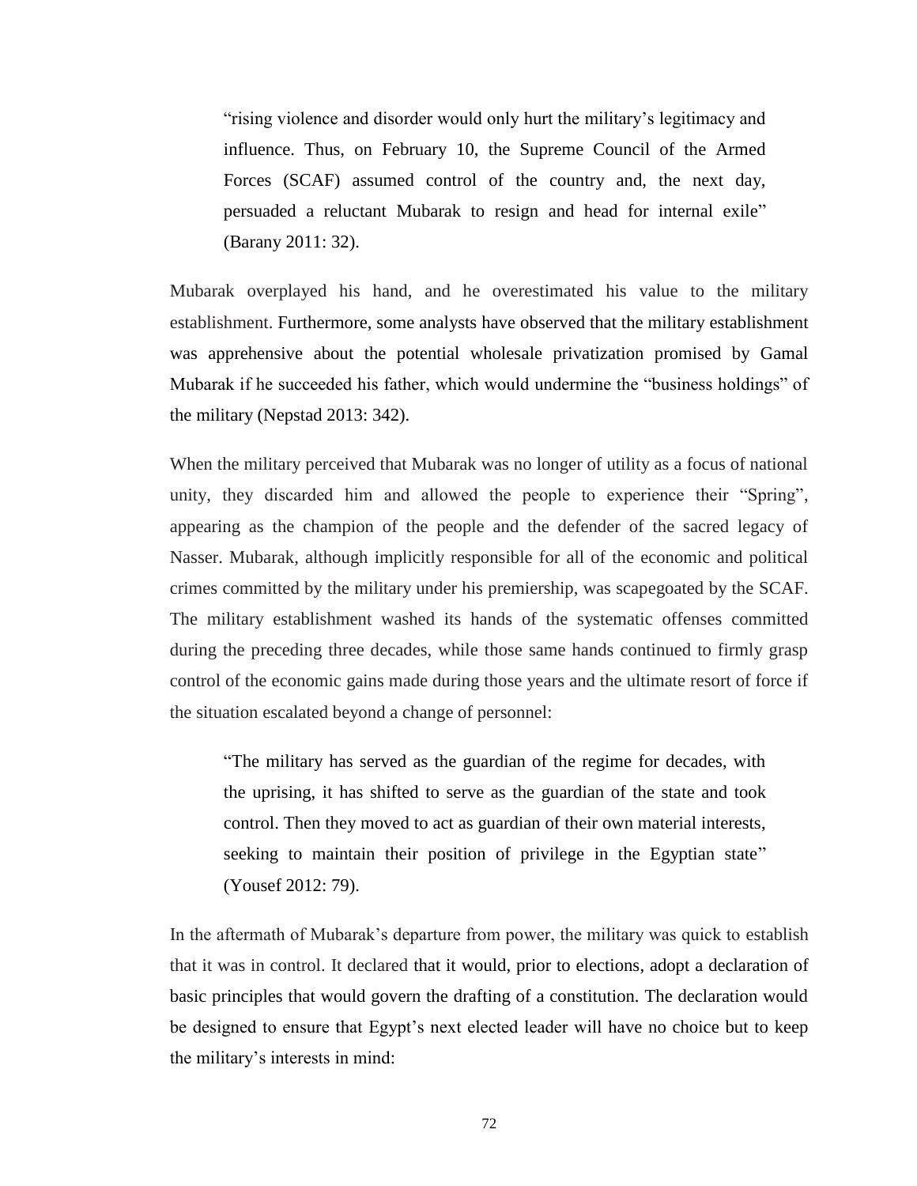> "rising violence and disorder would only hurt the military's legitimacy and influence. Thus, on February 10, the Supreme Council of the Armed Forces (SCAF) assumed control of the country and, the next day, persuaded a reluctant Mubarak to resign and head for internal exile" (Barany 2011: 32).

Mubarak overplayed his hand, and he overestimated his value to the military establishment. Furthermore, some analysts have observed that the military establishment was apprehensive about the potential wholesale privatization promised by Gamal Mubarak if he succeeded his father, which would undermine the "business holdings" of the military (Nepstad 2013: 342).

When the military perceived that Mubarak was no longer of utility as a focus of national unity, they discarded him and allowed the people to experience their "Spring", appearing as the champion of the people and the defender of the sacred legacy of Nasser. Mubarak, although implicitly responsible for all of the economic and political crimes committed by the military under his premiership, was scapegoated by the SCAF. The military establishment washed its hands of the systematic offenses committed during the preceding three decades, while those same hands continued to firmly grasp control of the economic gains made during those years and the ultimate resort of force if the situation escalated beyond a change of personnel:

> "The military has served as the guardian of the regime for decades, with the uprising, it has shifted to serve as the guardian of the state and took control. Then they moved to act as guardian of their own material interests, seeking to maintain their position of privilege in the Egyptian state" (Yousef 2012: 79).

In the aftermath of Mubarak's departure from power, the military was quick to establish that it was in control. It declared that it would, prior to elections, adopt a declaration of basic principles that would govern the drafting of a constitution. The declaration would be designed to ensure that Egypt's next elected leader will have no choice but to keep the military's interests in mind: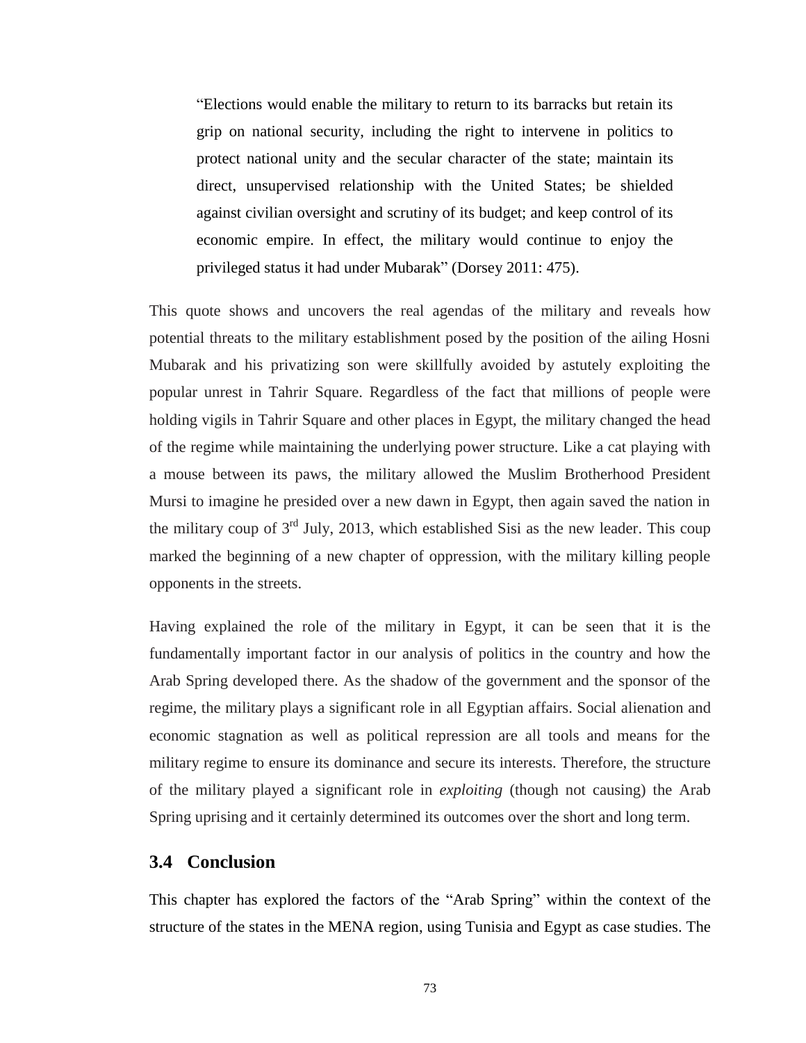> "Elections would enable the military to return to its barracks but retain its grip on national security, including the right to intervene in politics to protect national unity and the secular character of the state; maintain its direct, unsupervised relationship with the United States; be shielded against civilian oversight and scrutiny of its budget; and keep control of its economic empire. In effect, the military would continue to enjoy the privileged status it had under Mubarak" (Dorsey 2011: 475).

This quote shows and uncovers the real agendas of the military and reveals how potential threats to the military establishment posed by the position of the ailing Hosni Mubarak and his privatizing son were skillfully avoided by astutely exploiting the popular unrest in Tahrir Square. Regardless of the fact that millions of people were holding vigils in Tahrir Square and other places in Egypt, the military changed the head of the regime while maintaining the underlying power structure. Like a cat playing with a mouse between its paws, the military allowed the Muslim Brotherhood President Mursi to imagine he presided over a new dawn in Egypt, then again saved the nation in the military coup of 3rd July, 2013, which established Sisi as the new leader. This coup marked the beginning of a new chapter of oppression, with the military killing people opponents in the streets.

Having explained the role of the military in Egypt, it can be seen that it is the fundamentally important factor in our analysis of politics in the country and how the Arab Spring developed there. As the shadow of the government and the sponsor of the regime, the military plays a significant role in all Egyptian affairs. Social alienation and economic stagnation as well as political repression are all tools and means for the military regime to ensure its dominance and secure its interests. Therefore, the structure of the military played a significant role in *exploiting* (though not causing) the Arab Spring uprising and it certainly determined its outcomes over the short and long term.

## 3.4 Conclusion

This chapter has explored the factors of the "Arab Spring" within the context of the structure of the states in the MENA region, using Tunisia and Egypt as case studies. The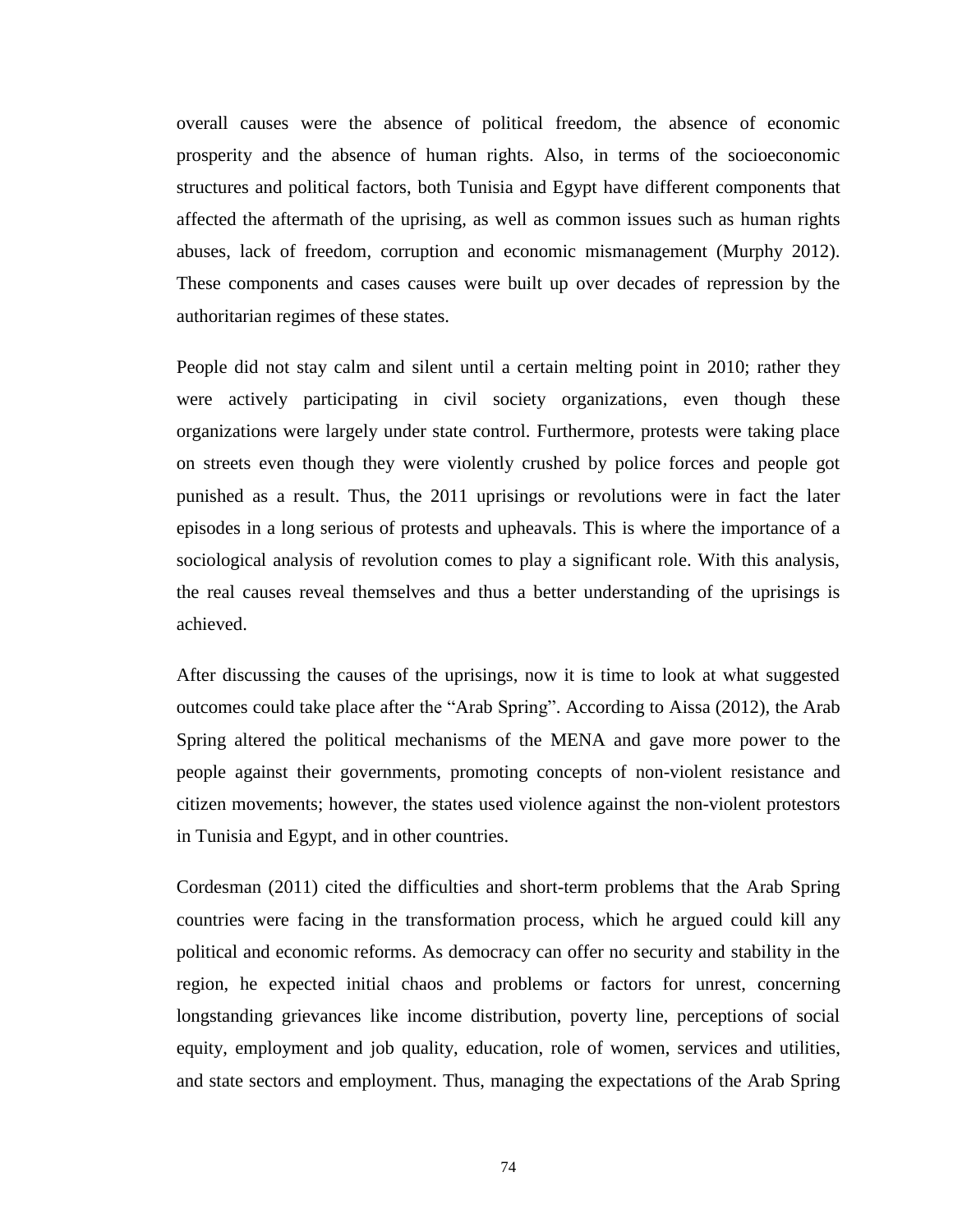overall causes were the absence of political freedom, the absence of economic prosperity and the absence of human rights. Also, in terms of the socioeconomic structures and political factors, both Tunisia and Egypt have different components that affected the aftermath of the uprising, as well as common issues such as human rights abuses, lack of freedom, corruption and economic mismanagement (Murphy 2012). These components and cases causes were built up over decades of repression by the authoritarian regimes of these states.

People did not stay calm and silent until a certain melting point in 2010; rather they were actively participating in civil society organizations, even though these organizations were largely under state control. Furthermore, protests were taking place on streets even though they were violently crushed by police forces and people got punished as a result. Thus, the 2011 uprisings or revolutions were in fact the later episodes in a long serious of protests and upheavals. This is where the importance of a sociological analysis of revolution comes to play a significant role. With this analysis, the real causes reveal themselves and thus a better understanding of the uprisings is achieved.

After discussing the causes of the uprisings, now it is time to look at what suggested outcomes could take place after the "Arab Spring". According to Aissa (2012), the Arab Spring altered the political mechanisms of the MENA and gave more power to the people against their governments, promoting concepts of non-violent resistance and citizen movements; however, the states used violence against the non-violent protestors in Tunisia and Egypt, and in other countries.

Cordesman (2011) cited the difficulties and short-term problems that the Arab Spring countries were facing in the transformation process, which he argued could kill any political and economic reforms. As democracy can offer no security and stability in the region, he expected initial chaos and problems or factors for unrest, concerning longstanding grievances like income distribution, poverty line, perceptions of social equity, employment and job quality, education, role of women, services and utilities, and state sectors and employment. Thus, managing the expectations of the Arab Spring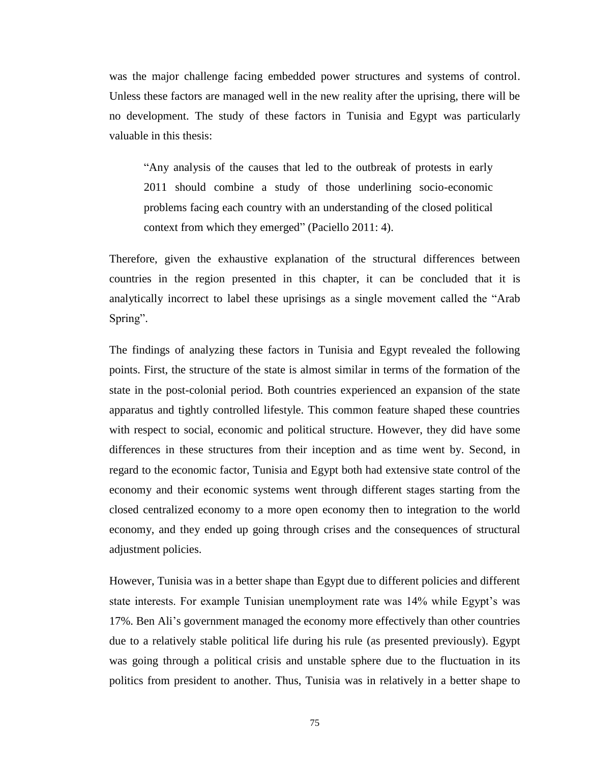was the major challenge facing embedded power structures and systems of control. Unless these factors are managed well in the new reality after the uprising, there will be no development. The study of these factors in Tunisia and Egypt was particularly valuable in this thesis:

> "Any analysis of the causes that led to the outbreak of protests in early 2011 should combine a study of those underlining socio-economic problems facing each country with an understanding of the closed political context from which they emerged" (Paciello 2011: 4).

Therefore, given the exhaustive explanation of the structural differences between countries in the region presented in this chapter, it can be concluded that it is analytically incorrect to label these uprisings as a single movement called the "Arab Spring".

The findings of analyzing these factors in Tunisia and Egypt revealed the following points. First, the structure of the state is almost similar in terms of the formation of the state in the post-colonial period. Both countries experienced an expansion of the state apparatus and tightly controlled lifestyle. This common feature shaped these countries with respect to social, economic and political structure. However, they did have some differences in these structures from their inception and as time went by. Second, in regard to the economic factor, Tunisia and Egypt both had extensive state control of the economy and their economic systems went through different stages starting from the closed centralized economy to a more open economy then to integration to the world economy, and they ended up going through crises and the consequences of structural adjustment policies.

However, Tunisia was in a better shape than Egypt due to different policies and different state interests. For example Tunisian unemployment rate was 14% while Egypt's was 17%. Ben Ali's government managed the economy more effectively than other countries due to a relatively stable political life during his rule (as presented previously). Egypt was going through a political crisis and unstable sphere due to the fluctuation in its politics from president to another. Thus, Tunisia was in relatively in a better shape to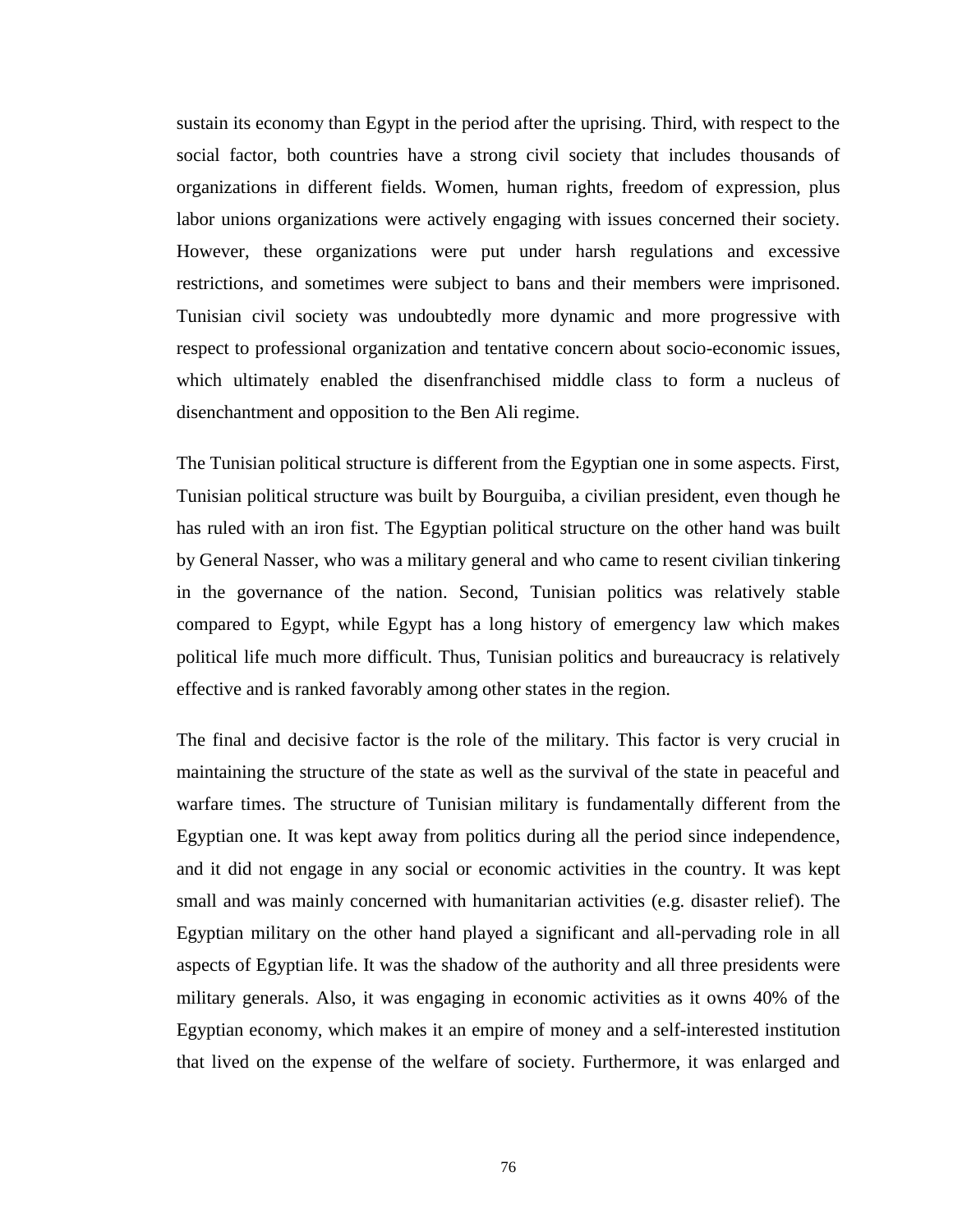sustain its economy than Egypt in the period after the uprising. Third, with respect to the social factor, both countries have a strong civil society that includes thousands of organizations in different fields. Women, human rights, freedom of expression, plus labor unions organizations were actively engaging with issues concerned their society. However, these organizations were put under harsh regulations and excessive restrictions, and sometimes were subject to bans and their members were imprisoned. Tunisian civil society was undoubtedly more dynamic and more progressive with respect to professional organization and tentative concern about socio-economic issues, which ultimately enabled the disenfranchised middle class to form a nucleus of disenchantment and opposition to the Ben Ali regime.

The Tunisian political structure is different from the Egyptian one in some aspects. First, Tunisian political structure was built by Bourguiba, a civilian president, even though he has ruled with an iron fist. The Egyptian political structure on the other hand was built by General Nasser, who was a military general and who came to resent civilian tinkering in the governance of the nation. Second, Tunisian politics was relatively stable compared to Egypt, while Egypt has a long history of emergency law which makes political life much more difficult. Thus, Tunisian politics and bureaucracy is relatively effective and is ranked favorably among other states in the region.

The final and decisive factor is the role of the military. This factor is very crucial in maintaining the structure of the state as well as the survival of the state in peaceful and warfare times. The structure of Tunisian military is fundamentally different from the Egyptian one. It was kept away from politics during all the period since independence, and it did not engage in any social or economic activities in the country. It was kept small and was mainly concerned with humanitarian activities (e.g. disaster relief). The Egyptian military on the other hand played a significant and all-pervading role in all aspects of Egyptian life. It was the shadow of the authority and all three presidents were military generals. Also, it was engaging in economic activities as it owns 40% of the Egyptian economy, which makes it an empire of money and a self-interested institution that lived on the expense of the welfare of society. Furthermore, it was enlarged and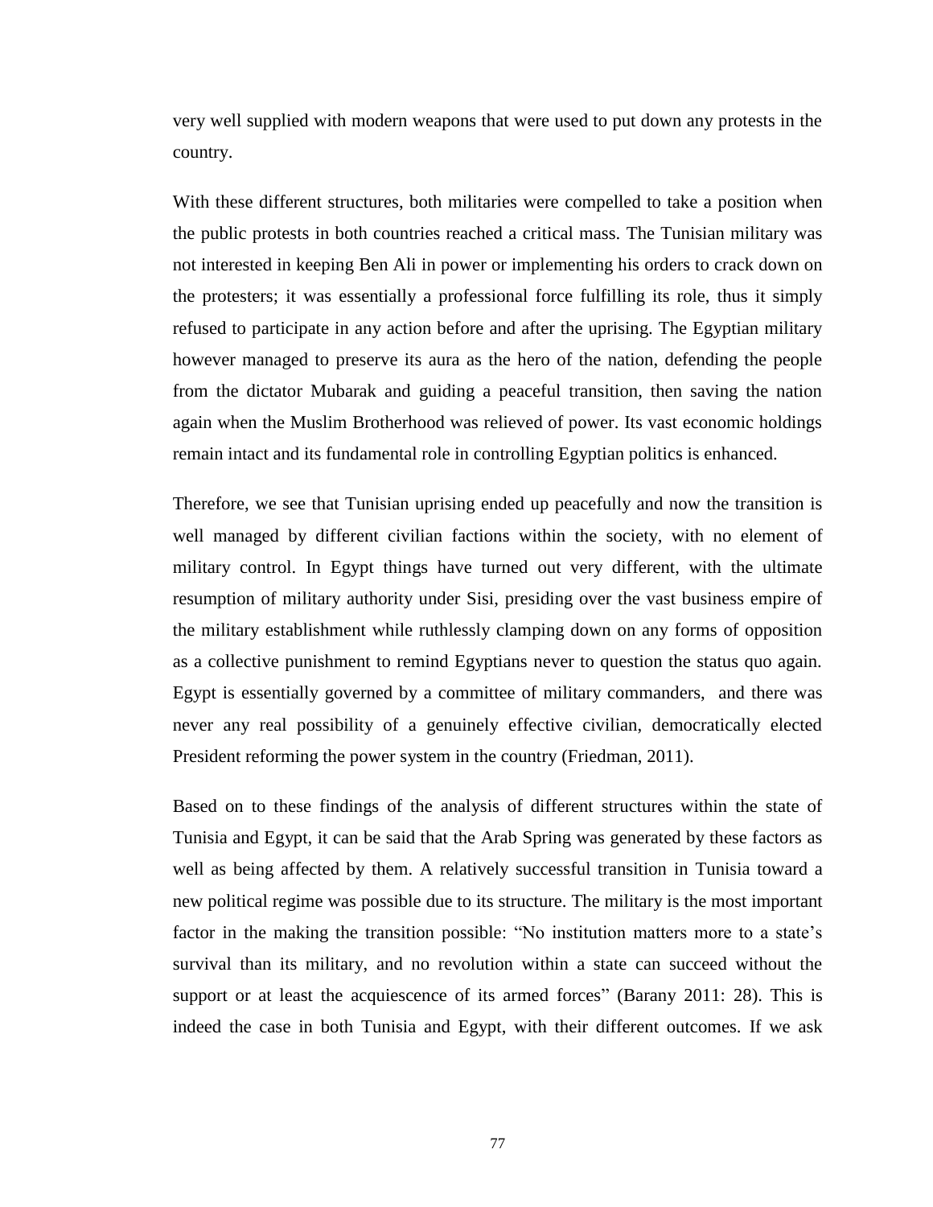very well supplied with modern weapons that were used to put down any protests in the country.

With these different structures, both militaries were compelled to take a position when the public protests in both countries reached a critical mass. The Tunisian military was not interested in keeping Ben Ali in power or implementing his orders to crack down on the protesters; it was essentially a professional force fulfilling its role, thus it simply refused to participate in any action before and after the uprising. The Egyptian military however managed to preserve its aura as the hero of the nation, defending the people from the dictator Mubarak and guiding a peaceful transition, then saving the nation again when the Muslim Brotherhood was relieved of power. Its vast economic holdings remain intact and its fundamental role in controlling Egyptian politics is enhanced.

Therefore, we see that Tunisian uprising ended up peacefully and now the transition is well managed by different civilian factions within the society, with no element of military control. In Egypt things have turned out very different, with the ultimate resumption of military authority under Sisi, presiding over the vast business empire of the military establishment while ruthlessly clamping down on any forms of opposition as a collective punishment to remind Egyptians never to question the status quo again. Egypt is essentially governed by a committee of military commanders, and there was never any real possibility of a genuinely effective civilian, democratically elected President reforming the power system in the country (Friedman, 2011).

Based on to these findings of the analysis of different structures within the state of Tunisia and Egypt, it can be said that the Arab Spring was generated by these factors as well as being affected by them. A relatively successful transition in Tunisia toward a new political regime was possible due to its structure. The military is the most important factor in the making the transition possible: "No institution matters more to a state's survival than its military, and no revolution within a state can succeed without the support or at least the acquiescence of its armed forces" (Barany 2011: 28). This is indeed the case in both Tunisia and Egypt, with their different outcomes. If we ask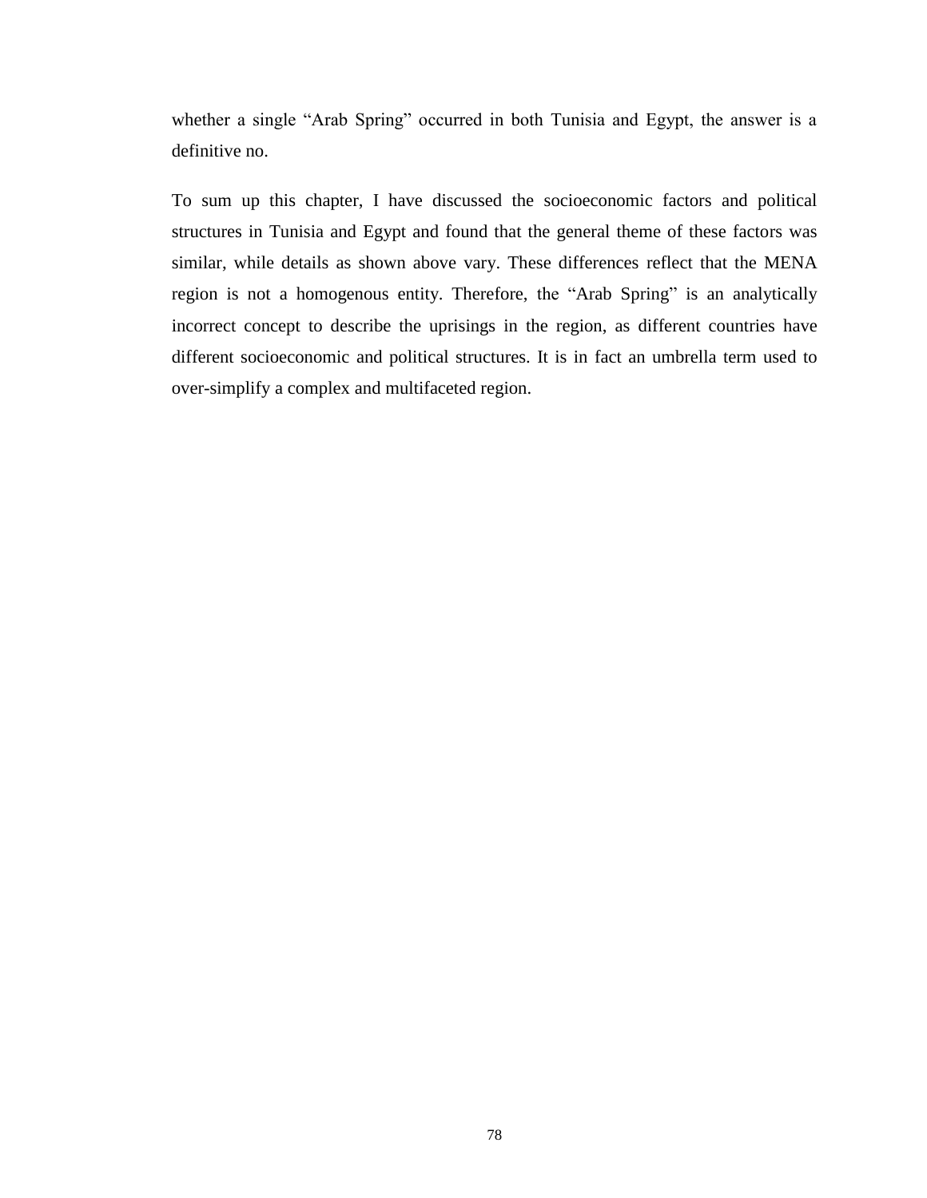whether a single "Arab Spring" occurred in both Tunisia and Egypt, the answer is a definitive no.

To sum up this chapter, I have discussed the socioeconomic factors and political structures in Tunisia and Egypt and found that the general theme of these factors was similar, while details as shown above vary. These differences reflect that the MENA region is not a homogenous entity. Therefore, the "Arab Spring" is an analytically incorrect concept to describe the uprisings in the region, as different countries have different socioeconomic and political structures. It is in fact an umbrella term used to over-simplify a complex and multifaceted region.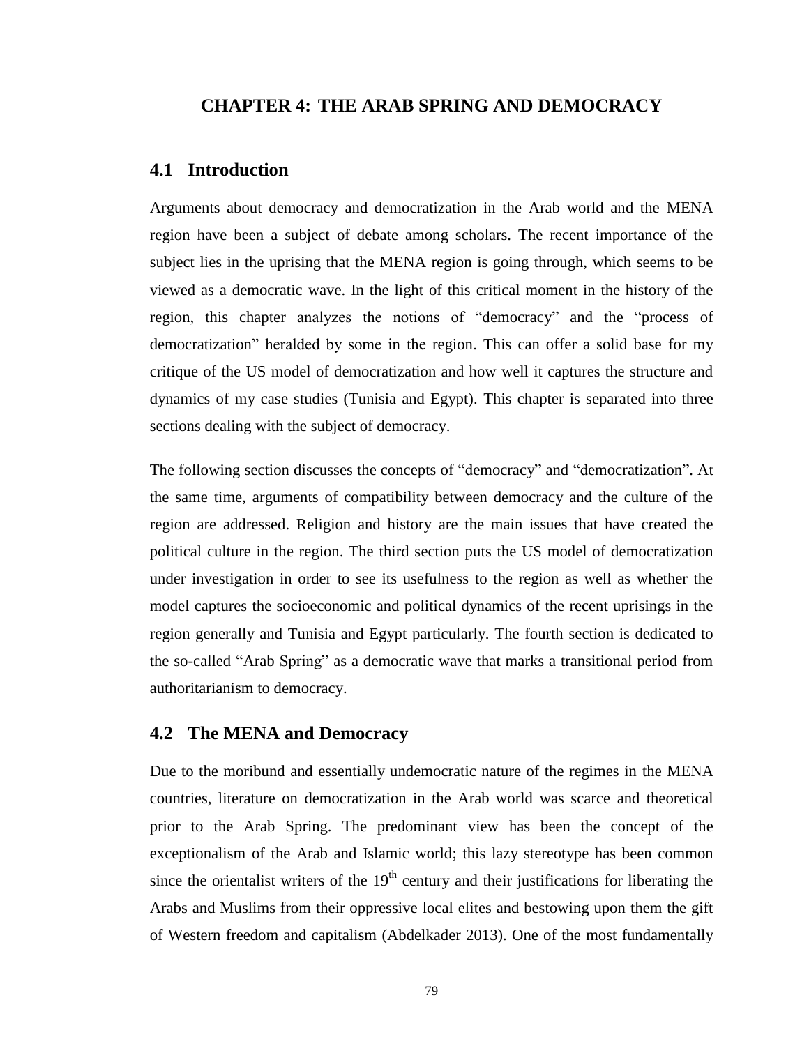# CHAPTER 4: THE ARAB SPRING AND DEMOCRACY

## 4.1 Introduction

Arguments about democracy and democratization in the Arab world and the MENA region have been a subject of debate among scholars. The recent importance of the subject lies in the uprising that the MENA region is going through, which seems to be viewed as a democratic wave. In the light of this critical moment in the history of the region, this chapter analyzes the notions of "democracy" and the "process of democratization" heralded by some in the region. This can offer a solid base for my critique of the US model of democratization and how well it captures the structure and dynamics of my case studies (Tunisia and Egypt). This chapter is separated into three sections dealing with the subject of democracy.

The following section discusses the concepts of "democracy" and "democratization". At the same time, arguments of compatibility between democracy and the culture of the region are addressed. Religion and history are the main issues that have created the political culture in the region. The third section puts the US model of democratization under investigation in order to see its usefulness to the region as well as whether the model captures the socioeconomic and political dynamics of the recent uprisings in the region generally and Tunisia and Egypt particularly. The fourth section is dedicated to the so-called "Arab Spring" as a democratic wave that marks a transitional period from authoritarianism to democracy.

## 4.2 The MENA and Democracy

Due to the moribund and essentially undemocratic nature of the regimes in the MENA countries, literature on democratization in the Arab world was scarce and theoretical prior to the Arab Spring. The predominant view has been the concept of the exceptionalism of the Arab and Islamic world; this lazy stereotype has been common since the orientalist writers of the 19th century and their justifications for liberating the Arabs and Muslims from their oppressive local elites and bestowing upon them the gift of Western freedom and capitalism (Abdelkader 2013). One of the most fundamentally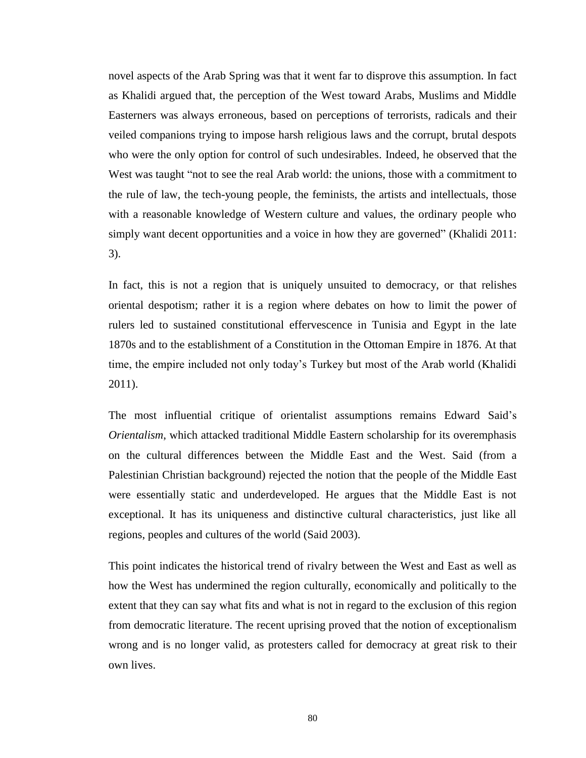novel aspects of the Arab Spring was that it went far to disprove this assumption. In fact as Khalidi argued that, the perception of the West toward Arabs, Muslims and Middle Easterners was always erroneous, based on perceptions of terrorists, radicals and their veiled companions trying to impose harsh religious laws and the corrupt, brutal despots who were the only option for control of such undesirables. Indeed, he observed that the West was taught "not to see the real Arab world: the unions, those with a commitment to the rule of law, the tech-young people, the feminists, the artists and intellectuals, those with a reasonable knowledge of Western culture and values, the ordinary people who simply want decent opportunities and a voice in how they are governed" (Khalidi 2011: 3).

In fact, this is not a region that is uniquely unsuited to democracy, or that relishes oriental despotism; rather it is a region where debates on how to limit the power of rulers led to sustained constitutional effervescence in Tunisia and Egypt in the late 1870s and to the establishment of a Constitution in the Ottoman Empire in 1876. At that time, the empire included not only today's Turkey but most of the Arab world (Khalidi 2011).

The most influential critique of orientalist assumptions remains Edward Said's *Orientalism*, which attacked traditional Middle Eastern scholarship for its overemphasis on the cultural differences between the Middle East and the West. Said (from a Palestinian Christian background) rejected the notion that the people of the Middle East were essentially static and underdeveloped. He argues that the Middle East is not exceptional. It has its uniqueness and distinctive cultural characteristics, just like all regions, peoples and cultures of the world (Said 2003).

This point indicates the historical trend of rivalry between the West and East as well as how the West has undermined the region culturally, economically and politically to the extent that they can say what fits and what is not in regard to the exclusion of this region from democratic literature. The recent uprising proved that the notion of exceptionalism wrong and is no longer valid, as protesters called for democracy at great risk to their own lives.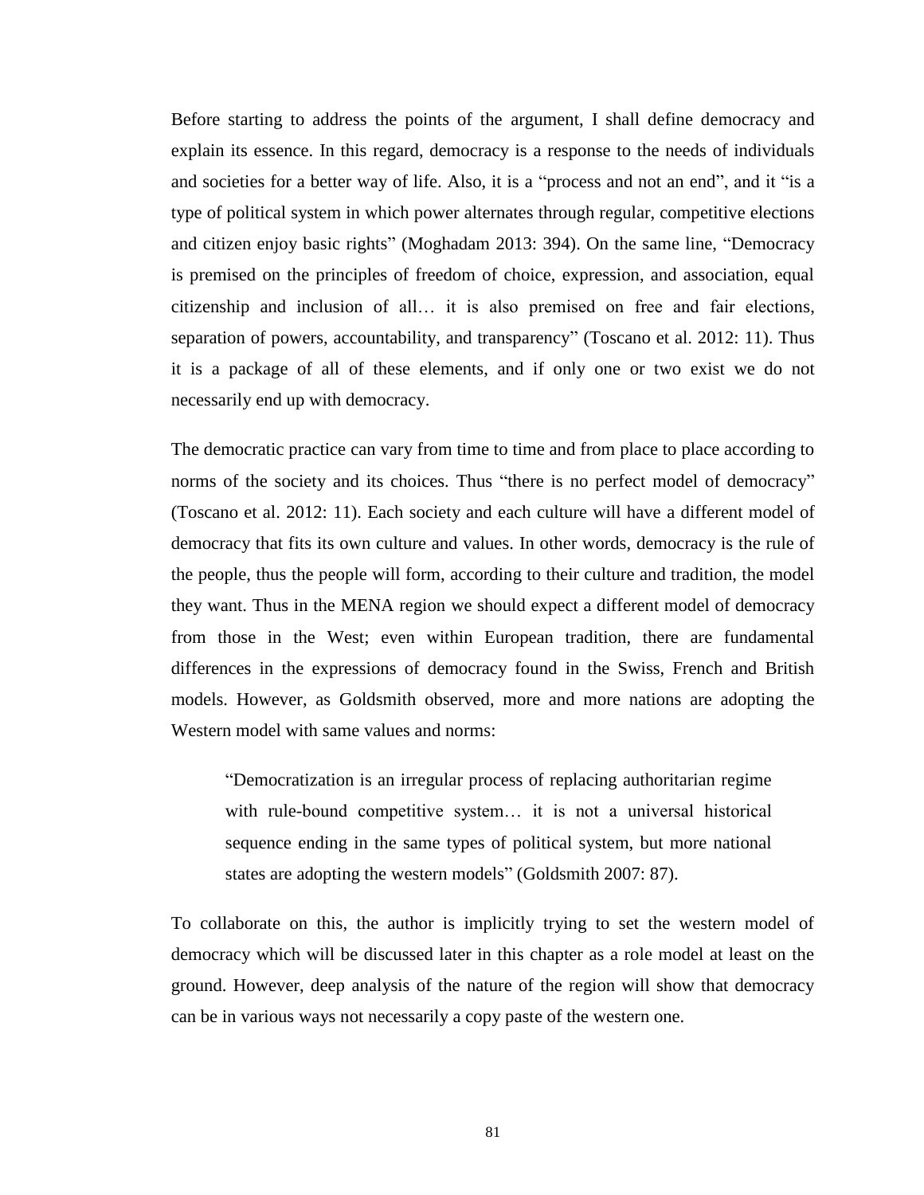Before starting to address the points of the argument, I shall define democracy and explain its essence. In this regard, democracy is a response to the needs of individuals and societies for a better way of life. Also, it is a "process and not an end", and it "is a type of political system in which power alternates through regular, competitive elections and citizen enjoy basic rights" (Moghadam 2013: 394). On the same line, "Democracy is premised on the principles of freedom of choice, expression, and association, equal citizenship and inclusion of all… it is also premised on free and fair elections, separation of powers, accountability, and transparency" (Toscano et al. 2012: 11). Thus it is a package of all of these elements, and if only one or two exist we do not necessarily end up with democracy.

The democratic practice can vary from time to time and from place to place according to norms of the society and its choices. Thus "there is no perfect model of democracy" (Toscano et al. 2012: 11). Each society and each culture will have a different model of democracy that fits its own culture and values. In other words, democracy is the rule of the people, thus the people will form, according to their culture and tradition, the model they want. Thus in the MENA region we should expect a different model of democracy from those in the West; even within European tradition, there are fundamental differences in the expressions of democracy found in the Swiss, French and British models. However, as Goldsmith observed, more and more nations are adopting the Western model with same values and norms:

> "Democratization is an irregular process of replacing authoritarian regime with rule-bound competitive system… it is not a universal historical sequence ending in the same types of political system, but more national states are adopting the western models" (Goldsmith 2007: 87).

To collaborate on this, the author is implicitly trying to set the western model of democracy which will be discussed later in this chapter as a role model at least on the ground. However, deep analysis of the nature of the region will show that democracy can be in various ways not necessarily a copy paste of the western one.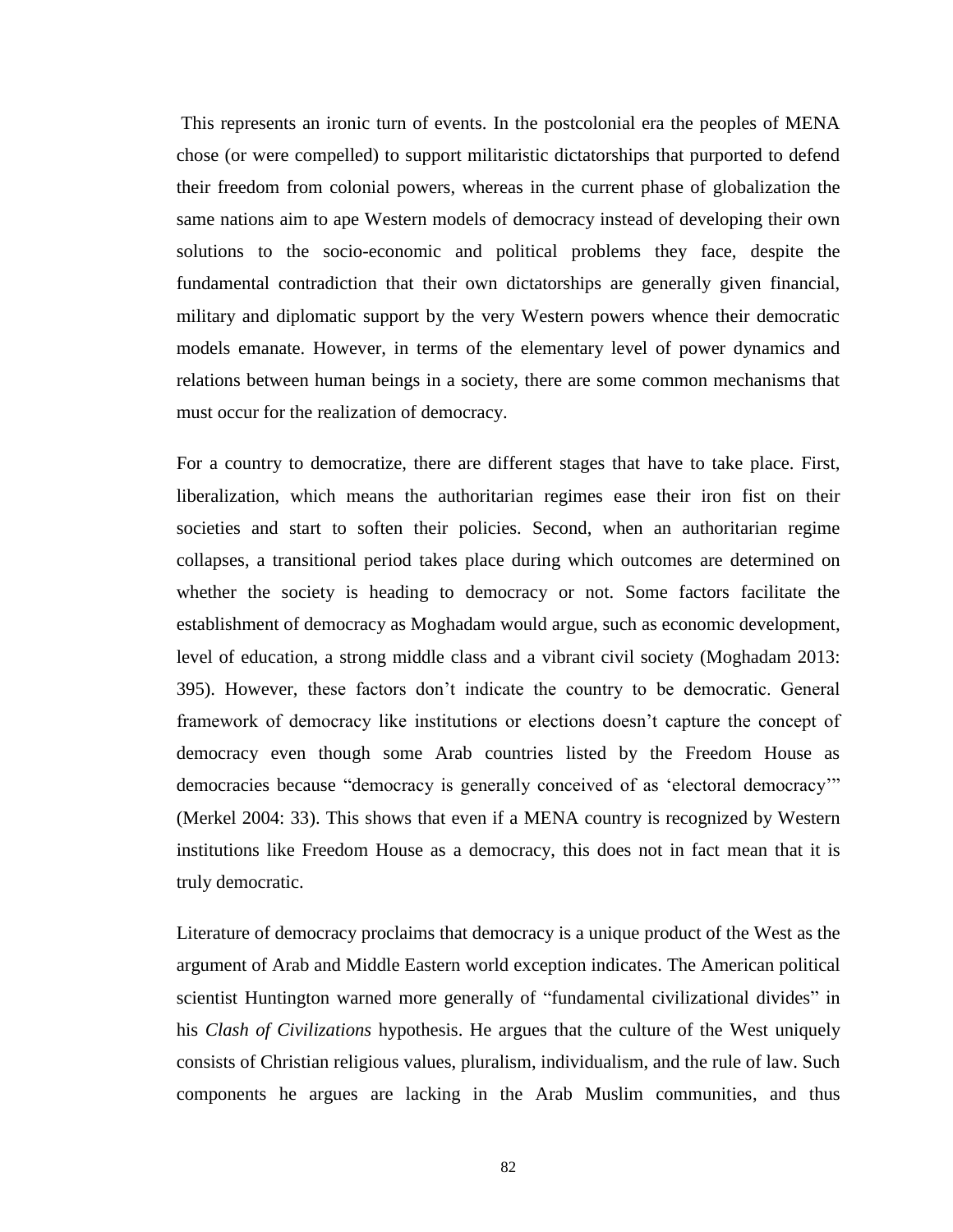This represents an ironic turn of events. In the postcolonial era the peoples of MENA chose (or were compelled) to support militaristic dictatorships that purported to defend their freedom from colonial powers, whereas in the current phase of globalization the same nations aim to ape Western models of democracy instead of developing their own solutions to the socio-economic and political problems they face, despite the fundamental contradiction that their own dictatorships are generally given financial, military and diplomatic support by the very Western powers whence their democratic models emanate. However, in terms of the elementary level of power dynamics and relations between human beings in a society, there are some common mechanisms that must occur for the realization of democracy.

For a country to democratize, there are different stages that have to take place. First, liberalization, which means the authoritarian regimes ease their iron fist on their societies and start to soften their policies. Second, when an authoritarian regime collapses, a transitional period takes place during which outcomes are determined on whether the society is heading to democracy or not. Some factors facilitate the establishment of democracy as Moghadam would argue, such as economic development, level of education, a strong middle class and a vibrant civil society (Moghadam 2013: 395). However, these factors don't indicate the country to be democratic. General framework of democracy like institutions or elections doesn't capture the concept of democracy even though some Arab countries listed by the Freedom House as democracies because "democracy is generally conceived of as 'electoral democracy'" (Merkel 2004: 33). This shows that even if a MENA country is recognized by Western institutions like Freedom House as a democracy, this does not in fact mean that it is truly democratic.

Literature of democracy proclaims that democracy is a unique product of the West as the argument of Arab and Middle Eastern world exception indicates. The American political scientist Huntington warned more generally of "fundamental civilizational divides" in his *Clash of Civilizations* hypothesis. He argues that the culture of the West uniquely consists of Christian religious values, pluralism, individualism, and the rule of law. Such components he argues are lacking in the Arab Muslim communities, and thus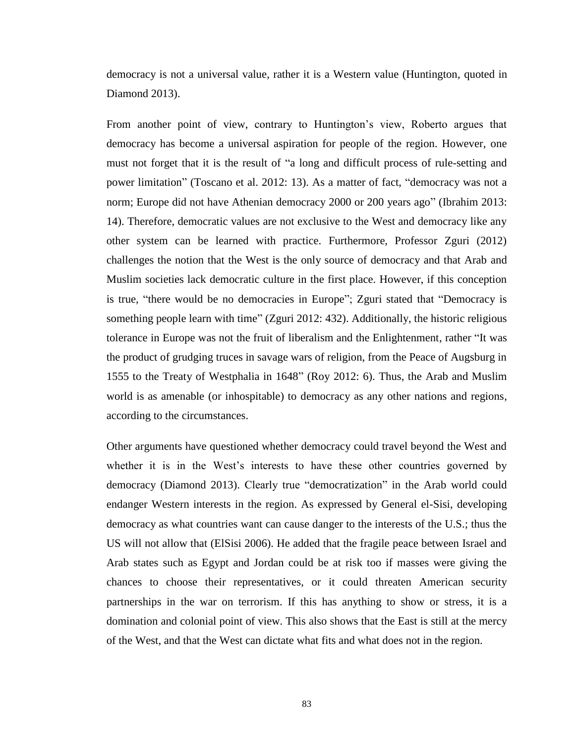democracy is not a universal value, rather it is a Western value (Huntington, quoted in Diamond 2013).

From another point of view, contrary to Huntington's view, Roberto argues that democracy has become a universal aspiration for people of the region. However, one must not forget that it is the result of "a long and difficult process of rule-setting and power limitation" (Toscano et al. 2012: 13). As a matter of fact, "democracy was not a norm; Europe did not have Athenian democracy 2000 or 200 years ago" (Ibrahim 2013: 14). Therefore, democratic values are not exclusive to the West and democracy like any other system can be learned with practice. Furthermore, Professor Zguri (2012) challenges the notion that the West is the only source of democracy and that Arab and Muslim societies lack democratic culture in the first place. However, if this conception is true, "there would be no democracies in Europe"; Zguri stated that "Democracy is something people learn with time" (Zguri 2012: 432). Additionally, the historic religious tolerance in Europe was not the fruit of liberalism and the Enlightenment, rather "It was the product of grudging truces in savage wars of religion, from the Peace of Augsburg in 1555 to the Treaty of Westphalia in 1648" (Roy 2012: 6). Thus, the Arab and Muslim world is as amenable (or inhospitable) to democracy as any other nations and regions, according to the circumstances.

Other arguments have questioned whether democracy could travel beyond the West and whether it is in the West's interests to have these other countries governed by democracy (Diamond 2013). Clearly true "democratization" in the Arab world could endanger Western interests in the region. As expressed by General el-Sisi, developing democracy as what countries want can cause danger to the interests of the U.S.; thus the US will not allow that (ElSisi 2006). He added that the fragile peace between Israel and Arab states such as Egypt and Jordan could be at risk too if masses were giving the chances to choose their representatives, or it could threaten American security partnerships in the war on terrorism. If this has anything to show or stress, it is a domination and colonial point of view. This also shows that the East is still at the mercy of the West, and that the West can dictate what fits and what does not in the region.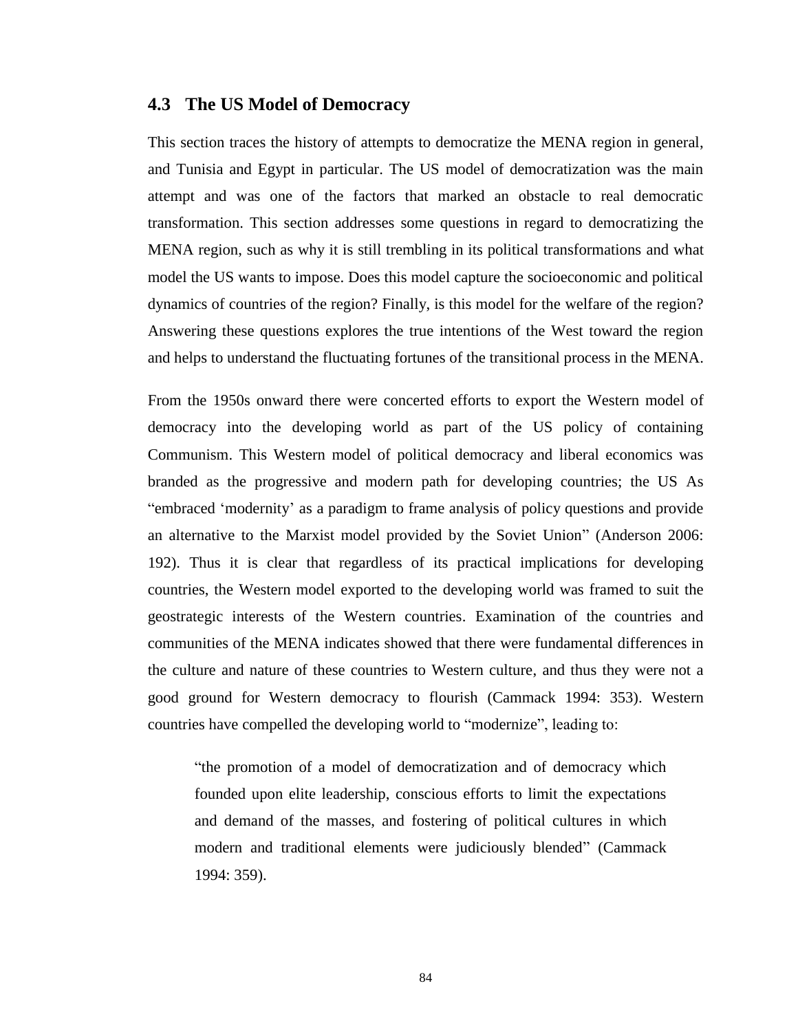## 4.3 The US Model of Democracy

This section traces the history of attempts to democratize the MENA region in general, and Tunisia and Egypt in particular. The US model of democratization was the main attempt and was one of the factors that marked an obstacle to real democratic transformation. This section addresses some questions in regard to democratizing the MENA region, such as why it is still trembling in its political transformations and what model the US wants to impose. Does this model capture the socioeconomic and political dynamics of countries of the region? Finally, is this model for the welfare of the region? Answering these questions explores the true intentions of the West toward the region and helps to understand the fluctuating fortunes of the transitional process in the MENA.

From the 1950s onward there were concerted efforts to export the Western model of democracy into the developing world as part of the US policy of containing Communism. This Western model of political democracy and liberal economics was branded as the progressive and modern path for developing countries; the US As "embraced 'modernity' as a paradigm to frame analysis of policy questions and provide an alternative to the Marxist model provided by the Soviet Union" (Anderson 2006: 192). Thus it is clear that regardless of its practical implications for developing countries, the Western model exported to the developing world was framed to suit the geostrategic interests of the Western countries. Examination of the countries and communities of the MENA indicates showed that there were fundamental differences in the culture and nature of these countries to Western culture, and thus they were not a good ground for Western democracy to flourish (Cammack 1994: 353). Western countries have compelled the developing world to "modernize", leading to:

> "the promotion of a model of democratization and of democracy which founded upon elite leadership, conscious efforts to limit the expectations and demand of the masses, and fostering of political cultures in which modern and traditional elements were judiciously blended" (Cammack 1994: 359).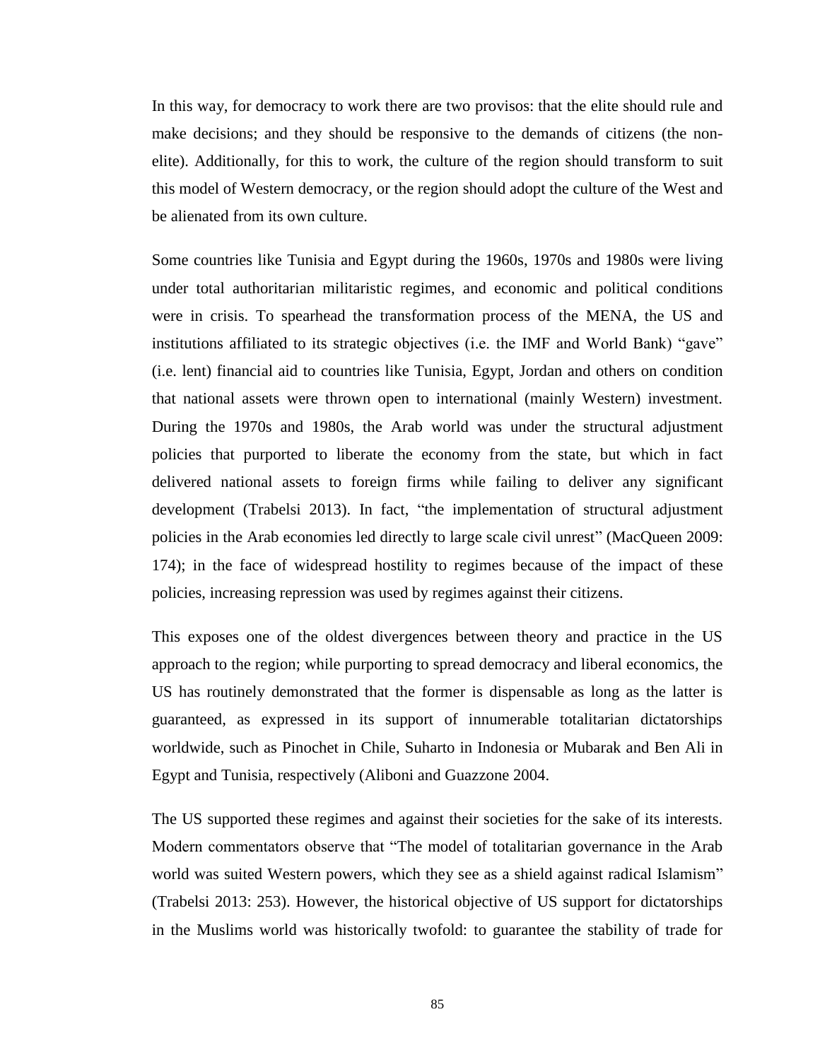In this way, for democracy to work there are two provisos: that the elite should rule and make decisions; and they should be responsive to the demands of citizens (the non-elite). Additionally, for this to work, the culture of the region should transform to suit this model of Western democracy, or the region should adopt the culture of the West and be alienated from its own culture.

Some countries like Tunisia and Egypt during the 1960s, 1970s and 1980s were living under total authoritarian militaristic regimes, and economic and political conditions were in crisis. To spearhead the transformation process of the MENA, the US and institutions affiliated to its strategic objectives (i.e. the IMF and World Bank) "gave" (i.e. lent) financial aid to countries like Tunisia, Egypt, Jordan and others on condition that national assets were thrown open to international (mainly Western) investment. During the 1970s and 1980s, the Arab world was under the structural adjustment policies that purported to liberate the economy from the state, but which in fact delivered national assets to foreign firms while failing to deliver any significant development (Trabelsi 2013). In fact, "the implementation of structural adjustment policies in the Arab economies led directly to large scale civil unrest" (MacQueen 2009: 174); in the face of widespread hostility to regimes because of the impact of these policies, increasing repression was used by regimes against their citizens.

This exposes one of the oldest divergences between theory and practice in the US approach to the region; while purporting to spread democracy and liberal economics, the US has routinely demonstrated that the former is dispensable as long as the latter is guaranteed, as expressed in its support of innumerable totalitarian dictatorships worldwide, such as Pinochet in Chile, Suharto in Indonesia or Mubarak and Ben Ali in Egypt and Tunisia, respectively (Aliboni and Guazzone 2004.

The US supported these regimes and against their societies for the sake of its interests. Modern commentators observe that "The model of totalitarian governance in the Arab world was suited Western powers, which they see as a shield against radical Islamism" (Trabelsi 2013: 253). However, the historical objective of US support for dictatorships in the Muslims world was historically twofold: to guarantee the stability of trade for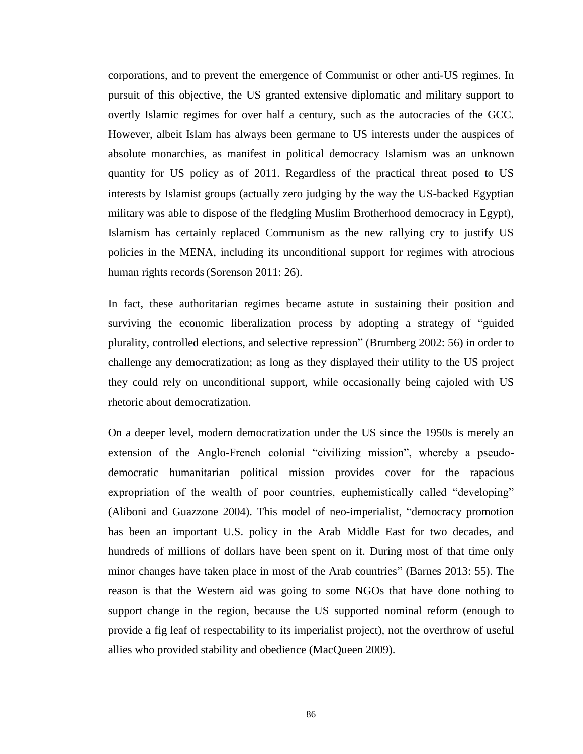corporations, and to prevent the emergence of Communist or other anti-US regimes. In pursuit of this objective, the US granted extensive diplomatic and military support to overtly Islamic regimes for over half a century, such as the autocracies of the GCC. However, albeit Islam has always been germane to US interests under the auspices of absolute monarchies, as manifest in political democracy Islamism was an unknown quantity for US policy as of 2011. Regardless of the practical threat posed to US interests by Islamist groups (actually zero judging by the way the US-backed Egyptian military was able to dispose of the fledgling Muslim Brotherhood democracy in Egypt), Islamism has certainly replaced Communism as the new rallying cry to justify US policies in the MENA, including its unconditional support for regimes with atrocious human rights records (Sorenson 2011: 26).

In fact, these authoritarian regimes became astute in sustaining their position and surviving the economic liberalization process by adopting a strategy of "guided plurality, controlled elections, and selective repression" (Brumberg 2002: 56) in order to challenge any democratization; as long as they displayed their utility to the US project they could rely on unconditional support, while occasionally being cajoled with US rhetoric about democratization.

On a deeper level, modern democratization under the US since the 1950s is merely an extension of the Anglo-French colonial "civilizing mission", whereby a pseudo-democratic humanitarian political mission provides cover for the rapacious expropriation of the wealth of poor countries, euphemistically called "developing" (Aliboni and Guazzone 2004). This model of neo-imperialist, "democracy promotion has been an important U.S. policy in the Arab Middle East for two decades, and hundreds of millions of dollars have been spent on it. During most of that time only minor changes have taken place in most of the Arab countries" (Barnes 2013: 55). The reason is that the Western aid was going to some NGOs that have done nothing to support change in the region, because the US supported nominal reform (enough to provide a fig leaf of respectability to its imperialist project), not the overthrow of useful allies who provided stability and obedience (MacQueen 2009).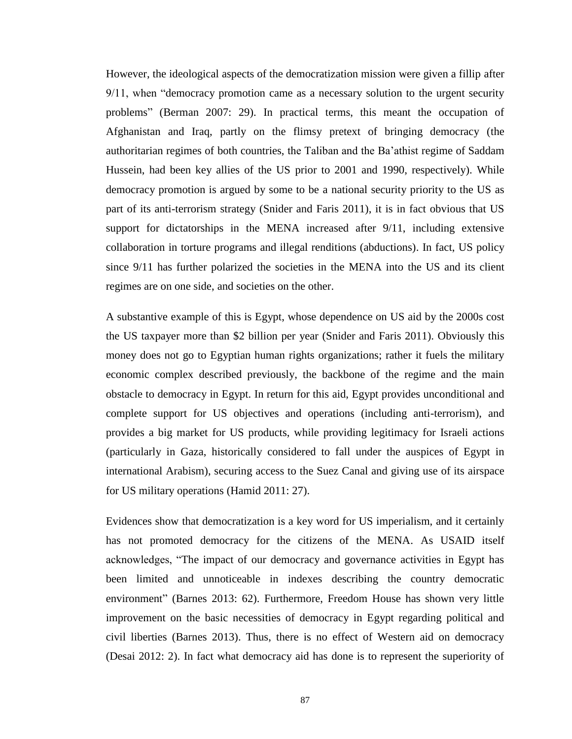However, the ideological aspects of the democratization mission were given a fillip after 9/11, when "democracy promotion came as a necessary solution to the urgent security problems" (Berman 2007: 29). In practical terms, this meant the occupation of Afghanistan and Iraq, partly on the flimsy pretext of bringing democracy (the authoritarian regimes of both countries, the Taliban and the Ba'athist regime of Saddam Hussein, had been key allies of the US prior to 2001 and 1990, respectively). While democracy promotion is argued by some to be a national security priority to the US as part of its anti-terrorism strategy (Snider and Faris 2011), it is in fact obvious that US support for dictatorships in the MENA increased after 9/11, including extensive collaboration in torture programs and illegal renditions (abductions). In fact, US policy since 9/11 has further polarized the societies in the MENA into the US and its client regimes are on one side, and societies on the other.

A substantive example of this is Egypt, whose dependence on US aid by the 2000s cost the US taxpayer more than $2 billion per year (Snider and Faris 2011). Obviously this money does not go to Egyptian human rights organizations; rather it fuels the military economic complex described previously, the backbone of the regime and the main obstacle to democracy in Egypt. In return for this aid, Egypt provides unconditional and complete support for US objectives and operations (including anti-terrorism), and provides a big market for US products, while providing legitimacy for Israeli actions (particularly in Gaza, historically considered to fall under the auspices of Egypt in international Arabism), securing access to the Suez Canal and giving use of its airspace for US military operations (Hamid 2011: 27).

Evidences show that democratization is a key word for US imperialism, and it certainly has not promoted democracy for the citizens of the MENA. As USAID itself acknowledges, "The impact of our democracy and governance activities in Egypt has been limited and unnoticeable in indexes describing the country democratic environment" (Barnes 2013: 62). Furthermore, Freedom House has shown very little improvement on the basic necessities of democracy in Egypt regarding political and civil liberties (Barnes 2013). Thus, there is no effect of Western aid on democracy (Desai 2012: 2). In fact what democracy aid has done is to represent the superiority of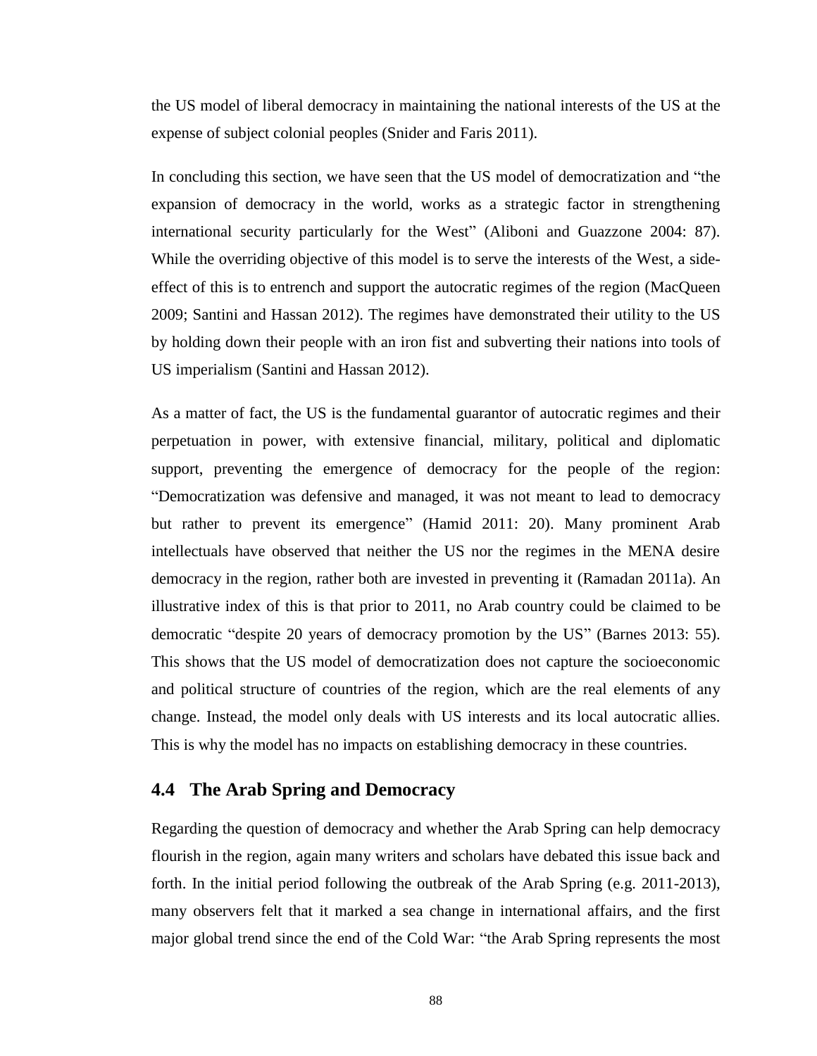the US model of liberal democracy in maintaining the national interests of the US at the expense of subject colonial peoples (Snider and Faris 2011).

In concluding this section, we have seen that the US model of democratization and "the expansion of democracy in the world, works as a strategic factor in strengthening international security particularly for the West" (Aliboni and Guazzone 2004: 87). While the overriding objective of this model is to serve the interests of the West, a side-effect of this is to entrench and support the autocratic regimes of the region (MacQueen 2009; Santini and Hassan 2012). The regimes have demonstrated their utility to the US by holding down their people with an iron fist and subverting their nations into tools of US imperialism (Santini and Hassan 2012).

As a matter of fact, the US is the fundamental guarantor of autocratic regimes and their perpetuation in power, with extensive financial, military, political and diplomatic support, preventing the emergence of democracy for the people of the region: "Democratization was defensive and managed, it was not meant to lead to democracy but rather to prevent its emergence" (Hamid 2011: 20). Many prominent Arab intellectuals have observed that neither the US nor the regimes in the MENA desire democracy in the region, rather both are invested in preventing it (Ramadan 2011a). An illustrative index of this is that prior to 2011, no Arab country could be claimed to be democratic "despite 20 years of democracy promotion by the US" (Barnes 2013: 55). This shows that the US model of democratization does not capture the socioeconomic and political structure of countries of the region, which are the real elements of any change. Instead, the model only deals with US interests and its local autocratic allies. This is why the model has no impacts on establishing democracy in these countries.

## 4.4 The Arab Spring and Democracy

Regarding the question of democracy and whether the Arab Spring can help democracy flourish in the region, again many writers and scholars have debated this issue back and forth. In the initial period following the outbreak of the Arab Spring (e.g. 2011-2013), many observers felt that it marked a sea change in international affairs, and the first major global trend since the end of the Cold War: "the Arab Spring represents the most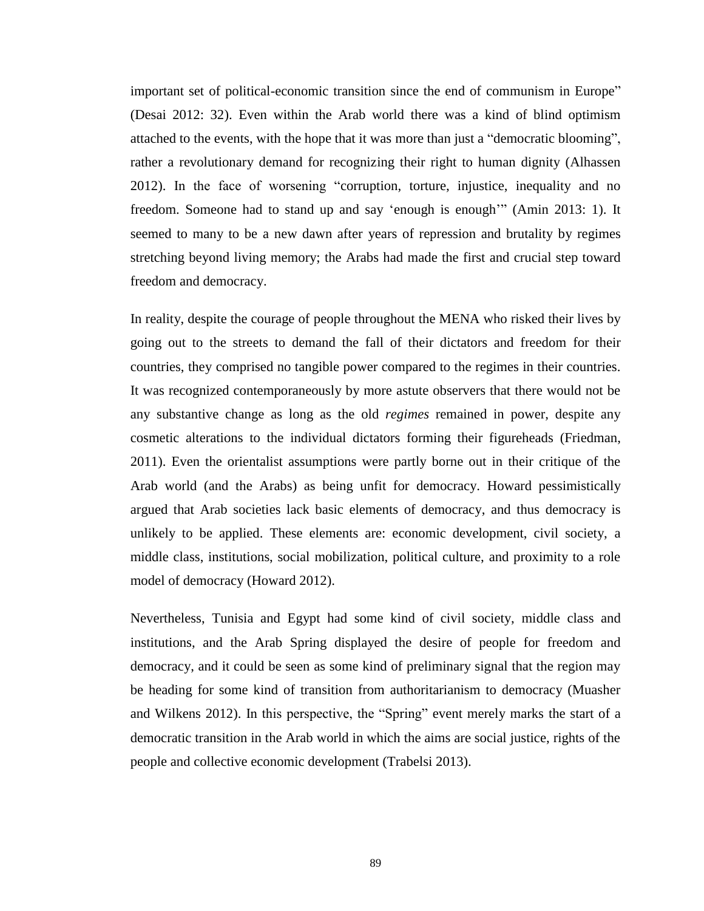important set of political-economic transition since the end of communism in Europe" (Desai 2012: 32). Even within the Arab world there was a kind of blind optimism attached to the events, with the hope that it was more than just a "democratic blooming", rather a revolutionary demand for recognizing their right to human dignity (Alhassen 2012). In the face of worsening "corruption, torture, injustice, inequality and no freedom. Someone had to stand up and say 'enough is enough'" (Amin 2013: 1). It seemed to many to be a new dawn after years of repression and brutality by regimes stretching beyond living memory; the Arabs had made the first and crucial step toward freedom and democracy.

In reality, despite the courage of people throughout the MENA who risked their lives by going out to the streets to demand the fall of their dictators and freedom for their countries, they comprised no tangible power compared to the regimes in their countries. It was recognized contemporaneously by more astute observers that there would not be any substantive change as long as the old *regimes* remained in power, despite any cosmetic alterations to the individual dictators forming their figureheads (Friedman, 2011). Even the orientalist assumptions were partly borne out in their critique of the Arab world (and the Arabs) as being unfit for democracy. Howard pessimistically argued that Arab societies lack basic elements of democracy, and thus democracy is unlikely to be applied. These elements are: economic development, civil society, a middle class, institutions, social mobilization, political culture, and proximity to a role model of democracy (Howard 2012).

Nevertheless, Tunisia and Egypt had some kind of civil society, middle class and institutions, and the Arab Spring displayed the desire of people for freedom and democracy, and it could be seen as some kind of preliminary signal that the region may be heading for some kind of transition from authoritarianism to democracy (Muasher and Wilkens 2012). In this perspective, the "Spring" event merely marks the start of a democratic transition in the Arab world in which the aims are social justice, rights of the people and collective economic development (Trabelsi 2013).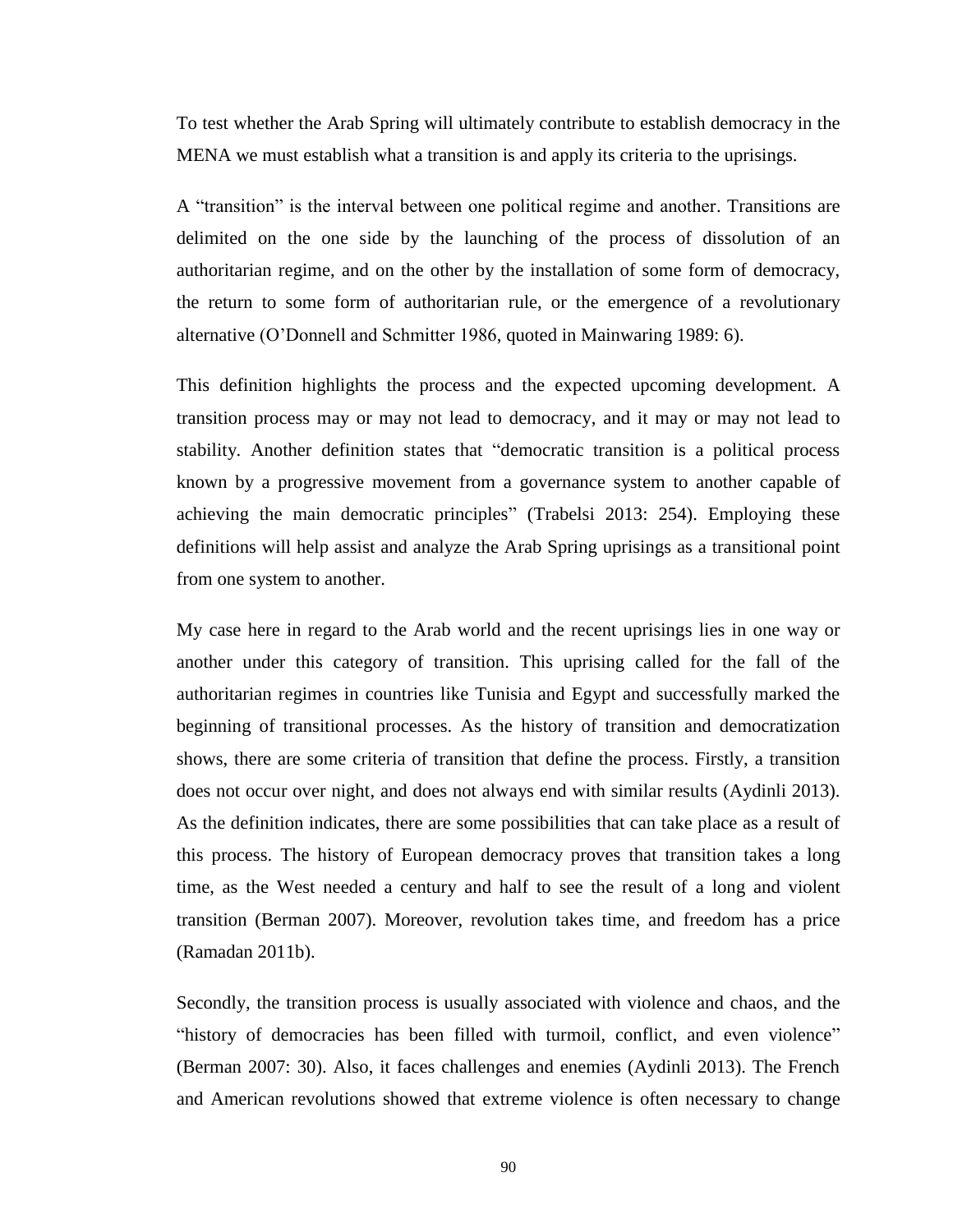To test whether the Arab Spring will ultimately contribute to establish democracy in the MENA we must establish what a transition is and apply its criteria to the uprisings.

A "transition" is the interval between one political regime and another. Transitions are delimited on the one side by the launching of the process of dissolution of an authoritarian regime, and on the other by the installation of some form of democracy, the return to some form of authoritarian rule, or the emergence of a revolutionary alternative (O'Donnell and Schmitter 1986, quoted in Mainwaring 1989: 6).

This definition highlights the process and the expected upcoming development. A transition process may or may not lead to democracy, and it may or may not lead to stability. Another definition states that "democratic transition is a political process known by a progressive movement from a governance system to another capable of achieving the main democratic principles" (Trabelsi 2013: 254). Employing these definitions will help assist and analyze the Arab Spring uprisings as a transitional point from one system to another.

My case here in regard to the Arab world and the recent uprisings lies in one way or another under this category of transition. This uprising called for the fall of the authoritarian regimes in countries like Tunisia and Egypt and successfully marked the beginning of transitional processes. As the history of transition and democratization shows, there are some criteria of transition that define the process. Firstly, a transition does not occur over night, and does not always end with similar results (Aydinli 2013). As the definition indicates, there are some possibilities that can take place as a result of this process. The history of European democracy proves that transition takes a long time, as the West needed a century and half to see the result of a long and violent transition (Berman 2007). Moreover, revolution takes time, and freedom has a price (Ramadan 2011b).

Secondly, the transition process is usually associated with violence and chaos, and the "history of democracies has been filled with turmoil, conflict, and even violence" (Berman 2007: 30). Also, it faces challenges and enemies (Aydinli 2013). The French and American revolutions showed that extreme violence is often necessary to change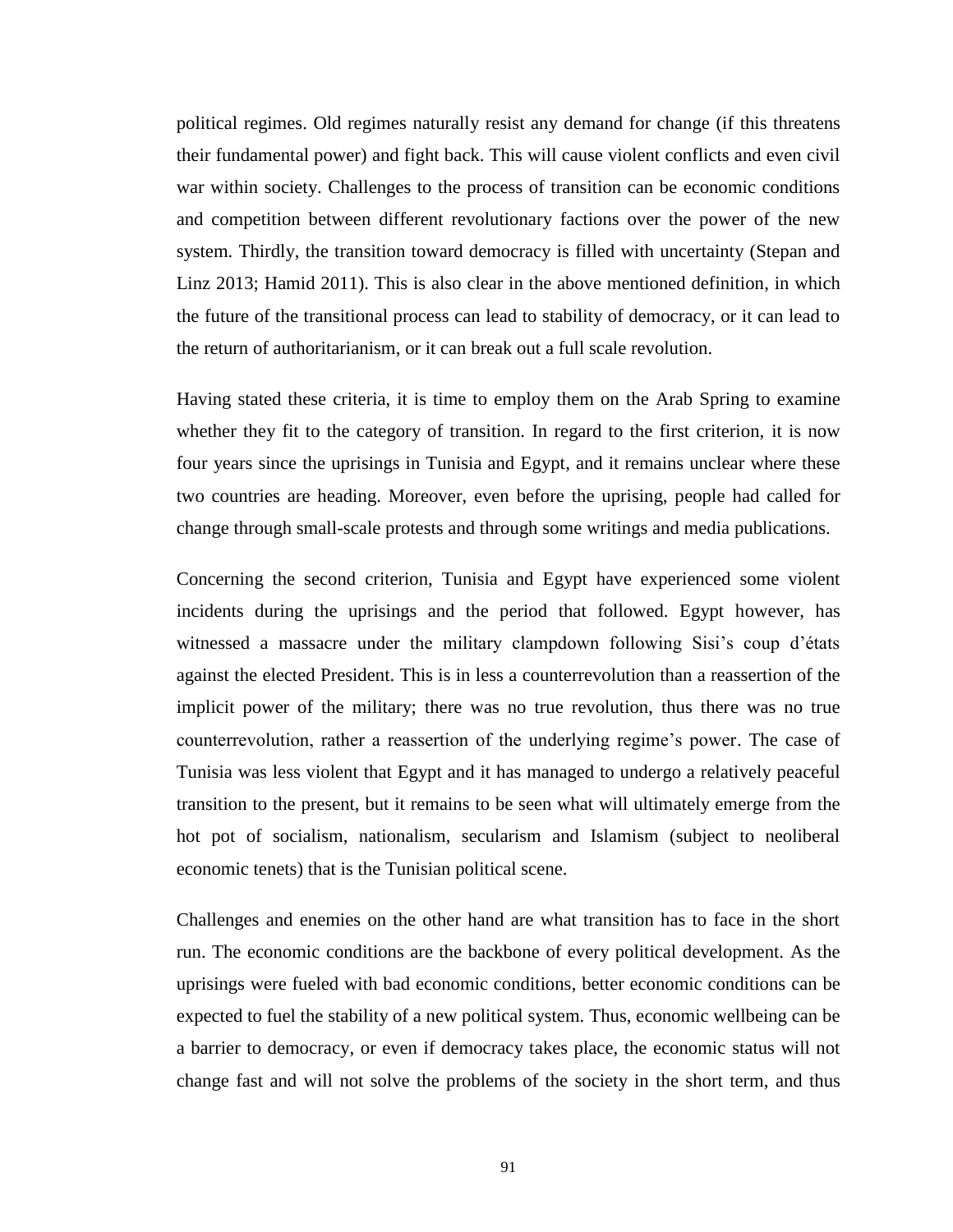political regimes. Old regimes naturally resist any demand for change (if this threatens their fundamental power) and fight back. This will cause violent conflicts and even civil war within society. Challenges to the process of transition can be economic conditions and competition between different revolutionary factions over the power of the new system. Thirdly, the transition toward democracy is filled with uncertainty (Stepan and Linz 2013; Hamid 2011). This is also clear in the above mentioned definition, in which the future of the transitional process can lead to stability of democracy, or it can lead to the return of authoritarianism, or it can break out a full scale revolution.

Having stated these criteria, it is time to employ them on the Arab Spring to examine whether they fit to the category of transition. In regard to the first criterion, it is now four years since the uprisings in Tunisia and Egypt, and it remains unclear where these two countries are heading. Moreover, even before the uprising, people had called for change through small-scale protests and through some writings and media publications.

Concerning the second criterion, Tunisia and Egypt have experienced some violent incidents during the uprisings and the period that followed. Egypt however, has witnessed a massacre under the military clampdown following Sisi's coup d'états against the elected President. This is in less a counterrevolution than a reassertion of the implicit power of the military; there was no true revolution, thus there was no true counterrevolution, rather a reassertion of the underlying regime's power. The case of Tunisia was less violent that Egypt and it has managed to undergo a relatively peaceful transition to the present, but it remains to be seen what will ultimately emerge from the hot pot of socialism, nationalism, secularism and Islamism (subject to neoliberal economic tenets) that is the Tunisian political scene.

Challenges and enemies on the other hand are what transition has to face in the short run. The economic conditions are the backbone of every political development. As the uprisings were fueled with bad economic conditions, better economic conditions can be expected to fuel the stability of a new political system. Thus, economic wellbeing can be a barrier to democracy, or even if democracy takes place, the economic status will not change fast and will not solve the problems of the society in the short term, and thus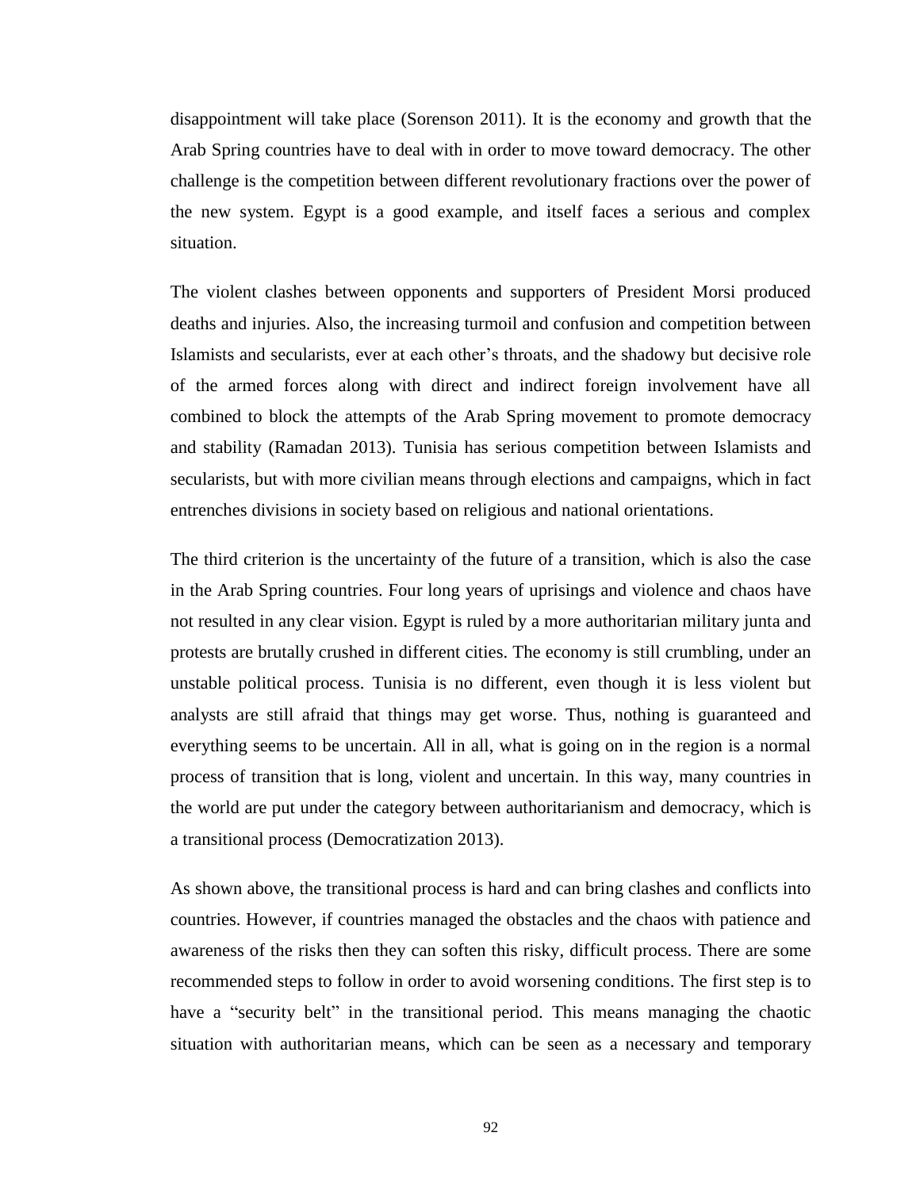disappointment will take place (Sorenson 2011). It is the economy and growth that the Arab Spring countries have to deal with in order to move toward democracy. The other challenge is the competition between different revolutionary fractions over the power of the new system. Egypt is a good example, and itself faces a serious and complex situation.

The violent clashes between opponents and supporters of President Morsi produced deaths and injuries. Also, the increasing turmoil and confusion and competition between Islamists and secularists, ever at each other's throats, and the shadowy but decisive role of the armed forces along with direct and indirect foreign involvement have all combined to block the attempts of the Arab Spring movement to promote democracy and stability (Ramadan 2013). Tunisia has serious competition between Islamists and secularists, but with more civilian means through elections and campaigns, which in fact entrenches divisions in society based on religious and national orientations.

The third criterion is the uncertainty of the future of a transition, which is also the case in the Arab Spring countries. Four long years of uprisings and violence and chaos have not resulted in any clear vision. Egypt is ruled by a more authoritarian military junta and protests are brutally crushed in different cities. The economy is still crumbling, under an unstable political process. Tunisia is no different, even though it is less violent but analysts are still afraid that things may get worse. Thus, nothing is guaranteed and everything seems to be uncertain. All in all, what is going on in the region is a normal process of transition that is long, violent and uncertain. In this way, many countries in the world are put under the category between authoritarianism and democracy, which is a transitional process (Democratization 2013).

As shown above, the transitional process is hard and can bring clashes and conflicts into countries. However, if countries managed the obstacles and the chaos with patience and awareness of the risks then they can soften this risky, difficult process. There are some recommended steps to follow in order to avoid worsening conditions. The first step is to have a "security belt" in the transitional period. This means managing the chaotic situation with authoritarian means, which can be seen as a necessary and temporary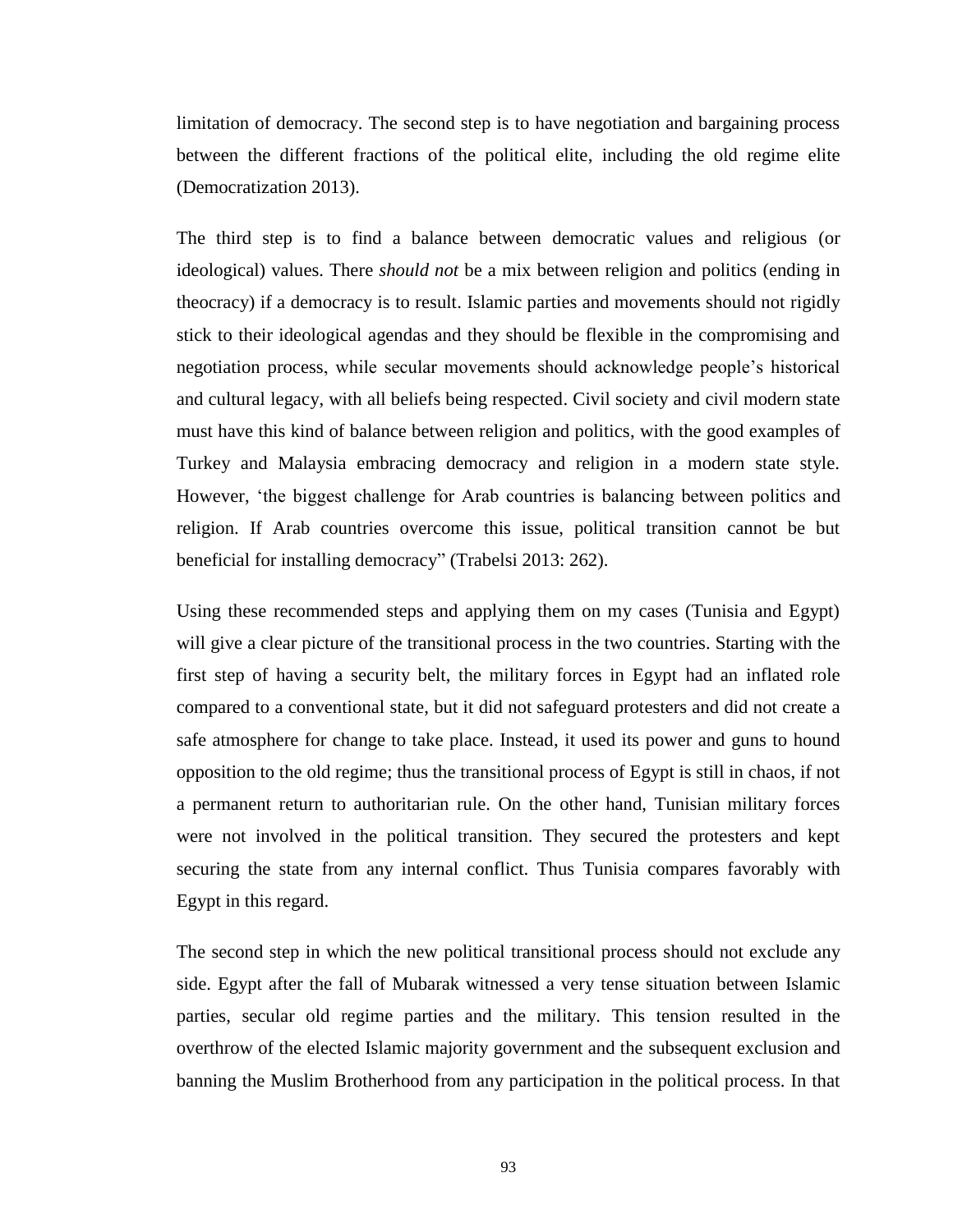limitation of democracy. The second step is to have negotiation and bargaining process between the different fractions of the political elite, including the old regime elite (Democratization 2013).

The third step is to find a balance between democratic values and religious (or ideological) values. There *should not* be a mix between religion and politics (ending in theocracy) if a democracy is to result. Islamic parties and movements should not rigidly stick to their ideological agendas and they should be flexible in the compromising and negotiation process, while secular movements should acknowledge people's historical and cultural legacy, with all beliefs being respected. Civil society and civil modern state must have this kind of balance between religion and politics, with the good examples of Turkey and Malaysia embracing democracy and religion in a modern state style. However, 'the biggest challenge for Arab countries is balancing between politics and religion. If Arab countries overcome this issue, political transition cannot be but beneficial for installing democracy" (Trabelsi 2013: 262).

Using these recommended steps and applying them on my cases (Tunisia and Egypt) will give a clear picture of the transitional process in the two countries. Starting with the first step of having a security belt, the military forces in Egypt had an inflated role compared to a conventional state, but it did not safeguard protesters and did not create a safe atmosphere for change to take place. Instead, it used its power and guns to hound opposition to the old regime; thus the transitional process of Egypt is still in chaos, if not a permanent return to authoritarian rule. On the other hand, Tunisian military forces were not involved in the political transition. They secured the protesters and kept securing the state from any internal conflict. Thus Tunisia compares favorably with Egypt in this regard.

The second step in which the new political transitional process should not exclude any side. Egypt after the fall of Mubarak witnessed a very tense situation between Islamic parties, secular old regime parties and the military. This tension resulted in the overthrow of the elected Islamic majority government and the subsequent exclusion and banning the Muslim Brotherhood from any participation in the political process. In that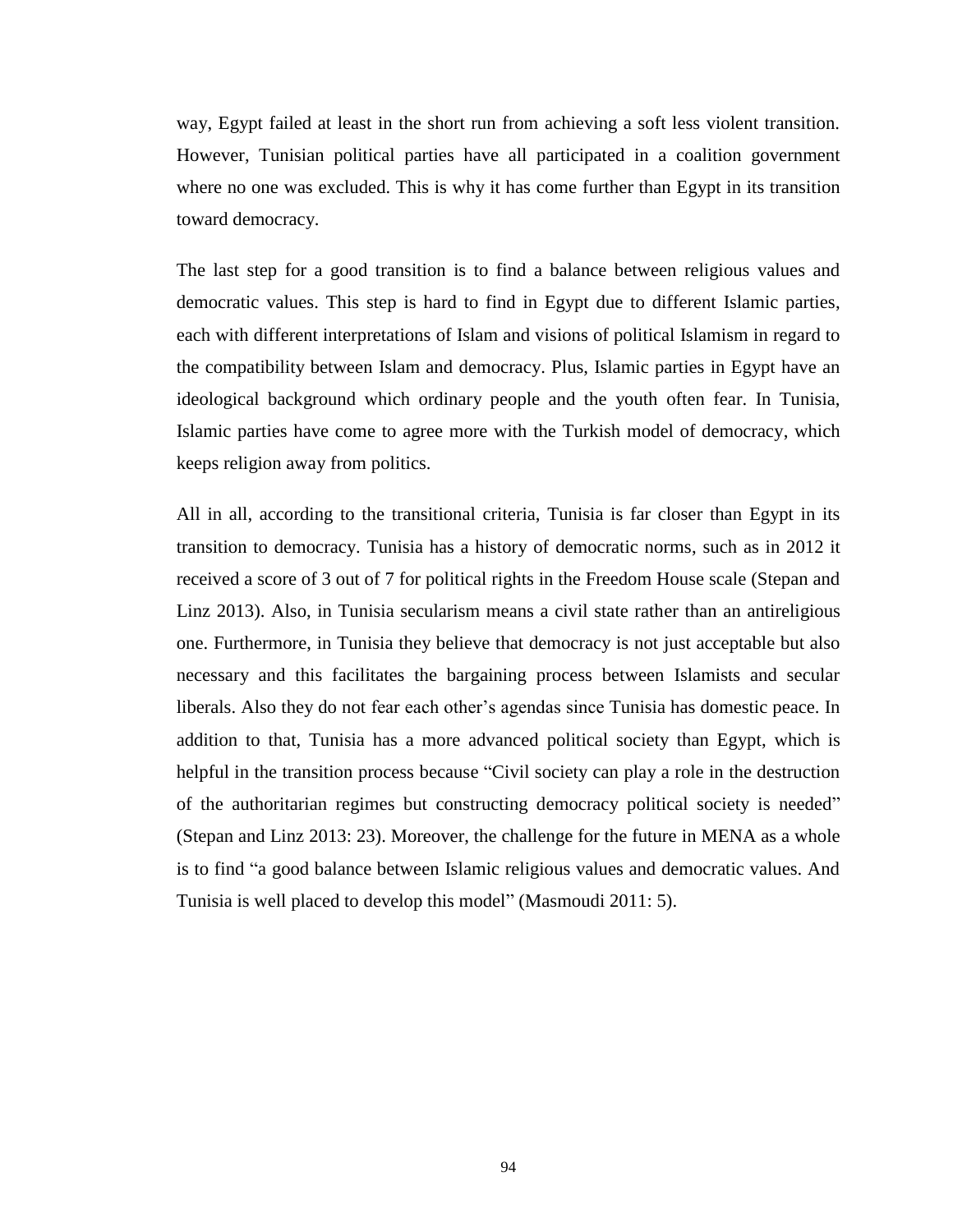way, Egypt failed at least in the short run from achieving a soft less violent transition. However, Tunisian political parties have all participated in a coalition government where no one was excluded. This is why it has come further than Egypt in its transition toward democracy.

The last step for a good transition is to find a balance between religious values and democratic values. This step is hard to find in Egypt due to different Islamic parties, each with different interpretations of Islam and visions of political Islamism in regard to the compatibility between Islam and democracy. Plus, Islamic parties in Egypt have an ideological background which ordinary people and the youth often fear. In Tunisia, Islamic parties have come to agree more with the Turkish model of democracy, which keeps religion away from politics.

All in all, according to the transitional criteria, Tunisia is far closer than Egypt in its transition to democracy. Tunisia has a history of democratic norms, such as in 2012 it received a score of 3 out of 7 for political rights in the Freedom House scale (Stepan and Linz 2013). Also, in Tunisia secularism means a civil state rather than an antireligious one. Furthermore, in Tunisia they believe that democracy is not just acceptable but also necessary and this facilitates the bargaining process between Islamists and secular liberals. Also they do not fear each other's agendas since Tunisia has domestic peace. In addition to that, Tunisia has a more advanced political society than Egypt, which is helpful in the transition process because "Civil society can play a role in the destruction of the authoritarian regimes but constructing democracy political society is needed" (Stepan and Linz 2013: 23). Moreover, the challenge for the future in MENA as a whole is to find "a good balance between Islamic religious values and democratic values. And Tunisia is well placed to develop this model" (Masmoudi 2011: 5).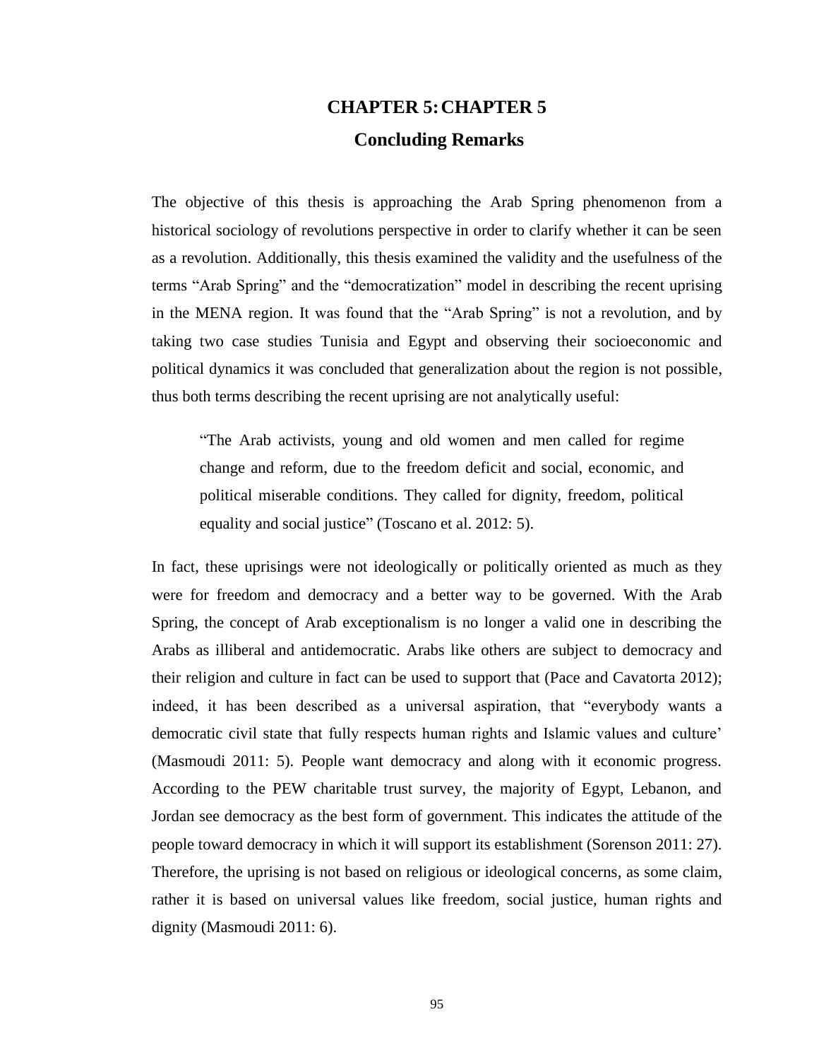# CHAPTER 5: CHAPTER 5

## Concluding Remarks

The objective of this thesis is approaching the Arab Spring phenomenon from a historical sociology of revolutions perspective in order to clarify whether it can be seen as a revolution. Additionally, this thesis examined the validity and the usefulness of the terms "Arab Spring" and the "democratization" model in describing the recent uprising in the MENA region. It was found that the "Arab Spring" is not a revolution, and by taking two case studies Tunisia and Egypt and observing their socioeconomic and political dynamics it was concluded that generalization about the region is not possible, thus both terms describing the recent uprising are not analytically useful:

> "The Arab activists, young and old women and men called for regime change and reform, due to the freedom deficit and social, economic, and political miserable conditions. They called for dignity, freedom, political equality and social justice" (Toscano et al. 2012: 5).

In fact, these uprisings were not ideologically or politically oriented as much as they were for freedom and democracy and a better way to be governed. With the Arab Spring, the concept of Arab exceptionalism is no longer a valid one in describing the Arabs as illiberal and antidemocratic. Arabs like others are subject to democracy and their religion and culture in fact can be used to support that (Pace and Cavatorta 2012); indeed, it has been described as a universal aspiration, that "everybody wants a democratic civil state that fully respects human rights and Islamic values and culture' (Masmoudi 2011: 5). People want democracy and along with it economic progress. According to the PEW charitable trust survey, the majority of Egypt, Lebanon, and Jordan see democracy as the best form of government. This indicates the attitude of the people toward democracy in which it will support its establishment (Sorenson 2011: 27). Therefore, the uprising is not based on religious or ideological concerns, as some claim, rather it is based on universal values like freedom, social justice, human rights and dignity (Masmoudi 2011: 6).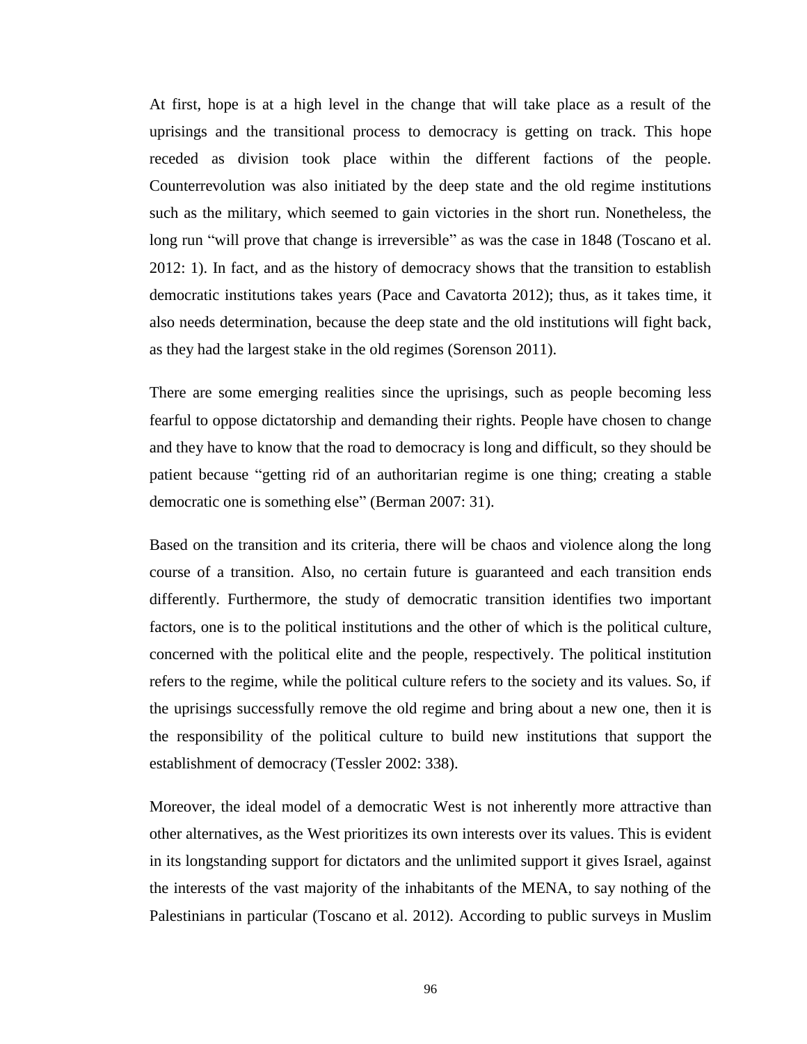At first, hope is at a high level in the change that will take place as a result of the uprisings and the transitional process to democracy is getting on track. This hope receded as division took place within the different factions of the people. Counterrevolution was also initiated by the deep state and the old regime institutions such as the military, which seemed to gain victories in the short run. Nonetheless, the long run "will prove that change is irreversible" as was the case in 1848 (Toscano et al. 2012: 1). In fact, and as the history of democracy shows that the transition to establish democratic institutions takes years (Pace and Cavatorta 2012); thus, as it takes time, it also needs determination, because the deep state and the old institutions will fight back, as they had the largest stake in the old regimes (Sorenson 2011).

There are some emerging realities since the uprisings, such as people becoming less fearful to oppose dictatorship and demanding their rights. People have chosen to change and they have to know that the road to democracy is long and difficult, so they should be patient because "getting rid of an authoritarian regime is one thing; creating a stable democratic one is something else" (Berman 2007: 31).

Based on the transition and its criteria, there will be chaos and violence along the long course of a transition. Also, no certain future is guaranteed and each transition ends differently. Furthermore, the study of democratic transition identifies two important factors, one is to the political institutions and the other of which is the political culture, concerned with the political elite and the people, respectively. The political institution refers to the regime, while the political culture refers to the society and its values. So, if the uprisings successfully remove the old regime and bring about a new one, then it is the responsibility of the political culture to build new institutions that support the establishment of democracy (Tessler 2002: 338).

Moreover, the ideal model of a democratic West is not inherently more attractive than other alternatives, as the West prioritizes its own interests over its values. This is evident in its longstanding support for dictators and the unlimited support it gives Israel, against the interests of the vast majority of the inhabitants of the MENA, to say nothing of the Palestinians in particular (Toscano et al. 2012). According to public surveys in Muslim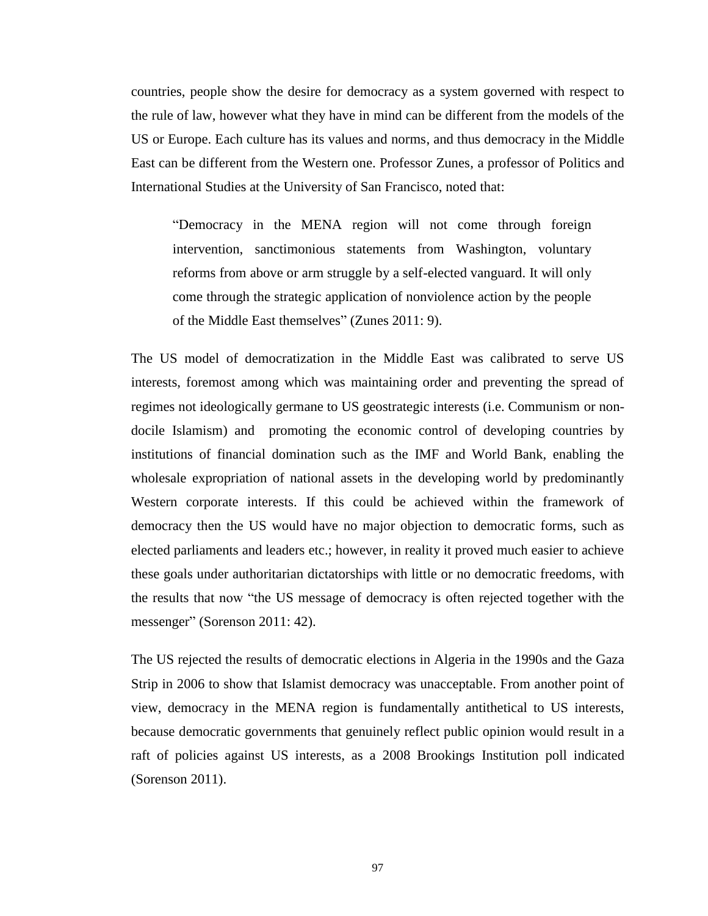countries, people show the desire for democracy as a system governed with respect to the rule of law, however what they have in mind can be different from the models of the US or Europe. Each culture has its values and norms, and thus democracy in the Middle East can be different from the Western one. Professor Zunes, a professor of Politics and International Studies at the University of San Francisco, noted that:

> "Democracy in the MENA region will not come through foreign intervention, sanctimonious statements from Washington, voluntary reforms from above or arm struggle by a self-elected vanguard. It will only come through the strategic application of nonviolence action by the people of the Middle East themselves" (Zunes 2011: 9).

The US model of democratization in the Middle East was calibrated to serve US interests, foremost among which was maintaining order and preventing the spread of regimes not ideologically germane to US geostrategic interests (i.e. Communism or non-docile Islamism) and promoting the economic control of developing countries by institutions of financial domination such as the IMF and World Bank, enabling the wholesale expropriation of national assets in the developing world by predominantly Western corporate interests. If this could be achieved within the framework of democracy then the US would have no major objection to democratic forms, such as elected parliaments and leaders etc.; however, in reality it proved much easier to achieve these goals under authoritarian dictatorships with little or no democratic freedoms, with the results that now "the US message of democracy is often rejected together with the messenger" (Sorenson 2011: 42).

The US rejected the results of democratic elections in Algeria in the 1990s and the Gaza Strip in 2006 to show that Islamist democracy was unacceptable. From another point of view, democracy in the MENA region is fundamentally antithetical to US interests, because democratic governments that genuinely reflect public opinion would result in a raft of policies against US interests, as a 2008 Brookings Institution poll indicated (Sorenson 2011).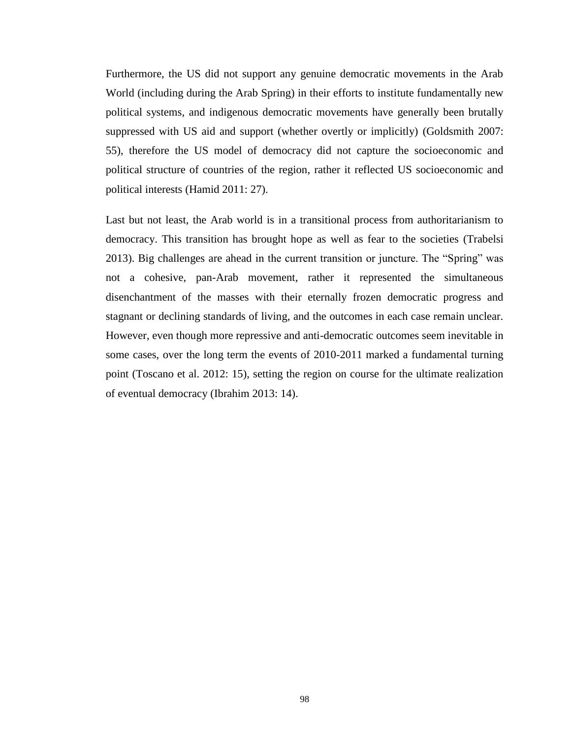Furthermore, the US did not support any genuine democratic movements in the Arab World (including during the Arab Spring) in their efforts to institute fundamentally new political systems, and indigenous democratic movements have generally been brutally suppressed with US aid and support (whether overtly or implicitly) (Goldsmith 2007: 55), therefore the US model of democracy did not capture the socioeconomic and political structure of countries of the region, rather it reflected US socioeconomic and political interests (Hamid 2011: 27).

Last but not least, the Arab world is in a transitional process from authoritarianism to democracy. This transition has brought hope as well as fear to the societies (Trabelsi 2013). Big challenges are ahead in the current transition or juncture. The “Spring” was not a cohesive, pan-Arab movement, rather it represented the simultaneous disenchantment of the masses with their eternally frozen democratic progress and stagnant or declining standards of living, and the outcomes in each case remain unclear. However, even though more repressive and anti-democratic outcomes seem inevitable in some cases, over the long term the events of 2010-2011 marked a fundamental turning point (Toscano et al. 2012: 15), setting the region on course for the ultimate realization of eventual democracy (Ibrahim 2013: 14).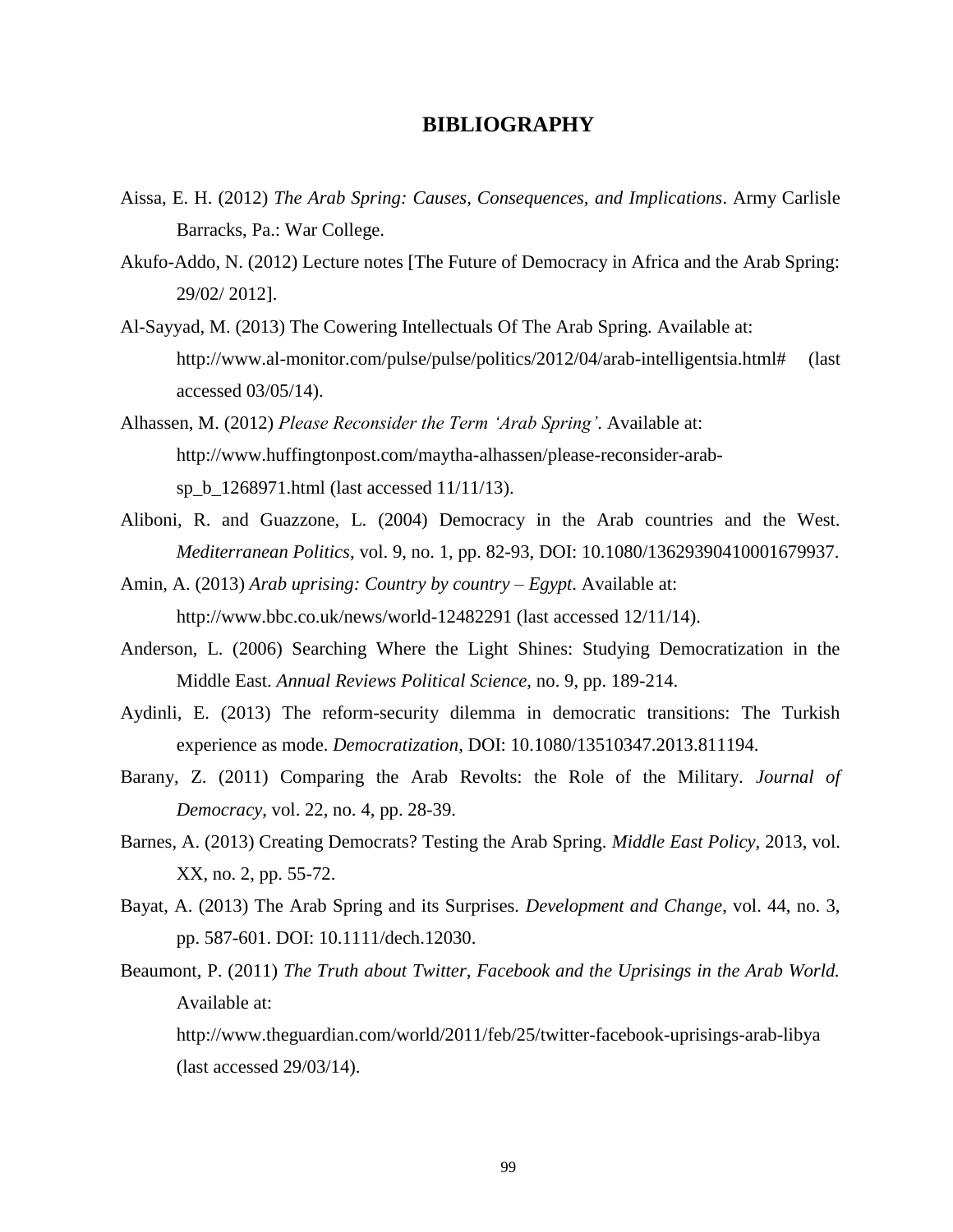# BIBLIOGRAPHY

Aissa, E. H. (2012) *The Arab Spring: Causes, Consequences, and Implications*. Army Carlisle Barracks, Pa.: War College.

Akufo-Addo, N. (2012) Lecture notes [The Future of Democracy in Africa and the Arab Spring: 29/02/ 2012].

Al-Sayyad, M. (2013) The Cowering Intellectuals Of The Arab Spring. Available at: http://www.al-monitor.com/pulse/pulse/politics/2012/04/arab-intelligentsia.html# (last accessed 03/05/14).

Alhassen, M. (2012) *Please Reconsider the Term 'Arab Spring'*. Available at: http://www.huffingtonpost.com/maytha-alhassen/please-reconsider-arab-sp_b_1268971.html (last accessed 11/11/13).

Aliboni, R. and Guazzone, L. (2004) Democracy in the Arab countries and the West. *Mediterranean Politics*, vol. 9, no. 1, pp. 82-93, DOI: 10.1080/13629390410001679937.

Amin, A. (2013) *Arab uprising: Country by country – Egypt*. Available at: http://www.bbc.co.uk/news/world-12482291 (last accessed 12/11/14).

Anderson, L. (2006) Searching Where the Light Shines: Studying Democratization in the Middle East. *Annual Reviews Political Science*, no. 9, pp. 189-214.

Aydinli, E. (2013) The reform-security dilemma in democratic transitions: The Turkish experience as mode. *Democratization*, DOI: 10.1080/13510347.2013.811194.

Barany, Z. (2011) Comparing the Arab Revolts: the Role of the Military. *Journal of Democracy*, vol. 22, no. 4, pp. 28-39.

Barnes, A. (2013) Creating Democrats? Testing the Arab Spring. *Middle East Policy*, 2013, vol. XX, no. 2, pp. 55-72.

Bayat, A. (2013) The Arab Spring and its Surprises. *Development and Change*, vol. 44, no. 3, pp. 587-601. DOI: 10.1111/dech.12030.

Beaumont, P. (2011) *The Truth about Twitter, Facebook and the Uprisings in the Arab World.* Available at:
http://www.theguardian.com/world/2011/feb/25/twitter-facebook-uprisings-arab-libya (last accessed 29/03/14).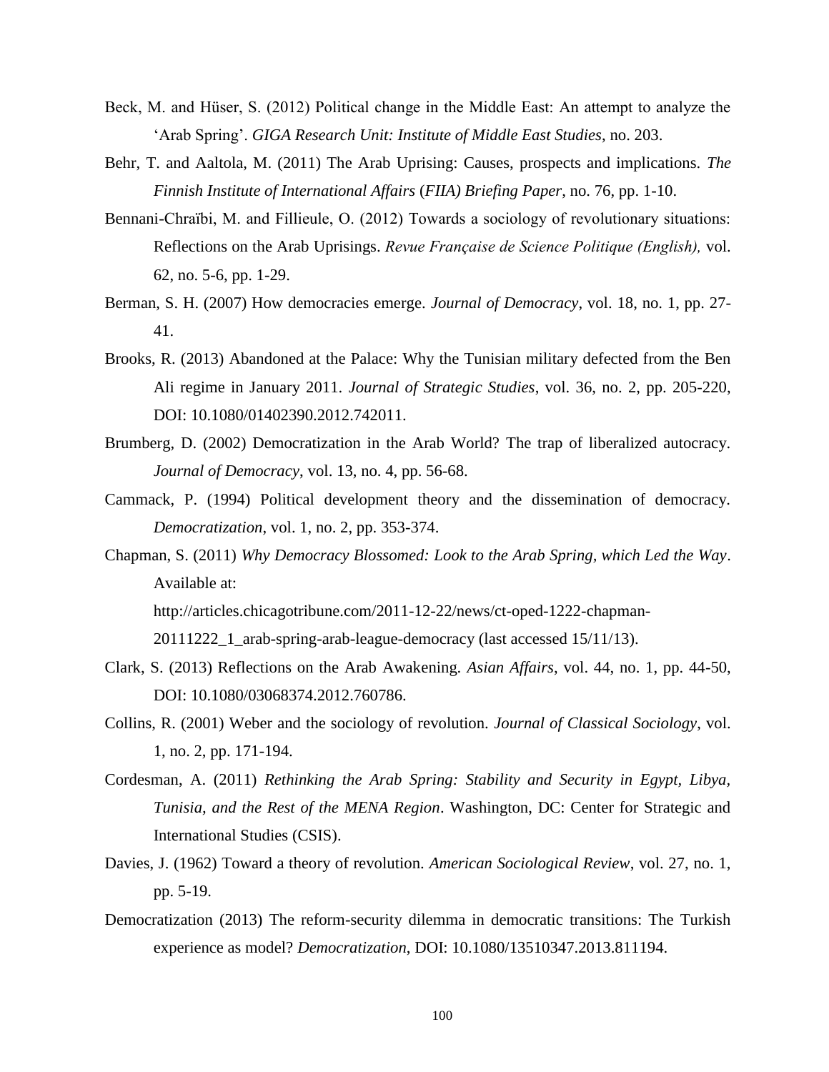Beck, M. and Hüser, S. (2012) Political change in the Middle East: An attempt to analyze the 'Arab Spring'. *GIGA Research Unit: Institute of Middle East Studies*, no. 203.

Behr, T. and Aaltola, M. (2011) The Arab Uprising: Causes, prospects and implications. *The Finnish Institute of International Affairs* (*FIIA) Briefing Paper*, no. 76, pp. 1-10.

Bennani-Chraïbi, M. and Fillieule, O. (2012) Towards a sociology of revolutionary situations: Reflections on the Arab Uprisings. *Revue Française de Science Politique (English),* vol. 62, no. 5-6, pp. 1-29.

Berman, S. H. (2007) How democracies emerge. *Journal of Democracy*, vol. 18, no. 1, pp. 27-41.

Brooks, R. (2013) Abandoned at the Palace: Why the Tunisian military defected from the Ben Ali regime in January 2011. *Journal of Strategic Studies*, vol. 36, no. 2, pp. 205-220, DOI: 10.1080/01402390.2012.742011.

Brumberg, D. (2002) Democratization in the Arab World? The trap of liberalized autocracy. *Journal of Democracy*, vol. 13, no. 4, pp. 56-68.

Cammack, P. (1994) Political development theory and the dissemination of democracy. *Democratization*, vol. 1, no. 2, pp. 353-374.

Chapman, S. (2011) *Why Democracy Blossomed: Look to the Arab Spring, which Led the Way*. Available at: http://articles.chicagotribune.com/2011-12-22/news/ct-oped-1222-chapman-20111222_1_arab-spring-arab-league-democracy (last accessed 15/11/13).

Clark, S. (2013) Reflections on the Arab Awakening. *Asian Affairs*, vol. 44, no. 1, pp. 44-50, DOI: 10.1080/03068374.2012.760786.

Collins, R. (2001) Weber and the sociology of revolution. *Journal of Classical Sociology*, vol. 1, no. 2, pp. 171-194.

Cordesman, A. (2011) *Rethinking the Arab Spring: Stability and Security in Egypt, Libya, Tunisia, and the Rest of the MENA Region*. Washington, DC: Center for Strategic and International Studies (CSIS).

Davies, J. (1962) Toward a theory of revolution. *American Sociological Review*, vol. 27, no. 1, pp. 5-19.

Democratization (2013) The reform-security dilemma in democratic transitions: The Turkish experience as model? *Democratization*, DOI: 10.1080/13510347.2013.811194.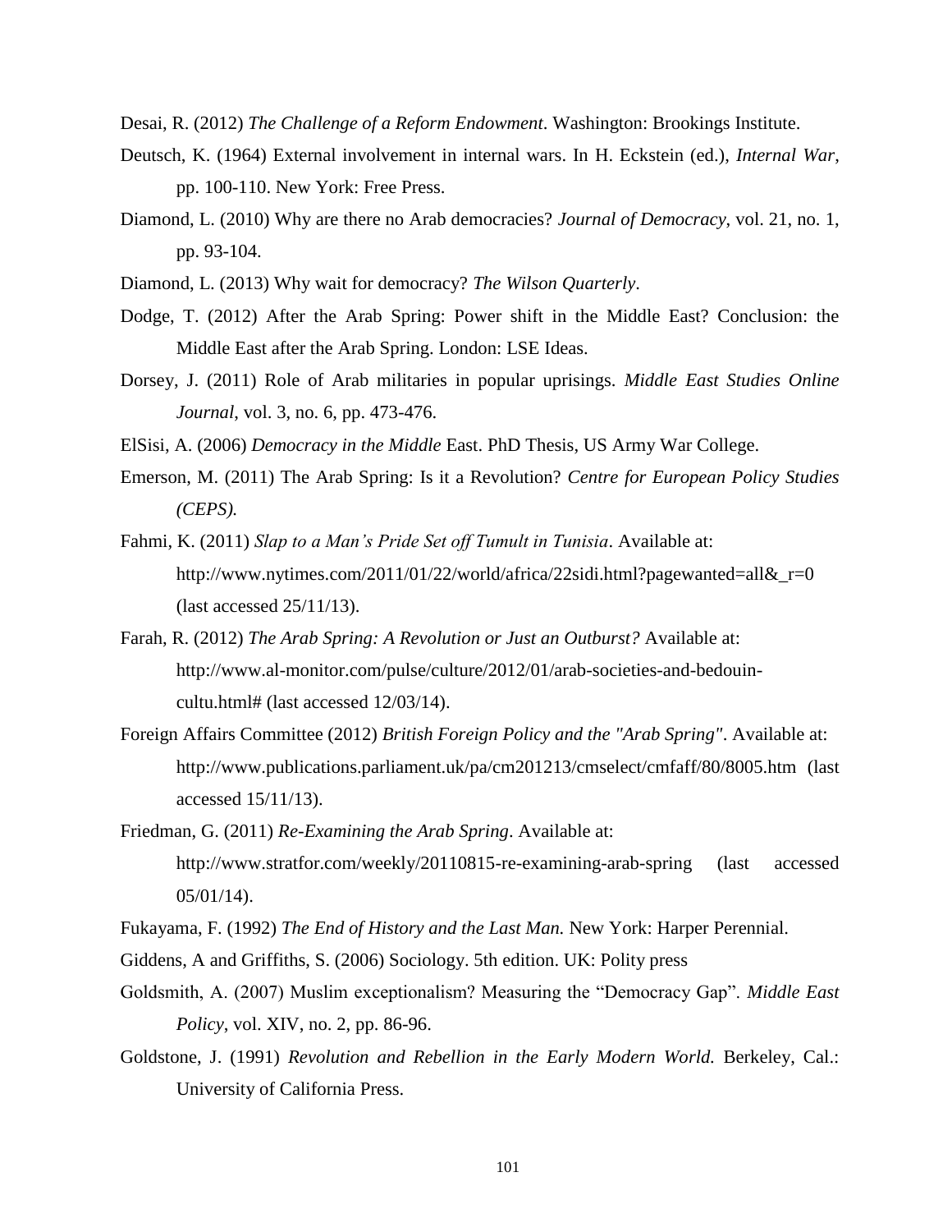Desai, R. (2012) *The Challenge of a Reform Endowment*. Washington: Brookings Institute.

Deutsch, K. (1964) External involvement in internal wars. In H. Eckstein (ed.), *Internal War*, pp. 100-110. New York: Free Press.

Diamond, L. (2010) Why are there no Arab democracies? *Journal of Democracy*, vol. 21, no. 1, pp. 93-104.

Diamond, L. (2013) Why wait for democracy? *The Wilson Quarterly*.

Dodge, T. (2012) After the Arab Spring: Power shift in the Middle East? Conclusion: the Middle East after the Arab Spring. London: LSE Ideas.

Dorsey, J. (2011) Role of Arab militaries in popular uprisings. *Middle East Studies Online Journal*, vol. 3, no. 6, pp. 473-476.

ElSisi, A. (2006) *Democracy in the Middle* East. PhD Thesis, US Army War College.

Emerson, M. (2011) The Arab Spring: Is it a Revolution? *Centre for European Policy Studies (CEPS).*

Fahmi, K. (2011) *Slap to a Man's Pride Set off Tumult in Tunisia*. Available at: http://www.nytimes.com/2011/01/22/world/africa/22sidi.html?pagewanted=all&_r=0 (last accessed 25/11/13).

Farah, R. (2012) *The Arab Spring: A Revolution or Just an Outburst?* Available at: http://www.al-monitor.com/pulse/culture/2012/01/arab-societies-and-bedouin-cultu.html# (last accessed 12/03/14).

Foreign Affairs Committee (2012) *British Foreign Policy and the "Arab Spring"*. Available at: http://www.publications.parliament.uk/pa/cm201213/cmselect/cmfaff/80/8005.htm (last accessed 15/11/13).

Friedman, G. (2011) *Re-Examining the Arab Spring*. Available at: http://www.stratfor.com/weekly/20110815-re-examining-arab-spring (last accessed 05/01/14).

Fukayama, F. (1992) *The End of History and the Last Man.* New York: Harper Perennial.

Giddens, A and Griffiths, S. (2006) Sociology. 5th edition. UK: Polity press

Goldsmith, A. (2007) Muslim exceptionalism? Measuring the "Democracy Gap". *Middle East Policy*, vol. XIV, no. 2, pp. 86-96.

Goldstone, J. (1991) *Revolution and Rebellion in the Early Modern World.* Berkeley, Cal.: University of California Press.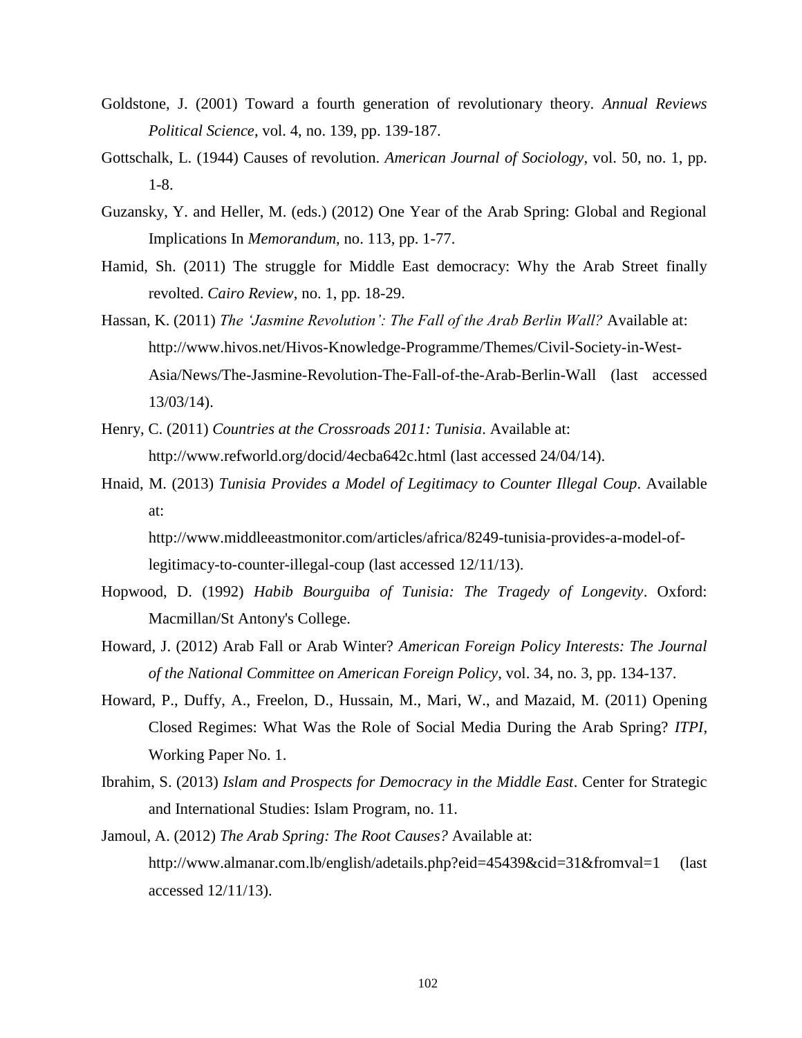Goldstone, J. (2001) Toward a fourth generation of revolutionary theory. *Annual Reviews Political Science*, vol. 4, no. 139, pp. 139-187.

Gottschalk, L. (1944) Causes of revolution. *American Journal of Sociology*, vol. 50, no. 1, pp. 1-8.

Guzansky, Y. and Heller, M. (eds.) (2012) One Year of the Arab Spring: Global and Regional Implications In *Memorandum*, no. 113, pp. 1-77.

Hamid, Sh. (2011) The struggle for Middle East democracy: Why the Arab Street finally revolted. *Cairo Review*, no. 1, pp. 18-29.

Hassan, K. (2011) *The 'Jasmine Revolution': The Fall of the Arab Berlin Wall?* Available at: http://www.hivos.net/Hivos-Knowledge-Programme/Themes/Civil-Society-in-West-Asia/News/The-Jasmine-Revolution-The-Fall-of-the-Arab-Berlin-Wall (last accessed 13/03/14).

Henry, C. (2011) *Countries at the Crossroads 2011: Tunisia*. Available at: http://www.refworld.org/docid/4ecba642c.html (last accessed 24/04/14).

Hnaid, M. (2013) *Tunisia Provides a Model of Legitimacy to Counter Illegal Coup*. Available at: http://www.middleeastmonitor.com/articles/africa/8249-tunisia-provides-a-model-of-legitimacy-to-counter-illegal-coup (last accessed 12/11/13).

Hopwood, D. (1992) *Habib Bourguiba of Tunisia: The Tragedy of Longevity*. Oxford: Macmillan/St Antony's College.

Howard, J. (2012) Arab Fall or Arab Winter? *American Foreign Policy Interests: The Journal of the National Committee on American Foreign Policy*, vol. 34, no. 3, pp. 134-137.

Howard, P., Duffy, A., Freelon, D., Hussain, M., Mari, W., and Mazaid, M. (2011) Opening Closed Regimes: What Was the Role of Social Media During the Arab Spring? *ITPI*, Working Paper No. 1.

Ibrahim, S. (2013) *Islam and Prospects for Democracy in the Middle East*. Center for Strategic and International Studies: Islam Program, no. 11.

Jamoul, A. (2012) *The Arab Spring: The Root Causes?* Available at: http://www.almanar.com.lb/english/adetails.php?eid=45439&cid=31&fromval=1 (last accessed 12/11/13).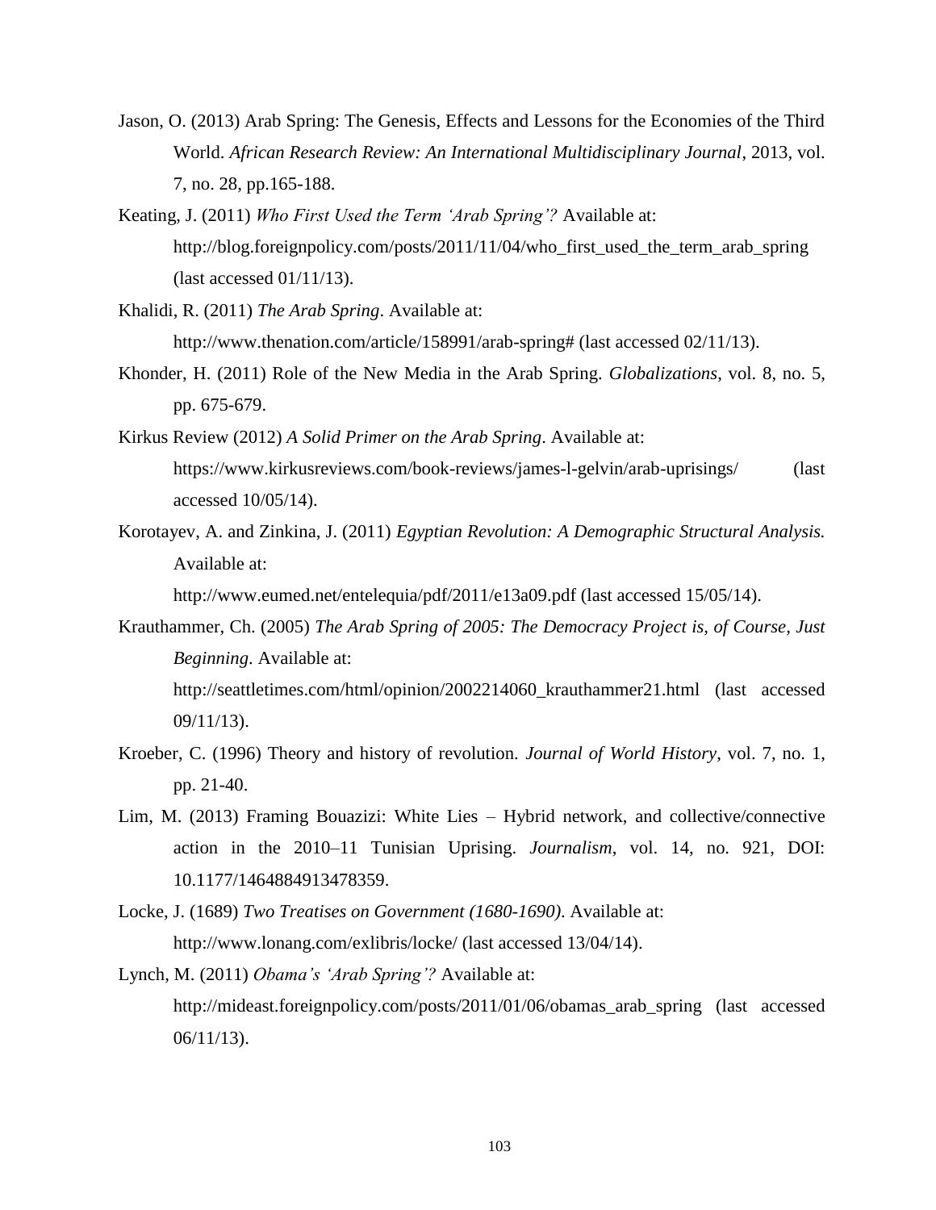Jason, O. (2013) Arab Spring: The Genesis, Effects and Lessons for the Economies of the Third World. *African Research Review: An International Multidisciplinary Journal*, 2013, vol. 7, no. 28, pp.165-188.

Keating, J. (2011) *Who First Used the Term 'Arab Spring'?* Available at: http://blog.foreignpolicy.com/posts/2011/11/04/who_first_used_the_term_arab_spring (last accessed 01/11/13).

Khalidi, R. (2011) *The Arab Spring*. Available at: http://www.thenation.com/article/158991/arab-spring# (last accessed 02/11/13).

Khonder, H. (2011) Role of the New Media in the Arab Spring. *Globalizations*, vol. 8, no. 5, pp. 675-679.

Kirkus Review (2012) *A Solid Primer on the Arab Spring*. Available at: https://www.kirkusreviews.com/book-reviews/james-l-gelvin/arab-uprisings/ (last accessed 10/05/14).

Korotayev, A. and Zinkina, J. (2011) *Egyptian Revolution: A Demographic Structural Analysis.* Available at: http://www.eumed.net/entelequia/pdf/2011/e13a09.pdf (last accessed 15/05/14).

Krauthammer, Ch. (2005) *The Arab Spring of 2005: The Democracy Project is, of Course, Just Beginning*. Available at: http://seattletimes.com/html/opinion/2002214060_krauthammer21.html (last accessed 09/11/13).

Kroeber, C. (1996) Theory and history of revolution. *Journal of World History*, vol. 7, no. 1, pp. 21-40.

Lim, M. (2013) Framing Bouazizi: White Lies – Hybrid network, and collective/connective action in the 2010–11 Tunisian Uprising. *Journalism*, vol. 14, no. 921, DOI: 10.1177/1464884913478359.

Locke, J. (1689) *Two Treatises on Government (1680-1690)*. Available at: http://www.lonang.com/exlibris/locke/ (last accessed 13/04/14).

Lynch, M. (2011) *Obama's 'Arab Spring'?* Available at: http://mideast.foreignpolicy.com/posts/2011/01/06/obamas_arab_spring (last accessed 06/11/13).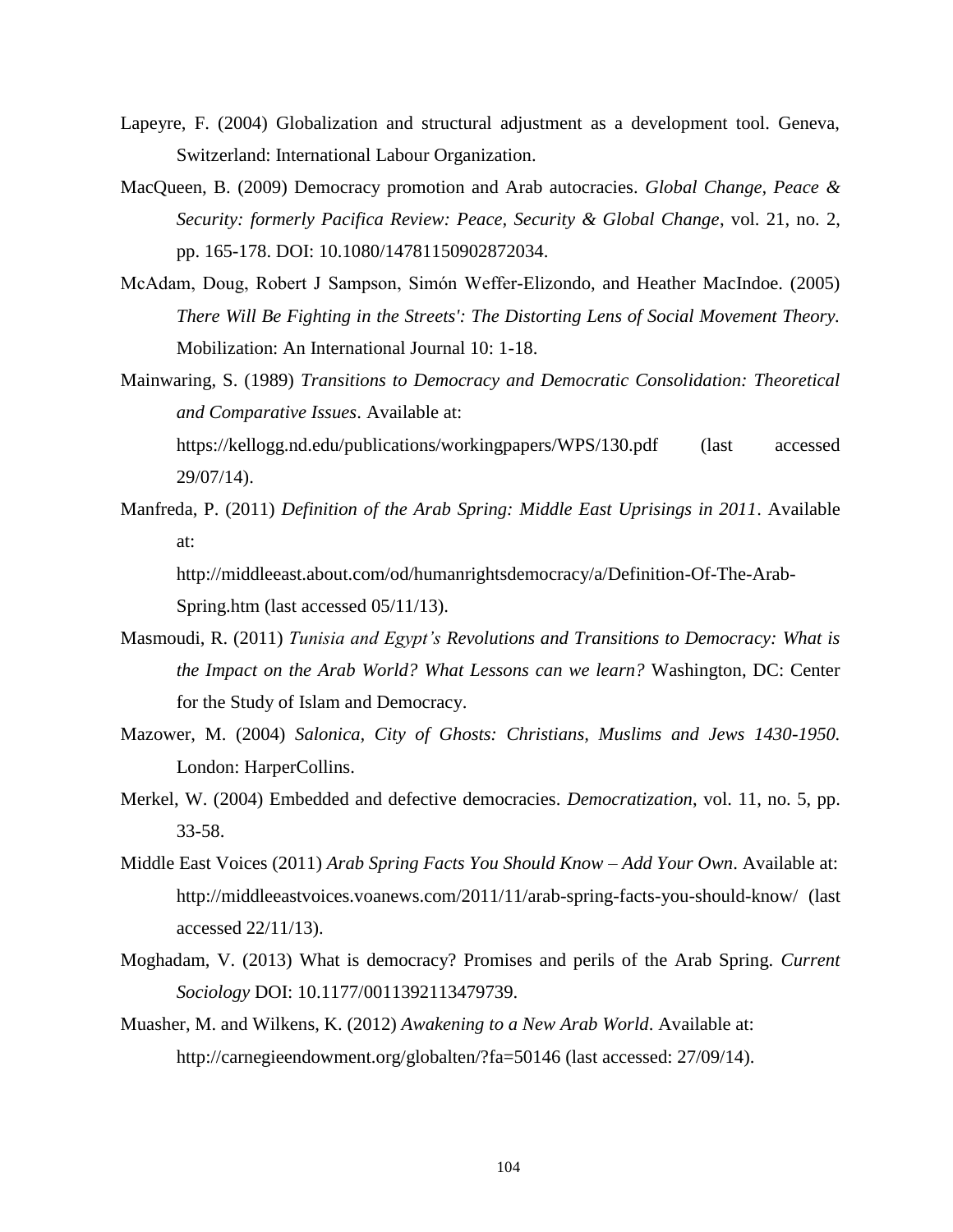Lapeyre, F. (2004) Globalization and structural adjustment as a development tool. Geneva, Switzerland: International Labour Organization.

MacQueen, B. (2009) Democracy promotion and Arab autocracies. *Global Change, Peace & Security: formerly Pacifica Review: Peace, Security & Global Change*, vol. 21, no. 2, pp. 165-178. DOI: 10.1080/14781150902872034.

McAdam, Doug, Robert J Sampson, Simón Weffer-Elizondo, and Heather MacIndoe. (2005) *There Will Be Fighting in the Streets': The Distorting Lens of Social Movement Theory.* Mobilization: An International Journal 10: 1-18.

Mainwaring, S. (1989) *Transitions to Democracy and Democratic Consolidation: Theoretical and Comparative Issues*. Available at: https://kellogg.nd.edu/publications/workingpapers/WPS/130.pdf (last accessed 29/07/14).

Manfreda, P. (2011) *Definition of the Arab Spring: Middle East Uprisings in 2011*. Available at: http://middleeast.about.com/od/humanrightsdemocracy/a/Definition-Of-The-Arab-Spring.htm (last accessed 05/11/13).

Masmoudi, R. (2011) *Tunisia and Egypt's Revolutions and Transitions to Democracy: What is the Impact on the Arab World? What Lessons can we learn?* Washington, DC: Center for the Study of Islam and Democracy.

Mazower, M. (2004) *Salonica, City of Ghosts: Christians, Muslims and Jews 1430-1950.* London: HarperCollins.

Merkel, W. (2004) Embedded and defective democracies. *Democratization*, vol. 11, no. 5, pp. 33-58.

Middle East Voices (2011) *Arab Spring Facts You Should Know – Add Your Own*. Available at: http://middleeastvoices.voanews.com/2011/11/arab-spring-facts-you-should-know/ (last accessed 22/11/13).

Moghadam, V. (2013) What is democracy? Promises and perils of the Arab Spring. *Current Sociology* DOI: 10.1177/0011392113479739.

Muasher, M. and Wilkens, K. (2012) *Awakening to a New Arab World*. Available at: http://carnegieendowment.org/globalten/?fa=50146 (last accessed: 27/09/14).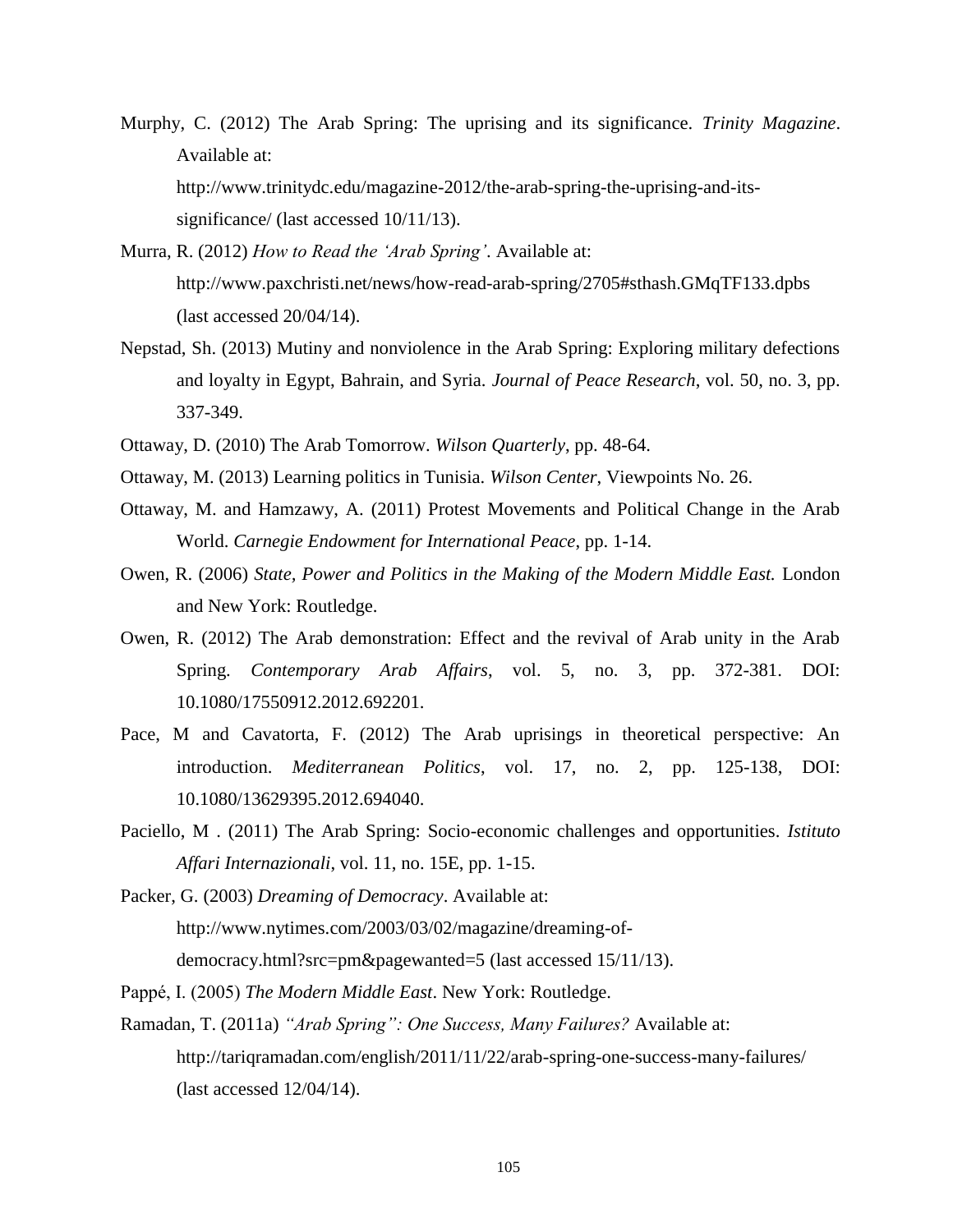Murphy, C. (2012) The Arab Spring: The uprising and its significance. *Trinity Magazine*. Available at: http://www.trinitydc.edu/magazine-2012/the-arab-spring-the-uprising-and-its-significance/ (last accessed 10/11/13).

Murra, R. (2012) *How to Read the 'Arab Spring'*. Available at: http://www.paxchristi.net/news/how-read-arab-spring/2705#sthash.GMqTF133.dpbs (last accessed 20/04/14).

Nepstad, Sh. (2013) Mutiny and nonviolence in the Arab Spring: Exploring military defections and loyalty in Egypt, Bahrain, and Syria. *Journal of Peace Research*, vol. 50, no. 3, pp. 337-349.

Ottaway, D. (2010) The Arab Tomorrow. *Wilson Quarterly*, pp. 48-64.

Ottaway, M. (2013) Learning politics in Tunisia. *Wilson Center*, Viewpoints No. 26.

Ottaway, M. and Hamzawy, A. (2011) Protest Movements and Political Change in the Arab World. *Carnegie Endowment for International Peace*, pp. 1-14.

Owen, R. (2006) *State, Power and Politics in the Making of the Modern Middle East.* London and New York: Routledge.

Owen, R. (2012) The Arab demonstration: Effect and the revival of Arab unity in the Arab Spring. *Contemporary Arab Affairs*, vol. 5, no. 3, pp. 372-381. DOI: 10.1080/17550912.2012.692201.

Pace, M and Cavatorta, F. (2012) The Arab uprisings in theoretical perspective: An introduction. *Mediterranean Politics*, vol. 17, no. 2, pp. 125-138, DOI: 10.1080/13629395.2012.694040.

Paciello, M . (2011) The Arab Spring: Socio-economic challenges and opportunities. *Istituto Affari Internazionali*, vol. 11, no. 15E, pp. 1-15.

Packer, G. (2003) *Dreaming of Democracy*. Available at: http://www.nytimes.com/2003/03/02/magazine/dreaming-of-democracy.html?src=pm&pagewanted=5 (last accessed 15/11/13).

Pappé, I. (2005) *The Modern Middle East*. New York: Routledge.

Ramadan, T. (2011a) *"Arab Spring": One Success, Many Failures?* Available at: http://tariqramadan.com/english/2011/11/22/arab-spring-one-success-many-failures/ (last accessed 12/04/14).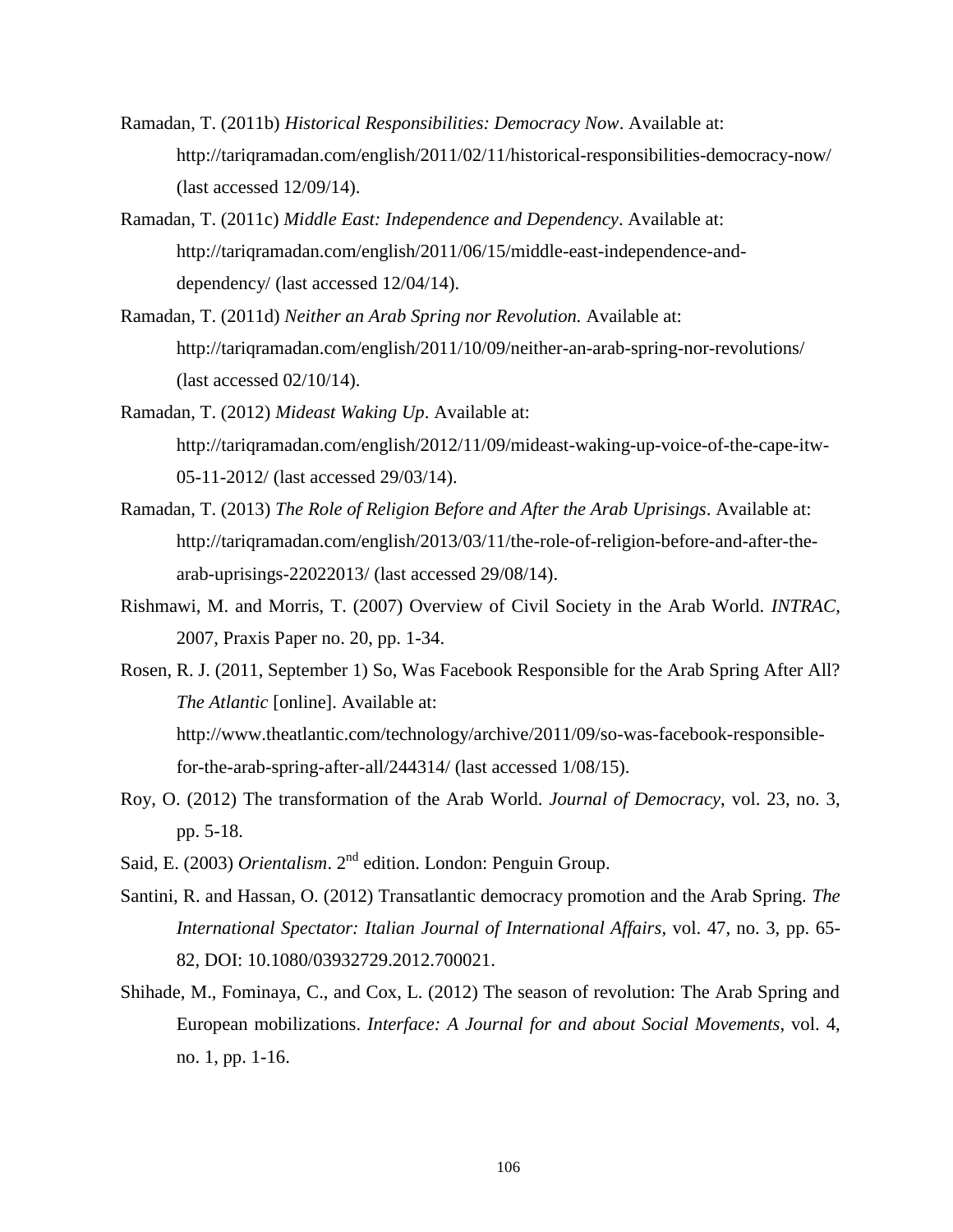Ramadan, T. (2011b) *Historical Responsibilities: Democracy Now*. Available at: http://tariqramadan.com/english/2011/02/11/historical-responsibilities-democracy-now/ (last accessed 12/09/14).

Ramadan, T. (2011c) *Middle East: Independence and Dependency*. Available at: http://tariqramadan.com/english/2011/06/15/middle-east-independence-and-dependency/ (last accessed 12/04/14).

Ramadan, T. (2011d) *Neither an Arab Spring nor Revolution.* Available at: http://tariqramadan.com/english/2011/10/09/neither-an-arab-spring-nor-revolutions/ (last accessed 02/10/14).

Ramadan, T. (2012) *Mideast Waking Up*. Available at: http://tariqramadan.com/english/2012/11/09/mideast-waking-up-voice-of-the-cape-itw-05-11-2012/ (last accessed 29/03/14).

Ramadan, T. (2013) *The Role of Religion Before and After the Arab Uprisings*. Available at: http://tariqramadan.com/english/2013/03/11/the-role-of-religion-before-and-after-the-arab-uprisings-22022013/ (last accessed 29/08/14).

Rishmawi, M. and Morris, T. (2007) Overview of Civil Society in the Arab World. *INTRAC*, 2007, Praxis Paper no. 20, pp. 1-34.

Rosen, R. J. (2011, September 1) So, Was Facebook Responsible for the Arab Spring After All? *The Atlantic* [online]. Available at: http://www.theatlantic.com/technology/archive/2011/09/so-was-facebook-responsible-for-the-arab-spring-after-all/244314/ (last accessed 1/08/15).

Roy, O. (2012) The transformation of the Arab World. *Journal of Democracy*, vol. 23, no. 3, pp. 5-18.

Said, E. (2003) *Orientalism*. 2nd edition. London: Penguin Group.

Santini, R. and Hassan, O. (2012) Transatlantic democracy promotion and the Arab Spring. *The International Spectator: Italian Journal of International Affairs*, vol. 47, no. 3, pp. 65-82, DOI: 10.1080/03932729.2012.700021.

Shihade, M., Fominaya, C., and Cox, L. (2012) The season of revolution: The Arab Spring and European mobilizations. *Interface: A Journal for and about Social Movements*, vol. 4, no. 1, pp. 1-16.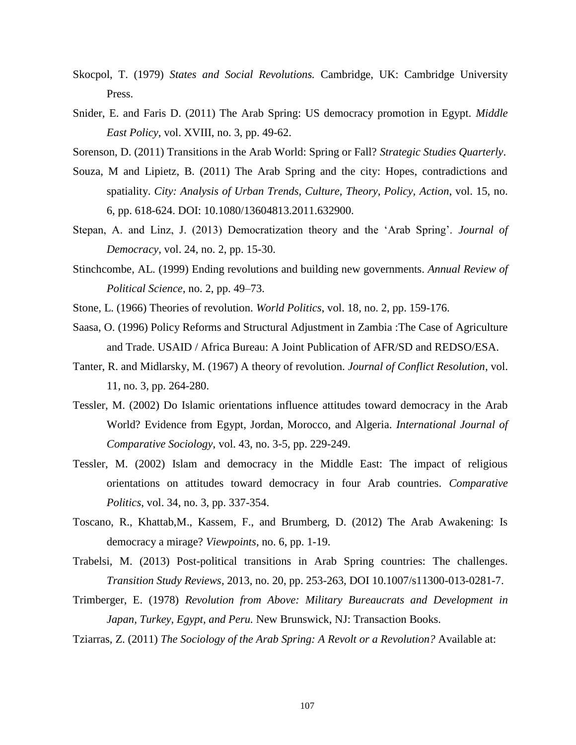Skocpol, T. (1979) *States and Social Revolutions.* Cambridge, UK: Cambridge University Press.

Snider, E. and Faris D. (2011) The Arab Spring: US democracy promotion in Egypt. *Middle East Policy*, vol. XVIII, no. 3, pp. 49-62.

Sorenson, D. (2011) Transitions in the Arab World: Spring or Fall? *Strategic Studies Quarterly*.

Souza, M and Lipietz, B. (2011) The Arab Spring and the city: Hopes, contradictions and spatiality. *City: Analysis of Urban Trends, Culture, Theory, Policy, Action*, vol. 15, no. 6, pp. 618-624. DOI: 10.1080/13604813.2011.632900.

Stepan, A. and Linz, J. (2013) Democratization theory and the 'Arab Spring'. *Journal of Democracy*, vol. 24, no. 2, pp. 15-30.

Stinchcombe, AL. (1999) Ending revolutions and building new governments. *Annual Review of Political Science*, no. 2, pp. 49–73.

Stone, L. (1966) Theories of revolution. *World Politics*, vol. 18, no. 2, pp. 159-176.

Saasa, O. (1996) Policy Reforms and Structural Adjustment in Zambia :The Case of Agriculture and Trade. USAID / Africa Bureau: A Joint Publication of AFR/SD and REDSO/ESA.

Tanter, R. and Midlarsky, M. (1967) A theory of revolution. *Journal of Conflict Resolution*, vol. 11, no. 3, pp. 264-280.

Tessler, M. (2002) Do Islamic orientations influence attitudes toward democracy in the Arab World? Evidence from Egypt, Jordan, Morocco, and Algeria. *International Journal of Comparative Sociology*, vol. 43, no. 3-5, pp. 229-249.

Tessler, M. (2002) Islam and democracy in the Middle East: The impact of religious orientations on attitudes toward democracy in four Arab countries. *Comparative Politics*, vol. 34, no. 3, pp. 337-354.

Toscano, R., Khattab,M., Kassem, F., and Brumberg, D. (2012) The Arab Awakening: Is democracy a mirage? *Viewpoints*, no. 6, pp. 1-19.

Trabelsi, M. (2013) Post-political transitions in Arab Spring countries: The challenges. *Transition Study Reviews*, 2013, no. 20, pp. 253-263, DOI 10.1007/s11300-013-0281-7.

Trimberger, E. (1978) *Revolution from Above: Military Bureaucrats and Development in Japan, Turkey, Egypt, and Peru.* New Brunswick, NJ: Transaction Books.

Tziarras, Z. (2011) *The Sociology of the Arab Spring: A Revolt or a Revolution?* Available at: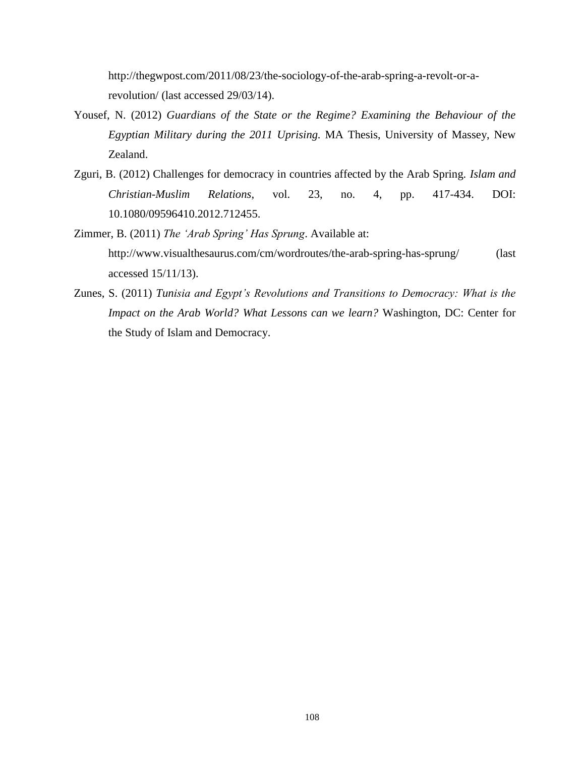http://thegwpost.com/2011/08/23/the-sociology-of-the-arab-spring-a-revolt-or-a-revolution/ (last accessed 29/03/14).

Yousef, N. (2012) *Guardians of the State or the Regime? Examining the Behaviour of the Egyptian Military during the 2011 Uprising.* MA Thesis, University of Massey, New Zealand.

Zguri, B. (2012) Challenges for democracy in countries affected by the Arab Spring. *Islam and Christian-Muslim Relations*, vol. 23, no. 4, pp. 417-434. DOI: 10.1080/09596410.2012.712455.

Zimmer, B. (2011) *The 'Arab Spring' Has Sprung*. Available at: http://www.visualthesaurus.com/cm/wordroutes/the-arab-spring-has-sprung/ (last accessed 15/11/13).

Zunes, S. (2011) *Tunisia and Egypt's Revolutions and Transitions to Democracy: What is the Impact on the Arab World? What Lessons can we learn?* Washington, DC: Center for the Study of Islam and Democracy.